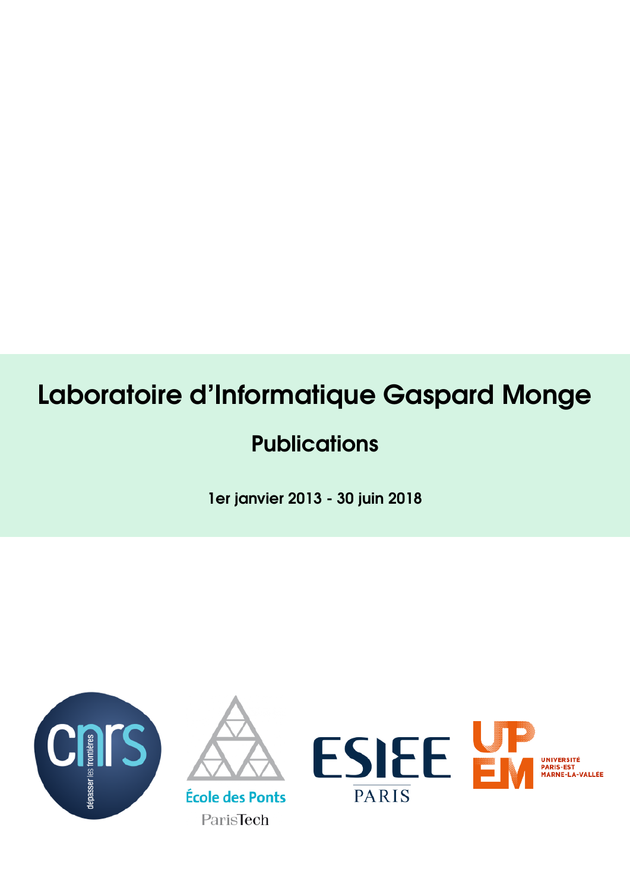# Laboratoire d'Informatique Gaspard Monge

## Publications

**1er janvier 2013 - 30 juin 2018**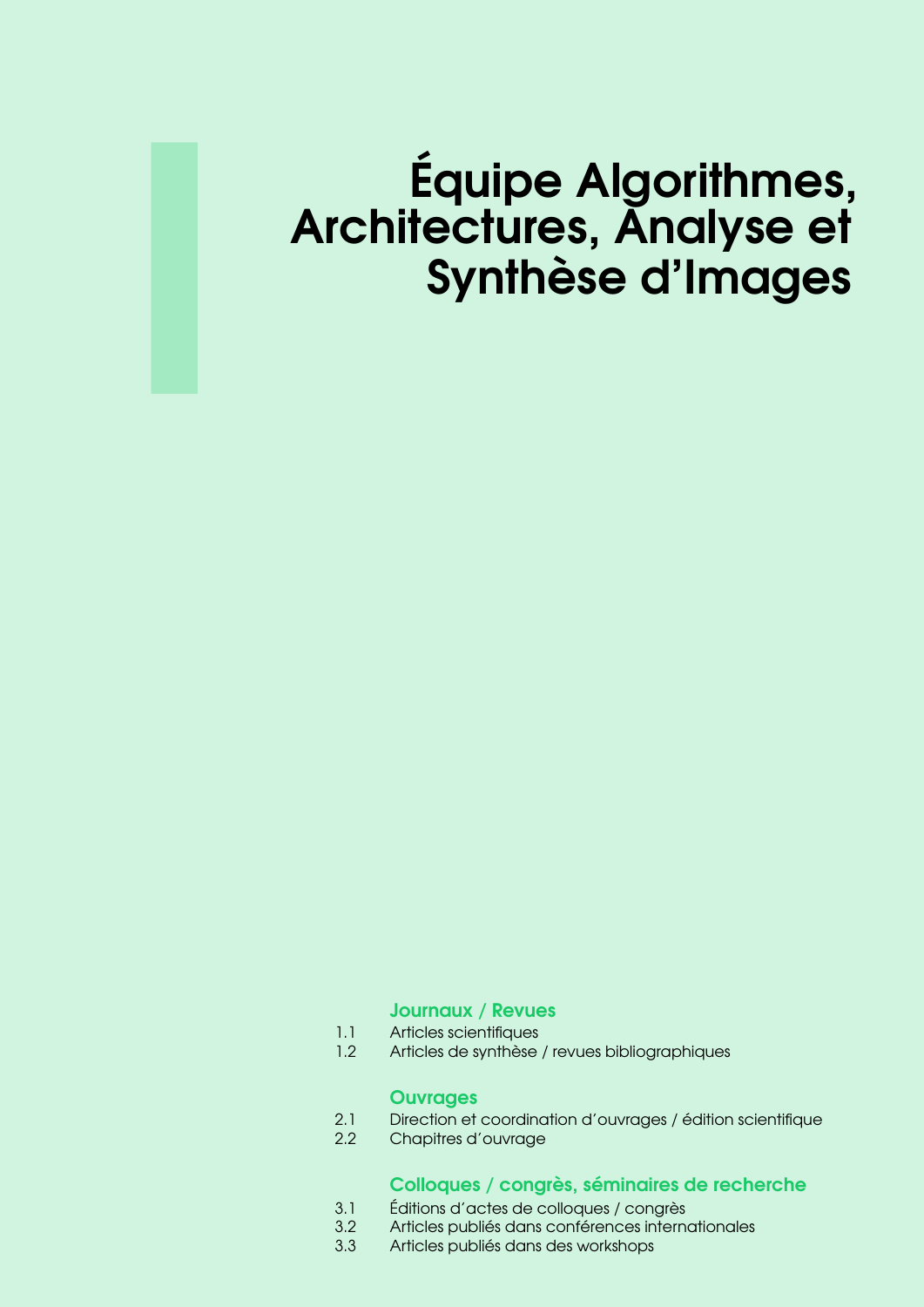# Équipe Algorithmes, Architectures, Analyse et Synthèse d'Images

### Journaux / Revues

1.1 Articles scientifiques
1.2 Articles de synthèse / revues bibliographiques

### Ouvrages

2.1 Direction et coordination d'ouvrages / édition scientifique
2.2 Chapitres d'ouvrage

### Colloques / congrès, séminaires de recherche

3.1 Éditions d'actes de colloques / congrès
3.2 Articles publiés dans conférences internationales
3.3 Articles publiés dans des workshops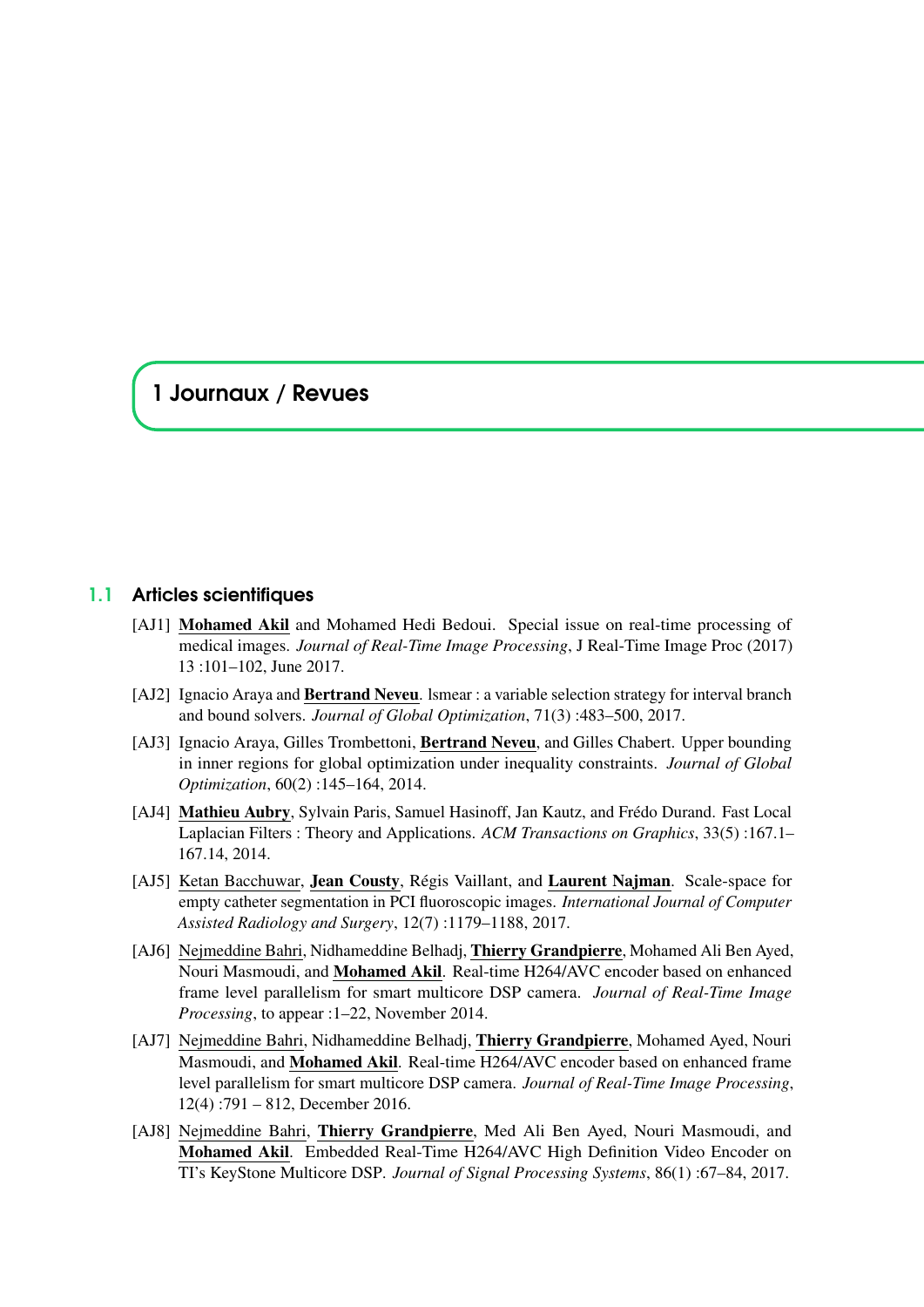# 1 Journaux / Revues

## 1.1 Articles scientifiques

[AJ1] **Mohamed Akil** and Mohamed Hedi Bedoui. Special issue on real-time processing of medical images. *Journal of Real-Time Image Processing*, J Real-Time Image Proc (2017) 13 :101–102, June 2017.

[AJ2] Ignacio Araya and **Bertrand Neveu**. lsmear : a variable selection strategy for interval branch and bound solvers. *Journal of Global Optimization*, 71(3) :483–500, 2017.

[AJ3] Ignacio Araya, Gilles Trombettoni, **Bertrand Neveu**, and Gilles Chabert. Upper bounding in inner regions for global optimization under inequality constraints. *Journal of Global Optimization*, 60(2) :145–164, 2014.

[AJ4] **Mathieu Aubry**, Sylvain Paris, Samuel Hasinoff, Jan Kautz, and Frédo Durand. Fast Local Laplacian Filters : Theory and Applications. *ACM Transactions on Graphics*, 33(5) :167.1–167.14, 2014.

[AJ5] Ketan Bacchuwar, **Jean Cousty**, Régis Vaillant, and **Laurent Najman**. Scale-space for empty catheter segmentation in PCI fluoroscopic images. *International Journal of Computer Assisted Radiology and Surgery*, 12(7) :1179–1188, 2017.

[AJ6] Nejmeddine Bahri, Nidhameddine Belhadj, **Thierry Grandpierre**, Mohamed Ali Ben Ayed, Nouri Masmoudi, and **Mohamed Akil**. Real-time H264/AVC encoder based on enhanced frame level parallelism for smart multicore DSP camera. *Journal of Real-Time Image Processing*, to appear :1–22, November 2014.

[AJ7] Nejmeddine Bahri, Nidhameddine Belhadj, **Thierry Grandpierre**, Mohamed Ayed, Nouri Masmoudi, and **Mohamed Akil**. Real-time H264/AVC encoder based on enhanced frame level parallelism for smart multicore DSP camera. *Journal of Real-Time Image Processing*, 12(4) :791 – 812, December 2016.

[AJ8] Nejmeddine Bahri, **Thierry Grandpierre**, Med Ali Ben Ayed, Nouri Masmoudi, and **Mohamed Akil**. Embedded Real-Time H264/AVC High Definition Video Encoder on TI's KeyStone Multicore DSP. *Journal of Signal Processing Systems*, 86(1) :67–84, 2017.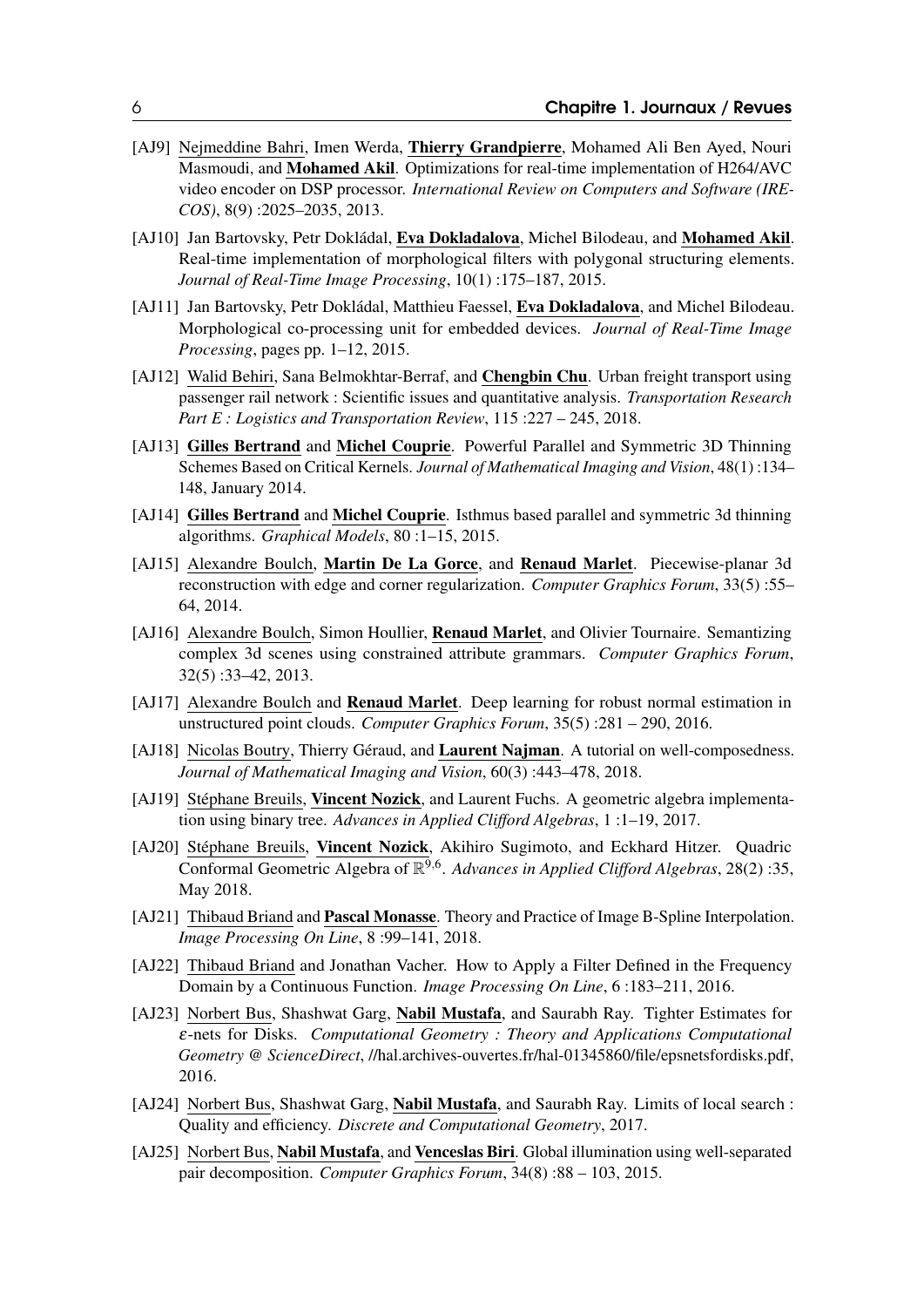- [AJ9] Nejmeddine Bahri, Imen Werda, **Thierry Grandpierre**, Mohamed Ali Ben Ayed, Nouri Masmoudi, and **Mohamed Akil**. Optimizations for real-time implementation of H264/AVC video encoder on DSP processor. *International Review on Computers and Software (IRECOS)*, 8(9) :2025–2035, 2013.
- [AJ10] Jan Bartovsky, Petr Dokládal, **Eva Dokladalova**, Michel Bilodeau, and **Mohamed Akil**. Real-time implementation of morphological filters with polygonal structuring elements. *Journal of Real-Time Image Processing*, 10(1) :175–187, 2015.
- [AJ11] Jan Bartovsky, Petr Dokládal, Matthieu Faessel, **Eva Dokladalova**, and Michel Bilodeau. Morphological co-processing unit for embedded devices. *Journal of Real-Time Image Processing*, pages pp. 1–12, 2015.
- [AJ12] Walid Behiri, Sana Belmokhtar-Berraf, and **Chengbin Chu**. Urban freight transport using passenger rail network : Scientific issues and quantitative analysis. *Transportation Research Part E : Logistics and Transportation Review*, 115 :227 – 245, 2018.
- [AJ13] **Gilles Bertrand** and **Michel Couprie**. Powerful Parallel and Symmetric 3D Thinning Schemes Based on Critical Kernels. *Journal of Mathematical Imaging and Vision*, 48(1) :134–148, January 2014.
- [AJ14] **Gilles Bertrand** and **Michel Couprie**. Isthmus based parallel and symmetric 3d thinning algorithms. *Graphical Models*, 80 :1–15, 2015.
- [AJ15] Alexandre Boulch, **Martin De La Gorce**, and **Renaud Marlet**. Piecewise-planar 3d reconstruction with edge and corner regularization. *Computer Graphics Forum*, 33(5) :55–64, 2014.
- [AJ16] Alexandre Boulch, Simon Houllier, **Renaud Marlet**, and Olivier Tournaire. Semantizing complex 3d scenes using constrained attribute grammars. *Computer Graphics Forum*, 32(5) :33–42, 2013.
- [AJ17] Alexandre Boulch and **Renaud Marlet**. Deep learning for robust normal estimation in unstructured point clouds. *Computer Graphics Forum*, 35(5) :281 – 290, 2016.
- [AJ18] Nicolas Boutry, Thierry Géraud, and **Laurent Najman**. A tutorial on well-composedness. *Journal of Mathematical Imaging and Vision*, 60(3) :443–478, 2018.
- [AJ19] Stéphane Breuils, **Vincent Nozick**, and Laurent Fuchs. A geometric algebra implementation using binary tree. *Advances in Applied Clifford Algebras*, 1 :1–19, 2017.
- [AJ20] Stéphane Breuils, **Vincent Nozick**, Akihiro Sugimoto, and Eckhard Hitzer. Quadric Conformal Geometric Algebra of $\mathbb{R}^{9,6}$. *Advances in Applied Clifford Algebras*, 28(2) :35, May 2018.
- [AJ21] Thibaud Briand and **Pascal Monasse**. Theory and Practice of Image B-Spline Interpolation. *Image Processing On Line*, 8 :99–141, 2018.
- [AJ22] Thibaud Briand and Jonathan Vacher. How to Apply a Filter Defined in the Frequency Domain by a Continuous Function. *Image Processing On Line*, 6 :183–211, 2016.
- [AJ23] Norbert Bus, Shashwat Garg, **Nabil Mustafa**, and Saurabh Ray. Tighter Estimates for $\varepsilon$-nets for Disks. *Computational Geometry : Theory and Applications Computational Geometry @ ScienceDirect*, //hal.archives-ouvertes.fr/hal-01345860/file/epsnetsfordisks.pdf, 2016.
- [AJ24] Norbert Bus, Shashwat Garg, **Nabil Mustafa**, and Saurabh Ray. Limits of local search : Quality and efficiency. *Discrete and Computational Geometry*, 2017.
- [AJ25] Norbert Bus, **Nabil Mustafa**, and **Venceslas Biri**. Global illumination using well-separated pair decomposition. *Computer Graphics Forum*, 34(8) :88 – 103, 2015.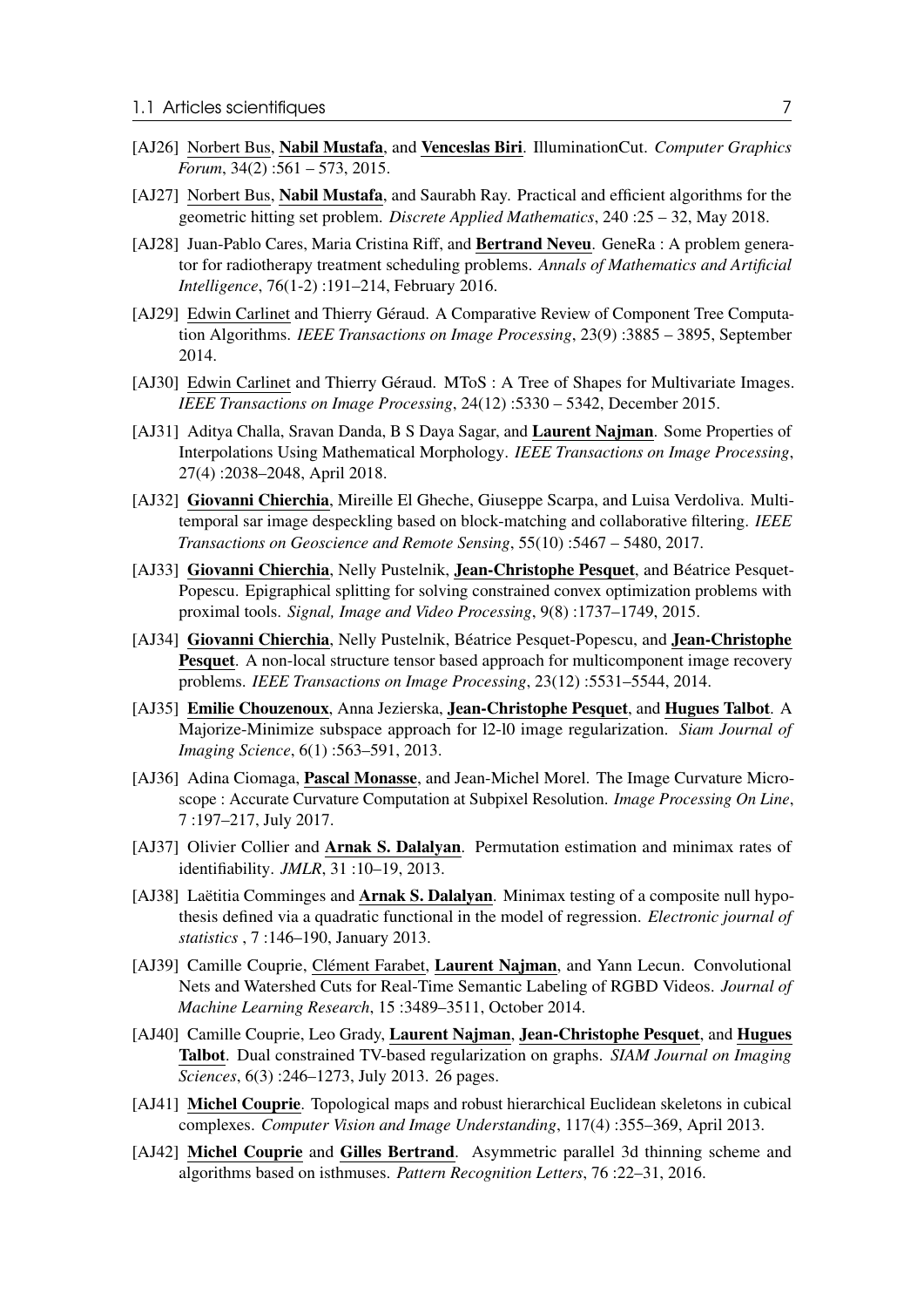[AJ26] Norbert Bus, **Nabil Mustafa**, and **Venceslas Biri**. IlluminationCut. *Computer Graphics Forum*, 34(2) :561 – 573, 2015.

[AJ27] Norbert Bus, **Nabil Mustafa**, and Saurabh Ray. Practical and efficient algorithms for the geometric hitting set problem. *Discrete Applied Mathematics*, 240 :25 – 32, May 2018.

[AJ28] Juan-Pablo Cares, Maria Cristina Riff, and **Bertrand Neveu**. GeneRa : A problem generator for radiotherapy treatment scheduling problems. *Annals of Mathematics and Artificial Intelligence*, 76(1-2) :191–214, February 2016.

[AJ29] Edwin Carlinet and Thierry Géraud. A Comparative Review of Component Tree Computation Algorithms. *IEEE Transactions on Image Processing*, 23(9) :3885 – 3895, September 2014.

[AJ30] Edwin Carlinet and Thierry Géraud. MToS : A Tree of Shapes for Multivariate Images. *IEEE Transactions on Image Processing*, 24(12) :5330 – 5342, December 2015.

[AJ31] Aditya Challa, Sravan Danda, B S Daya Sagar, and **Laurent Najman**. Some Properties of Interpolations Using Mathematical Morphology. *IEEE Transactions on Image Processing*, 27(4) :2038–2048, April 2018.

[AJ32] **Giovanni Chierchia**, Mireille El Gheche, Giuseppe Scarpa, and Luisa Verdoliva. Multitemporal sar image despeckling based on block-matching and collaborative filtering. *IEEE Transactions on Geoscience and Remote Sensing*, 55(10) :5467 – 5480, 2017.

[AJ33] **Giovanni Chierchia**, Nelly Pustelnik, **Jean-Christophe Pesquet**, and Béatrice Pesquet-Popescu. Epigraphical splitting for solving constrained convex optimization problems with proximal tools. *Signal, Image and Video Processing*, 9(8) :1737–1749, 2015.

[AJ34] **Giovanni Chierchia**, Nelly Pustelnik, Béatrice Pesquet-Popescu, and **Jean-Christophe Pesquet**. A non-local structure tensor based approach for multicomponent image recovery problems. *IEEE Transactions on Image Processing*, 23(12) :5531–5544, 2014.

[AJ35] **Emilie Chouzenoux**, Anna Jezierska, **Jean-Christophe Pesquet**, and **Hugues Talbot**. A Majorize-Minimize subspace approach for l2-l0 image regularization. *Siam Journal of Imaging Science*, 6(1) :563–591, 2013.

[AJ36] Adina Ciomaga, **Pascal Monasse**, and Jean-Michel Morel. The Image Curvature Microscope : Accurate Curvature Computation at Subpixel Resolution. *Image Processing On Line*, 7 :197–217, July 2017.

[AJ37] Olivier Collier and **Arnak S. Dalalyan**. Permutation estimation and minimax rates of identifiability. *JMLR*, 31 :10–19, 2013.

[AJ38] Laëtitia Comminges and **Arnak S. Dalalyan**. Minimax testing of a composite null hypothesis defined via a quadratic functional in the model of regression. *Electronic journal of statistics* , 7 :146–190, January 2013.

[AJ39] Camille Couprie, Clément Farabet, **Laurent Najman**, and Yann Lecun. Convolutional Nets and Watershed Cuts for Real-Time Semantic Labeling of RGBD Videos. *Journal of Machine Learning Research*, 15 :3489–3511, October 2014.

[AJ40] Camille Couprie, Leo Grady, **Laurent Najman**, **Jean-Christophe Pesquet**, and **Hugues Talbot**. Dual constrained TV-based regularization on graphs. *SIAM Journal on Imaging Sciences*, 6(3) :246–1273, July 2013. 26 pages.

[AJ41] **Michel Couprie**. Topological maps and robust hierarchical Euclidean skeletons in cubical complexes. *Computer Vision and Image Understanding*, 117(4) :355–369, April 2013.

[AJ42] **Michel Couprie** and **Gilles Bertrand**. Asymmetric parallel 3d thinning scheme and algorithms based on isthmuses. *Pattern Recognition Letters*, 76 :22–31, 2016.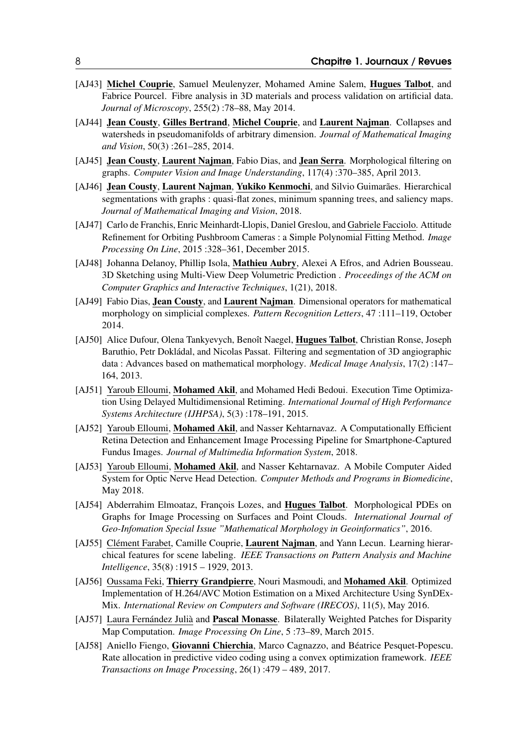[AJ43] **Michel Couprie**, Samuel Meulenyzer, Mohamed Amine Salem, **Hugues Talbot**, and Fabrice Pourcel. Fibre analysis in 3D materials and process validation on artificial data. *Journal of Microscopy*, 255(2) :78–88, May 2014.

[AJ44] **Jean Cousty**, **Gilles Bertrand**, **Michel Couprie**, and **Laurent Najman**. Collapses and watersheds in pseudomanifolds of arbitrary dimension. *Journal of Mathematical Imaging and Vision*, 50(3) :261–285, 2014.

[AJ45] **Jean Cousty**, **Laurent Najman**, Fabio Dias, and **Jean Serra**. Morphological filtering on graphs. *Computer Vision and Image Understanding*, 117(4) :370–385, April 2013.

[AJ46] **Jean Cousty**, **Laurent Najman**, **Yukiko Kenmochi**, and Silvio Guimarães. Hierarchical segmentations with graphs : quasi-flat zones, minimum spanning trees, and saliency maps. *Journal of Mathematical Imaging and Vision*, 2018.

[AJ47] Carlo de Franchis, Enric Meinhardt-Llopis, Daniel Greslou, and Gabriele Facciolo. Attitude Refinement for Orbiting Pushbroom Cameras : a Simple Polynomial Fitting Method. *Image Processing On Line*, 2015 :328–361, December 2015.

[AJ48] Johanna Delanoy, Phillip Isola, **Mathieu Aubry**, Alexei A Efros, and Adrien Bousseau. 3D Sketching using Multi-View Deep Volumetric Prediction . *Proceedings of the ACM on Computer Graphics and Interactive Techniques*, 1(21), 2018.

[AJ49] Fabio Dias, **Jean Cousty**, and **Laurent Najman**. Dimensional operators for mathematical morphology on simplicial complexes. *Pattern Recognition Letters*, 47 :111–119, October 2014.

[AJ50] Alice Dufour, Olena Tankyevych, Benoît Naegel, **Hugues Talbot**, Christian Ronse, Joseph Baruthio, Petr Dokládal, and Nicolas Passat. Filtering and segmentation of 3D angiographic data : Advances based on mathematical morphology. *Medical Image Analysis*, 17(2) :147–164, 2013.

[AJ51] Yaroub Elloumi, **Mohamed Akil**, and Mohamed Hedi Bedoui. Execution Time Optimization Using Delayed Multidimensional Retiming. *International Journal of High Performance Systems Architecture (IJHPSA)*, 5(3) :178–191, 2015.

[AJ52] Yaroub Elloumi, **Mohamed Akil**, and Nasser Kehtarnavaz. A Computationally Efficient Retina Detection and Enhancement Image Processing Pipeline for Smartphone-Captured Fundus Images. *Journal of Multimedia Information System*, 2018.

[AJ53] Yaroub Elloumi, **Mohamed Akil**, and Nasser Kehtarnavaz. A Mobile Computer Aided System for Optic Nerve Head Detection. *Computer Methods and Programs in Biomedicine*, May 2018.

[AJ54] Abderrahim Elmoataz, François Lozes, and **Hugues Talbot**. Morphological PDEs on Graphs for Image Processing on Surfaces and Point Clouds. *International Journal of Geo-Infomation Special Issue "Mathematical Morphology in Geoinformatics"*, 2016.

[AJ55] Clément Farabet, Camille Couprie, **Laurent Najman**, and Yann Lecun. Learning hierarchical features for scene labeling. *IEEE Transactions on Pattern Analysis and Machine Intelligence*, 35(8) :1915 – 1929, 2013.

[AJ56] Oussama Feki, **Thierry Grandpierre**, Nouri Masmoudi, and **Mohamed Akil**. Optimized Implementation of H.264/AVC Motion Estimation on a Mixed Architecture Using SynDEx-Mix. *International Review on Computers and Software (IRECOS)*, 11(5), May 2016.

[AJ57] Laura Fernández Julià and **Pascal Monasse**. Bilaterally Weighted Patches for Disparity Map Computation. *Image Processing On Line*, 5 :73–89, March 2015.

[AJ58] Aniello Fiengo, **Giovanni Chierchia**, Marco Cagnazzo, and Béatrice Pesquet-Popescu. Rate allocation in predictive video coding using a convex optimization framework. *IEEE Transactions on Image Processing*, 26(1) :479 – 489, 2017.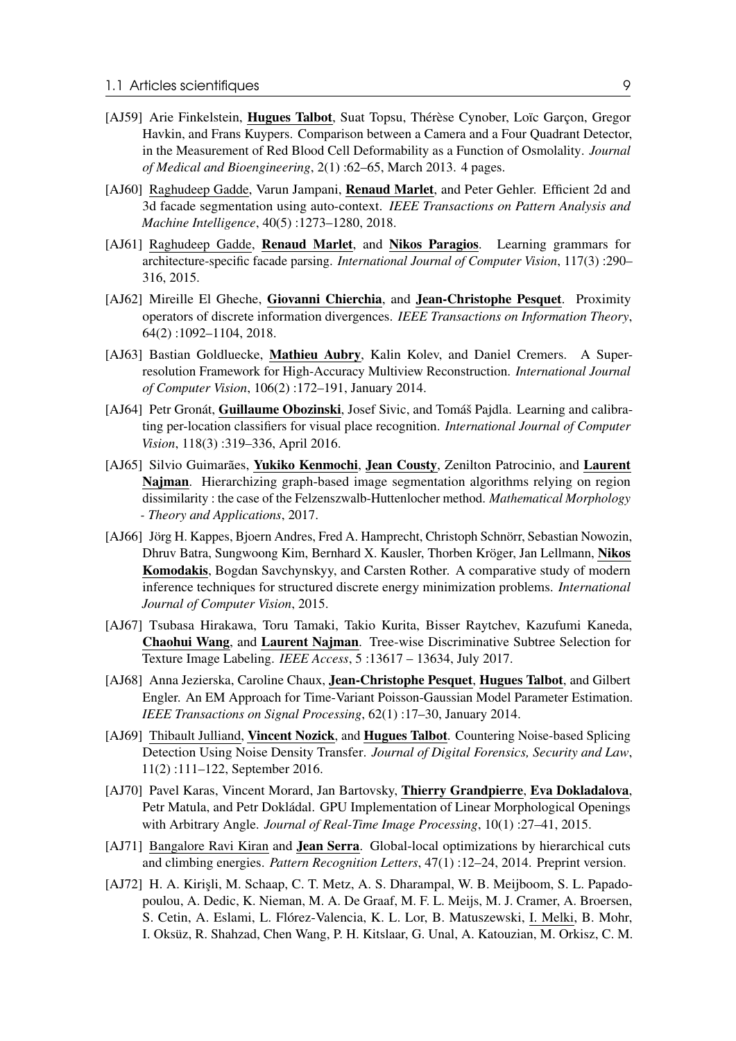[AJ59] Arie Finkelstein, **Hugues Talbot**, Suat Topsu, Thérèse Cynober, Loïc Garçon, Gregor Havkin, and Frans Kuypers. Comparison between a Camera and a Four Quadrant Detector, in the Measurement of Red Blood Cell Deformability as a Function of Osmolality. *Journal of Medical and Bioengineering*, 2(1) :62–65, March 2013. 4 pages.

[AJ60] Raghudeep Gadde, Varun Jampani, **Renaud Marlet**, and Peter Gehler. Efficient 2d and 3d facade segmentation using auto-context. *IEEE Transactions on Pattern Analysis and Machine Intelligence*, 40(5) :1273–1280, 2018.

[AJ61] Raghudeep Gadde, **Renaud Marlet**, and **Nikos Paragios**. Learning grammars for architecture-specific facade parsing. *International Journal of Computer Vision*, 117(3) :290–316, 2015.

[AJ62] Mireille El Gheche, **Giovanni Chierchia**, and **Jean-Christophe Pesquet**. Proximity operators of discrete information divergences. *IEEE Transactions on Information Theory*, 64(2) :1092–1104, 2018.

[AJ63] Bastian Goldluecke, **Mathieu Aubry**, Kalin Kolev, and Daniel Cremers. A Super-resolution Framework for High-Accuracy Multiview Reconstruction. *International Journal of Computer Vision*, 106(2) :172–191, January 2014.

[AJ64] Petr Gronát, **Guillaume Obozinski**, Josef Sivic, and Tomáš Pajdla. Learning and calibrating per-location classifiers for visual place recognition. *International Journal of Computer Vision*, 118(3) :319–336, April 2016.

[AJ65] Silvio Guimarães, **Yukiko Kenmochi**, **Jean Cousty**, Zenilton Patrocinio, and **Laurent Najman**. Hierarchizing graph-based image segmentation algorithms relying on region dissimilarity : the case of the Felzenszwalb-Huttenlocher method. *Mathematical Morphology - Theory and Applications*, 2017.

[AJ66] Jörg H. Kappes, Bjoern Andres, Fred A. Hamprecht, Christoph Schnörr, Sebastian Nowozin, Dhruv Batra, Sungwoong Kim, Bernhard X. Kausler, Thorben Kröger, Jan Lellmann, **Nikos Komodakis**, Bogdan Savchynskyy, and Carsten Rother. A comparative study of modern inference techniques for structured discrete energy minimization problems. *International Journal of Computer Vision*, 2015.

[AJ67] Tsubasa Hirakawa, Toru Tamaki, Takio Kurita, Bisser Raytchev, Kazufumi Kaneda, **Chaohui Wang**, and **Laurent Najman**. Tree-wise Discriminative Subtree Selection for Texture Image Labeling. *IEEE Access*, 5 :13617 – 13634, July 2017.

[AJ68] Anna Jezierska, Caroline Chaux, **Jean-Christophe Pesquet**, **Hugues Talbot**, and Gilbert Engler. An EM Approach for Time-Variant Poisson-Gaussian Model Parameter Estimation. *IEEE Transactions on Signal Processing*, 62(1) :17–30, January 2014.

[AJ69] Thibault Julliand, **Vincent Nozick**, and **Hugues Talbot**. Countering Noise-based Splicing Detection Using Noise Density Transfer. *Journal of Digital Forensics, Security and Law*, 11(2) :111–122, September 2016.

[AJ70] Pavel Karas, Vincent Morard, Jan Bartovsky, **Thierry Grandpierre**, **Eva Dokladalova**, Petr Matula, and Petr Dokládal. GPU Implementation of Linear Morphological Openings with Arbitrary Angle. *Journal of Real-Time Image Processing*, 10(1) :27–41, 2015.

[AJ71] Bangalore Ravi Kiran and **Jean Serra**. Global-local optimizations by hierarchical cuts and climbing energies. *Pattern Recognition Letters*, 47(1) :12–24, 2014. Preprint version.

[AJ72] H. A. Kirişli, M. Schaap, C. T. Metz, A. S. Dharampal, W. B. Meijboom, S. L. Papadopoulou, A. Dedic, K. Nieman, M. A. De Graaf, M. F. L. Meijs, M. J. Cramer, A. Broersen, S. Cetin, A. Eslami, L. Flórez-Valencia, K. L. Lor, B. Matuszewski, I. Melki, B. Mohr, I. Oksüz, R. Shahzad, Chen Wang, P. H. Kitslaar, G. Unal, A. Katouzian, M. Orkisz, C. M.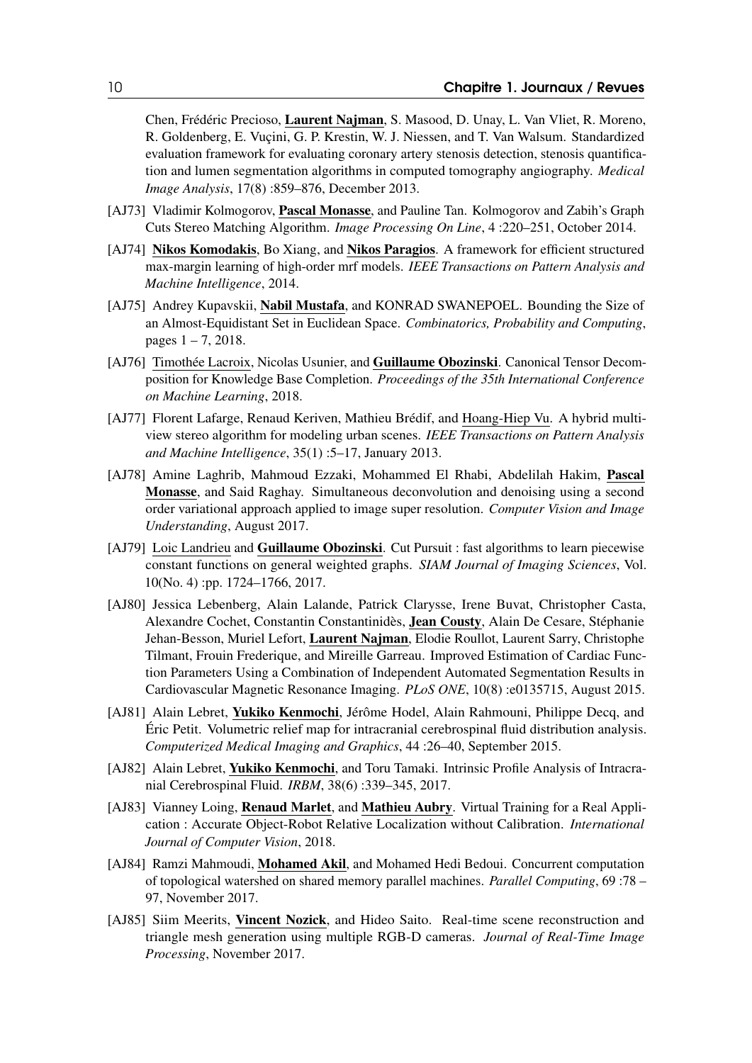Chen, Frédéric Precioso, **Laurent Najman**, S. Masood, D. Unay, L. Van Vliet, R. Moreno, R. Goldenberg, E. Vuçini, G. P. Krestin, W. J. Niessen, and T. Van Walsum. Standardized evaluation framework for evaluating coronary artery stenosis detection, stenosis quantification and lumen segmentation algorithms in computed tomography angiography. *Medical Image Analysis*, 17(8) :859–876, December 2013.

[AJ73] Vladimir Kolmogorov, **Pascal Monasse**, and Pauline Tan. Kolmogorov and Zabih's Graph Cuts Stereo Matching Algorithm. *Image Processing On Line*, 4 :220–251, October 2014.

[AJ74] **Nikos Komodakis**, Bo Xiang, and **Nikos Paragios**. A framework for efficient structured max-margin learning of high-order mrf models. *IEEE Transactions on Pattern Analysis and Machine Intelligence*, 2014.

[AJ75] Andrey Kupavskii, **Nabil Mustafa**, and KONRAD SWANEPOEL. Bounding the Size of an Almost-Equidistant Set in Euclidean Space. *Combinatorics, Probability and Computing*, pages 1 – 7, 2018.

[AJ76] Timothée Lacroix, Nicolas Usunier, and **Guillaume Obozinski**. Canonical Tensor Decomposition for Knowledge Base Completion. *Proceedings of the 35th International Conference on Machine Learning*, 2018.

[AJ77] Florent Lafarge, Renaud Keriven, Mathieu Brédif, and Hoang-Hiep Vu. A hybrid multiview stereo algorithm for modeling urban scenes. *IEEE Transactions on Pattern Analysis and Machine Intelligence*, 35(1) :5–17, January 2013.

[AJ78] Amine Laghrib, Mahmoud Ezzaki, Mohammed El Rhabi, Abdelilah Hakim, **Pascal Monasse**, and Said Raghay. Simultaneous deconvolution and denoising using a second order variational approach applied to image super resolution. *Computer Vision and Image Understanding*, August 2017.

[AJ79] Loic Landrieu and **Guillaume Obozinski**. Cut Pursuit : fast algorithms to learn piecewise constant functions on general weighted graphs. *SIAM Journal of Imaging Sciences*, Vol. 10(No. 4) :pp. 1724–1766, 2017.

[AJ80] Jessica Lebenberg, Alain Lalande, Patrick Clarysse, Irene Buvat, Christopher Casta, Alexandre Cochet, Constantin Constantinidès, **Jean Cousty**, Alain De Cesare, Stéphanie Jehan-Besson, Muriel Lefort, **Laurent Najman**, Elodie Roullot, Laurent Sarry, Christophe Tilmant, Frouin Frederique, and Mireille Garreau. Improved Estimation of Cardiac Function Parameters Using a Combination of Independent Automated Segmentation Results in Cardiovascular Magnetic Resonance Imaging. *PLoS ONE*, 10(8) :e0135715, August 2015.

[AJ81] Alain Lebret, **Yukiko Kenmochi**, Jérôme Hodel, Alain Rahmouni, Philippe Decq, and Éric Petit. Volumetric relief map for intracranial cerebrospinal fluid distribution analysis. *Computerized Medical Imaging and Graphics*, 44 :26–40, September 2015.

[AJ82] Alain Lebret, **Yukiko Kenmochi**, and Toru Tamaki. Intrinsic Profile Analysis of Intracranial Cerebrospinal Fluid. *IRBM*, 38(6) :339–345, 2017.

[AJ83] Vianney Loing, **Renaud Marlet**, and **Mathieu Aubry**. Virtual Training for a Real Application : Accurate Object-Robot Relative Localization without Calibration. *International Journal of Computer Vision*, 2018.

[AJ84] Ramzi Mahmoudi, **Mohamed Akil**, and Mohamed Hedi Bedoui. Concurrent computation of topological watershed on shared memory parallel machines. *Parallel Computing*, 69 :78 – 97, November 2017.

[AJ85] Siim Meerits, **Vincent Nozick**, and Hideo Saito. Real-time scene reconstruction and triangle mesh generation using multiple RGB-D cameras. *Journal of Real-Time Image Processing*, November 2017.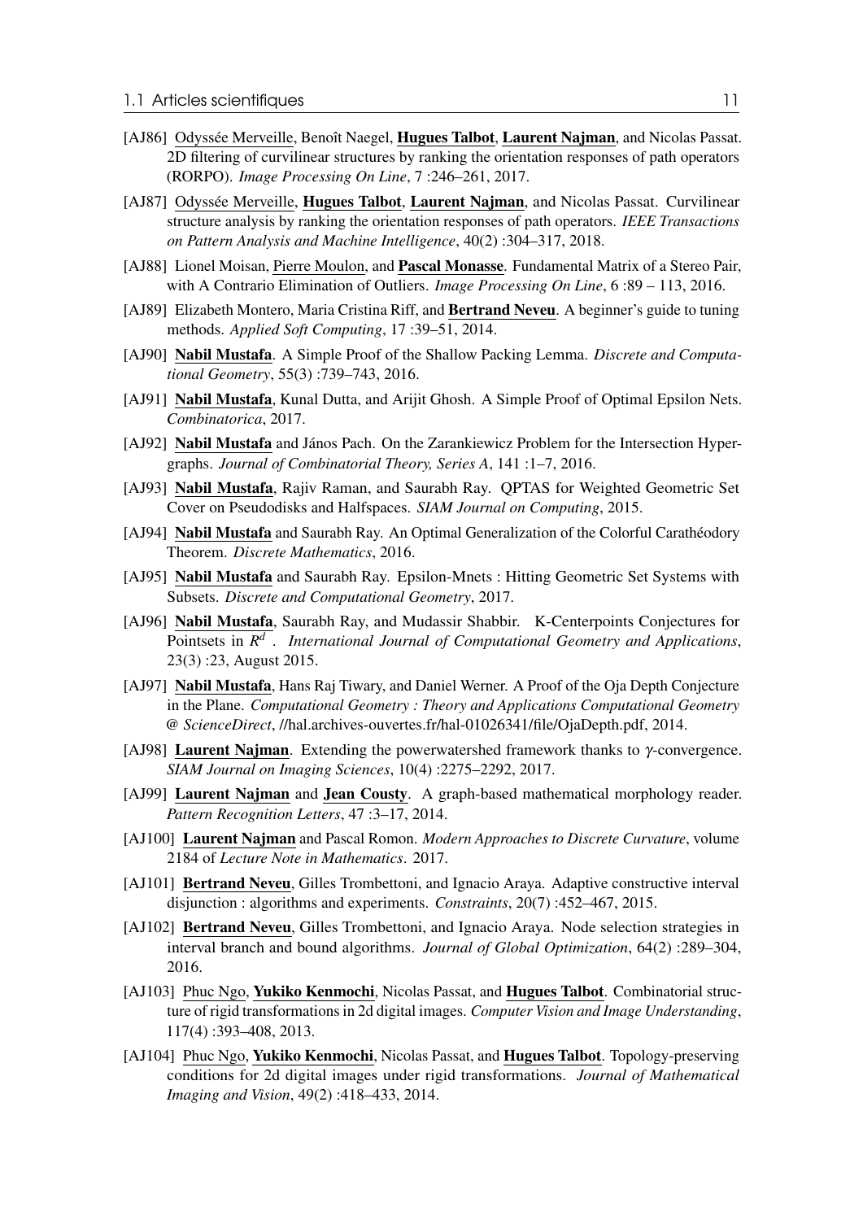[AJ86] Odyssée Merveille, Benoît Naegel, **Hugues Talbot**, **Laurent Najman**, and Nicolas Passat. 2D filtering of curvilinear structures by ranking the orientation responses of path operators (RORPO). *Image Processing On Line*, 7 :246–261, 2017.

[AJ87] Odyssée Merveille, **Hugues Talbot**, **Laurent Najman**, and Nicolas Passat. Curvilinear structure analysis by ranking the orientation responses of path operators. *IEEE Transactions on Pattern Analysis and Machine Intelligence*, 40(2) :304–317, 2018.

[AJ88] Lionel Moisan, Pierre Moulon, and **Pascal Monasse**. Fundamental Matrix of a Stereo Pair, with A Contrario Elimination of Outliers. *Image Processing On Line*, 6 :89 – 113, 2016.

[AJ89] Elizabeth Montero, Maria Cristina Riff, and **Bertrand Neveu**. A beginner's guide to tuning methods. *Applied Soft Computing*, 17 :39–51, 2014.

[AJ90] **Nabil Mustafa**. A Simple Proof of the Shallow Packing Lemma. *Discrete and Computational Geometry*, 55(3) :739–743, 2016.

[AJ91] **Nabil Mustafa**, Kunal Dutta, and Arijit Ghosh. A Simple Proof of Optimal Epsilon Nets. *Combinatorica*, 2017.

[AJ92] **Nabil Mustafa** and János Pach. On the Zarankiewicz Problem for the Intersection Hypergraphs. *Journal of Combinatorial Theory, Series A*, 141 :1–7, 2016.

[AJ93] **Nabil Mustafa**, Rajiv Raman, and Saurabh Ray. QPTAS for Weighted Geometric Set Cover on Pseudodisks and Halfspaces. *SIAM Journal on Computing*, 2015.

[AJ94] **Nabil Mustafa** and Saurabh Ray. An Optimal Generalization of the Colorful Carathéodory Theorem. *Discrete Mathematics*, 2016.

[AJ95] **Nabil Mustafa** and Saurabh Ray. Epsilon-Mnets : Hitting Geometric Set Systems with Subsets. *Discrete and Computational Geometry*, 2017.

[AJ96] **Nabil Mustafa**, Saurabh Ray, and Mudassir Shabbir. K-Centerpoints Conjectures for Pointsets in $R^d$ . *International Journal of Computational Geometry and Applications*, 23(3) :23, August 2015.

[AJ97] **Nabil Mustafa**, Hans Raj Tiwary, and Daniel Werner. A Proof of the Oja Depth Conjecture in the Plane. *Computational Geometry : Theory and Applications Computational Geometry @ ScienceDirect*, //hal.archives-ouvertes.fr/hal-01026341/file/OjaDepth.pdf, 2014.

[AJ98] **Laurent Najman**. Extending the powerwatershed framework thanks to $\gamma$-convergence. *SIAM Journal on Imaging Sciences*, 10(4) :2275–2292, 2017.

[AJ99] **Laurent Najman** and **Jean Cousty**. A graph-based mathematical morphology reader. *Pattern Recognition Letters*, 47 :3–17, 2014.

[AJ100] **Laurent Najman** and Pascal Romon. *Modern Approaches to Discrete Curvature*, volume 2184 of *Lecture Note in Mathematics*. 2017.

[AJ101] **Bertrand Neveu**, Gilles Trombettoni, and Ignacio Araya. Adaptive constructive interval disjunction : algorithms and experiments. *Constraints*, 20(7) :452–467, 2015.

[AJ102] **Bertrand Neveu**, Gilles Trombettoni, and Ignacio Araya. Node selection strategies in interval branch and bound algorithms. *Journal of Global Optimization*, 64(2) :289–304, 2016.

[AJ103] Phuc Ngo, **Yukiko Kenmochi**, Nicolas Passat, and **Hugues Talbot**. Combinatorial structure of rigid transformations in 2d digital images. *Computer Vision and Image Understanding*, 117(4) :393–408, 2013.

[AJ104] Phuc Ngo, **Yukiko Kenmochi**, Nicolas Passat, and **Hugues Talbot**. Topology-preserving conditions for 2d digital images under rigid transformations. *Journal of Mathematical Imaging and Vision*, 49(2) :418–433, 2014.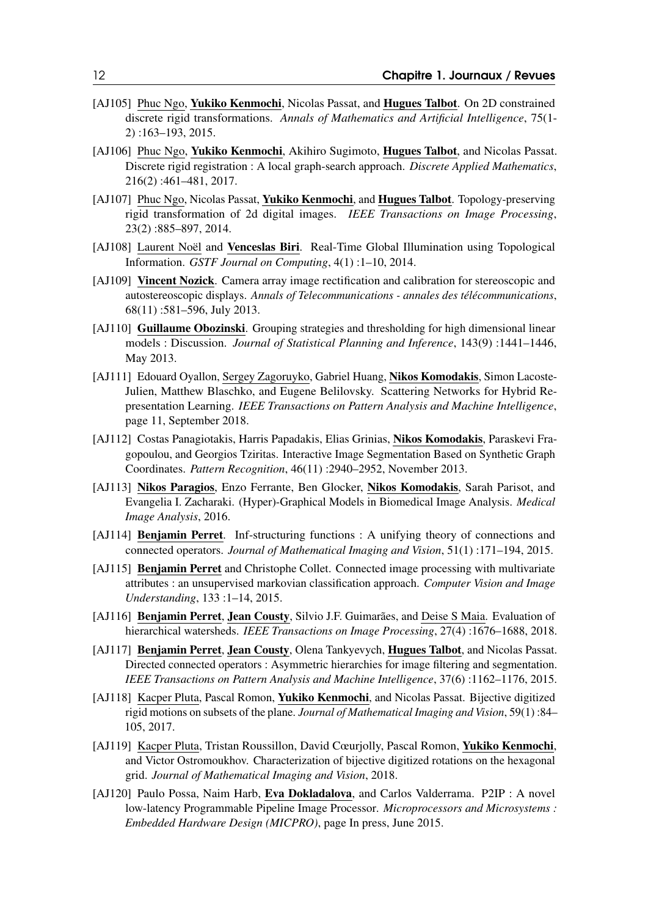[AJ105] Phuc Ngo, **Yukiko Kenmochi**, Nicolas Passat, and **Hugues Talbot**. On 2D constrained discrete rigid transformations. *Annals of Mathematics and Artificial Intelligence*, 75(1-2) :163–193, 2015.

[AJ106] Phuc Ngo, **Yukiko Kenmochi**, Akihiro Sugimoto, **Hugues Talbot**, and Nicolas Passat. Discrete rigid registration : A local graph-search approach. *Discrete Applied Mathematics*, 216(2) :461–481, 2017.

[AJ107] Phuc Ngo, Nicolas Passat, **Yukiko Kenmochi**, and **Hugues Talbot**. Topology-preserving rigid transformation of 2d digital images. *IEEE Transactions on Image Processing*, 23(2) :885–897, 2014.

[AJ108] Laurent Noël and **Venceslas Biri**. Real-Time Global Illumination using Topological Information. *GSTF Journal on Computing*, 4(1) :1–10, 2014.

[AJ109] **Vincent Nozick**. Camera array image rectification and calibration for stereoscopic and autostereoscopic displays. *Annals of Telecommunications - annales des télécommunications*, 68(11) :581–596, July 2013.

[AJ110] **Guillaume Obozinski**. Grouping strategies and thresholding for high dimensional linear models : Discussion. *Journal of Statistical Planning and Inference*, 143(9) :1441–1446, May 2013.

[AJ111] Edouard Oyallon, Sergey Zagoruyko, Gabriel Huang, **Nikos Komodakis**, Simon Lacoste-Julien, Matthew Blaschko, and Eugene Belilovsky. Scattering Networks for Hybrid Representation Learning. *IEEE Transactions on Pattern Analysis and Machine Intelligence*, page 11, September 2018.

[AJ112] Costas Panagiotakis, Harris Papadakis, Elias Grinias, **Nikos Komodakis**, Paraskevi Fragopoulou, and Georgios Tziritas. Interactive Image Segmentation Based on Synthetic Graph Coordinates. *Pattern Recognition*, 46(11) :2940–2952, November 2013.

[AJ113] **Nikos Paragios**, Enzo Ferrante, Ben Glocker, **Nikos Komodakis**, Sarah Parisot, and Evangelia I. Zacharaki. (Hyper)-Graphical Models in Biomedical Image Analysis. *Medical Image Analysis*, 2016.

[AJ114] **Benjamin Perret**. Inf-structuring functions : A unifying theory of connections and connected operators. *Journal of Mathematical Imaging and Vision*, 51(1) :171–194, 2015.

[AJ115] **Benjamin Perret** and Christophe Collet. Connected image processing with multivariate attributes : an unsupervised markovian classification approach. *Computer Vision and Image Understanding*, 133 :1–14, 2015.

[AJ116] **Benjamin Perret**, **Jean Cousty**, Silvio J.F. Guimarães, and Deise S Maia. Evaluation of hierarchical watersheds. *IEEE Transactions on Image Processing*, 27(4) :1676–1688, 2018.

[AJ117] **Benjamin Perret**, **Jean Cousty**, Olena Tankyevych, **Hugues Talbot**, and Nicolas Passat. Directed connected operators : Asymmetric hierarchies for image filtering and segmentation. *IEEE Transactions on Pattern Analysis and Machine Intelligence*, 37(6) :1162–1176, 2015.

[AJ118] Kacper Pluta, Pascal Romon, **Yukiko Kenmochi**, and Nicolas Passat. Bijective digitized rigid motions on subsets of the plane. *Journal of Mathematical Imaging and Vision*, 59(1) :84–105, 2017.

[AJ119] Kacper Pluta, Tristan Roussillon, David Cœurjolly, Pascal Romon, **Yukiko Kenmochi**, and Victor Ostromoukhov. Characterization of bijective digitized rotations on the hexagonal grid. *Journal of Mathematical Imaging and Vision*, 2018.

[AJ120] Paulo Possa, Naim Harb, **Eva Dokladalova**, and Carlos Valderrama. P2IP : A novel low-latency Programmable Pipeline Image Processor. *Microprocessors and Microsystems : Embedded Hardware Design (MICPRO)*, page In press, June 2015.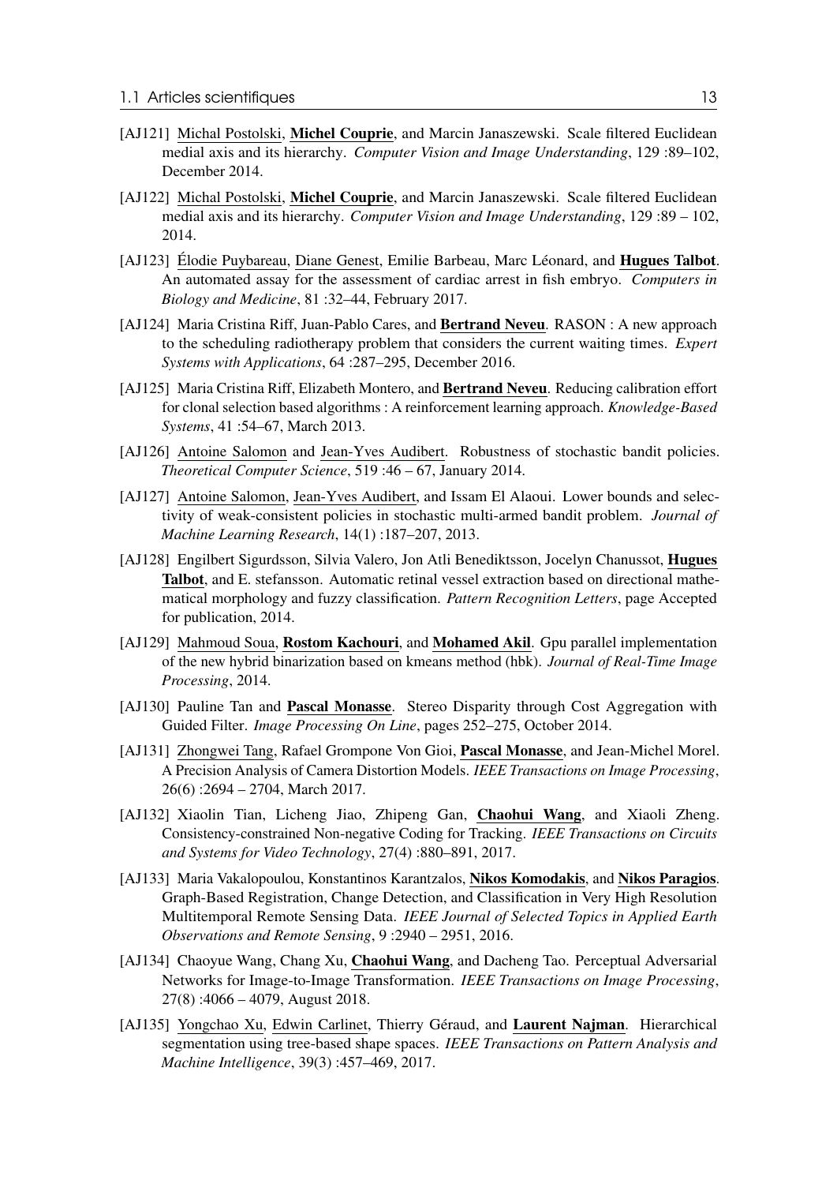- [AJ121] Michal Postolski, **Michel Couprie**, and Marcin Janaszewski. Scale filtered Euclidean medial axis and its hierarchy. *Computer Vision and Image Understanding*, 129 :89–102, December 2014.
- [AJ122] Michal Postolski, **Michel Couprie**, and Marcin Janaszewski. Scale filtered Euclidean medial axis and its hierarchy. *Computer Vision and Image Understanding*, 129 :89 – 102, 2014.
- [AJ123] Élodie Puybareau, Diane Genest, Emilie Barbeau, Marc Léonard, and **Hugues Talbot**. An automated assay for the assessment of cardiac arrest in fish embryo. *Computers in Biology and Medicine*, 81 :32–44, February 2017.
- [AJ124] Maria Cristina Riff, Juan-Pablo Cares, and **Bertrand Neveu**. RASON : A new approach to the scheduling radiotherapy problem that considers the current waiting times. *Expert Systems with Applications*, 64 :287–295, December 2016.
- [AJ125] Maria Cristina Riff, Elizabeth Montero, and **Bertrand Neveu**. Reducing calibration effort for clonal selection based algorithms : A reinforcement learning approach. *Knowledge-Based Systems*, 41 :54–67, March 2013.
- [AJ126] Antoine Salomon and Jean-Yves Audibert. Robustness of stochastic bandit policies. *Theoretical Computer Science*, 519 :46 – 67, January 2014.
- [AJ127] Antoine Salomon, Jean-Yves Audibert, and Issam El Alaoui. Lower bounds and selectivity of weak-consistent policies in stochastic multi-armed bandit problem. *Journal of Machine Learning Research*, 14(1) :187–207, 2013.
- [AJ128] Engilbert Sigurdsson, Silvia Valero, Jon Atli Benediktsson, Jocelyn Chanussot, **Hugues Talbot**, and E. stefansson. Automatic retinal vessel extraction based on directional mathematical morphology and fuzzy classification. *Pattern Recognition Letters*, page Accepted for publication, 2014.
- [AJ129] Mahmoud Soua, **Rostom Kachouri**, and **Mohamed Akil**. Gpu parallel implementation of the new hybrid binarization based on kmeans method (hbk). *Journal of Real-Time Image Processing*, 2014.
- [AJ130] Pauline Tan and **Pascal Monasse**. Stereo Disparity through Cost Aggregation with Guided Filter. *Image Processing On Line*, pages 252–275, October 2014.
- [AJ131] Zhongwei Tang, Rafael Grompone Von Gioi, **Pascal Monasse**, and Jean-Michel Morel. A Precision Analysis of Camera Distortion Models. *IEEE Transactions on Image Processing*, 26(6) :2694 – 2704, March 2017.
- [AJ132] Xiaolin Tian, Licheng Jiao, Zhipeng Gan, **Chaohui Wang**, and Xiaoli Zheng. Consistency-constrained Non-negative Coding for Tracking. *IEEE Transactions on Circuits and Systems for Video Technology*, 27(4) :880–891, 2017.
- [AJ133] Maria Vakalopoulou, Konstantinos Karantzalos, **Nikos Komodakis**, and **Nikos Paragios**. Graph-Based Registration, Change Detection, and Classification in Very High Resolution Multitemporal Remote Sensing Data. *IEEE Journal of Selected Topics in Applied Earth Observations and Remote Sensing*, 9 :2940 – 2951, 2016.
- [AJ134] Chaoyue Wang, Chang Xu, **Chaohui Wang**, and Dacheng Tao. Perceptual Adversarial Networks for Image-to-Image Transformation. *IEEE Transactions on Image Processing*, 27(8) :4066 – 4079, August 2018.
- [AJ135] Yongchao Xu, Edwin Carlinet, Thierry Géraud, and **Laurent Najman**. Hierarchical segmentation using tree-based shape spaces. *IEEE Transactions on Pattern Analysis and Machine Intelligence*, 39(3) :457–469, 2017.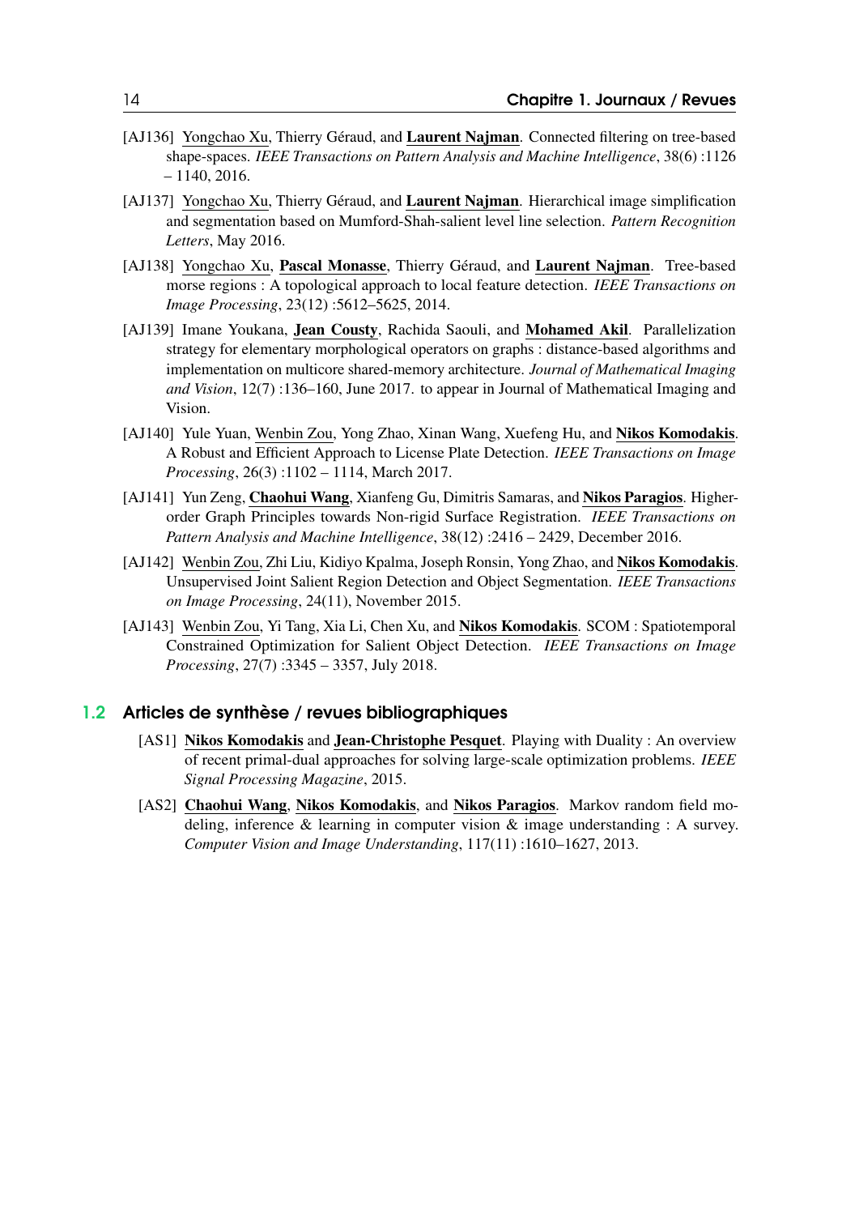[AJ136] Yongchao Xu, Thierry Géraud, and **Laurent Najman**. Connected filtering on tree-based shape-spaces. *IEEE Transactions on Pattern Analysis and Machine Intelligence*, 38(6) :1126 – 1140, 2016.

[AJ137] Yongchao Xu, Thierry Géraud, and **Laurent Najman**. Hierarchical image simplification and segmentation based on Mumford-Shah-salient level line selection. *Pattern Recognition Letters*, May 2016.

[AJ138] Yongchao Xu, **Pascal Monasse**, Thierry Géraud, and **Laurent Najman**. Tree-based morse regions : A topological approach to local feature detection. *IEEE Transactions on Image Processing*, 23(12) :5612–5625, 2014.

[AJ139] Imane Youkana, **Jean Cousty**, Rachida Saouli, and **Mohamed Akil**. Parallelization strategy for elementary morphological operators on graphs : distance-based algorithms and implementation on multicore shared-memory architecture. *Journal of Mathematical Imaging and Vision*, 12(7) :136–160, June 2017. to appear in Journal of Mathematical Imaging and Vision.

[AJ140] Yule Yuan, Wenbin Zou, Yong Zhao, Xinan Wang, Xuefeng Hu, and **Nikos Komodakis**. A Robust and Efficient Approach to License Plate Detection. *IEEE Transactions on Image Processing*, 26(3) :1102 – 1114, March 2017.

[AJ141] Yun Zeng, **Chaohui Wang**, Xianfeng Gu, Dimitris Samaras, and **Nikos Paragios**. Higher-order Graph Principles towards Non-rigid Surface Registration. *IEEE Transactions on Pattern Analysis and Machine Intelligence*, 38(12) :2416 – 2429, December 2016.

[AJ142] Wenbin Zou, Zhi Liu, Kidiyo Kpalma, Joseph Ronsin, Yong Zhao, and **Nikos Komodakis**. Unsupervised Joint Salient Region Detection and Object Segmentation. *IEEE Transactions on Image Processing*, 24(11), November 2015.

[AJ143] Wenbin Zou, Yi Tang, Xia Li, Chen Xu, and **Nikos Komodakis**. SCOM : Spatiotemporal Constrained Optimization for Salient Object Detection. *IEEE Transactions on Image Processing*, 27(7) :3345 – 3357, July 2018.

## 1.2 Articles de synthèse / revues bibliographiques

[AS1] **Nikos Komodakis** and **Jean-Christophe Pesquet**. Playing with Duality : An overview of recent primal-dual approaches for solving large-scale optimization problems. *IEEE Signal Processing Magazine*, 2015.

[AS2] **Chaohui Wang**, **Nikos Komodakis**, and **Nikos Paragios**. Markov random field modeling, inference & learning in computer vision & image understanding : A survey. *Computer Vision and Image Understanding*, 117(11) :1610–1627, 2013.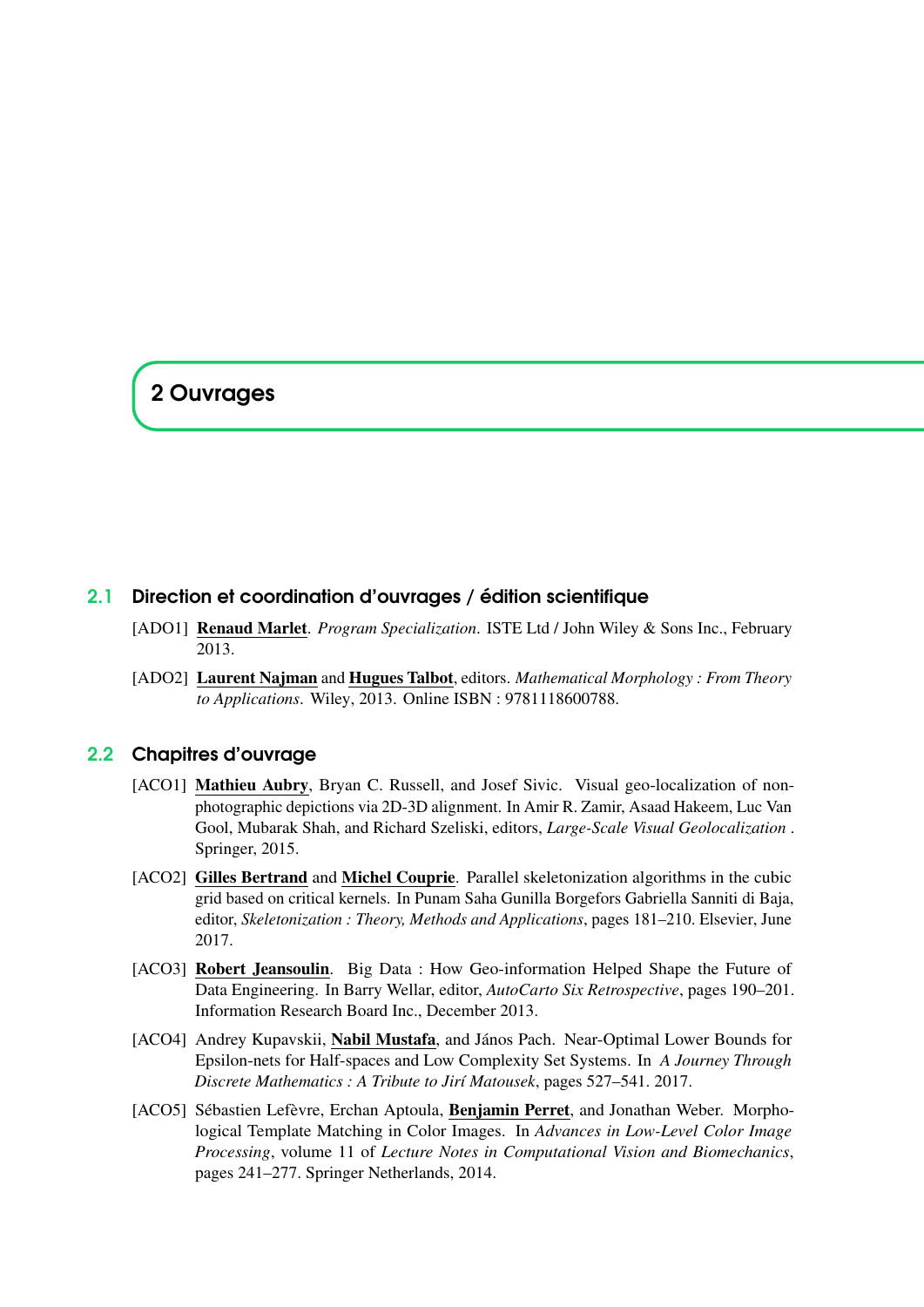# 2 Ouvrages

## 2.1 Direction et coordination d'ouvrages / édition scientifique

[ADO1] **Renaud Marlet**. *Program Specialization*. ISTE Ltd / John Wiley & Sons Inc., February 2013.

[ADO2] **Laurent Najman** and **Hugues Talbot**, editors. *Mathematical Morphology : From Theory to Applications*. Wiley, 2013. Online ISBN : 9781118600788.

## 2.2 Chapitres d'ouvrage

[ACO1] **Mathieu Aubry**, Bryan C. Russell, and Josef Sivic. Visual geo-localization of non-photographic depictions via 2D-3D alignment. In Amir R. Zamir, Asaad Hakeem, Luc Van Gool, Mubarak Shah, and Richard Szeliski, editors, *Large-Scale Visual Geolocalization* . Springer, 2015.

[ACO2] **Gilles Bertrand** and **Michel Couprie**. Parallel skeletonization algorithms in the cubic grid based on critical kernels. In Punam Saha Gunilla Borgefors Gabriella Sanniti di Baja, editor, *Skeletonization : Theory, Methods and Applications*, pages 181–210. Elsevier, June 2017.

[ACO3] **Robert Jeansoulin**. Big Data : How Geo-information Helped Shape the Future of Data Engineering. In Barry Wellar, editor, *AutoCarto Six Retrospective*, pages 190–201. Information Research Board Inc., December 2013.

[ACO4] Andrey Kupavskii, **Nabil Mustafa**, and János Pach. Near-Optimal Lower Bounds for Epsilon-nets for Half-spaces and Low Complexity Set Systems. In *A Journey Through Discrete Mathematics : A Tribute to Jirí Matousek*, pages 527–541. 2017.

[ACO5] Sébastien Lefèvre, Erchan Aptoula, **Benjamin Perret**, and Jonathan Weber. Morphological Template Matching in Color Images. In *Advances in Low-Level Color Image Processing*, volume 11 of *Lecture Notes in Computational Vision and Biomechanics*, pages 241–277. Springer Netherlands, 2014.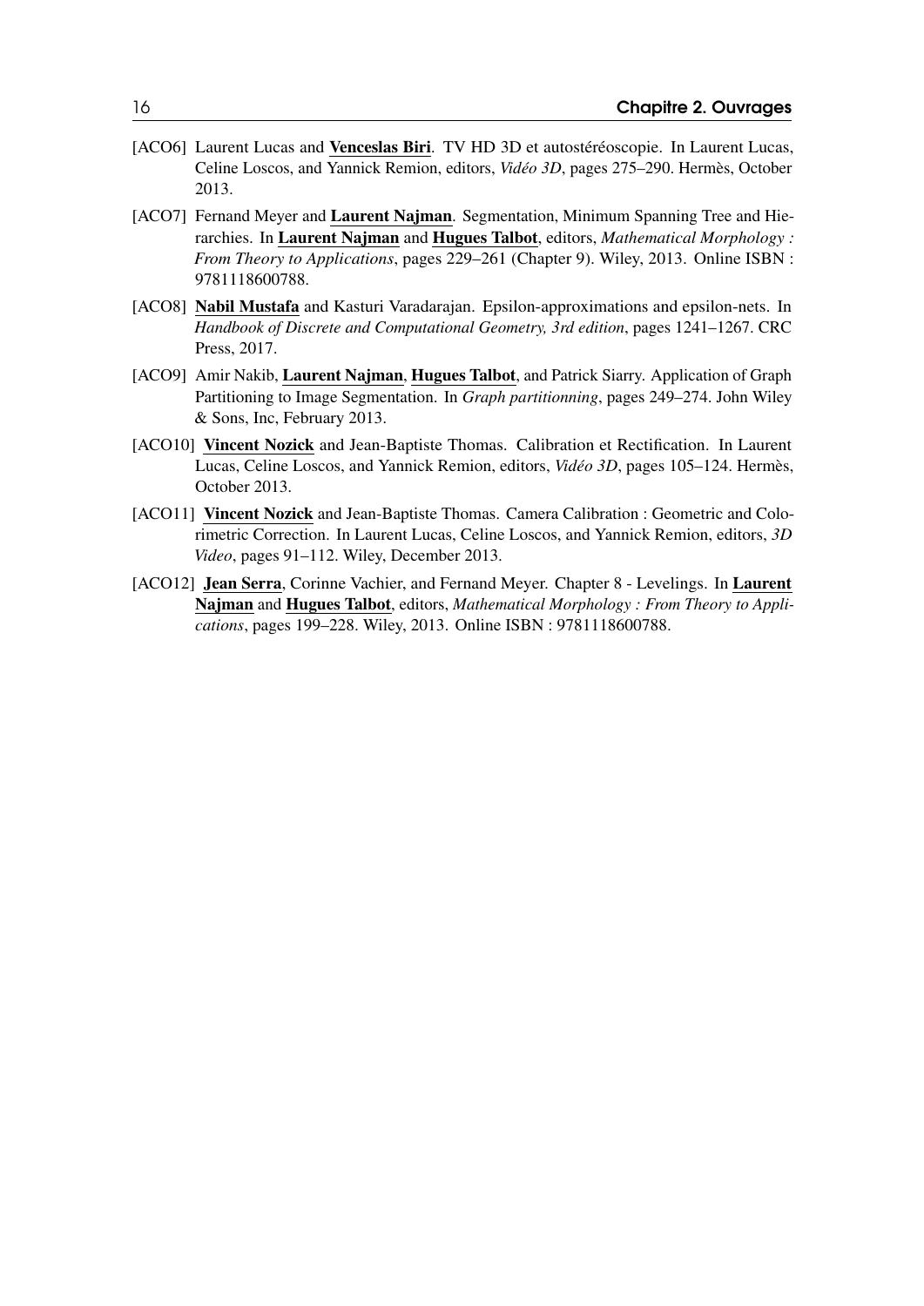[ACO6] Laurent Lucas and **Venceslas Biri**. TV HD 3D et autostéréoscopie. In Laurent Lucas, Celine Loscos, and Yannick Remion, editors, *Vidéo 3D*, pages 275–290. Hermès, October 2013.

[ACO7] Fernand Meyer and **Laurent Najman**. Segmentation, Minimum Spanning Tree and Hierarchies. In **Laurent Najman** and **Hugues Talbot**, editors, *Mathematical Morphology : From Theory to Applications*, pages 229–261 (Chapter 9). Wiley, 2013. Online ISBN : 9781118600788.

[ACO8] **Nabil Mustafa** and Kasturi Varadarajan. Epsilon-approximations and epsilon-nets. In *Handbook of Discrete and Computational Geometry, 3rd edition*, pages 1241–1267. CRC Press, 2017.

[ACO9] Amir Nakib, **Laurent Najman**, **Hugues Talbot**, and Patrick Siarry. Application of Graph Partitioning to Image Segmentation. In *Graph partitionning*, pages 249–274. John Wiley & Sons, Inc, February 2013.

[ACO10] **Vincent Nozick** and Jean-Baptiste Thomas. Calibration et Rectification. In Laurent Lucas, Celine Loscos, and Yannick Remion, editors, *Vidéo 3D*, pages 105–124. Hermès, October 2013.

[ACO11] **Vincent Nozick** and Jean-Baptiste Thomas. Camera Calibration : Geometric and Colorimetric Correction. In Laurent Lucas, Celine Loscos, and Yannick Remion, editors, *3D Video*, pages 91–112. Wiley, December 2013.

[ACO12] **Jean Serra**, Corinne Vachier, and Fernand Meyer. Chapter 8 - Levelings. In **Laurent Najman** and **Hugues Talbot**, editors, *Mathematical Morphology : From Theory to Applications*, pages 199–228. Wiley, 2013. Online ISBN : 9781118600788.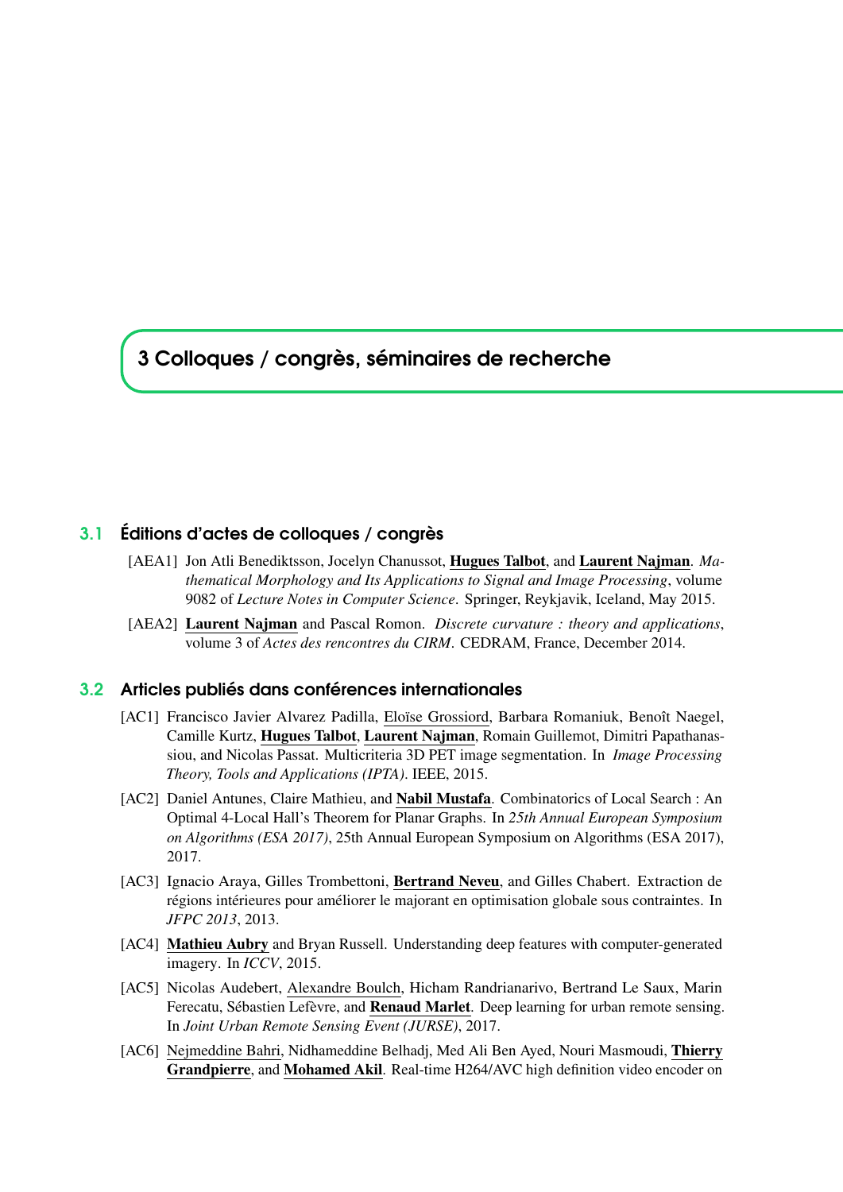# 3 Colloques / congrès, séminaires de recherche

## 3.1 Éditions d'actes de colloques / congrès

[AEA1] Jon Atli Benediktsson, Jocelyn Chanussot, **Hugues Talbot**, and **Laurent Najman**. *Mathematical Morphology and Its Applications to Signal and Image Processing*, volume 9082 of *Lecture Notes in Computer Science*. Springer, Reykjavik, Iceland, May 2015.

[AEA2] **Laurent Najman** and Pascal Romon. *Discrete curvature : theory and applications*, volume 3 of *Actes des rencontres du CIRM*. CEDRAM, France, December 2014.

## 3.2 Articles publiés dans conférences internationales

[AC1] Francisco Javier Alvarez Padilla, Eloïse Grossiord, Barbara Romaniuk, Benoît Naegel, Camille Kurtz, **Hugues Talbot**, **Laurent Najman**, Romain Guillemot, Dimitri Papathanassiou, and Nicolas Passat. Multicriteria 3D PET image segmentation. In *Image Processing Theory, Tools and Applications (IPTA)*. IEEE, 2015.

[AC2] Daniel Antunes, Claire Mathieu, and **Nabil Mustafa**. Combinatorics of Local Search : An Optimal 4-Local Hall's Theorem for Planar Graphs. In *25th Annual European Symposium on Algorithms (ESA 2017)*, 25th Annual European Symposium on Algorithms (ESA 2017), 2017.

[AC3] Ignacio Araya, Gilles Trombettoni, **Bertrand Neveu**, and Gilles Chabert. Extraction de régions intérieures pour améliorer le majorant en optimisation globale sous contraintes. In *JFPC 2013*, 2013.

[AC4] **Mathieu Aubry** and Bryan Russell. Understanding deep features with computer-generated imagery. In *ICCV*, 2015.

[AC5] Nicolas Audebert, Alexandre Boulch, Hicham Randrianarivo, Bertrand Le Saux, Marin Ferecatu, Sébastien Lefèvre, and **Renaud Marlet**. Deep learning for urban remote sensing. In *Joint Urban Remote Sensing Event (JURSE)*, 2017.

[AC6] Nejmeddine Bahri, Nidhameddine Belhadj, Med Ali Ben Ayed, Nouri Masmoudi, **Thierry Grandpierre**, and **Mohamed Akil**. Real-time H264/AVC high definition video encoder on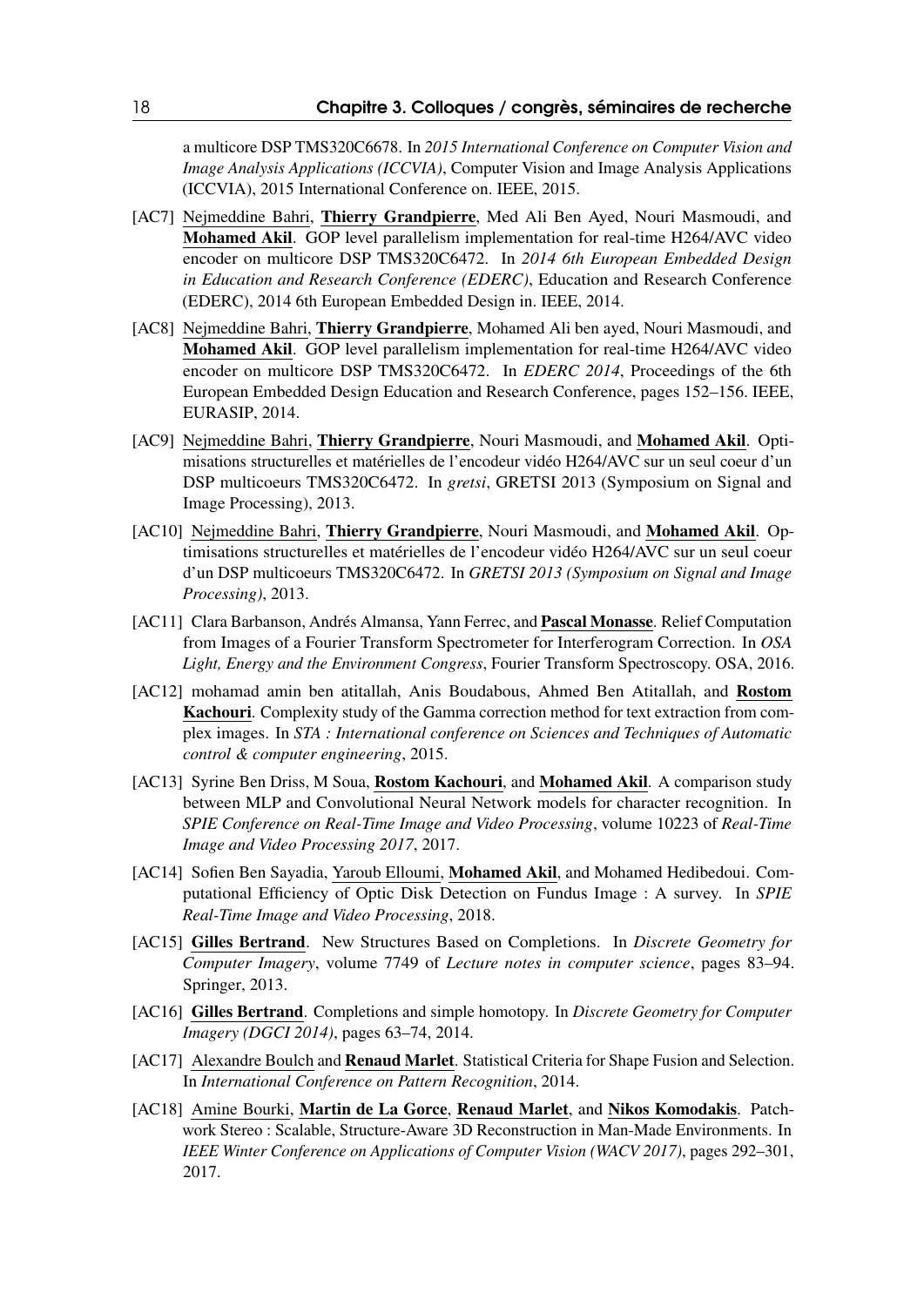a multicore DSP TMS320C6678. In *2015 International Conference on Computer Vision and Image Analysis Applications (ICCVIA)*, Computer Vision and Image Analysis Applications (ICCVIA), 2015 International Conference on. IEEE, 2015.

[AC7] Nejmeddine Bahri, **Thierry Grandpierre**, Med Ali Ben Ayed, Nouri Masmoudi, and **Mohamed Akil**. GOP level parallelism implementation for real-time H264/AVC video encoder on multicore DSP TMS320C6472. In *2014 6th European Embedded Design in Education and Research Conference (EDERC)*, Education and Research Conference (EDERC), 2014 6th European Embedded Design in. IEEE, 2014.

[AC8] Nejmeddine Bahri, **Thierry Grandpierre**, Mohamed Ali ben ayed, Nouri Masmoudi, and **Mohamed Akil**. GOP level parallelism implementation for real-time H264/AVC video encoder on multicore DSP TMS320C6472. In *EDERC 2014*, Proceedings of the 6th European Embedded Design Education and Research Conference, pages 152–156. IEEE, EURASIP, 2014.

[AC9] Nejmeddine Bahri, **Thierry Grandpierre**, Nouri Masmoudi, and **Mohamed Akil**. Optimisations structurelles et matérielles de l'encodeur vidéo H264/AVC sur un seul coeur d'un DSP multicoeurs TMS320C6472. In *gretsi*, GRETSI 2013 (Symposium on Signal and Image Processing), 2013.

[AC10] Nejmeddine Bahri, **Thierry Grandpierre**, Nouri Masmoudi, and **Mohamed Akil**. Optimisations structurelles et matérielles de l'encodeur vidéo H264/AVC sur un seul coeur d'un DSP multicoeurs TMS320C6472. In *GRETSI 2013 (Symposium on Signal and Image Processing)*, 2013.

[AC11] Clara Barbanson, Andrés Almansa, Yann Ferrec, and **Pascal Monasse**. Relief Computation from Images of a Fourier Transform Spectrometer for Interferogram Correction. In *OSA Light, Energy and the Environment Congress*, Fourier Transform Spectroscopy. OSA, 2016.

[AC12] mohamad amin ben atitallah, Anis Boudabous, Ahmed Ben Atitallah, and **Rostom Kachouri**. Complexity study of the Gamma correction method for text extraction from complex images. In *STA : International conference on Sciences and Techniques of Automatic control & computer engineering*, 2015.

[AC13] Syrine Ben Driss, M Soua, **Rostom Kachouri**, and **Mohamed Akil**. A comparison study between MLP and Convolutional Neural Network models for character recognition. In *SPIE Conference on Real-Time Image and Video Processing*, volume 10223 of *Real-Time Image and Video Processing 2017*, 2017.

[AC14] Sofien Ben Sayadia, Yaroub Elloumi, **Mohamed Akil**, and Mohamed Hedibedoui. Computational Efficiency of Optic Disk Detection on Fundus Image : A survey. In *SPIE Real-Time Image and Video Processing*, 2018.

[AC15] **Gilles Bertrand**. New Structures Based on Completions. In *Discrete Geometry for Computer Imagery*, volume 7749 of *Lecture notes in computer science*, pages 83–94. Springer, 2013.

[AC16] **Gilles Bertrand**. Completions and simple homotopy. In *Discrete Geometry for Computer Imagery (DGCI 2014)*, pages 63–74, 2014.

[AC17] Alexandre Boulch and **Renaud Marlet**. Statistical Criteria for Shape Fusion and Selection. In *International Conference on Pattern Recognition*, 2014.

[AC18] Amine Bourki, **Martin de La Gorce**, **Renaud Marlet**, and **Nikos Komodakis**. Patchwork Stereo : Scalable, Structure-Aware 3D Reconstruction in Man-Made Environments. In *IEEE Winter Conference on Applications of Computer Vision (WACV 2017)*, pages 292–301, 2017.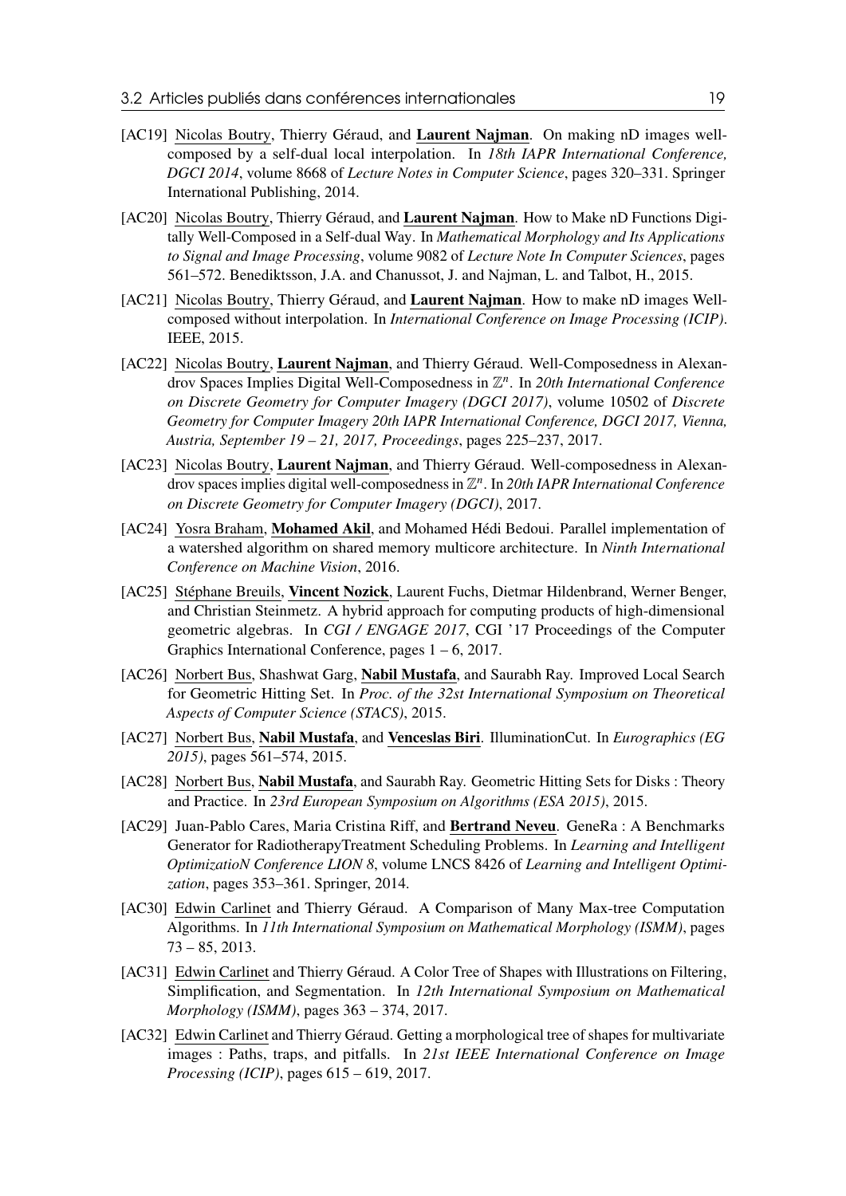- [AC19] Nicolas Boutry, Thierry Géraud, and **Laurent Najman**. On making nD images well-composed by a self-dual local interpolation. In *18th IAPR International Conference, DGCI 2014*, volume 8668 of *Lecture Notes in Computer Science*, pages 320–331. Springer International Publishing, 2014.
- [AC20] Nicolas Boutry, Thierry Géraud, and **Laurent Najman**. How to Make nD Functions Digitally Well-Composed in a Self-dual Way. In *Mathematical Morphology and Its Applications to Signal and Image Processing*, volume 9082 of *Lecture Note In Computer Sciences*, pages 561–572. Benediktsson, J.A. and Chanussot, J. and Najman, L. and Talbot, H., 2015.
- [AC21] Nicolas Boutry, Thierry Géraud, and **Laurent Najman**. How to make nD images Well-composed without interpolation. In *International Conference on Image Processing (ICIP)*. IEEE, 2015.
- [AC22] Nicolas Boutry, **Laurent Najman**, and Thierry Géraud. Well-Composedness in Alexandrov Spaces Implies Digital Well-Composedness in $\mathbb{Z}^n$. In *20th International Conference on Discrete Geometry for Computer Imagery (DGCI 2017)*, volume 10502 of *Discrete Geometry for Computer Imagery 20th IAPR International Conference, DGCI 2017, Vienna, Austria, September 19 – 21, 2017, Proceedings*, pages 225–237, 2017.
- [AC23] Nicolas Boutry, **Laurent Najman**, and Thierry Géraud. Well-composedness in Alexandrov spaces implies digital well-composedness in $\mathbb{Z}^n$. In *20th IAPR International Conference on Discrete Geometry for Computer Imagery (DGCI)*, 2017.
- [AC24] Yosra Braham, **Mohamed Akil**, and Mohamed Hédi Bedoui. Parallel implementation of a watershed algorithm on shared memory multicore architecture. In *Ninth International Conference on Machine Vision*, 2016.
- [AC25] Stéphane Breuils, **Vincent Nozick**, Laurent Fuchs, Dietmar Hildenbrand, Werner Benger, and Christian Steinmetz. A hybrid approach for computing products of high-dimensional geometric algebras. In *CGI / ENGAGE 2017*, CGI '17 Proceedings of the Computer Graphics International Conference, pages 1 – 6, 2017.
- [AC26] Norbert Bus, Shashwat Garg, **Nabil Mustafa**, and Saurabh Ray. Improved Local Search for Geometric Hitting Set. In *Proc. of the 32st International Symposium on Theoretical Aspects of Computer Science (STACS)*, 2015.
- [AC27] Norbert Bus, **Nabil Mustafa**, and **Venceslas Biri**. IlluminationCut. In *Eurographics (EG 2015)*, pages 561–574, 2015.
- [AC28] Norbert Bus, **Nabil Mustafa**, and Saurabh Ray. Geometric Hitting Sets for Disks : Theory and Practice. In *23rd European Symposium on Algorithms (ESA 2015)*, 2015.
- [AC29] Juan-Pablo Cares, Maria Cristina Riff, and **Bertrand Neveu**. GeneRa : A Benchmarks Generator for RadiotherapyTreatment Scheduling Problems. In *Learning and Intelligent OptimizatioN Conference LION 8*, volume LNCS 8426 of *Learning and Intelligent Optimization*, pages 353–361. Springer, 2014.
- [AC30] Edwin Carlinet and Thierry Géraud. A Comparison of Many Max-tree Computation Algorithms. In *11th International Symposium on Mathematical Morphology (ISMM)*, pages 73 – 85, 2013.
- [AC31] Edwin Carlinet and Thierry Géraud. A Color Tree of Shapes with Illustrations on Filtering, Simplification, and Segmentation. In *12th International Symposium on Mathematical Morphology (ISMM)*, pages 363 – 374, 2017.
- [AC32] Edwin Carlinet and Thierry Géraud. Getting a morphological tree of shapes for multivariate images : Paths, traps, and pitfalls. In *21st IEEE International Conference on Image Processing (ICIP)*, pages 615 – 619, 2017.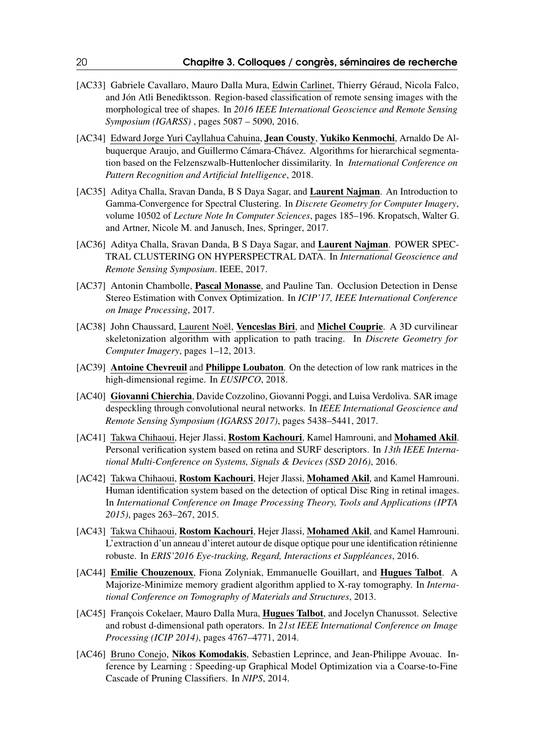[AC33] Gabriele Cavallaro, Mauro Dalla Mura, Edwin Carlinet, Thierry Géraud, Nicola Falco, and Jón Atli Benediktsson. Region-based classification of remote sensing images with the morphological tree of shapes. In *2016 IEEE International Geoscience and Remote Sensing Symposium (IGARSS)* , pages 5087 – 5090, 2016.

[AC34] Edward Jorge Yuri Cayllahua Cahuina, **Jean Cousty**, **Yukiko Kenmochi**, Arnaldo De Albuquerque Araujo, and Guillermo Cámara-Chávez. Algorithms for hierarchical segmentation based on the Felzenszwalb-Huttenlocher dissimilarity. In *International Conference on Pattern Recognition and Artificial Intelligence*, 2018.

[AC35] Aditya Challa, Sravan Danda, B S Daya Sagar, and **Laurent Najman**. An Introduction to Gamma-Convergence for Spectral Clustering. In *Discrete Geometry for Computer Imagery*, volume 10502 of *Lecture Note In Computer Sciences*, pages 185–196. Kropatsch, Walter G. and Artner, Nicole M. and Janusch, Ines, Springer, 2017.

[AC36] Aditya Challa, Sravan Danda, B S Daya Sagar, and **Laurent Najman**. POWER SPECTRAL CLUSTERING ON HYPERSPECTRAL DATA. In *International Geoscience and Remote Sensing Symposium*. IEEE, 2017.

[AC37] Antonin Chambolle, **Pascal Monasse**, and Pauline Tan. Occlusion Detection in Dense Stereo Estimation with Convex Optimization. In *ICIP'17, IEEE International Conference on Image Processing*, 2017.

[AC38] John Chaussard, Laurent Noël, **Venceslas Biri**, and **Michel Couprie**. A 3D curvilinear skeletonization algorithm with application to path tracing. In *Discrete Geometry for Computer Imagery*, pages 1–12, 2013.

[AC39] **Antoine Chevreuil** and **Philippe Loubaton**. On the detection of low rank matrices in the high-dimensional regime. In *EUSIPCO*, 2018.

[AC40] **Giovanni Chierchia**, Davide Cozzolino, Giovanni Poggi, and Luisa Verdoliva. SAR image despeckling through convolutional neural networks. In *IEEE International Geoscience and Remote Sensing Symposium (IGARSS 2017)*, pages 5438–5441, 2017.

[AC41] Takwa Chihaoui, Hejer Jlassi, **Rostom Kachouri**, Kamel Hamrouni, and **Mohamed Akil**. Personal verification system based on retina and SURF descriptors. In *13th IEEE International Multi-Conference on Systems, Signals & Devices (SSD 2016)*, 2016.

[AC42] Takwa Chihaoui, **Rostom Kachouri**, Hejer Jlassi, **Mohamed Akil**, and Kamel Hamrouni. Human identification system based on the detection of optical Disc Ring in retinal images. In *International Conference on Image Processing Theory, Tools and Applications (IPTA 2015)*, pages 263–267, 2015.

[AC43] Takwa Chihaoui, **Rostom Kachouri**, Hejer Jlassi, **Mohamed Akil**, and Kamel Hamrouni. L'extraction d'un anneau d'interet autour de disque optique pour une identification rétinienne robuste. In *ERIS'2016 Eye-tracking, Regard, Interactions et Suppléances*, 2016.

[AC44] **Emilie Chouzenoux**, Fiona Zolyniak, Emmanuelle Gouillart, and **Hugues Talbot**. A Majorize-Minimize memory gradient algorithm applied to X-ray tomography. In *International Conference on Tomography of Materials and Structures*, 2013.

[AC45] François Cokelaer, Mauro Dalla Mura, **Hugues Talbot**, and Jocelyn Chanussot. Selective and robust d-dimensional path operators. In *21st IEEE International Conference on Image Processing (ICIP 2014)*, pages 4767–4771, 2014.

[AC46] Bruno Conejo, **Nikos Komodakis**, Sebastien Leprince, and Jean-Philippe Avouac. Inference by Learning : Speeding-up Graphical Model Optimization via a Coarse-to-Fine Cascade of Pruning Classifiers. In *NIPS*, 2014.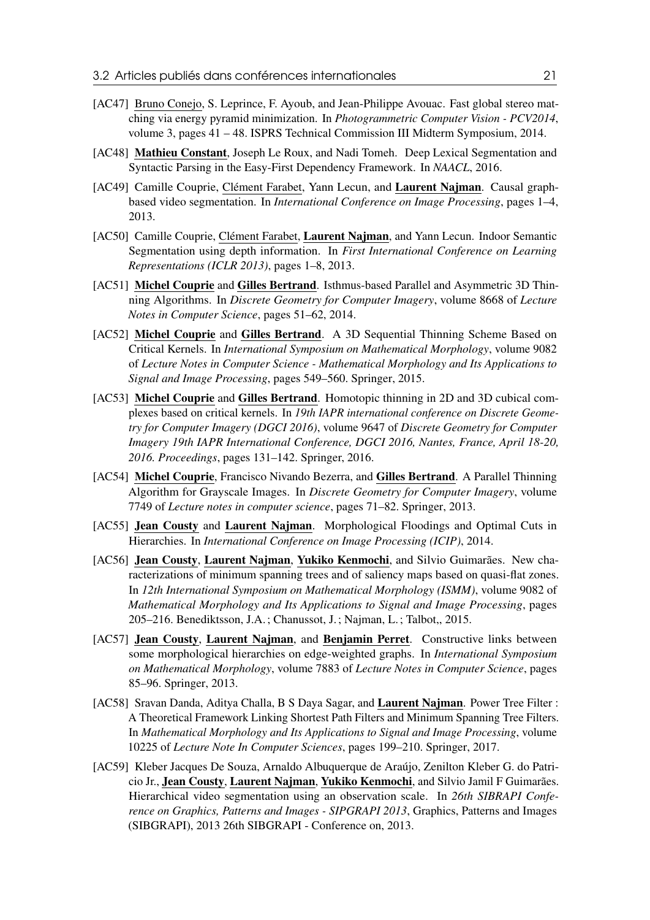[AC47] Bruno Conejo, S. Leprince, F. Ayoub, and Jean-Philippe Avouac. Fast global stereo matching via energy pyramid minimization. In *Photogrammetric Computer Vision - PCV2014*, volume 3, pages 41 – 48. ISPRS Technical Commission III Midterm Symposium, 2014.

[AC48] **Mathieu Constant**, Joseph Le Roux, and Nadi Tomeh. Deep Lexical Segmentation and Syntactic Parsing in the Easy-First Dependency Framework. In *NAACL*, 2016.

[AC49] Camille Couprie, Clément Farabet, Yann Lecun, and **Laurent Najman**. Causal graph-based video segmentation. In *International Conference on Image Processing*, pages 1–4, 2013.

[AC50] Camille Couprie, Clément Farabet, **Laurent Najman**, and Yann Lecun. Indoor Semantic Segmentation using depth information. In *First International Conference on Learning Representations (ICLR 2013)*, pages 1–8, 2013.

[AC51] **Michel Couprie** and **Gilles Bertrand**. Isthmus-based Parallel and Asymmetric 3D Thinning Algorithms. In *Discrete Geometry for Computer Imagery*, volume 8668 of *Lecture Notes in Computer Science*, pages 51–62, 2014.

[AC52] **Michel Couprie** and **Gilles Bertrand**. A 3D Sequential Thinning Scheme Based on Critical Kernels. In *International Symposium on Mathematical Morphology*, volume 9082 of *Lecture Notes in Computer Science - Mathematical Morphology and Its Applications to Signal and Image Processing*, pages 549–560. Springer, 2015.

[AC53] **Michel Couprie** and **Gilles Bertrand**. Homotopic thinning in 2D and 3D cubical complexes based on critical kernels. In *19th IAPR international conference on Discrete Geometry for Computer Imagery (DGCI 2016)*, volume 9647 of *Discrete Geometry for Computer Imagery 19th IAPR International Conference, DGCI 2016, Nantes, France, April 18-20, 2016. Proceedings*, pages 131–142. Springer, 2016.

[AC54] **Michel Couprie**, Francisco Nivando Bezerra, and **Gilles Bertrand**. A Parallel Thinning Algorithm for Grayscale Images. In *Discrete Geometry for Computer Imagery*, volume 7749 of *Lecture notes in computer science*, pages 71–82. Springer, 2013.

[AC55] **Jean Cousty** and **Laurent Najman**. Morphological Floodings and Optimal Cuts in Hierarchies. In *International Conference on Image Processing (ICIP)*, 2014.

[AC56] **Jean Cousty**, **Laurent Najman**, **Yukiko Kenmochi**, and Silvio Guimarães. New characterizations of minimum spanning trees and of saliency maps based on quasi-flat zones. In *12th International Symposium on Mathematical Morphology (ISMM)*, volume 9082 of *Mathematical Morphology and Its Applications to Signal and Image Processing*, pages 205–216. Benediktsson, J.A. ; Chanussot, J. ; Najman, L. ; Talbot,, 2015.

[AC57] **Jean Cousty**, **Laurent Najman**, and **Benjamin Perret**. Constructive links between some morphological hierarchies on edge-weighted graphs. In *International Symposium on Mathematical Morphology*, volume 7883 of *Lecture Notes in Computer Science*, pages 85–96. Springer, 2013.

[AC58] Sravan Danda, Aditya Challa, B S Daya Sagar, and **Laurent Najman**. Power Tree Filter : A Theoretical Framework Linking Shortest Path Filters and Minimum Spanning Tree Filters. In *Mathematical Morphology and Its Applications to Signal and Image Processing*, volume 10225 of *Lecture Note In Computer Sciences*, pages 199–210. Springer, 2017.

[AC59] Kleber Jacques De Souza, Arnaldo Albuquerque de Araújo, Zenilton Kleber G. do Patricio Jr., **Jean Cousty**, **Laurent Najman**, **Yukiko Kenmochi**, and Silvio Jamil F Guimarães. Hierarchical video segmentation using an observation scale. In *26th SIBRAPI Conference on Graphics, Patterns and Images - SIPGRAPI 2013*, Graphics, Patterns and Images (SIBGRAPI), 2013 26th SIBGRAPI - Conference on, 2013.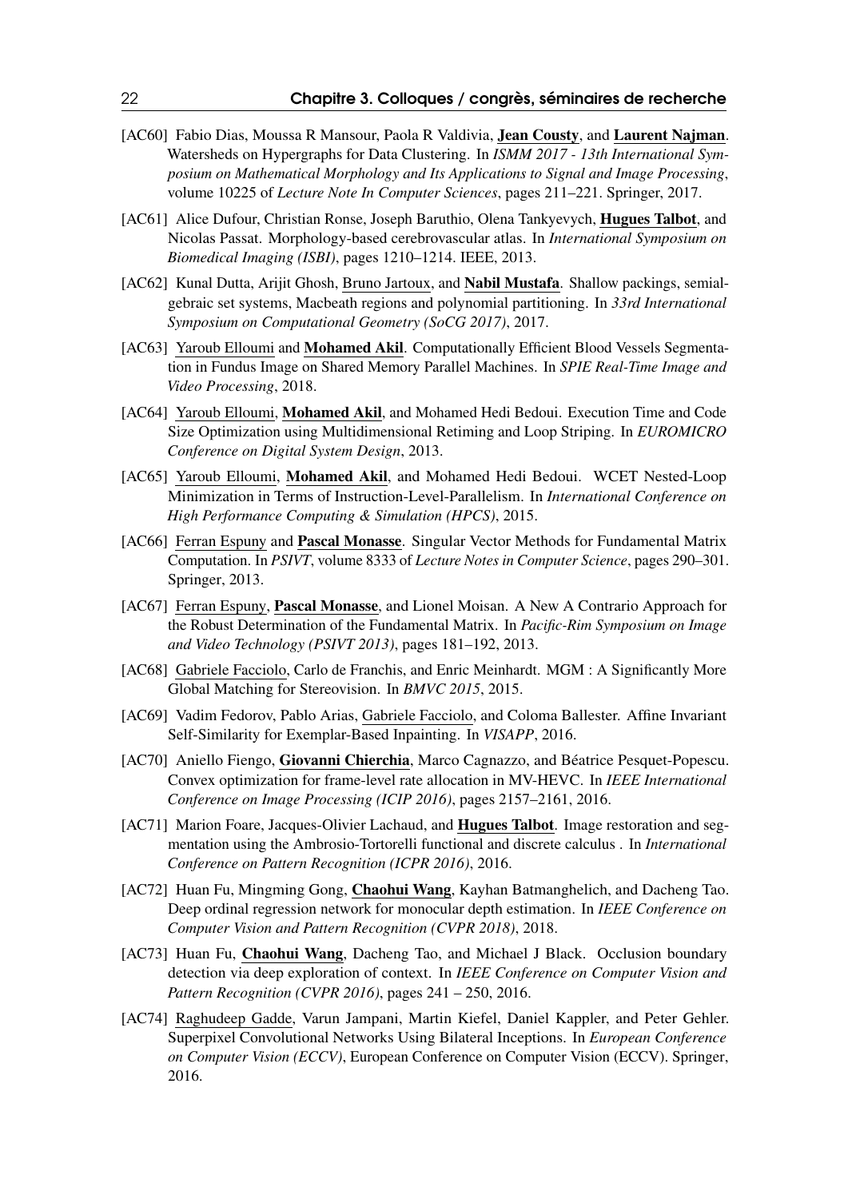[AC60] Fabio Dias, Moussa R Mansour, Paola R Valdivia, **Jean Cousty**, and **Laurent Najman**. Watersheds on Hypergraphs for Data Clustering. In *ISMM 2017 - 13th International Symposium on Mathematical Morphology and Its Applications to Signal and Image Processing*, volume 10225 of *Lecture Note In Computer Sciences*, pages 211–221. Springer, 2017.

[AC61] Alice Dufour, Christian Ronse, Joseph Baruthio, Olena Tankyevych, **Hugues Talbot**, and Nicolas Passat. Morphology-based cerebrovascular atlas. In *International Symposium on Biomedical Imaging (ISBI)*, pages 1210–1214. IEEE, 2013.

[AC62] Kunal Dutta, Arijit Ghosh, Bruno Jartoux, and **Nabil Mustafa**. Shallow packings, semialgebraic set systems, Macbeath regions and polynomial partitioning. In *33rd International Symposium on Computational Geometry (SoCG 2017)*, 2017.

[AC63] Yaroub Elloumi and **Mohamed Akil**. Computationally Efficient Blood Vessels Segmentation in Fundus Image on Shared Memory Parallel Machines. In *SPIE Real-Time Image and Video Processing*, 2018.

[AC64] Yaroub Elloumi, **Mohamed Akil**, and Mohamed Hedi Bedoui. Execution Time and Code Size Optimization using Multidimensional Retiming and Loop Striping. In *EUROMICRO Conference on Digital System Design*, 2013.

[AC65] Yaroub Elloumi, **Mohamed Akil**, and Mohamed Hedi Bedoui. WCET Nested-Loop Minimization in Terms of Instruction-Level-Parallelism. In *International Conference on High Performance Computing & Simulation (HPCS)*, 2015.

[AC66] Ferran Espuny and **Pascal Monasse**. Singular Vector Methods for Fundamental Matrix Computation. In *PSIVT*, volume 8333 of *Lecture Notes in Computer Science*, pages 290–301. Springer, 2013.

[AC67] Ferran Espuny, **Pascal Monasse**, and Lionel Moisan. A New A Contrario Approach for the Robust Determination of the Fundamental Matrix. In *Pacific-Rim Symposium on Image and Video Technology (PSIVT 2013)*, pages 181–192, 2013.

[AC68] Gabriele Facciolo, Carlo de Franchis, and Enric Meinhardt. MGM : A Significantly More Global Matching for Stereovision. In *BMVC 2015*, 2015.

[AC69] Vadim Fedorov, Pablo Arias, Gabriele Facciolo, and Coloma Ballester. Affine Invariant Self-Similarity for Exemplar-Based Inpainting. In *VISAPP*, 2016.

[AC70] Aniello Fiengo, **Giovanni Chierchia**, Marco Cagnazzo, and Béatrice Pesquet-Popescu. Convex optimization for frame-level rate allocation in MV-HEVC. In *IEEE International Conference on Image Processing (ICIP 2016)*, pages 2157–2161, 2016.

[AC71] Marion Foare, Jacques-Olivier Lachaud, and **Hugues Talbot**. Image restoration and segmentation using the Ambrosio-Tortorelli functional and discrete calculus . In *International Conference on Pattern Recognition (ICPR 2016)*, 2016.

[AC72] Huan Fu, Mingming Gong, **Chaohui Wang**, Kayhan Batmanghelich, and Dacheng Tao. Deep ordinal regression network for monocular depth estimation. In *IEEE Conference on Computer Vision and Pattern Recognition (CVPR 2018)*, 2018.

[AC73] Huan Fu, **Chaohui Wang**, Dacheng Tao, and Michael J Black. Occlusion boundary detection via deep exploration of context. In *IEEE Conference on Computer Vision and Pattern Recognition (CVPR 2016)*, pages 241 – 250, 2016.

[AC74] Raghudeep Gadde, Varun Jampani, Martin Kiefel, Daniel Kappler, and Peter Gehler. Superpixel Convolutional Networks Using Bilateral Inceptions. In *European Conference on Computer Vision (ECCV)*, European Conference on Computer Vision (ECCV). Springer, 2016.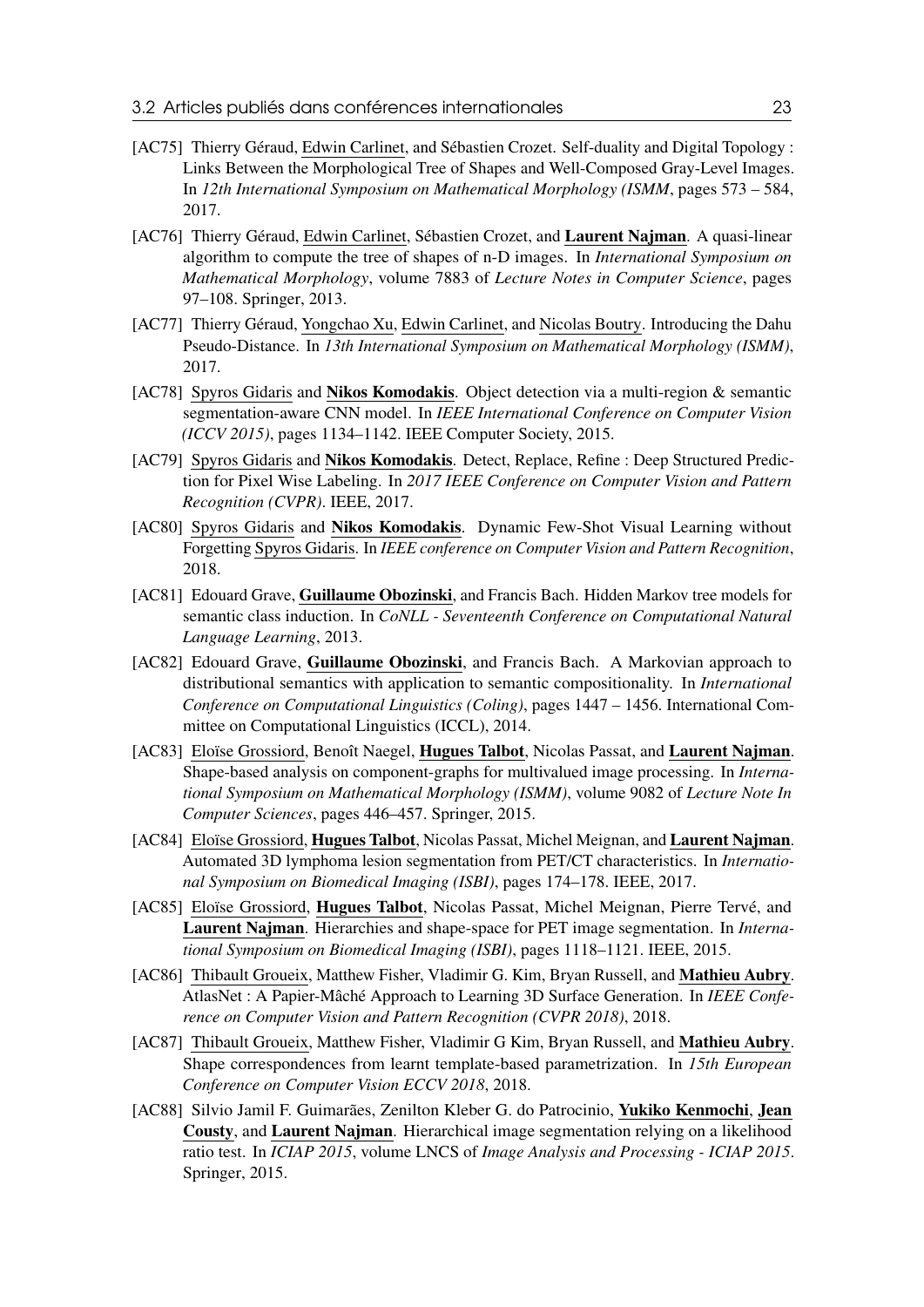[AC75] Thierry Géraud, Edwin Carlinet, and Sébastien Crozet. Self-duality and Digital Topology : Links Between the Morphological Tree of Shapes and Well-Composed Gray-Level Images. In *12th International Symposium on Mathematical Morphology (ISMM*, pages 573 – 584, 2017.

[AC76] Thierry Géraud, Edwin Carlinet, Sébastien Crozet, and **Laurent Najman**. A quasi-linear algorithm to compute the tree of shapes of n-D images. In *International Symposium on Mathematical Morphology*, volume 7883 of *Lecture Notes in Computer Science*, pages 97–108. Springer, 2013.

[AC77] Thierry Géraud, Yongchao Xu, Edwin Carlinet, and Nicolas Boutry. Introducing the Dahu Pseudo-Distance. In *13th International Symposium on Mathematical Morphology (ISMM)*, 2017.

[AC78] Spyros Gidaris and **Nikos Komodakis**. Object detection via a multi-region & semantic segmentation-aware CNN model. In *IEEE International Conference on Computer Vision (ICCV 2015)*, pages 1134–1142. IEEE Computer Society, 2015.

[AC79] Spyros Gidaris and **Nikos Komodakis**. Detect, Replace, Refine : Deep Structured Prediction for Pixel Wise Labeling. In *2017 IEEE Conference on Computer Vision and Pattern Recognition (CVPR)*. IEEE, 2017.

[AC80] Spyros Gidaris and **Nikos Komodakis**. Dynamic Few-Shot Visual Learning without Forgetting Spyros Gidaris. In *IEEE conference on Computer Vision and Pattern Recognition*, 2018.

[AC81] Edouard Grave, **Guillaume Obozinski**, and Francis Bach. Hidden Markov tree models for semantic class induction. In *CoNLL - Seventeenth Conference on Computational Natural Language Learning*, 2013.

[AC82] Edouard Grave, **Guillaume Obozinski**, and Francis Bach. A Markovian approach to distributional semantics with application to semantic compositionality. In *International Conference on Computational Linguistics (Coling)*, pages 1447 – 1456. International Committee on Computational Linguistics (ICCL), 2014.

[AC83] Eloïse Grossiord, Benoît Naegel, **Hugues Talbot**, Nicolas Passat, and **Laurent Najman**. Shape-based analysis on component-graphs for multivalued image processing. In *International Symposium on Mathematical Morphology (ISMM)*, volume 9082 of *Lecture Note In Computer Sciences*, pages 446–457. Springer, 2015.

[AC84] Eloïse Grossiord, **Hugues Talbot**, Nicolas Passat, Michel Meignan, and **Laurent Najman**. Automated 3D lymphoma lesion segmentation from PET/CT characteristics. In *International Symposium on Biomedical Imaging (ISBI)*, pages 174–178. IEEE, 2017.

[AC85] Eloïse Grossiord, **Hugues Talbot**, Nicolas Passat, Michel Meignan, Pierre Tervé, and **Laurent Najman**. Hierarchies and shape-space for PET image segmentation. In *International Symposium on Biomedical Imaging (ISBI)*, pages 1118–1121. IEEE, 2015.

[AC86] Thibault Groueix, Matthew Fisher, Vladimir G. Kim, Bryan Russell, and **Mathieu Aubry**. AtlasNet : A Papier-Mâché Approach to Learning 3D Surface Generation. In *IEEE Conference on Computer Vision and Pattern Recognition (CVPR 2018)*, 2018.

[AC87] Thibault Groueix, Matthew Fisher, Vladimir G Kim, Bryan Russell, and **Mathieu Aubry**. Shape correspondences from learnt template-based parametrization. In *15th European Conference on Computer Vision ECCV 2018*, 2018.

[AC88] Silvio Jamil F. Guimarães, Zenilton Kleber G. do Patrocinio, **Yukiko Kenmochi**, **Jean Cousty**, and **Laurent Najman**. Hierarchical image segmentation relying on a likelihood ratio test. In *ICIAP 2015*, volume LNCS of *Image Analysis and Processing - ICIAP 2015*. Springer, 2015.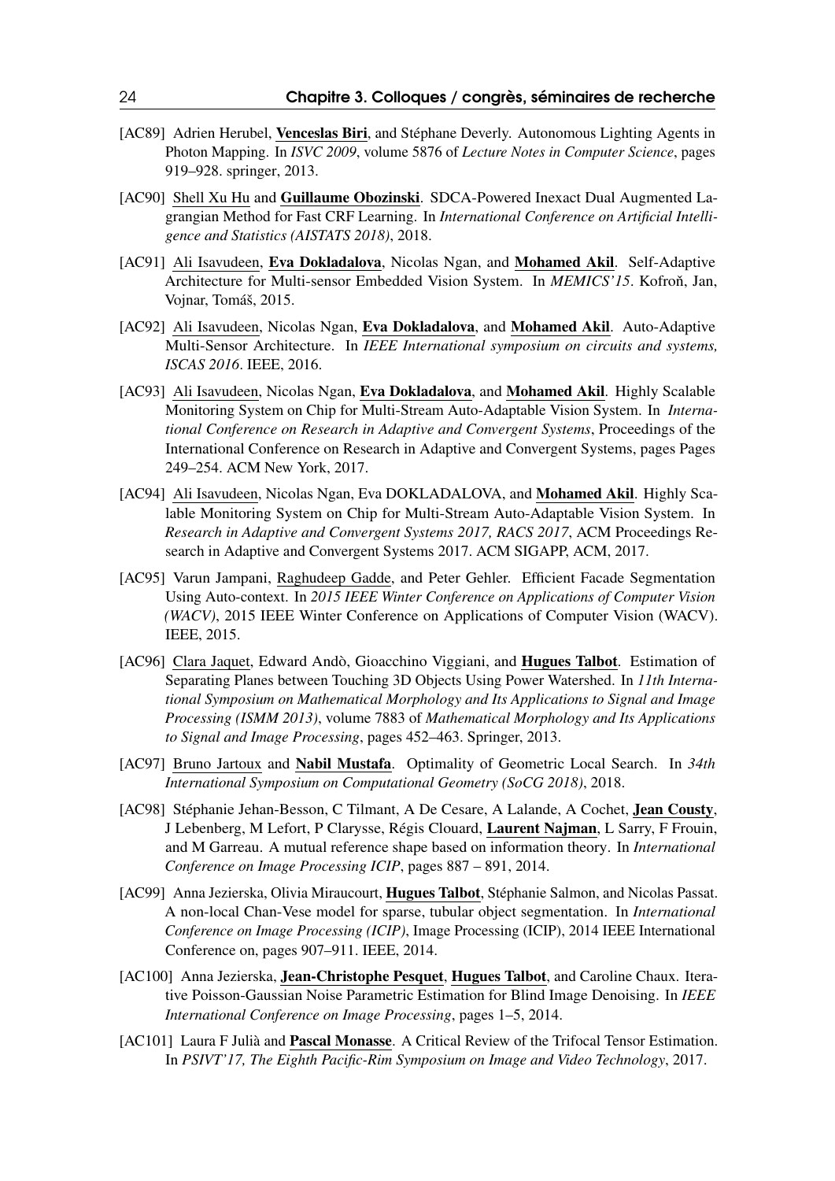[AC89] Adrien Herubel, **Venceslas Biri**, and Stéphane Deverly. Autonomous Lighting Agents in Photon Mapping. In *ISVC 2009*, volume 5876 of *Lecture Notes in Computer Science*, pages 919–928. springer, 2013.

[AC90] Shell Xu Hu and **Guillaume Obozinski**. SDCA-Powered Inexact Dual Augmented Lagrangian Method for Fast CRF Learning. In *International Conference on Artificial Intelligence and Statistics (AISTATS 2018)*, 2018.

[AC91] Ali Isavudeen, **Eva Dokladalova**, Nicolas Ngan, and **Mohamed Akil**. Self-Adaptive Architecture for Multi-sensor Embedded Vision System. In *MEMICS'15*. Kofroň, Jan, Vojnar, Tomáš, 2015.

[AC92] Ali Isavudeen, Nicolas Ngan, **Eva Dokladalova**, and **Mohamed Akil**. Auto-Adaptive Multi-Sensor Architecture. In *IEEE International symposium on circuits and systems, ISCAS 2016*. IEEE, 2016.

[AC93] Ali Isavudeen, Nicolas Ngan, **Eva Dokladalova**, and **Mohamed Akil**. Highly Scalable Monitoring System on Chip for Multi-Stream Auto-Adaptable Vision System. In *International Conference on Research in Adaptive and Convergent Systems*, Proceedings of the International Conference on Research in Adaptive and Convergent Systems, pages Pages 249–254. ACM New York, 2017.

[AC94] Ali Isavudeen, Nicolas Ngan, Eva DOKLADALOVA, and **Mohamed Akil**. Highly Scalable Monitoring System on Chip for Multi-Stream Auto-Adaptable Vision System. In *Research in Adaptive and Convergent Systems 2017, RACS 2017*, ACM Proceedings Research in Adaptive and Convergent Systems 2017. ACM SIGAPP, ACM, 2017.

[AC95] Varun Jampani, Raghudeep Gadde, and Peter Gehler. Efficient Facade Segmentation Using Auto-context. In *2015 IEEE Winter Conference on Applications of Computer Vision (WACV)*, 2015 IEEE Winter Conference on Applications of Computer Vision (WACV). IEEE, 2015.

[AC96] Clara Jaquet, Edward Andò, Gioacchino Viggiani, and **Hugues Talbot**. Estimation of Separating Planes between Touching 3D Objects Using Power Watershed. In *11th International Symposium on Mathematical Morphology and Its Applications to Signal and Image Processing (ISMM 2013)*, volume 7883 of *Mathematical Morphology and Its Applications to Signal and Image Processing*, pages 452–463. Springer, 2013.

[AC97] Bruno Jartoux and **Nabil Mustafa**. Optimality of Geometric Local Search. In *34th International Symposium on Computational Geometry (SoCG 2018)*, 2018.

[AC98] Stéphanie Jehan-Besson, C Tilmant, A De Cesare, A Lalande, A Cochet, **Jean Cousty**, J Lebenberg, M Lefort, P Clarysse, Régis Clouard, **Laurent Najman**, L Sarry, F Frouin, and M Garreau. A mutual reference shape based on information theory. In *International Conference on Image Processing ICIP*, pages 887 – 891, 2014.

[AC99] Anna Jezierska, Olivia Miraucourt, **Hugues Talbot**, Stéphanie Salmon, and Nicolas Passat. A non-local Chan-Vese model for sparse, tubular object segmentation. In *International Conference on Image Processing (ICIP)*, Image Processing (ICIP), 2014 IEEE International Conference on, pages 907–911. IEEE, 2014.

[AC100] Anna Jezierska, **Jean-Christophe Pesquet**, **Hugues Talbot**, and Caroline Chaux. Iterative Poisson-Gaussian Noise Parametric Estimation for Blind Image Denoising. In *IEEE International Conference on Image Processing*, pages 1–5, 2014.

[AC101] Laura F Julià and **Pascal Monasse**. A Critical Review of the Trifocal Tensor Estimation. In *PSIVT'17, The Eighth Pacific-Rim Symposium on Image and Video Technology*, 2017.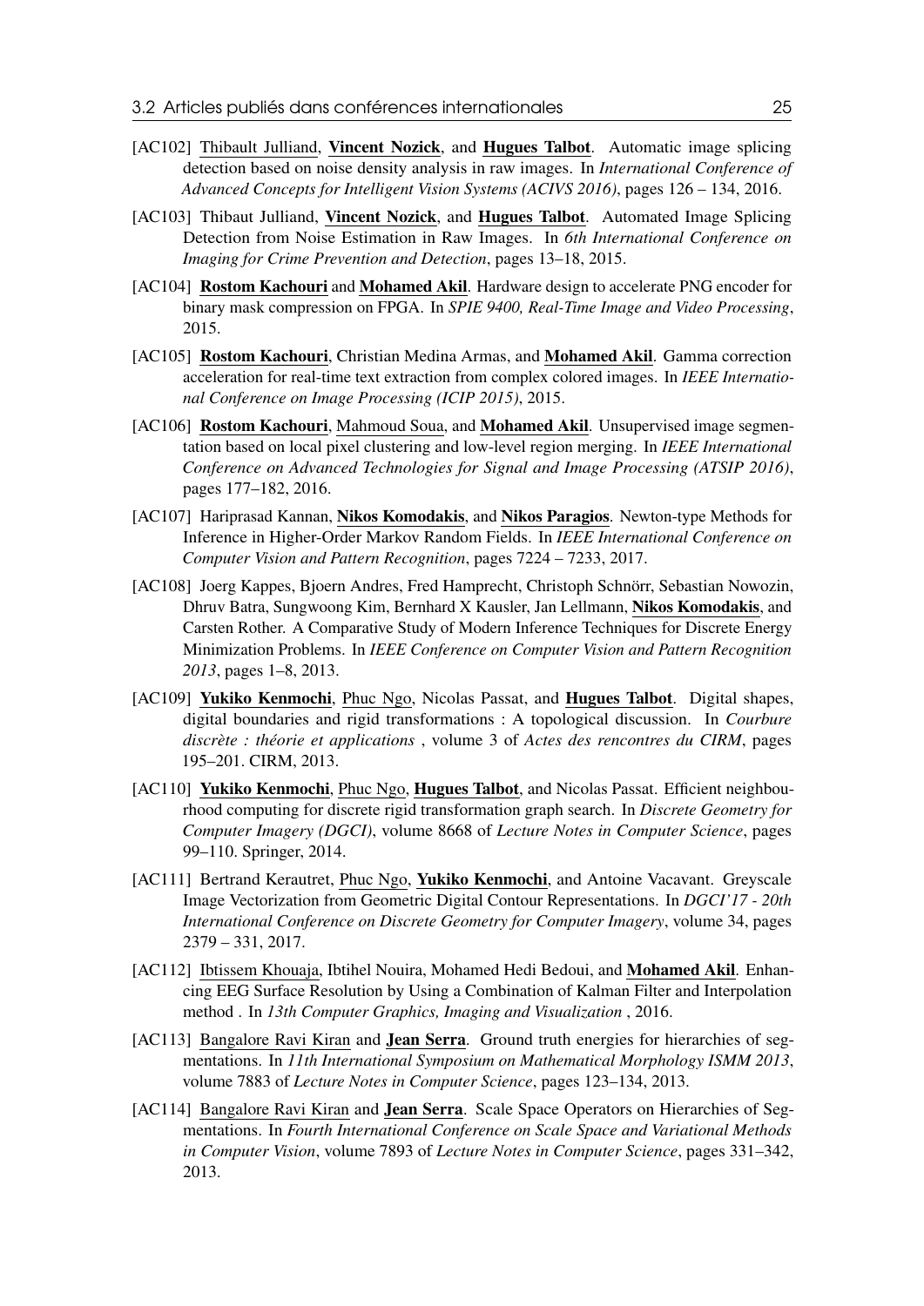[AC102] Thibault Julliand, **Vincent Nozick**, and **Hugues Talbot**. Automatic image splicing detection based on noise density analysis in raw images. In *International Conference of Advanced Concepts for Intelligent Vision Systems (ACIVS 2016)*, pages 126 – 134, 2016.

[AC103] Thibaut Julliand, **Vincent Nozick**, and **Hugues Talbot**. Automated Image Splicing Detection from Noise Estimation in Raw Images. In *6th International Conference on Imaging for Crime Prevention and Detection*, pages 13–18, 2015.

[AC104] **Rostom Kachouri** and **Mohamed Akil**. Hardware design to accelerate PNG encoder for binary mask compression on FPGA. In *SPIE 9400, Real-Time Image and Video Processing*, 2015.

[AC105] **Rostom Kachouri**, Christian Medina Armas, and **Mohamed Akil**. Gamma correction acceleration for real-time text extraction from complex colored images. In *IEEE International Conference on Image Processing (ICIP 2015)*, 2015.

[AC106] **Rostom Kachouri**, Mahmoud Soua, and **Mohamed Akil**. Unsupervised image segmentation based on local pixel clustering and low-level region merging. In *IEEE International Conference on Advanced Technologies for Signal and Image Processing (ATSIP 2016)*, pages 177–182, 2016.

[AC107] Hariprasad Kannan, **Nikos Komodakis**, and **Nikos Paragios**. Newton-type Methods for Inference in Higher-Order Markov Random Fields. In *IEEE International Conference on Computer Vision and Pattern Recognition*, pages 7224 – 7233, 2017.

[AC108] Joerg Kappes, Bjoern Andres, Fred Hamprecht, Christoph Schnörr, Sebastian Nowozin, Dhruv Batra, Sungwoong Kim, Bernhard X Kausler, Jan Lellmann, **Nikos Komodakis**, and Carsten Rother. A Comparative Study of Modern Inference Techniques for Discrete Energy Minimization Problems. In *IEEE Conference on Computer Vision and Pattern Recognition 2013*, pages 1–8, 2013.

[AC109] **Yukiko Kenmochi**, Phuc Ngo, Nicolas Passat, and **Hugues Talbot**. Digital shapes, digital boundaries and rigid transformations : A topological discussion. In *Courbure discrète : théorie et applications* , volume 3 of *Actes des rencontres du CIRM*, pages 195–201. CIRM, 2013.

[AC110] **Yukiko Kenmochi**, Phuc Ngo, **Hugues Talbot**, and Nicolas Passat. Efficient neighbourhood computing for discrete rigid transformation graph search. In *Discrete Geometry for Computer Imagery (DGCI)*, volume 8668 of *Lecture Notes in Computer Science*, pages 99–110. Springer, 2014.

[AC111] Bertrand Kerautret, Phuc Ngo, **Yukiko Kenmochi**, and Antoine Vacavant. Greyscale Image Vectorization from Geometric Digital Contour Representations. In *DGCI'17 - 20th International Conference on Discrete Geometry for Computer Imagery*, volume 34, pages 2379 – 331, 2017.

[AC112] Ibtissem Khouaja, Ibtihel Nouira, Mohamed Hedi Bedoui, and **Mohamed Akil**. Enhancing EEG Surface Resolution by Using a Combination of Kalman Filter and Interpolation method . In *13th Computer Graphics, Imaging and Visualization* , 2016.

[AC113] Bangalore Ravi Kiran and **Jean Serra**. Ground truth energies for hierarchies of segmentations. In *11th International Symposium on Mathematical Morphology ISMM 2013*, volume 7883 of *Lecture Notes in Computer Science*, pages 123–134, 2013.

[AC114] Bangalore Ravi Kiran and **Jean Serra**. Scale Space Operators on Hierarchies of Segmentations. In *Fourth International Conference on Scale Space and Variational Methods in Computer Vision*, volume 7893 of *Lecture Notes in Computer Science*, pages 331–342, 2013.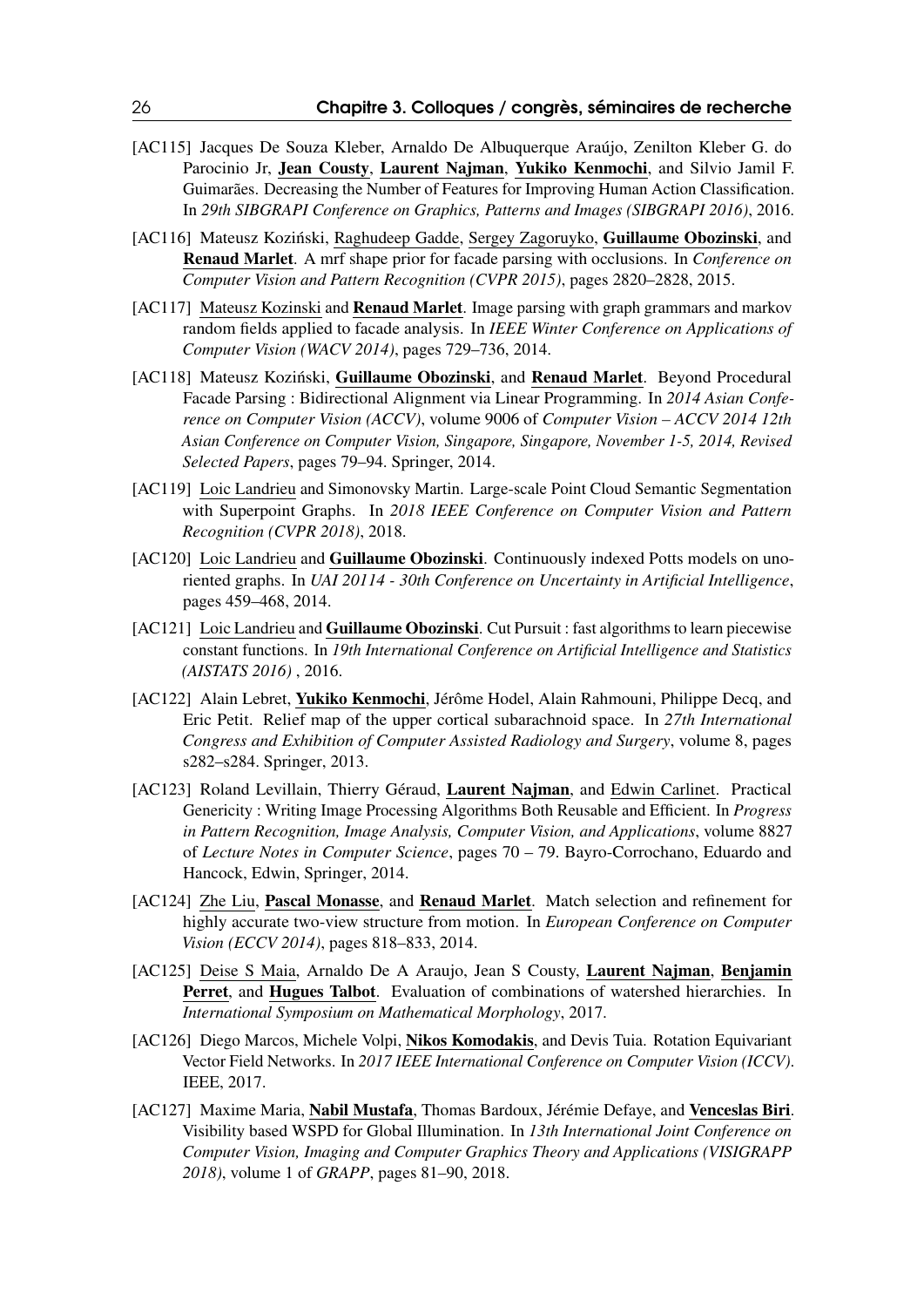[AC115] Jacques De Souza Kleber, Arnaldo De Albuquerque Araújo, Zenilton Kleber G. do Parocinio Jr, **Jean Cousty**, **Laurent Najman**, **Yukiko Kenmochi**, and Silvio Jamil F. Guimarães. Decreasing the Number of Features for Improving Human Action Classification. In *29th SIBGRAPI Conference on Graphics, Patterns and Images (SIBGRAPI 2016)*, 2016.

[AC116] Mateusz Koziński, Raghudeep Gadde, Sergey Zagoruyko, **Guillaume Obozinski**, and **Renaud Marlet**. A mrf shape prior for facade parsing with occlusions. In *Conference on Computer Vision and Pattern Recognition (CVPR 2015)*, pages 2820–2828, 2015.

[AC117] Mateusz Kozinski and **Renaud Marlet**. Image parsing with graph grammars and markov random fields applied to facade analysis. In *IEEE Winter Conference on Applications of Computer Vision (WACV 2014)*, pages 729–736, 2014.

[AC118] Mateusz Koziński, **Guillaume Obozinski**, and **Renaud Marlet**. Beyond Procedural Facade Parsing : Bidirectional Alignment via Linear Programming. In *2014 Asian Conference on Computer Vision (ACCV)*, volume 9006 of *Computer Vision – ACCV 2014 12th Asian Conference on Computer Vision, Singapore, Singapore, November 1-5, 2014, Revised Selected Papers*, pages 79–94. Springer, 2014.

[AC119] Loic Landrieu and Simonovsky Martin. Large-scale Point Cloud Semantic Segmentation with Superpoint Graphs. In *2018 IEEE Conference on Computer Vision and Pattern Recognition (CVPR 2018)*, 2018.

[AC120] Loic Landrieu and **Guillaume Obozinski**. Continuously indexed Potts models on unoriented graphs. In *UAI 20114 - 30th Conference on Uncertainty in Artificial Intelligence*, pages 459–468, 2014.

[AC121] Loic Landrieu and **Guillaume Obozinski**. Cut Pursuit : fast algorithms to learn piecewise constant functions. In *19th International Conference on Artificial Intelligence and Statistics (AISTATS 2016)* , 2016.

[AC122] Alain Lebret, **Yukiko Kenmochi**, Jérôme Hodel, Alain Rahmouni, Philippe Decq, and Eric Petit. Relief map of the upper cortical subarachnoid space. In *27th International Congress and Exhibition of Computer Assisted Radiology and Surgery*, volume 8, pages s282–s284. Springer, 2013.

[AC123] Roland Levillain, Thierry Géraud, **Laurent Najman**, and Edwin Carlinet. Practical Genericity : Writing Image Processing Algorithms Both Reusable and Efficient. In *Progress in Pattern Recognition, Image Analysis, Computer Vision, and Applications*, volume 8827 of *Lecture Notes in Computer Science*, pages 70 – 79. Bayro-Corrochano, Eduardo and Hancock, Edwin, Springer, 2014.

[AC124] Zhe Liu, **Pascal Monasse**, and **Renaud Marlet**. Match selection and refinement for highly accurate two-view structure from motion. In *European Conference on Computer Vision (ECCV 2014)*, pages 818–833, 2014.

[AC125] Deise S Maia, Arnaldo De A Araujo, Jean S Cousty, **Laurent Najman**, **Benjamin Perret**, and **Hugues Talbot**. Evaluation of combinations of watershed hierarchies. In *International Symposium on Mathematical Morphology*, 2017.

[AC126] Diego Marcos, Michele Volpi, **Nikos Komodakis**, and Devis Tuia. Rotation Equivariant Vector Field Networks. In *2017 IEEE International Conference on Computer Vision (ICCV)*. IEEE, 2017.

[AC127] Maxime Maria, **Nabil Mustafa**, Thomas Bardoux, Jérémie Defaye, and **Venceslas Biri**. Visibility based WSPD for Global Illumination. In *13th International Joint Conference on Computer Vision, Imaging and Computer Graphics Theory and Applications (VISIGRAPP 2018)*, volume 1 of *GRAPP*, pages 81–90, 2018.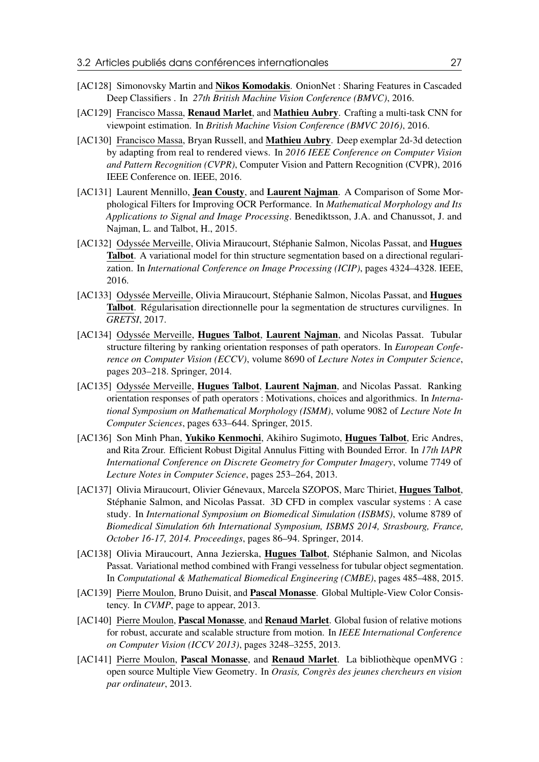[AC128] Simonovsky Martin and **Nikos Komodakis**. OnionNet : Sharing Features in Cascaded Deep Classifiers . In *27th British Machine Vision Conference (BMVC)*, 2016.

[AC129] Francisco Massa, **Renaud Marlet**, and **Mathieu Aubry**. Crafting a multi-task CNN for viewpoint estimation. In *British Machine Vision Conference (BMVC 2016)*, 2016.

[AC130] Francisco Massa, Bryan Russell, and **Mathieu Aubry**. Deep exemplar 2d-3d detection by adapting from real to rendered views. In *2016 IEEE Conference on Computer Vision and Pattern Recognition (CVPR)*, Computer Vision and Pattern Recognition (CVPR), 2016 IEEE Conference on. IEEE, 2016.

[AC131] Laurent Mennillo, **Jean Cousty**, and **Laurent Najman**. A Comparison of Some Morphological Filters for Improving OCR Performance. In *Mathematical Morphology and Its Applications to Signal and Image Processing*. Benediktsson, J.A. and Chanussot, J. and Najman, L. and Talbot, H., 2015.

[AC132] Odyssée Merveille, Olivia Miraucourt, Stéphanie Salmon, Nicolas Passat, and **Hugues Talbot**. A variational model for thin structure segmentation based on a directional regularization. In *International Conference on Image Processing (ICIP)*, pages 4324–4328. IEEE, 2016.

[AC133] Odyssée Merveille, Olivia Miraucourt, Stéphanie Salmon, Nicolas Passat, and **Hugues Talbot**. Régularisation directionnelle pour la segmentation de structures curvilignes. In *GRETSI*, 2017.

[AC134] Odyssée Merveille, **Hugues Talbot**, **Laurent Najman**, and Nicolas Passat. Tubular structure filtering by ranking orientation responses of path operators. In *European Conference on Computer Vision (ECCV)*, volume 8690 of *Lecture Notes in Computer Science*, pages 203–218. Springer, 2014.

[AC135] Odyssée Merveille, **Hugues Talbot**, **Laurent Najman**, and Nicolas Passat. Ranking orientation responses of path operators : Motivations, choices and algorithmics. In *International Symposium on Mathematical Morphology (ISMM)*, volume 9082 of *Lecture Note In Computer Sciences*, pages 633–644. Springer, 2015.

[AC136] Son Minh Phan, **Yukiko Kenmochi**, Akihiro Sugimoto, **Hugues Talbot**, Eric Andres, and Rita Zrour. Efficient Robust Digital Annulus Fitting with Bounded Error. In *17th IAPR International Conference on Discrete Geometry for Computer Imagery*, volume 7749 of *Lecture Notes in Computer Science*, pages 253–264, 2013.

[AC137] Olivia Miraucourt, Olivier Génevaux, Marcela SZOPOS, Marc Thiriet, **Hugues Talbot**, Stéphanie Salmon, and Nicolas Passat. 3D CFD in complex vascular systems : A case study. In *International Symposium on Biomedical Simulation (ISBMS)*, volume 8789 of *Biomedical Simulation 6th International Symposium, ISBMS 2014, Strasbourg, France, October 16-17, 2014. Proceedings*, pages 86–94. Springer, 2014.

[AC138] Olivia Miraucourt, Anna Jezierska, **Hugues Talbot**, Stéphanie Salmon, and Nicolas Passat. Variational method combined with Frangi vesselness for tubular object segmentation. In *Computational & Mathematical Biomedical Engineering (CMBE)*, pages 485–488, 2015.

[AC139] Pierre Moulon, Bruno Duisit, and **Pascal Monasse**. Global Multiple-View Color Consistency. In *CVMP*, page to appear, 2013.

[AC140] Pierre Moulon, **Pascal Monasse**, and **Renaud Marlet**. Global fusion of relative motions for robust, accurate and scalable structure from motion. In *IEEE International Conference on Computer Vision (ICCV 2013)*, pages 3248–3255, 2013.

[AC141] Pierre Moulon, **Pascal Monasse**, and **Renaud Marlet**. La bibliothèque openMVG : open source Multiple View Geometry. In *Orasis, Congrès des jeunes chercheurs en vision par ordinateur*, 2013.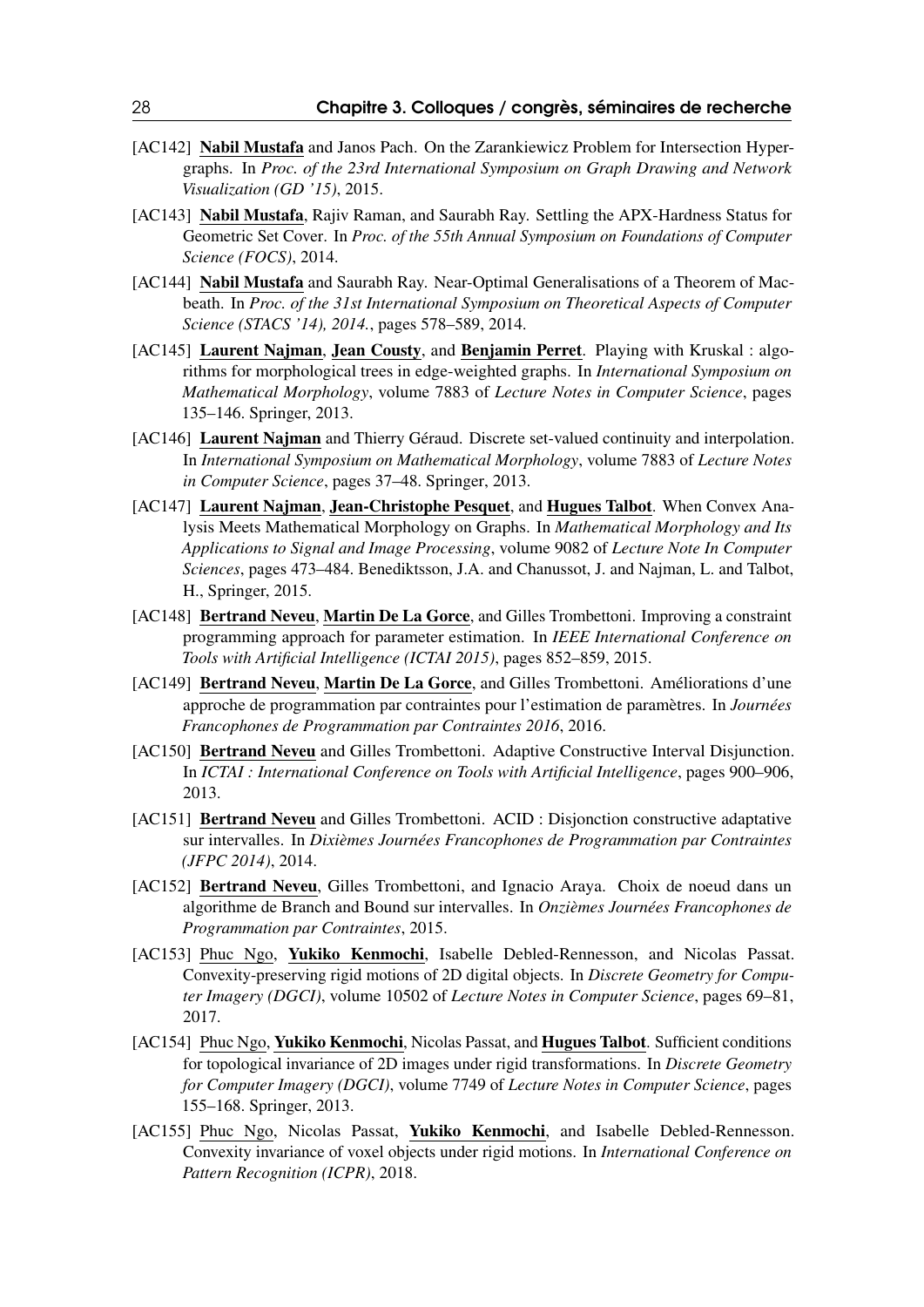[AC142] **Nabil Mustafa** and Janos Pach. On the Zarankiewicz Problem for Intersection Hypergraphs. In *Proc. of the 23rd International Symposium on Graph Drawing and Network Visualization (GD '15)*, 2015.

[AC143] **Nabil Mustafa**, Rajiv Raman, and Saurabh Ray. Settling the APX-Hardness Status for Geometric Set Cover. In *Proc. of the 55th Annual Symposium on Foundations of Computer Science (FOCS)*, 2014.

[AC144] **Nabil Mustafa** and Saurabh Ray. Near-Optimal Generalisations of a Theorem of Macbeath. In *Proc. of the 31st International Symposium on Theoretical Aspects of Computer Science (STACS '14), 2014.*, pages 578–589, 2014.

[AC145] **Laurent Najman**, **Jean Cousty**, and **Benjamin Perret**. Playing with Kruskal : algorithms for morphological trees in edge-weighted graphs. In *International Symposium on Mathematical Morphology*, volume 7883 of *Lecture Notes in Computer Science*, pages 135–146. Springer, 2013.

[AC146] **Laurent Najman** and Thierry Géraud. Discrete set-valued continuity and interpolation. In *International Symposium on Mathematical Morphology*, volume 7883 of *Lecture Notes in Computer Science*, pages 37–48. Springer, 2013.

[AC147] **Laurent Najman**, **Jean-Christophe Pesquet**, and **Hugues Talbot**. When Convex Analysis Meets Mathematical Morphology on Graphs. In *Mathematical Morphology and Its Applications to Signal and Image Processing*, volume 9082 of *Lecture Note In Computer Sciences*, pages 473–484. Benediktsson, J.A. and Chanussot, J. and Najman, L. and Talbot, H., Springer, 2015.

[AC148] **Bertrand Neveu**, **Martin De La Gorce**, and Gilles Trombettoni. Improving a constraint programming approach for parameter estimation. In *IEEE International Conference on Tools with Artificial Intelligence (ICTAI 2015)*, pages 852–859, 2015.

[AC149] **Bertrand Neveu**, **Martin De La Gorce**, and Gilles Trombettoni. Améliorations d'une approche de programmation par contraintes pour l'estimation de paramètres. In *Journées Francophones de Programmation par Contraintes 2016*, 2016.

[AC150] **Bertrand Neveu** and Gilles Trombettoni. Adaptive Constructive Interval Disjunction. In *ICTAI : International Conference on Tools with Artificial Intelligence*, pages 900–906, 2013.

[AC151] **Bertrand Neveu** and Gilles Trombettoni. ACID : Disjonction constructive adaptative sur intervalles. In *Dixièmes Journées Francophones de Programmation par Contraintes (JFPC 2014)*, 2014.

[AC152] **Bertrand Neveu**, Gilles Trombettoni, and Ignacio Araya. Choix de noeud dans un algorithme de Branch and Bound sur intervalles. In *Onzièmes Journées Francophones de Programmation par Contraintes*, 2015.

[AC153] Phuc Ngo, **Yukiko Kenmochi**, Isabelle Debled-Rennesson, and Nicolas Passat. Convexity-preserving rigid motions of 2D digital objects. In *Discrete Geometry for Computer Imagery (DGCI)*, volume 10502 of *Lecture Notes in Computer Science*, pages 69–81, 2017.

[AC154] Phuc Ngo, **Yukiko Kenmochi**, Nicolas Passat, and **Hugues Talbot**. Sufficient conditions for topological invariance of 2D images under rigid transformations. In *Discrete Geometry for Computer Imagery (DGCI)*, volume 7749 of *Lecture Notes in Computer Science*, pages 155–168. Springer, 2013.

[AC155] Phuc Ngo, Nicolas Passat, **Yukiko Kenmochi**, and Isabelle Debled-Rennesson. Convexity invariance of voxel objects under rigid motions. In *International Conference on Pattern Recognition (ICPR)*, 2018.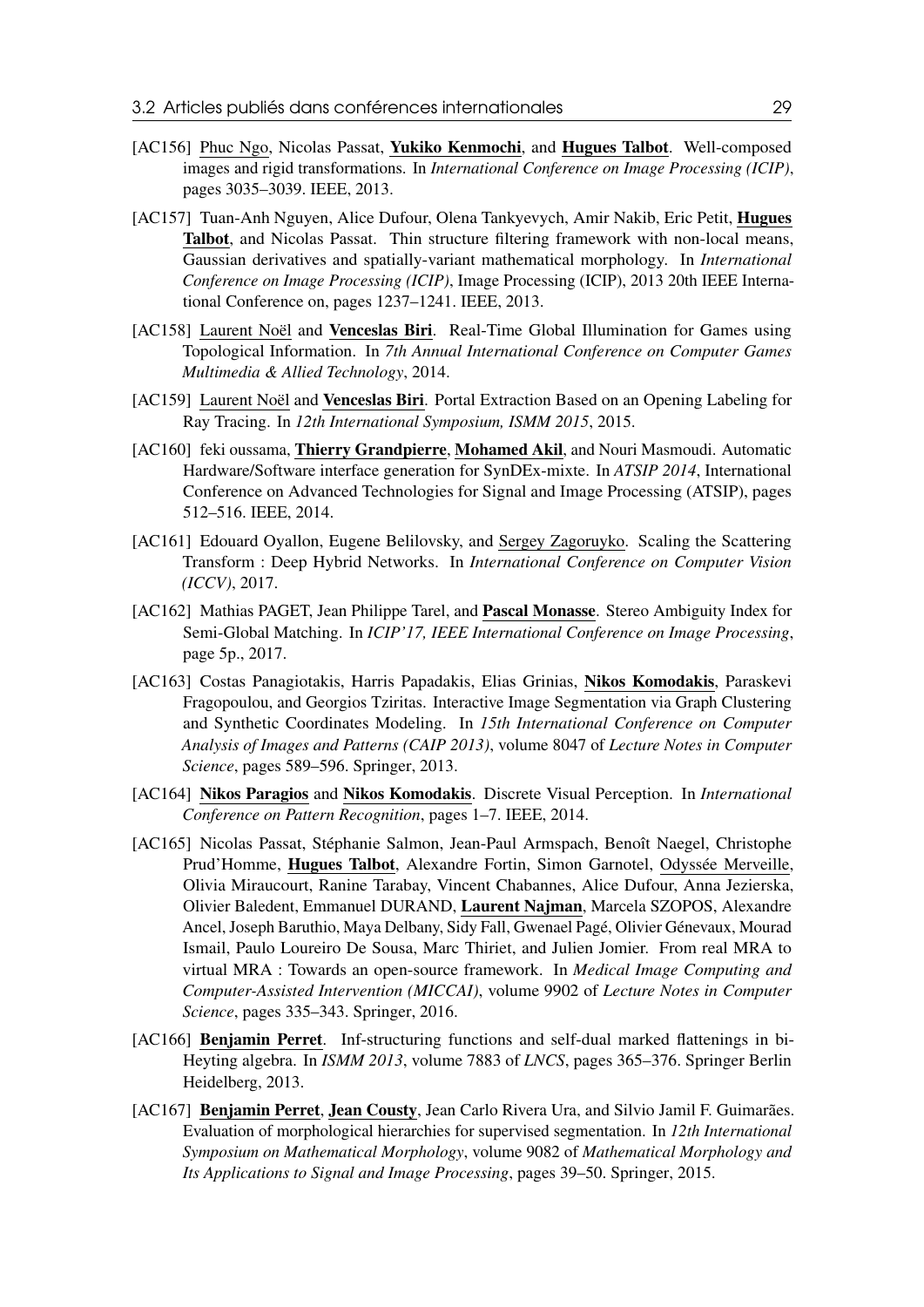- [AC156] Phuc Ngo, Nicolas Passat, **Yukiko Kenmochi**, and **Hugues Talbot**. Well-composed images and rigid transformations. In *International Conference on Image Processing (ICIP)*, pages 3035–3039. IEEE, 2013.
- [AC157] Tuan-Anh Nguyen, Alice Dufour, Olena Tankyevych, Amir Nakib, Eric Petit, **Hugues Talbot**, and Nicolas Passat. Thin structure filtering framework with non-local means, Gaussian derivatives and spatially-variant mathematical morphology. In *International Conference on Image Processing (ICIP)*, Image Processing (ICIP), 2013 20th IEEE International Conference on, pages 1237–1241. IEEE, 2013.
- [AC158] Laurent Noël and **Venceslas Biri**. Real-Time Global Illumination for Games using Topological Information. In *7th Annual International Conference on Computer Games Multimedia & Allied Technology*, 2014.
- [AC159] Laurent Noël and **Venceslas Biri**. Portal Extraction Based on an Opening Labeling for Ray Tracing. In *12th International Symposium, ISMM 2015*, 2015.
- [AC160] feki oussama, **Thierry Grandpierre**, **Mohamed Akil**, and Nouri Masmoudi. Automatic Hardware/Software interface generation for SynDEx-mixte. In *ATSIP 2014*, International Conference on Advanced Technologies for Signal and Image Processing (ATSIP), pages 512–516. IEEE, 2014.
- [AC161] Edouard Oyallon, Eugene Belilovsky, and Sergey Zagoruyko. Scaling the Scattering Transform : Deep Hybrid Networks. In *International Conference on Computer Vision (ICCV)*, 2017.
- [AC162] Mathias PAGET, Jean Philippe Tarel, and **Pascal Monasse**. Stereo Ambiguity Index for Semi-Global Matching. In *ICIP'17, IEEE International Conference on Image Processing*, page 5p., 2017.
- [AC163] Costas Panagiotakis, Harris Papadakis, Elias Grinias, **Nikos Komodakis**, Paraskevi Fragopoulou, and Georgios Tziritas. Interactive Image Segmentation via Graph Clustering and Synthetic Coordinates Modeling. In *15th International Conference on Computer Analysis of Images and Patterns (CAIP 2013)*, volume 8047 of *Lecture Notes in Computer Science*, pages 589–596. Springer, 2013.
- [AC164] **Nikos Paragios** and **Nikos Komodakis**. Discrete Visual Perception. In *International Conference on Pattern Recognition*, pages 1–7. IEEE, 2014.
- [AC165] Nicolas Passat, Stéphanie Salmon, Jean-Paul Armspach, Benoît Naegel, Christophe Prud'Homme, **Hugues Talbot**, Alexandre Fortin, Simon Garnotel, Odyssée Merveille, Olivia Miraucourt, Ranine Tarabay, Vincent Chabannes, Alice Dufour, Anna Jezierska, Olivier Baledent, Emmanuel DURAND, **Laurent Najman**, Marcela SZOPOS, Alexandre Ancel, Joseph Baruthio, Maya Delbany, Sidy Fall, Gwenael Pagé, Olivier Génevaux, Mourad Ismail, Paulo Loureiro De Sousa, Marc Thiriet, and Julien Jomier. From real MRA to virtual MRA : Towards an open-source framework. In *Medical Image Computing and Computer-Assisted Intervention (MICCAI)*, volume 9902 of *Lecture Notes in Computer Science*, pages 335–343. Springer, 2016.
- [AC166] **Benjamin Perret**. Inf-structuring functions and self-dual marked flattenings in bi-Heyting algebra. In *ISMM 2013*, volume 7883 of *LNCS*, pages 365–376. Springer Berlin Heidelberg, 2013.
- [AC167] **Benjamin Perret**, **Jean Cousty**, Jean Carlo Rivera Ura, and Silvio Jamil F. Guimarães. Evaluation of morphological hierarchies for supervised segmentation. In *12th International Symposium on Mathematical Morphology*, volume 9082 of *Mathematical Morphology and Its Applications to Signal and Image Processing*, pages 39–50. Springer, 2015.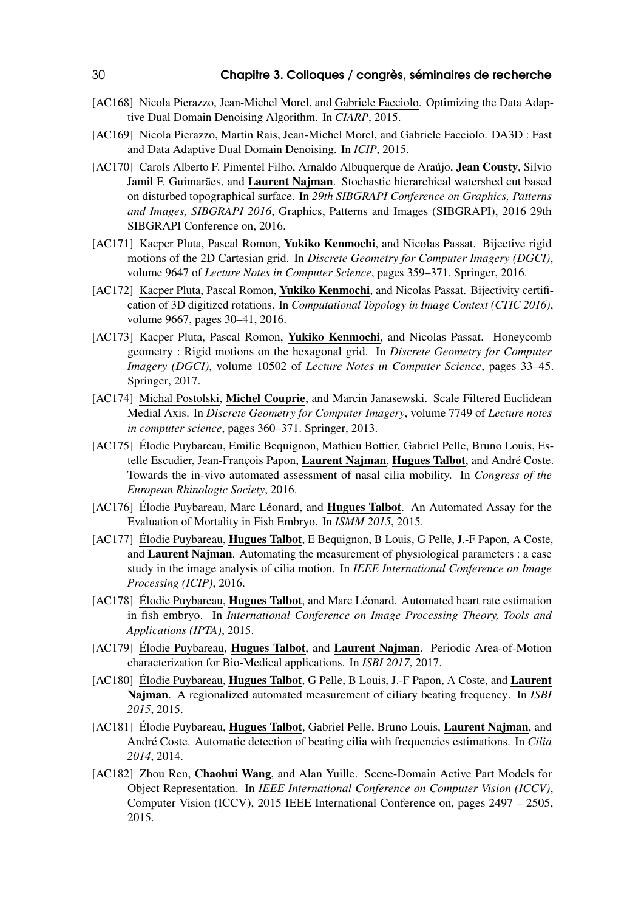[AC168] Nicola Pierazzo, Jean-Michel Morel, and Gabriele Facciolo. Optimizing the Data Adaptive Dual Domain Denoising Algorithm. In *CIARP*, 2015.

[AC169] Nicola Pierazzo, Martin Rais, Jean-Michel Morel, and Gabriele Facciolo. DA3D : Fast and Data Adaptive Dual Domain Denoising. In *ICIP*, 2015.

[AC170] Carols Alberto F. Pimentel Filho, Arnaldo Albuquerque de Araújo, **Jean Cousty**, Silvio Jamil F. Guimarães, and **Laurent Najman**. Stochastic hierarchical watershed cut based on disturbed topographical surface. In *29th SIBGRAPI Conference on Graphics, Patterns and Images, SIBGRAPI 2016*, Graphics, Patterns and Images (SIBGRAPI), 2016 29th SIBGRAPI Conference on, 2016.

[AC171] Kacper Pluta, Pascal Romon, **Yukiko Kenmochi**, and Nicolas Passat. Bijective rigid motions of the 2D Cartesian grid. In *Discrete Geometry for Computer Imagery (DGCI)*, volume 9647 of *Lecture Notes in Computer Science*, pages 359–371. Springer, 2016.

[AC172] Kacper Pluta, Pascal Romon, **Yukiko Kenmochi**, and Nicolas Passat. Bijectivity certification of 3D digitized rotations. In *Computational Topology in Image Context (CTIC 2016)*, volume 9667, pages 30–41, 2016.

[AC173] Kacper Pluta, Pascal Romon, **Yukiko Kenmochi**, and Nicolas Passat. Honeycomb geometry : Rigid motions on the hexagonal grid. In *Discrete Geometry for Computer Imagery (DGCI)*, volume 10502 of *Lecture Notes in Computer Science*, pages 33–45. Springer, 2017.

[AC174] Michal Postolski, **Michel Couprie**, and Marcin Janasewski. Scale Filtered Euclidean Medial Axis. In *Discrete Geometry for Computer Imagery*, volume 7749 of *Lecture notes in computer science*, pages 360–371. Springer, 2013.

[AC175] Élodie Puybareau, Emilie Bequignon, Mathieu Bottier, Gabriel Pelle, Bruno Louis, Estelle Escudier, Jean-François Papon, **Laurent Najman**, **Hugues Talbot**, and André Coste. Towards the in-vivo automated assessment of nasal cilia mobility. In *Congress of the European Rhinologic Society*, 2016.

[AC176] Élodie Puybareau, Marc Léonard, and **Hugues Talbot**. An Automated Assay for the Evaluation of Mortality in Fish Embryo. In *ISMM 2015*, 2015.

[AC177] Élodie Puybareau, **Hugues Talbot**, E Bequignon, B Louis, G Pelle, J.-F Papon, A Coste, and **Laurent Najman**. Automating the measurement of physiological parameters : a case study in the image analysis of cilia motion. In *IEEE International Conference on Image Processing (ICIP)*, 2016.

[AC178] Élodie Puybareau, **Hugues Talbot**, and Marc Léonard. Automated heart rate estimation in fish embryo. In *International Conference on Image Processing Theory, Tools and Applications (IPTA)*, 2015.

[AC179] Élodie Puybareau, **Hugues Talbot**, and **Laurent Najman**. Periodic Area-of-Motion characterization for Bio-Medical applications. In *ISBI 2017*, 2017.

[AC180] Élodie Puybareau, **Hugues Talbot**, G Pelle, B Louis, J.-F Papon, A Coste, and **Laurent Najman**. A regionalized automated measurement of ciliary beating frequency. In *ISBI 2015*, 2015.

[AC181] Élodie Puybareau, **Hugues Talbot**, Gabriel Pelle, Bruno Louis, **Laurent Najman**, and André Coste. Automatic detection of beating cilia with frequencies estimations. In *Cilia 2014*, 2014.

[AC182] Zhou Ren, **Chaohui Wang**, and Alan Yuille. Scene-Domain Active Part Models for Object Representation. In *IEEE International Conference on Computer Vision (ICCV)*, Computer Vision (ICCV), 2015 IEEE International Conference on, pages 2497 – 2505, 2015.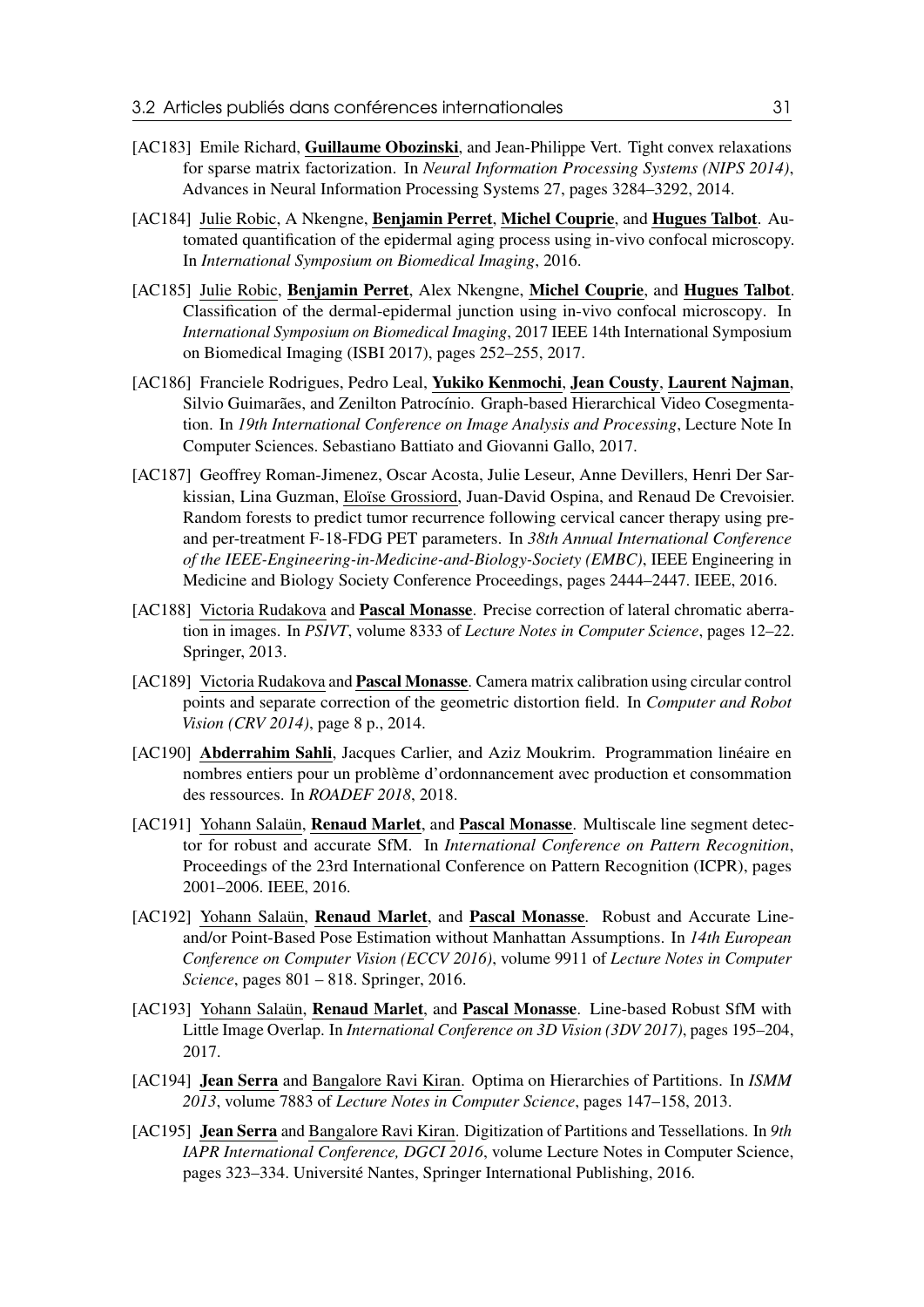[AC183] Emile Richard, **Guillaume Obozinski**, and Jean-Philippe Vert. Tight convex relaxations for sparse matrix factorization. In *Neural Information Processing Systems (NIPS 2014)*, Advances in Neural Information Processing Systems 27, pages 3284–3292, 2014.

[AC184] Julie Robic, A Nkengne, **Benjamin Perret**, **Michel Couprie**, and **Hugues Talbot**. Automated quantification of the epidermal aging process using in-vivo confocal microscopy. In *International Symposium on Biomedical Imaging*, 2016.

[AC185] Julie Robic, **Benjamin Perret**, Alex Nkengne, **Michel Couprie**, and **Hugues Talbot**. Classification of the dermal-epidermal junction using in-vivo confocal microscopy. In *International Symposium on Biomedical Imaging*, 2017 IEEE 14th International Symposium on Biomedical Imaging (ISBI 2017), pages 252–255, 2017.

[AC186] Franciele Rodrigues, Pedro Leal, **Yukiko Kenmochi**, **Jean Cousty**, **Laurent Najman**, Silvio Guimarães, and Zenilton Patrocínio. Graph-based Hierarchical Video Cosegmentation. In *19th International Conference on Image Analysis and Processing*, Lecture Note In Computer Sciences. Sebastiano Battiato and Giovanni Gallo, 2017.

[AC187] Geoffrey Roman-Jimenez, Oscar Acosta, Julie Leseur, Anne Devillers, Henri Der Sarkissian, Lina Guzman, Eloïse Grossiord, Juan-David Ospina, and Renaud De Crevoisier. Random forests to predict tumor recurrence following cervical cancer therapy using pre- and per-treatment F-18-FDG PET parameters. In *38th Annual International Conference of the IEEE-Engineering-in-Medicine-and-Biology-Society (EMBC)*, IEEE Engineering in Medicine and Biology Society Conference Proceedings, pages 2444–2447. IEEE, 2016.

[AC188] Victoria Rudakova and **Pascal Monasse**. Precise correction of lateral chromatic aberration in images. In *PSIVT*, volume 8333 of *Lecture Notes in Computer Science*, pages 12–22. Springer, 2013.

[AC189] Victoria Rudakova and **Pascal Monasse**. Camera matrix calibration using circular control points and separate correction of the geometric distortion field. In *Computer and Robot Vision (CRV 2014)*, page 8 p., 2014.

[AC190] **Abderrahim Sahli**, Jacques Carlier, and Aziz Moukrim. Programmation linéaire en nombres entiers pour un problème d'ordonnancement avec production et consommation des ressources. In *ROADEF 2018*, 2018.

[AC191] Yohann Salaün, **Renaud Marlet**, and **Pascal Monasse**. Multiscale line segment detector for robust and accurate SfM. In *International Conference on Pattern Recognition*, Proceedings of the 23rd International Conference on Pattern Recognition (ICPR), pages 2001–2006. IEEE, 2016.

[AC192] Yohann Salaün, **Renaud Marlet**, and **Pascal Monasse**. Robust and Accurate Line- and/or Point-Based Pose Estimation without Manhattan Assumptions. In *14th European Conference on Computer Vision (ECCV 2016)*, volume 9911 of *Lecture Notes in Computer Science*, pages 801 – 818. Springer, 2016.

[AC193] Yohann Salaün, **Renaud Marlet**, and **Pascal Monasse**. Line-based Robust SfM with Little Image Overlap. In *International Conference on 3D Vision (3DV 2017)*, pages 195–204, 2017.

[AC194] **Jean Serra** and Bangalore Ravi Kiran. Optima on Hierarchies of Partitions. In *ISMM 2013*, volume 7883 of *Lecture Notes in Computer Science*, pages 147–158, 2013.

[AC195] **Jean Serra** and Bangalore Ravi Kiran. Digitization of Partitions and Tessellations. In *9th IAPR International Conference, DGCI 2016*, volume Lecture Notes in Computer Science, pages 323–334. Université Nantes, Springer International Publishing, 2016.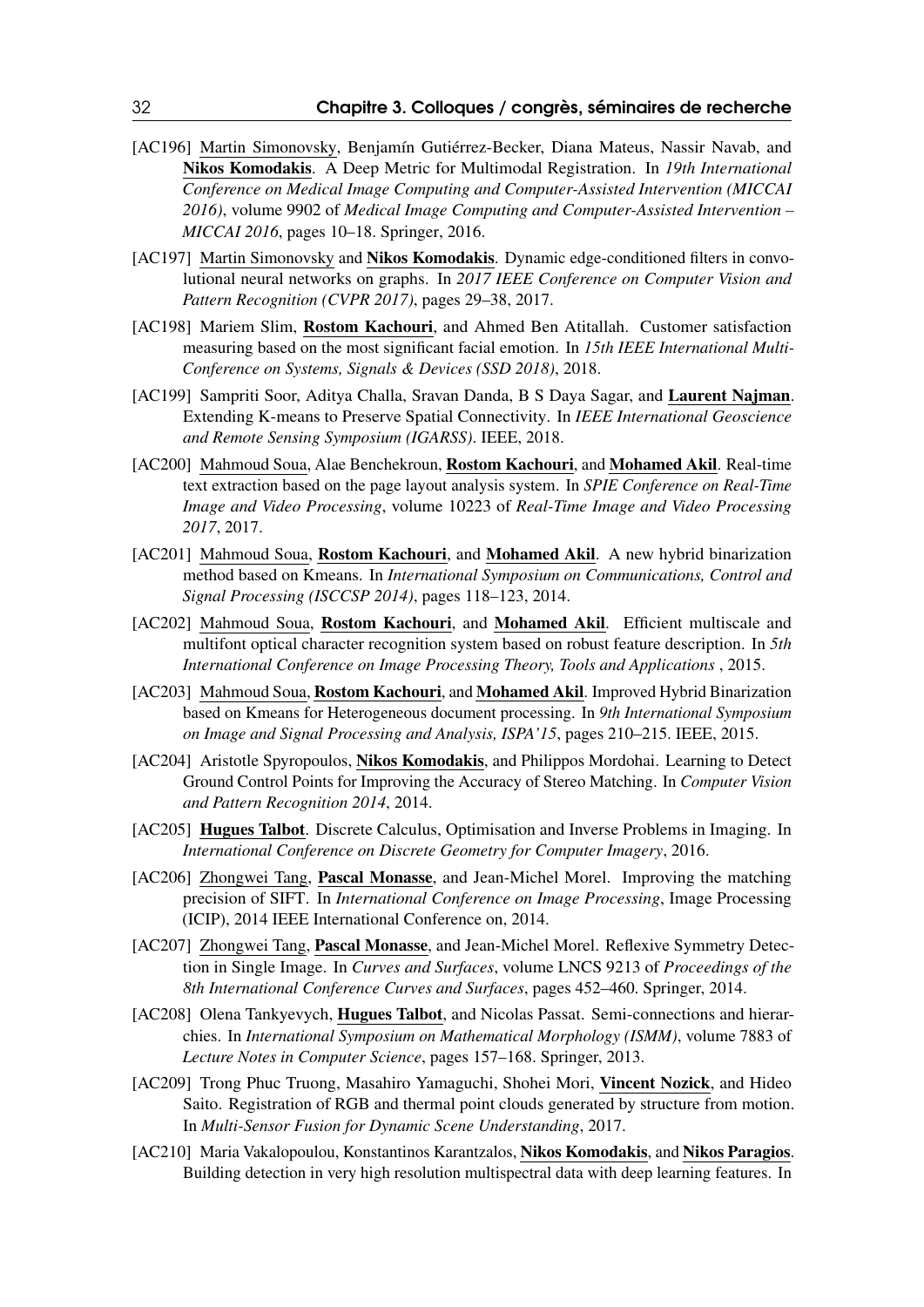- [AC196] Martin Simonovsky, Benjamín Gutiérrez-Becker, Diana Mateus, Nassir Navab, and **Nikos Komodakis**. A Deep Metric for Multimodal Registration. In *19th International Conference on Medical Image Computing and Computer-Assisted Intervention (MICCAI 2016)*, volume 9902 of *Medical Image Computing and Computer-Assisted Intervention – MICCAI 2016*, pages 10–18. Springer, 2016.
- [AC197] Martin Simonovsky and **Nikos Komodakis**. Dynamic edge-conditioned filters in convolutional neural networks on graphs. In *2017 IEEE Conference on Computer Vision and Pattern Recognition (CVPR 2017)*, pages 29–38, 2017.
- [AC198] Mariem Slim, **Rostom Kachouri**, and Ahmed Ben Atitallah. Customer satisfaction measuring based on the most significant facial emotion. In *15th IEEE International Multi-Conference on Systems, Signals & Devices (SSD 2018)*, 2018.
- [AC199] Sampriti Soor, Aditya Challa, Sravan Danda, B S Daya Sagar, and **Laurent Najman**. Extending K-means to Preserve Spatial Connectivity. In *IEEE International Geoscience and Remote Sensing Symposium (IGARSS)*. IEEE, 2018.
- [AC200] Mahmoud Soua, Alae Benchekroun, **Rostom Kachouri**, and **Mohamed Akil**. Real-time text extraction based on the page layout analysis system. In *SPIE Conference on Real-Time Image and Video Processing*, volume 10223 of *Real-Time Image and Video Processing 2017*, 2017.
- [AC201] Mahmoud Soua, **Rostom Kachouri**, and **Mohamed Akil**. A new hybrid binarization method based on Kmeans. In *International Symposium on Communications, Control and Signal Processing (ISCCSP 2014)*, pages 118–123, 2014.
- [AC202] Mahmoud Soua, **Rostom Kachouri**, and **Mohamed Akil**. Efficient multiscale and multifont optical character recognition system based on robust feature description. In *5th International Conference on Image Processing Theory, Tools and Applications* , 2015.
- [AC203] Mahmoud Soua, **Rostom Kachouri**, and **Mohamed Akil**. Improved Hybrid Binarization based on Kmeans for Heterogeneous document processing. In *9th International Symposium on Image and Signal Processing and Analysis, ISPA'15*, pages 210–215. IEEE, 2015.
- [AC204] Aristotle Spyropoulos, **Nikos Komodakis**, and Philippos Mordohai. Learning to Detect Ground Control Points for Improving the Accuracy of Stereo Matching. In *Computer Vision and Pattern Recognition 2014*, 2014.
- [AC205] **Hugues Talbot**. Discrete Calculus, Optimisation and Inverse Problems in Imaging. In *International Conference on Discrete Geometry for Computer Imagery*, 2016.
- [AC206] Zhongwei Tang, **Pascal Monasse**, and Jean-Michel Morel. Improving the matching precision of SIFT. In *International Conference on Image Processing*, Image Processing (ICIP), 2014 IEEE International Conference on, 2014.
- [AC207] Zhongwei Tang, **Pascal Monasse**, and Jean-Michel Morel. Reflexive Symmetry Detection in Single Image. In *Curves and Surfaces*, volume LNCS 9213 of *Proceedings of the 8th International Conference Curves and Surfaces*, pages 452–460. Springer, 2014.
- [AC208] Olena Tankyevych, **Hugues Talbot**, and Nicolas Passat. Semi-connections and hierarchies. In *International Symposium on Mathematical Morphology (ISMM)*, volume 7883 of *Lecture Notes in Computer Science*, pages 157–168. Springer, 2013.
- [AC209] Trong Phuc Truong, Masahiro Yamaguchi, Shohei Mori, **Vincent Nozick**, and Hideo Saito. Registration of RGB and thermal point clouds generated by structure from motion. In *Multi-Sensor Fusion for Dynamic Scene Understanding*, 2017.
- [AC210] Maria Vakalopoulou, Konstantinos Karantzalos, **Nikos Komodakis**, and **Nikos Paragios**. Building detection in very high resolution multispectral data with deep learning features. In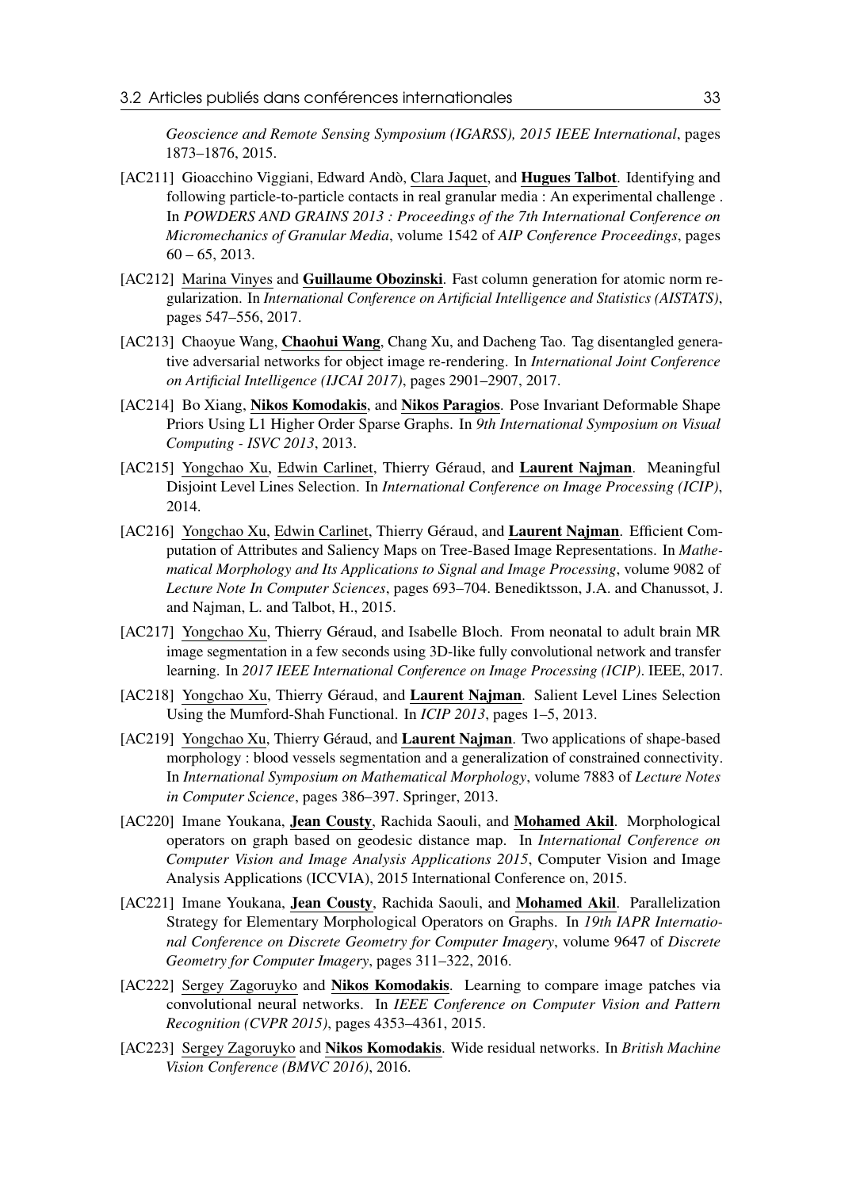*Geoscience and Remote Sensing Symposium (IGARSS), 2015 IEEE International*, pages 1873–1876, 2015.

[AC211] Gioacchino Viggiani, Edward Andò, Clara Jaquet, and **Hugues Talbot**. Identifying and following particle-to-particle contacts in real granular media : An experimental challenge . In *POWDERS AND GRAINS 2013 : Proceedings of the 7th International Conference on Micromechanics of Granular Media*, volume 1542 of *AIP Conference Proceedings*, pages 60 – 65, 2013.

[AC212] Marina Vinyes and **Guillaume Obozinski**. Fast column generation for atomic norm regularization. In *International Conference on Artificial Intelligence and Statistics (AISTATS)*, pages 547–556, 2017.

[AC213] Chaoyue Wang, **Chaohui Wang**, Chang Xu, and Dacheng Tao. Tag disentangled generative adversarial networks for object image re-rendering. In *International Joint Conference on Artificial Intelligence (IJCAI 2017)*, pages 2901–2907, 2017.

[AC214] Bo Xiang, **Nikos Komodakis**, and **Nikos Paragios**. Pose Invariant Deformable Shape Priors Using L1 Higher Order Sparse Graphs. In *9th International Symposium on Visual Computing - ISVC 2013*, 2013.

[AC215] Yongchao Xu, Edwin Carlinet, Thierry Géraud, and **Laurent Najman**. Meaningful Disjoint Level Lines Selection. In *International Conference on Image Processing (ICIP)*, 2014.

[AC216] Yongchao Xu, Edwin Carlinet, Thierry Géraud, and **Laurent Najman**. Efficient Computation of Attributes and Saliency Maps on Tree-Based Image Representations. In *Mathematical Morphology and Its Applications to Signal and Image Processing*, volume 9082 of *Lecture Note In Computer Sciences*, pages 693–704. Benediktsson, J.A. and Chanussot, J. and Najman, L. and Talbot, H., 2015.

[AC217] Yongchao Xu, Thierry Géraud, and Isabelle Bloch. From neonatal to adult brain MR image segmentation in a few seconds using 3D-like fully convolutional network and transfer learning. In *2017 IEEE International Conference on Image Processing (ICIP)*. IEEE, 2017.

[AC218] Yongchao Xu, Thierry Géraud, and **Laurent Najman**. Salient Level Lines Selection Using the Mumford-Shah Functional. In *ICIP 2013*, pages 1–5, 2013.

[AC219] Yongchao Xu, Thierry Géraud, and **Laurent Najman**. Two applications of shape-based morphology : blood vessels segmentation and a generalization of constrained connectivity. In *International Symposium on Mathematical Morphology*, volume 7883 of *Lecture Notes in Computer Science*, pages 386–397. Springer, 2013.

[AC220] Imane Youkana, **Jean Cousty**, Rachida Saouli, and **Mohamed Akil**. Morphological operators on graph based on geodesic distance map. In *International Conference on Computer Vision and Image Analysis Applications 2015*, Computer Vision and Image Analysis Applications (ICCVIA), 2015 International Conference on, 2015.

[AC221] Imane Youkana, **Jean Cousty**, Rachida Saouli, and **Mohamed Akil**. Parallelization Strategy for Elementary Morphological Operators on Graphs. In *19th IAPR International Conference on Discrete Geometry for Computer Imagery*, volume 9647 of *Discrete Geometry for Computer Imagery*, pages 311–322, 2016.

[AC222] Sergey Zagoruyko and **Nikos Komodakis**. Learning to compare image patches via convolutional neural networks. In *IEEE Conference on Computer Vision and Pattern Recognition (CVPR 2015)*, pages 4353–4361, 2015.

[AC223] Sergey Zagoruyko and **Nikos Komodakis**. Wide residual networks. In *British Machine Vision Conference (BMVC 2016)*, 2016.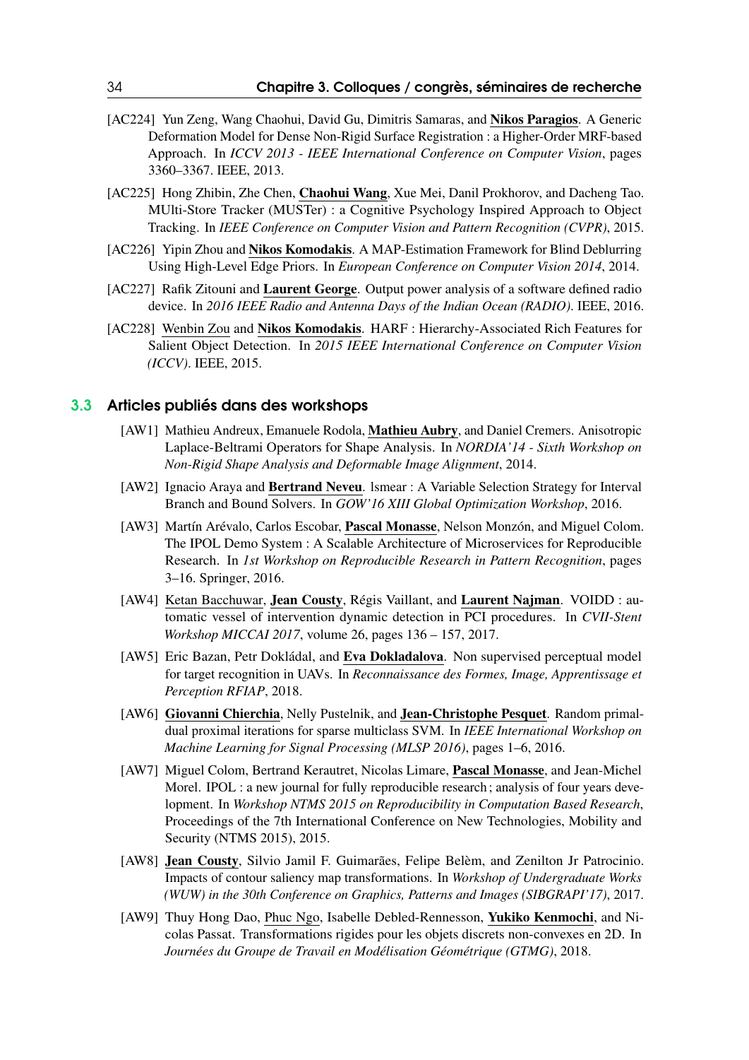[AC224] Yun Zeng, Wang Chaohui, David Gu, Dimitris Samaras, and **Nikos Paragios**. A Generic Deformation Model for Dense Non-Rigid Surface Registration : a Higher-Order MRF-based Approach. In *ICCV 2013 - IEEE International Conference on Computer Vision*, pages 3360–3367. IEEE, 2013.

[AC225] Hong Zhibin, Zhe Chen, **Chaohui Wang**, Xue Mei, Danil Prokhorov, and Dacheng Tao. MUlti-Store Tracker (MUSTer) : a Cognitive Psychology Inspired Approach to Object Tracking. In *IEEE Conference on Computer Vision and Pattern Recognition (CVPR)*, 2015.

[AC226] Yipin Zhou and **Nikos Komodakis**. A MAP-Estimation Framework for Blind Deblurring Using High-Level Edge Priors. In *European Conference on Computer Vision 2014*, 2014.

[AC227] Rafik Zitouni and **Laurent George**. Output power analysis of a software defined radio device. In *2016 IEEE Radio and Antenna Days of the Indian Ocean (RADIO)*. IEEE, 2016.

[AC228] Wenbin Zou and **Nikos Komodakis**. HARF : Hierarchy-Associated Rich Features for Salient Object Detection. In *2015 IEEE International Conference on Computer Vision (ICCV)*. IEEE, 2015.

## 3.3 Articles publiés dans des workshops

[AW1] Mathieu Andreux, Emanuele Rodola, **Mathieu Aubry**, and Daniel Cremers. Anisotropic Laplace-Beltrami Operators for Shape Analysis. In *NORDIA'14 - Sixth Workshop on Non-Rigid Shape Analysis and Deformable Image Alignment*, 2014.

[AW2] Ignacio Araya and **Bertrand Neveu**. lsmear : A Variable Selection Strategy for Interval Branch and Bound Solvers. In *GOW'16 XIII Global Optimization Workshop*, 2016.

[AW3] Martín Arévalo, Carlos Escobar, **Pascal Monasse**, Nelson Monzón, and Miguel Colom. The IPOL Demo System : A Scalable Architecture of Microservices for Reproducible Research. In *1st Workshop on Reproducible Research in Pattern Recognition*, pages 3–16. Springer, 2016.

[AW4] Ketan Bacchuwar, **Jean Cousty**, Régis Vaillant, and **Laurent Najman**. VOIDD : automatic vessel of intervention dynamic detection in PCI procedures. In *CVII-Stent Workshop MICCAI 2017*, volume 26, pages 136 – 157, 2017.

[AW5] Eric Bazan, Petr Dokládal, and **Eva Dokladalova**. Non supervised perceptual model for target recognition in UAVs. In *Reconnaissance des Formes, Image, Apprentissage et Perception RFIAP*, 2018.

[AW6] **Giovanni Chierchia**, Nelly Pustelnik, and **Jean-Christophe Pesquet**. Random primal-dual proximal iterations for sparse multiclass SVM. In *IEEE International Workshop on Machine Learning for Signal Processing (MLSP 2016)*, pages 1–6, 2016.

[AW7] Miguel Colom, Bertrand Kerautret, Nicolas Limare, **Pascal Monasse**, and Jean-Michel Morel. IPOL : a new journal for fully reproducible research ; analysis of four years development. In *Workshop NTMS 2015 on Reproducibility in Computation Based Research*, Proceedings of the 7th International Conference on New Technologies, Mobility and Security (NTMS 2015), 2015.

[AW8] **Jean Cousty**, Silvio Jamil F. Guimarães, Felipe Belèm, and Zenilton Jr Patrocinio. Impacts of contour saliency map transformations. In *Workshop of Undergraduate Works (WUW) in the 30th Conference on Graphics, Patterns and Images (SIBGRAPI'17)*, 2017.

[AW9] Thuy Hong Dao, Phuc Ngo, Isabelle Debled-Rennesson, **Yukiko Kenmochi**, and Nicolas Passat. Transformations rigides pour les objets discrets non-convexes en 2D. In *Journées du Groupe de Travail en Modélisation Géométrique (GTMG)*, 2018.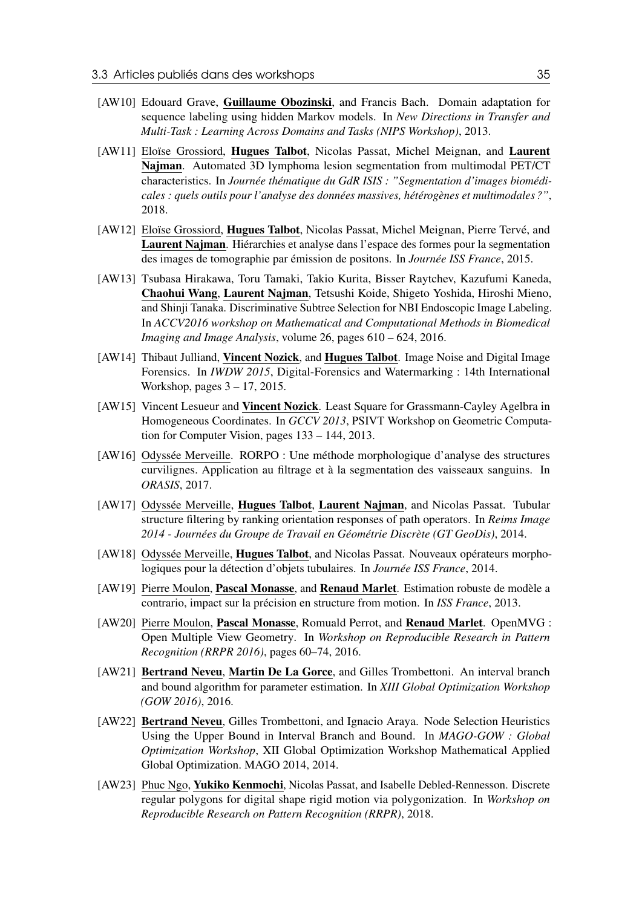- [AW10] Edouard Grave, **Guillaume Obozinski**, and Francis Bach. Domain adaptation for sequence labeling using hidden Markov models. In *New Directions in Transfer and Multi-Task : Learning Across Domains and Tasks (NIPS Workshop)*, 2013.
- [AW11] Eloïse Grossiord, **Hugues Talbot**, Nicolas Passat, Michel Meignan, and **Laurent Najman**. Automated 3D lymphoma lesion segmentation from multimodal PET/CT characteristics. In *Journée thématique du GdR ISIS : "Segmentation d'images biomédicales : quels outils pour l'analyse des données massives, hétérogènes et multimodales ?"*, 2018.
- [AW12] Eloïse Grossiord, **Hugues Talbot**, Nicolas Passat, Michel Meignan, Pierre Tervé, and **Laurent Najman**. Hiérarchies et analyse dans l'espace des formes pour la segmentation des images de tomographie par émission de positons. In *Journée ISS France*, 2015.
- [AW13] Tsubasa Hirakawa, Toru Tamaki, Takio Kurita, Bisser Raytchev, Kazufumi Kaneda, **Chaohui Wang**, **Laurent Najman**, Tetsushi Koide, Shigeto Yoshida, Hiroshi Mieno, and Shinji Tanaka. Discriminative Subtree Selection for NBI Endoscopic Image Labeling. In *ACCV2016 workshop on Mathematical and Computational Methods in Biomedical Imaging and Image Analysis*, volume 26, pages 610 – 624, 2016.
- [AW14] Thibaut Julliand, **Vincent Nozick**, and **Hugues Talbot**. Image Noise and Digital Image Forensics. In *IWDW 2015*, Digital-Forensics and Watermarking : 14th International Workshop, pages 3 – 17, 2015.
- [AW15] Vincent Lesueur and **Vincent Nozick**. Least Square for Grassmann-Cayley Agelbra in Homogeneous Coordinates. In *GCCV 2013*, PSIVT Workshop on Geometric Computation for Computer Vision, pages 133 – 144, 2013.
- [AW16] Odyssée Merveille. RORPO : Une méthode morphologique d'analyse des structures curvilignes. Application au filtrage et à la segmentation des vaisseaux sanguins. In *ORASIS*, 2017.
- [AW17] Odyssée Merveille, **Hugues Talbot**, **Laurent Najman**, and Nicolas Passat. Tubular structure filtering by ranking orientation responses of path operators. In *Reims Image 2014 - Journées du Groupe de Travail en Géométrie Discrète (GT GeoDis)*, 2014.
- [AW18] Odyssée Merveille, **Hugues Talbot**, and Nicolas Passat. Nouveaux opérateurs morphologiques pour la détection d'objets tubulaires. In *Journée ISS France*, 2014.
- [AW19] Pierre Moulon, **Pascal Monasse**, and **Renaud Marlet**. Estimation robuste de modèle a contrario, impact sur la précision en structure from motion. In *ISS France*, 2013.
- [AW20] Pierre Moulon, **Pascal Monasse**, Romuald Perrot, and **Renaud Marlet**. OpenMVG : Open Multiple View Geometry. In *Workshop on Reproducible Research in Pattern Recognition (RRPR 2016)*, pages 60–74, 2016.
- [AW21] **Bertrand Neveu**, **Martin De La Gorce**, and Gilles Trombettoni. An interval branch and bound algorithm for parameter estimation. In *XIII Global Optimization Workshop (GOW 2016)*, 2016.
- [AW22] **Bertrand Neveu**, Gilles Trombettoni, and Ignacio Araya. Node Selection Heuristics Using the Upper Bound in Interval Branch and Bound. In *MAGO-GOW : Global Optimization Workshop*, XII Global Optimization Workshop Mathematical Applied Global Optimization. MAGO 2014, 2014.
- [AW23] Phuc Ngo, **Yukiko Kenmochi**, Nicolas Passat, and Isabelle Debled-Rennesson. Discrete regular polygons for digital shape rigid motion via polygonization. In *Workshop on Reproducible Research on Pattern Recognition (RRPR)*, 2018.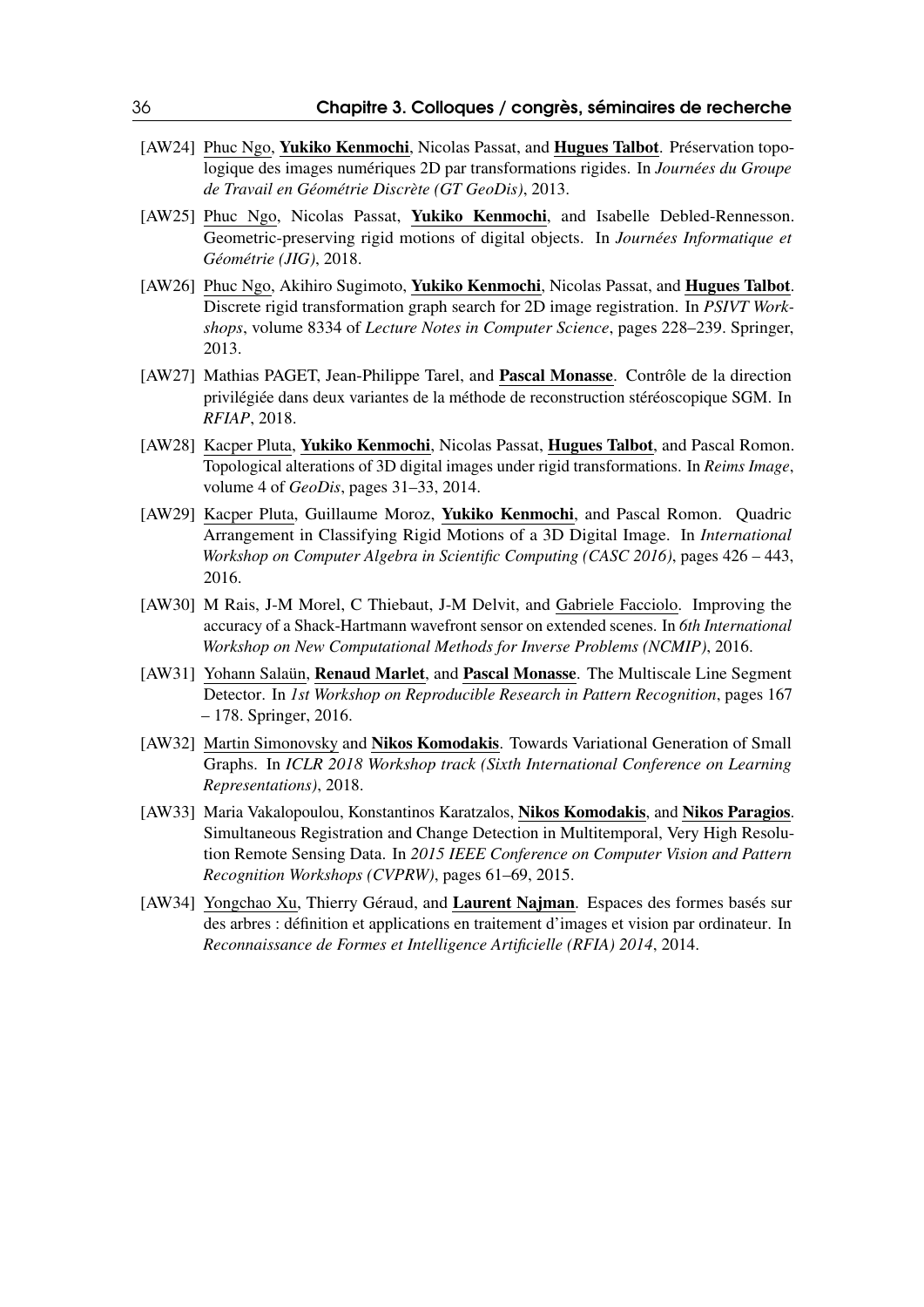[AW24] Phuc Ngo, **Yukiko Kenmochi**, Nicolas Passat, and **Hugues Talbot**. Préservation topologique des images numériques 2D par transformations rigides. In *Journées du Groupe de Travail en Géométrie Discrète (GT GeoDis)*, 2013.

[AW25] Phuc Ngo, Nicolas Passat, **Yukiko Kenmochi**, and Isabelle Debled-Rennesson. Geometric-preserving rigid motions of digital objects. In *Journées Informatique et Géométrie (JIG)*, 2018.

[AW26] Phuc Ngo, Akihiro Sugimoto, **Yukiko Kenmochi**, Nicolas Passat, and **Hugues Talbot**. Discrete rigid transformation graph search for 2D image registration. In *PSIVT Workshops*, volume 8334 of *Lecture Notes in Computer Science*, pages 228–239. Springer, 2013.

[AW27] Mathias PAGET, Jean-Philippe Tarel, and **Pascal Monasse**. Contrôle de la direction privilégiée dans deux variantes de la méthode de reconstruction stéréoscopique SGM. In *RFIAP*, 2018.

[AW28] Kacper Pluta, **Yukiko Kenmochi**, Nicolas Passat, **Hugues Talbot**, and Pascal Romon. Topological alterations of 3D digital images under rigid transformations. In *Reims Image*, volume 4 of *GeoDis*, pages 31–33, 2014.

[AW29] Kacper Pluta, Guillaume Moroz, **Yukiko Kenmochi**, and Pascal Romon. Quadric Arrangement in Classifying Rigid Motions of a 3D Digital Image. In *International Workshop on Computer Algebra in Scientific Computing (CASC 2016)*, pages 426 – 443, 2016.

[AW30] M Rais, J-M Morel, C Thiebaut, J-M Delvit, and Gabriele Facciolo. Improving the accuracy of a Shack-Hartmann wavefront sensor on extended scenes. In *6th International Workshop on New Computational Methods for Inverse Problems (NCMIP)*, 2016.

[AW31] Yohann Salaün, **Renaud Marlet**, and **Pascal Monasse**. The Multiscale Line Segment Detector. In *1st Workshop on Reproducible Research in Pattern Recognition*, pages 167 – 178. Springer, 2016.

[AW32] Martin Simonovsky and **Nikos Komodakis**. Towards Variational Generation of Small Graphs. In *ICLR 2018 Workshop track (Sixth International Conference on Learning Representations)*, 2018.

[AW33] Maria Vakalopoulou, Konstantinos Karatzalos, **Nikos Komodakis**, and **Nikos Paragios**. Simultaneous Registration and Change Detection in Multitemporal, Very High Resolution Remote Sensing Data. In *2015 IEEE Conference on Computer Vision and Pattern Recognition Workshops (CVPRW)*, pages 61–69, 2015.

[AW34] Yongchao Xu, Thierry Géraud, and **Laurent Najman**. Espaces des formes basés sur des arbres : définition et applications en traitement d'images et vision par ordinateur. In *Reconnaissance de Formes et Intelligence Artificielle (RFIA) 2014*, 2014.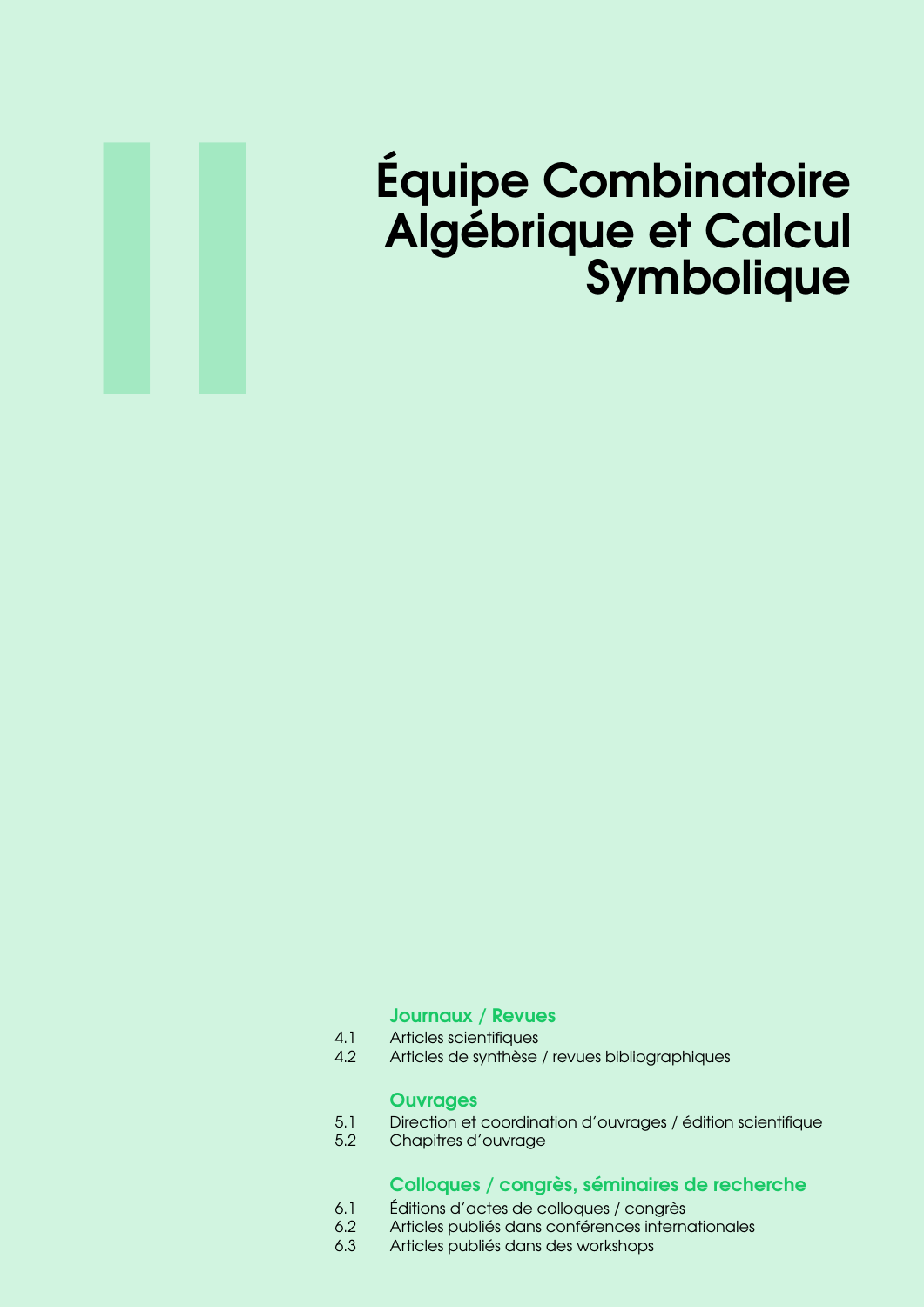# Équipe Combinatoire Algébrique et Calcul Symbolique

### Journaux / Revues

4.1 Articles scientifiques
4.2 Articles de synthèse / revues bibliographiques

### Ouvrages

5.1 Direction et coordination d'ouvrages / édition scientifique
5.2 Chapitres d'ouvrage

### Colloques / congrès, séminaires de recherche

6.1 Éditions d'actes de colloques / congrès
6.2 Articles publiés dans conférences internationales
6.3 Articles publiés dans des workshops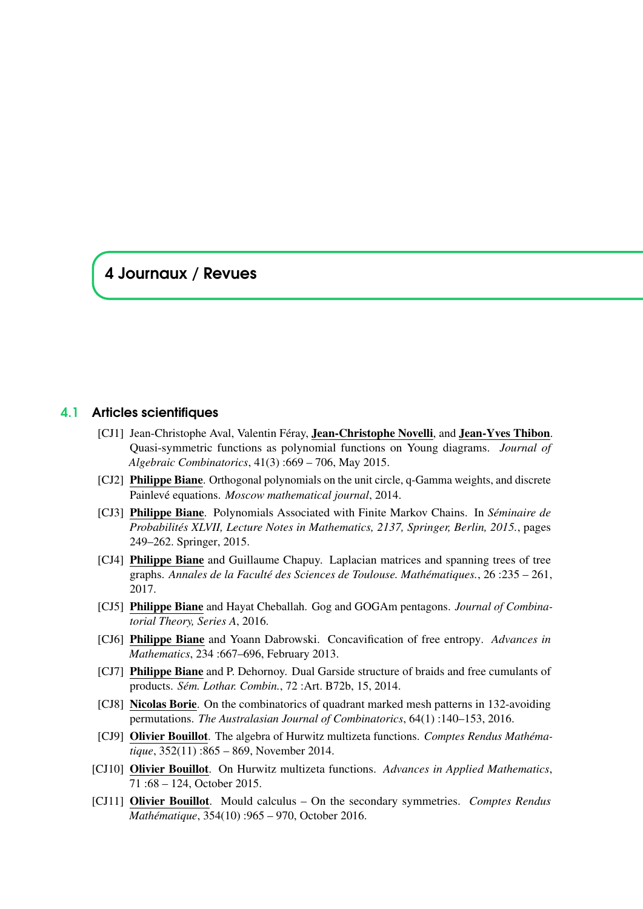# 4 Journaux / Revues

## 4.1 Articles scientifiques

[CJ1] Jean-Christophe Aval, Valentin Féray, **Jean-Christophe Novelli**, and **Jean-Yves Thibon**. Quasi-symmetric functions as polynomial functions on Young diagrams. *Journal of Algebraic Combinatorics*, 41(3) :669 – 706, May 2015.

[CJ2] **Philippe Biane**. Orthogonal polynomials on the unit circle, q-Gamma weights, and discrete Painlevé equations. *Moscow mathematical journal*, 2014.

[CJ3] **Philippe Biane**. Polynomials Associated with Finite Markov Chains. In *Séminaire de Probabilités XLVII, Lecture Notes in Mathematics, 2137, Springer, Berlin, 2015.*, pages 249–262. Springer, 2015.

[CJ4] **Philippe Biane** and Guillaume Chapuy. Laplacian matrices and spanning trees of tree graphs. *Annales de la Faculté des Sciences de Toulouse. Mathématiques.*, 26 :235 – 261, 2017.

[CJ5] **Philippe Biane** and Hayat Cheballah. Gog and GOGAm pentagons. *Journal of Combinatorial Theory, Series A*, 2016.

[CJ6] **Philippe Biane** and Yoann Dabrowski. Concavification of free entropy. *Advances in Mathematics*, 234 :667–696, February 2013.

[CJ7] **Philippe Biane** and P. Dehornoy. Dual Garside structure of braids and free cumulants of products. *Sém. Lothar. Combin.*, 72 :Art. B72b, 15, 2014.

[CJ8] **Nicolas Borie**. On the combinatorics of quadrant marked mesh patterns in 132-avoiding permutations. *The Australasian Journal of Combinatorics*, 64(1) :140–153, 2016.

[CJ9] **Olivier Bouillot**. The algebra of Hurwitz multizeta functions. *Comptes Rendus Mathématique*, 352(11) :865 – 869, November 2014.

[CJ10] **Olivier Bouillot**. On Hurwitz multizeta functions. *Advances in Applied Mathematics*, 71 :68 – 124, October 2015.

[CJ11] **Olivier Bouillot**. Mould calculus – On the secondary symmetries. *Comptes Rendus Mathématique*, 354(10) :965 – 970, October 2016.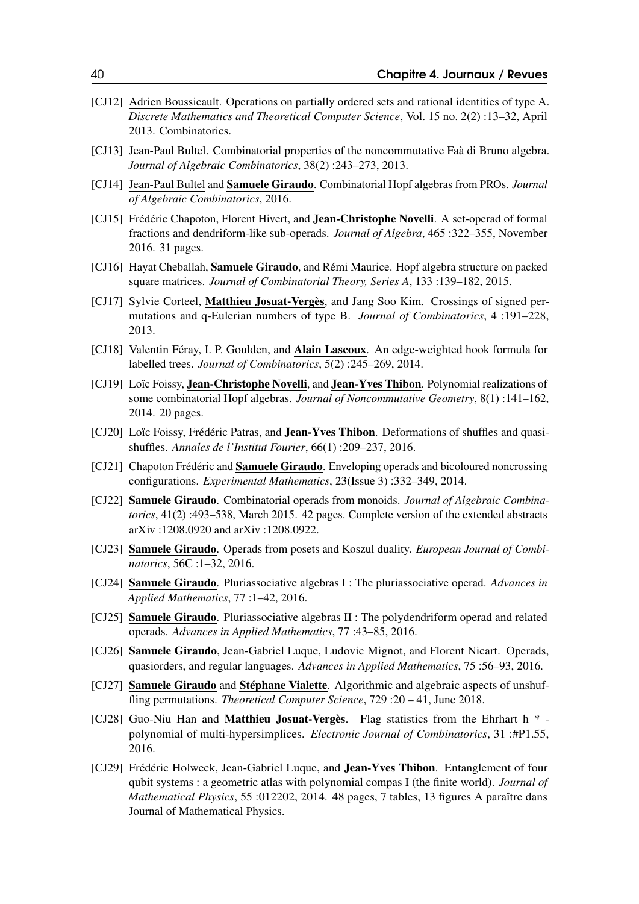[CJ12] Adrien Boussicault. Operations on partially ordered sets and rational identities of type A. *Discrete Mathematics and Theoretical Computer Science*, Vol. 15 no. 2(2) :13–32, April 2013. Combinatorics.

[CJ13] Jean-Paul Bultel. Combinatorial properties of the noncommutative Faà di Bruno algebra. *Journal of Algebraic Combinatorics*, 38(2) :243–273, 2013.

[CJ14] Jean-Paul Bultel and **Samuele Giraudo**. Combinatorial Hopf algebras from PROs. *Journal of Algebraic Combinatorics*, 2016.

[CJ15] Frédéric Chapoton, Florent Hivert, and **Jean-Christophe Novelli**. A set-operad of formal fractions and dendriform-like sub-operads. *Journal of Algebra*, 465 :322–355, November 2016. 31 pages.

[CJ16] Hayat Cheballah, **Samuele Giraudo**, and Rémi Maurice. Hopf algebra structure on packed square matrices. *Journal of Combinatorial Theory, Series A*, 133 :139–182, 2015.

[CJ17] Sylvie Corteel, **Matthieu Josuat-Vergès**, and Jang Soo Kim. Crossings of signed permutations and q-Eulerian numbers of type B. *Journal of Combinatorics*, 4 :191–228, 2013.

[CJ18] Valentin Féray, I. P. Goulden, and **Alain Lascoux**. An edge-weighted hook formula for labelled trees. *Journal of Combinatorics*, 5(2) :245–269, 2014.

[CJ19] Loïc Foissy, **Jean-Christophe Novelli**, and **Jean-Yves Thibon**. Polynomial realizations of some combinatorial Hopf algebras. *Journal of Noncommutative Geometry*, 8(1) :141–162, 2014. 20 pages.

[CJ20] Loïc Foissy, Frédéric Patras, and **Jean-Yves Thibon**. Deformations of shuffles and quasi-shuffles. *Annales de l'Institut Fourier*, 66(1) :209–237, 2016.

[CJ21] Chapoton Frédéric and **Samuele Giraudo**. Enveloping operads and bicoloured noncrossing configurations. *Experimental Mathematics*, 23(Issue 3) :332–349, 2014.

[CJ22] **Samuele Giraudo**. Combinatorial operads from monoids. *Journal of Algebraic Combinatorics*, 41(2) :493–538, March 2015. 42 pages. Complete version of the extended abstracts arXiv :1208.0920 and arXiv :1208.0922.

[CJ23] **Samuele Giraudo**. Operads from posets and Koszul duality. *European Journal of Combinatorics*, 56C :1–32, 2016.

[CJ24] **Samuele Giraudo**. Pluriassociative algebras I : The pluriassociative operad. *Advances in Applied Mathematics*, 77 :1–42, 2016.

[CJ25] **Samuele Giraudo**. Pluriassociative algebras II : The polydendriform operad and related operads. *Advances in Applied Mathematics*, 77 :43–85, 2016.

[CJ26] **Samuele Giraudo**, Jean-Gabriel Luque, Ludovic Mignot, and Florent Nicart. Operads, quasiorders, and regular languages. *Advances in Applied Mathematics*, 75 :56–93, 2016.

[CJ27] **Samuele Giraudo** and **Stéphane Vialette**. Algorithmic and algebraic aspects of unshuffling permutations. *Theoretical Computer Science*, 729 :20 – 41, June 2018.

[CJ28] Guo-Niu Han and **Matthieu Josuat-Vergès**. Flag statistics from the Ehrhart h * - polynomial of multi-hypersimplices. *Electronic Journal of Combinatorics*, 31 :#P1.55, 2016.

[CJ29] Frédéric Holweck, Jean-Gabriel Luque, and **Jean-Yves Thibon**. Entanglement of four qubit systems : a geometric atlas with polynomial compas I (the finite world). *Journal of Mathematical Physics*, 55 :012202, 2014. 48 pages, 7 tables, 13 figures A paraître dans Journal of Mathematical Physics.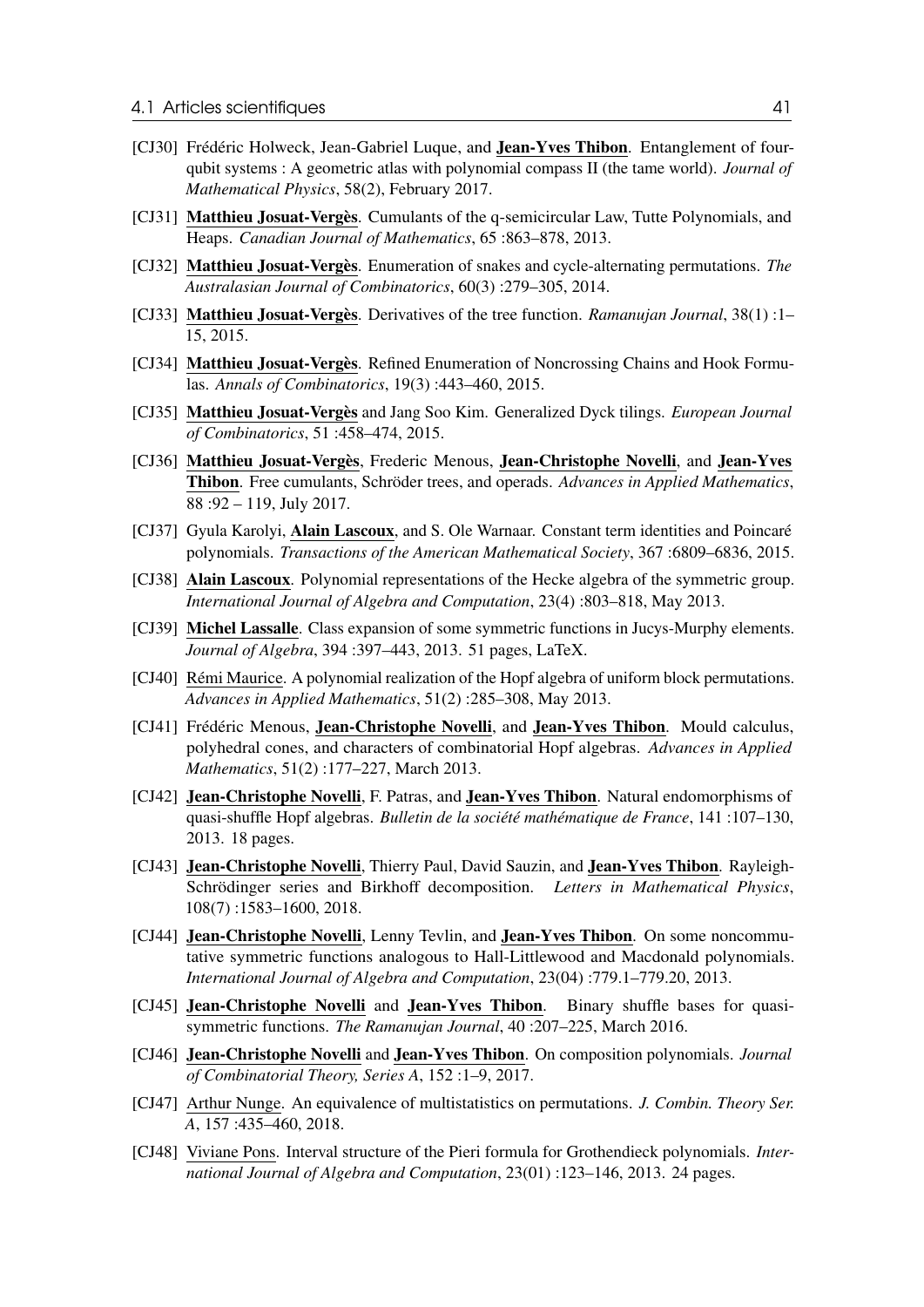[CJ30] Frédéric Holweck, Jean-Gabriel Luque, and **Jean-Yves Thibon**. Entanglement of four-qubit systems : A geometric atlas with polynomial compass II (the tame world). *Journal of Mathematical Physics*, 58(2), February 2017.

[CJ31] **Matthieu Josuat-Vergès**. Cumulants of the q-semicircular Law, Tutte Polynomials, and Heaps. *Canadian Journal of Mathematics*, 65 :863–878, 2013.

[CJ32] **Matthieu Josuat-Vergès**. Enumeration of snakes and cycle-alternating permutations. *The Australasian Journal of Combinatorics*, 60(3) :279–305, 2014.

[CJ33] **Matthieu Josuat-Vergès**. Derivatives of the tree function. *Ramanujan Journal*, 38(1) :1–15, 2015.

[CJ34] **Matthieu Josuat-Vergès**. Refined Enumeration of Noncrossing Chains and Hook Formulas. *Annals of Combinatorics*, 19(3) :443–460, 2015.

[CJ35] **Matthieu Josuat-Vergès** and Jang Soo Kim. Generalized Dyck tilings. *European Journal of Combinatorics*, 51 :458–474, 2015.

[CJ36] **Matthieu Josuat-Vergès**, Frederic Menous, **Jean-Christophe Novelli**, and **Jean-Yves Thibon**. Free cumulants, Schröder trees, and operads. *Advances in Applied Mathematics*, 88 :92 – 119, July 2017.

[CJ37] Gyula Karolyi, **Alain Lascoux**, and S. Ole Warnaar. Constant term identities and Poincaré polynomials. *Transactions of the American Mathematical Society*, 367 :6809–6836, 2015.

[CJ38] **Alain Lascoux**. Polynomial representations of the Hecke algebra of the symmetric group. *International Journal of Algebra and Computation*, 23(4) :803–818, May 2013.

[CJ39] **Michel Lassalle**. Class expansion of some symmetric functions in Jucys-Murphy elements. *Journal of Algebra*, 394 :397–443, 2013. 51 pages, LaTeX.

[CJ40] Rémi Maurice. A polynomial realization of the Hopf algebra of uniform block permutations. *Advances in Applied Mathematics*, 51(2) :285–308, May 2013.

[CJ41] Frédéric Menous, **Jean-Christophe Novelli**, and **Jean-Yves Thibon**. Mould calculus, polyhedral cones, and characters of combinatorial Hopf algebras. *Advances in Applied Mathematics*, 51(2) :177–227, March 2013.

[CJ42] **Jean-Christophe Novelli**, F. Patras, and **Jean-Yves Thibon**. Natural endomorphisms of quasi-shuffle Hopf algebras. *Bulletin de la société mathématique de France*, 141 :107–130, 2013. 18 pages.

[CJ43] **Jean-Christophe Novelli**, Thierry Paul, David Sauzin, and **Jean-Yves Thibon**. Rayleigh-Schrödinger series and Birkhoff decomposition. *Letters in Mathematical Physics*, 108(7) :1583–1600, 2018.

[CJ44] **Jean-Christophe Novelli**, Lenny Tevlin, and **Jean-Yves Thibon**. On some noncommutative symmetric functions analogous to Hall-Littlewood and Macdonald polynomials. *International Journal of Algebra and Computation*, 23(04) :779.1–779.20, 2013.

[CJ45] **Jean-Christophe Novelli** and **Jean-Yves Thibon**. Binary shuffle bases for quasi-symmetric functions. *The Ramanujan Journal*, 40 :207–225, March 2016.

[CJ46] **Jean-Christophe Novelli** and **Jean-Yves Thibon**. On composition polynomials. *Journal of Combinatorial Theory, Series A*, 152 :1–9, 2017.

[CJ47] Arthur Nunge. An equivalence of multistatistics on permutations. *J. Combin. Theory Ser. A*, 157 :435–460, 2018.

[CJ48] Viviane Pons. Interval structure of the Pieri formula for Grothendieck polynomials. *International Journal of Algebra and Computation*, 23(01) :123–146, 2013. 24 pages.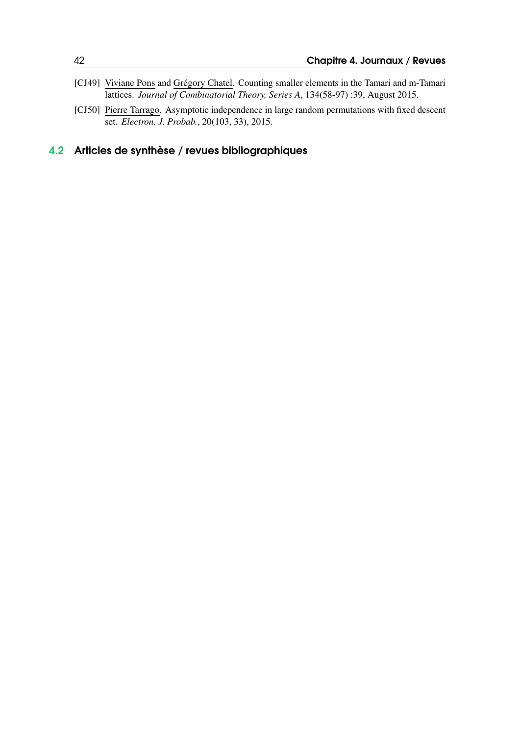[CJ49] Viviane Pons and Grégory Chatel. Counting smaller elements in the Tamari and m-Tamari lattices. *Journal of Combinatorial Theory, Series A*, 134(58-97) :39, August 2015.

[CJ50] Pierre Tarrago. Asymptotic independence in large random permutations with fixed descent set. *Electron. J. Probab.*, 20(103, 33), 2015.

## 4.2 Articles de synthèse / revues bibliographiques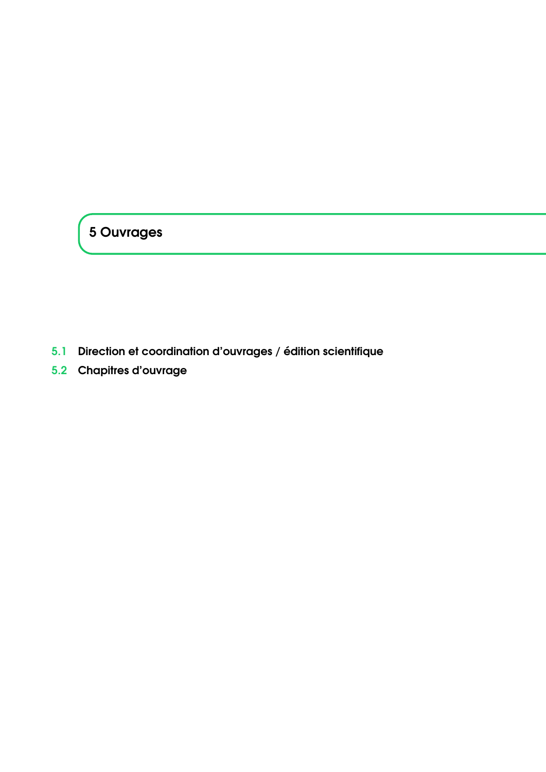# 5 Ouvrages

5.1 Direction et coordination d’ouvrages / édition scientifique

5.2 Chapitres d’ouvrage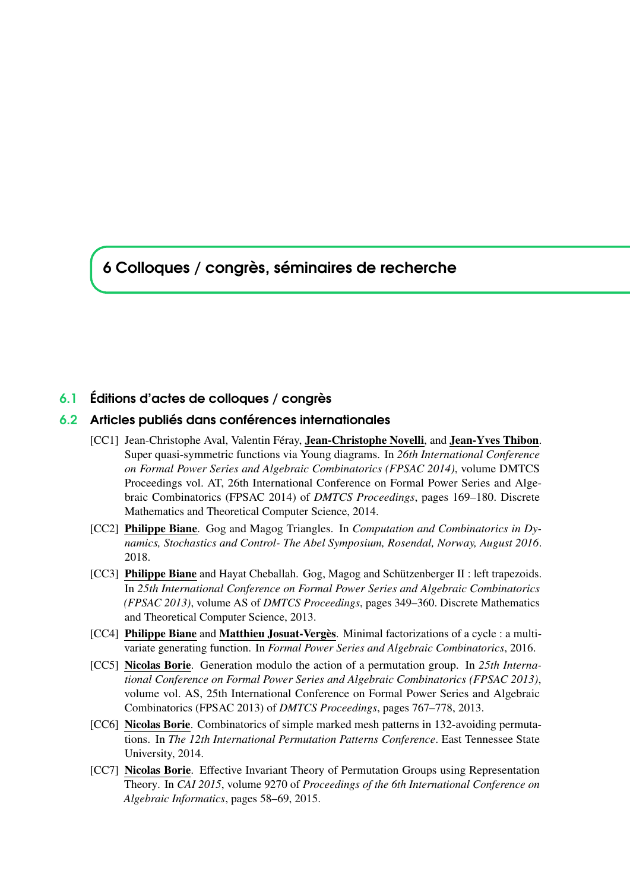# 6 Colloques / congrès, séminaires de recherche

## 6.1 Éditions d'actes de colloques / congrès

## 6.2 Articles publiés dans conférences internationales

[CC1] Jean-Christophe Aval, Valentin Féray, **Jean-Christophe Novelli**, and **Jean-Yves Thibon**. Super quasi-symmetric functions via Young diagrams. In *26th International Conference on Formal Power Series and Algebraic Combinatorics (FPSAC 2014)*, volume DMTCS Proceedings vol. AT, 26th International Conference on Formal Power Series and Algebraic Combinatorics (FPSAC 2014) of *DMTCS Proceedings*, pages 169–180. Discrete Mathematics and Theoretical Computer Science, 2014.

[CC2] **Philippe Biane**. Gog and Magog Triangles. In *Computation and Combinatorics in Dynamics, Stochastics and Control- The Abel Symposium, Rosendal, Norway, August 2016*. 2018.

[CC3] **Philippe Biane** and Hayat Cheballah. Gog, Magog and Schützenberger II : left trapezoids. In *25th International Conference on Formal Power Series and Algebraic Combinatorics (FPSAC 2013)*, volume AS of *DMTCS Proceedings*, pages 349–360. Discrete Mathematics and Theoretical Computer Science, 2013.

[CC4] **Philippe Biane** and **Matthieu Josuat-Vergès**. Minimal factorizations of a cycle : a multivariate generating function. In *Formal Power Series and Algebraic Combinatorics*, 2016.

[CC5] **Nicolas Borie**. Generation modulo the action of a permutation group. In *25th International Conference on Formal Power Series and Algebraic Combinatorics (FPSAC 2013)*, volume vol. AS, 25th International Conference on Formal Power Series and Algebraic Combinatorics (FPSAC 2013) of *DMTCS Proceedings*, pages 767–778, 2013.

[CC6] **Nicolas Borie**. Combinatorics of simple marked mesh patterns in 132-avoiding permutations. In *The 12th International Permutation Patterns Conference*. East Tennessee State University, 2014.

[CC7] **Nicolas Borie**. Effective Invariant Theory of Permutation Groups using Representation Theory. In *CAI 2015*, volume 9270 of *Proceedings of the 6th International Conference on Algebraic Informatics*, pages 58–69, 2015.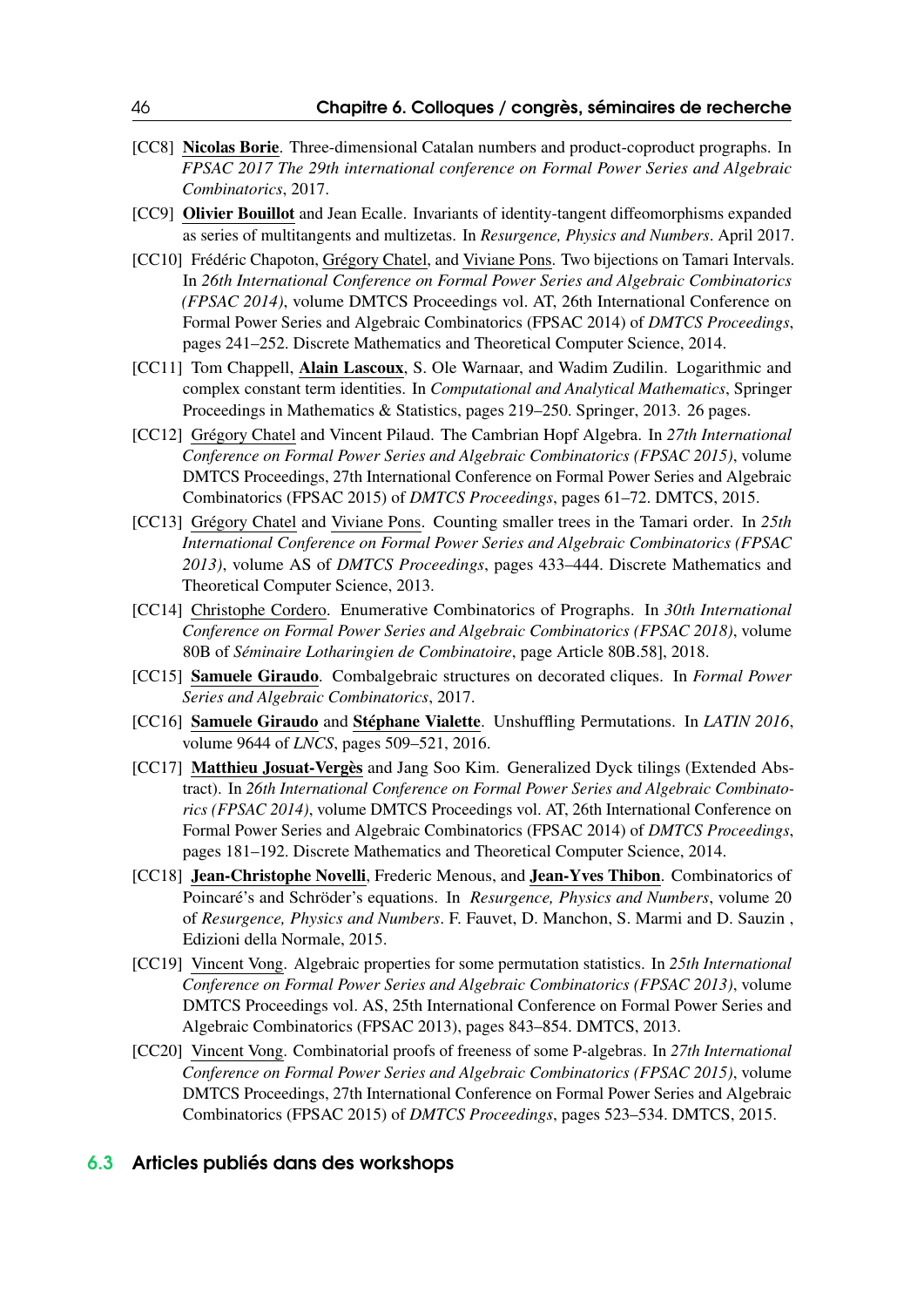[CC8] **Nicolas Borie**. Three-dimensional Catalan numbers and product-coproduct prographs. In *FPSAC 2017 The 29th international conference on Formal Power Series and Algebraic Combinatorics*, 2017.

[CC9] **Olivier Bouillot** and Jean Ecalle. Invariants of identity-tangent diffeomorphisms expanded as series of multitangents and multizetas. In *Resurgence, Physics and Numbers*. April 2017.

[CC10] Frédéric Chapoton, Grégory Chatel, and Viviane Pons. Two bijections on Tamari Intervals. In *26th International Conference on Formal Power Series and Algebraic Combinatorics (FPSAC 2014)*, volume DMTCS Proceedings vol. AT, 26th International Conference on Formal Power Series and Algebraic Combinatorics (FPSAC 2014) of *DMTCS Proceedings*, pages 241–252. Discrete Mathematics and Theoretical Computer Science, 2014.

[CC11] Tom Chappell, **Alain Lascoux**, S. Ole Warnaar, and Wadim Zudilin. Logarithmic and complex constant term identities. In *Computational and Analytical Mathematics*, Springer Proceedings in Mathematics & Statistics, pages 219–250. Springer, 2013. 26 pages.

[CC12] Grégory Chatel and Vincent Pilaud. The Cambrian Hopf Algebra. In *27th International Conference on Formal Power Series and Algebraic Combinatorics (FPSAC 2015)*, volume DMTCS Proceedings, 27th International Conference on Formal Power Series and Algebraic Combinatorics (FPSAC 2015) of *DMTCS Proceedings*, pages 61–72. DMTCS, 2015.

[CC13] Grégory Chatel and Viviane Pons. Counting smaller trees in the Tamari order. In *25th International Conference on Formal Power Series and Algebraic Combinatorics (FPSAC 2013)*, volume AS of *DMTCS Proceedings*, pages 433–444. Discrete Mathematics and Theoretical Computer Science, 2013.

[CC14] Christophe Cordero. Enumerative Combinatorics of Prographs. In *30th International Conference on Formal Power Series and Algebraic Combinatorics (FPSAC 2018)*, volume 80B of *Séminaire Lotharingien de Combinatoire*, page Article 80B.58], 2018.

[CC15] **Samuele Giraudo**. Combalgebraic structures on decorated cliques. In *Formal Power Series and Algebraic Combinatorics*, 2017.

[CC16] **Samuele Giraudo** and **Stéphane Vialette**. Unshuffling Permutations. In *LATIN 2016*, volume 9644 of *LNCS*, pages 509–521, 2016.

[CC17] **Matthieu Josuat-Vergès** and Jang Soo Kim. Generalized Dyck tilings (Extended Abstract). In *26th International Conference on Formal Power Series and Algebraic Combinatorics (FPSAC 2014)*, volume DMTCS Proceedings vol. AT, 26th International Conference on Formal Power Series and Algebraic Combinatorics (FPSAC 2014) of *DMTCS Proceedings*, pages 181–192. Discrete Mathematics and Theoretical Computer Science, 2014.

[CC18] **Jean-Christophe Novelli**, Frederic Menous, and **Jean-Yves Thibon**. Combinatorics of Poincaré's and Schröder's equations. In *Resurgence, Physics and Numbers*, volume 20 of *Resurgence, Physics and Numbers*. F. Fauvet, D. Manchon, S. Marmi and D. Sauzin , Edizioni della Normale, 2015.

[CC19] Vincent Vong. Algebraic properties for some permutation statistics. In *25th International Conference on Formal Power Series and Algebraic Combinatorics (FPSAC 2013)*, volume DMTCS Proceedings vol. AS, 25th International Conference on Formal Power Series and Algebraic Combinatorics (FPSAC 2013), pages 843–854. DMTCS, 2013.

[CC20] Vincent Vong. Combinatorial proofs of freeness of some P-algebras. In *27th International Conference on Formal Power Series and Algebraic Combinatorics (FPSAC 2015)*, volume DMTCS Proceedings, 27th International Conference on Formal Power Series and Algebraic Combinatorics (FPSAC 2015) of *DMTCS Proceedings*, pages 523–534. DMTCS, 2015.

## 6.3 Articles publiés dans des workshops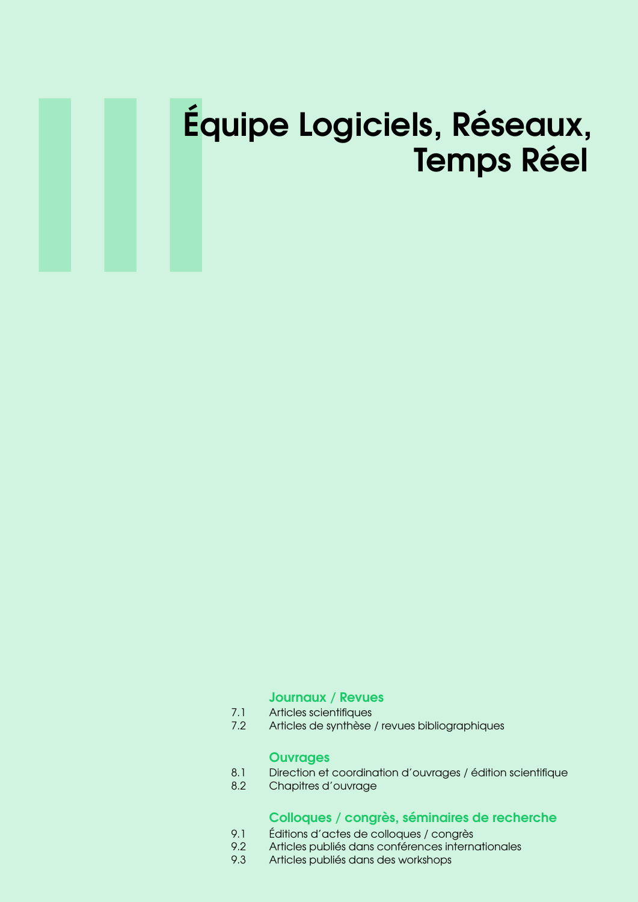# Équipe Logiciels, Réseaux, Temps Réel

### Journaux / Revues

7.1 Articles scientifiques
7.2 Articles de synthèse / revues bibliographiques

### Ouvrages

8.1 Direction et coordination d'ouvrages / édition scientifique
8.2 Chapitres d'ouvrage

### Colloques / congrès, séminaires de recherche

9.1 Éditions d'actes de colloques / congrès
9.2 Articles publiés dans conférences internationales
9.3 Articles publiés dans des workshops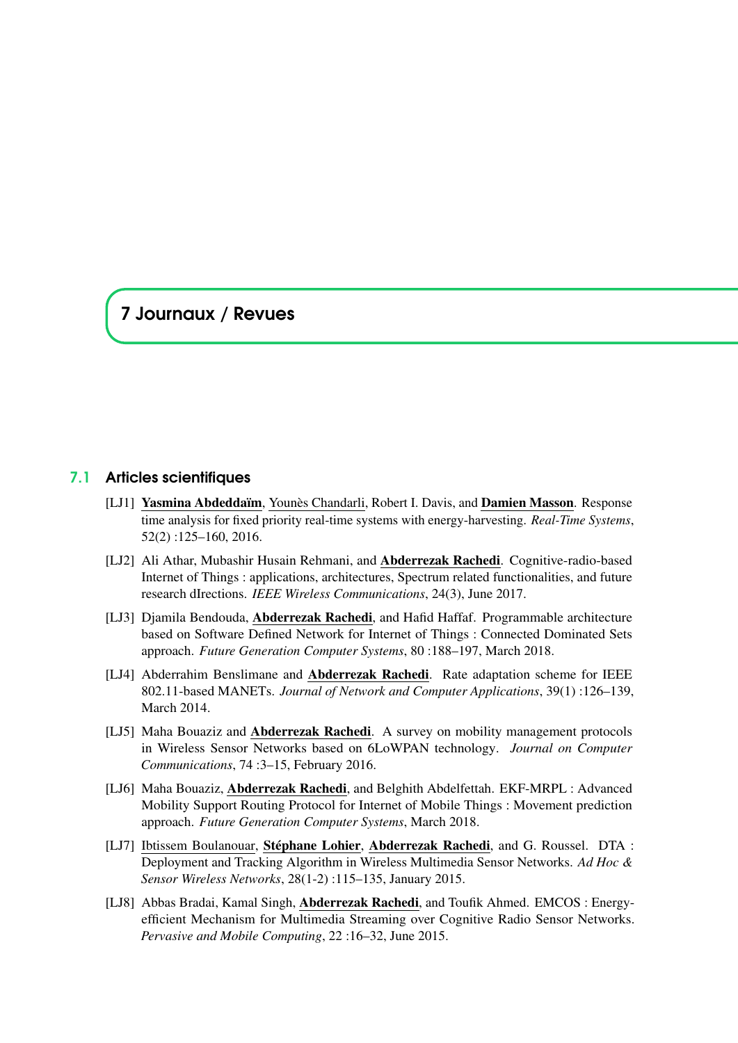# 7 Journaux / Revues

## 7.1 Articles scientifiques

[LJ1] **Yasmina Abdeddaïm**, Younès Chandarli, Robert I. Davis, and **Damien Masson**. Response time analysis for fixed priority real-time systems with energy-harvesting. *Real-Time Systems*, 52(2) :125–160, 2016.

[LJ2] Ali Athar, Mubashir Husain Rehmani, and **Abderrezak Rachedi**. Cognitive-radio-based Internet of Things : applications, architectures, Spectrum related functionalities, and future research dIrections. *IEEE Wireless Communications*, 24(3), June 2017.

[LJ3] Djamila Bendouda, **Abderrezak Rachedi**, and Hafid Haffaf. Programmable architecture based on Software Defined Network for Internet of Things : Connected Dominated Sets approach. *Future Generation Computer Systems*, 80 :188–197, March 2018.

[LJ4] Abderrahim Benslimane and **Abderrezak Rachedi**. Rate adaptation scheme for IEEE 802.11-based MANETs. *Journal of Network and Computer Applications*, 39(1) :126–139, March 2014.

[LJ5] Maha Bouaziz and **Abderrezak Rachedi**. A survey on mobility management protocols in Wireless Sensor Networks based on 6LoWPAN technology. *Journal on Computer Communications*, 74 :3–15, February 2016.

[LJ6] Maha Bouaziz, **Abderrezak Rachedi**, and Belghith Abdelfettah. EKF-MRPL : Advanced Mobility Support Routing Protocol for Internet of Mobile Things : Movement prediction approach. *Future Generation Computer Systems*, March 2018.

[LJ7] Ibtissem Boulanouar, **Stéphane Lohier**, **Abderrezak Rachedi**, and G. Roussel. DTA : Deployment and Tracking Algorithm in Wireless Multimedia Sensor Networks. *Ad Hoc & Sensor Wireless Networks*, 28(1-2) :115–135, January 2015.

[LJ8] Abbas Bradai, Kamal Singh, **Abderrezak Rachedi**, and Toufik Ahmed. EMCOS : Energy-efficient Mechanism for Multimedia Streaming over Cognitive Radio Sensor Networks. *Pervasive and Mobile Computing*, 22 :16–32, June 2015.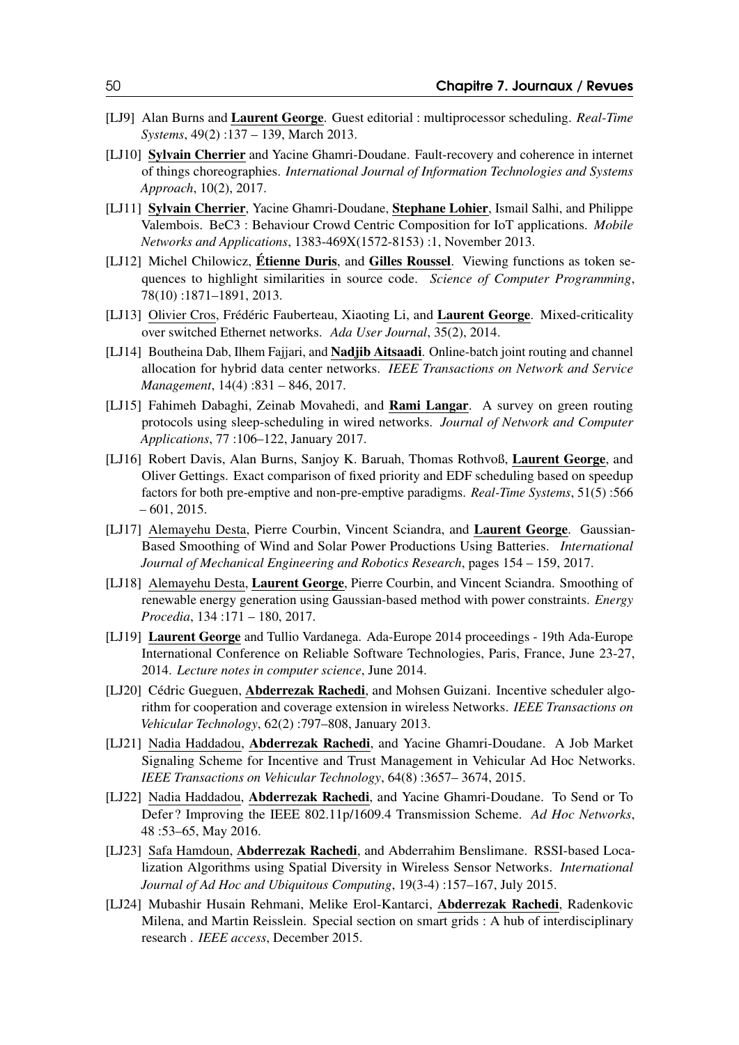[LJ9] Alan Burns and **Laurent George**. Guest editorial : multiprocessor scheduling. *Real-Time Systems*, 49(2) :137 – 139, March 2013.

[LJ10] **Sylvain Cherrier** and Yacine Ghamri-Doudane. Fault-recovery and coherence in internet of things choreographies. *International Journal of Information Technologies and Systems Approach*, 10(2), 2017.

[LJ11] **Sylvain Cherrier**, Yacine Ghamri-Doudane, **Stephane Lohier**, Ismail Salhi, and Philippe Valembois. BeC3 : Behaviour Crowd Centric Composition for IoT applications. *Mobile Networks and Applications*, 1383-469X(1572-8153) :1, November 2013.

[LJ12] Michel Chilowicz, **Étienne Duris**, and **Gilles Roussel**. Viewing functions as token sequences to highlight similarities in source code. *Science of Computer Programming*, 78(10) :1871–1891, 2013.

[LJ13] Olivier Cros, Frédéric Fauberteau, Xiaoting Li, and **Laurent George**. Mixed-criticality over switched Ethernet networks. *Ada User Journal*, 35(2), 2014.

[LJ14] Boutheina Dab, Ilhem Fajjari, and **Nadjib Aitsaadi**. Online-batch joint routing and channel allocation for hybrid data center networks. *IEEE Transactions on Network and Service Management*, 14(4) :831 – 846, 2017.

[LJ15] Fahimeh Dabaghi, Zeinab Movahedi, and **Rami Langar**. A survey on green routing protocols using sleep-scheduling in wired networks. *Journal of Network and Computer Applications*, 77 :106–122, January 2017.

[LJ16] Robert Davis, Alan Burns, Sanjoy K. Baruah, Thomas Rothvoß, **Laurent George**, and Oliver Gettings. Exact comparison of fixed priority and EDF scheduling based on speedup factors for both pre-emptive and non-pre-emptive paradigms. *Real-Time Systems*, 51(5) :566 – 601, 2015.

[LJ17] Alemayehu Desta, Pierre Courbin, Vincent Sciandra, and **Laurent George**. Gaussian-Based Smoothing of Wind and Solar Power Productions Using Batteries. *International Journal of Mechanical Engineering and Robotics Research*, pages 154 – 159, 2017.

[LJ18] Alemayehu Desta, **Laurent George**, Pierre Courbin, and Vincent Sciandra. Smoothing of renewable energy generation using Gaussian-based method with power constraints. *Energy Procedia*, 134 :171 – 180, 2017.

[LJ19] **Laurent George** and Tullio Vardanega. Ada-Europe 2014 proceedings - 19th Ada-Europe International Conference on Reliable Software Technologies, Paris, France, June 23-27, 2014. *Lecture notes in computer science*, June 2014.

[LJ20] Cédric Gueguen, **Abderrezak Rachedi**, and Mohsen Guizani. Incentive scheduler algorithm for cooperation and coverage extension in wireless Networks. *IEEE Transactions on Vehicular Technology*, 62(2) :797–808, January 2013.

[LJ21] Nadia Haddadou, **Abderrezak Rachedi**, and Yacine Ghamri-Doudane. A Job Market Signaling Scheme for Incentive and Trust Management in Vehicular Ad Hoc Networks. *IEEE Transactions on Vehicular Technology*, 64(8) :3657– 3674, 2015.

[LJ22] Nadia Haddadou, **Abderrezak Rachedi**, and Yacine Ghamri-Doudane. To Send or To Defer ? Improving the IEEE 802.11p/1609.4 Transmission Scheme. *Ad Hoc Networks*, 48 :53–65, May 2016.

[LJ23] Safa Hamdoun, **Abderrezak Rachedi**, and Abderrahim Benslimane. RSSI-based Localization Algorithms using Spatial Diversity in Wireless Sensor Networks. *International Journal of Ad Hoc and Ubiquitous Computing*, 19(3-4) :157–167, July 2015.

[LJ24] Mubashir Husain Rehmani, Melike Erol-Kantarci, **Abderrezak Rachedi**, Radenkovic Milena, and Martin Reisslein. Special section on smart grids : A hub of interdisciplinary research . *IEEE access*, December 2015.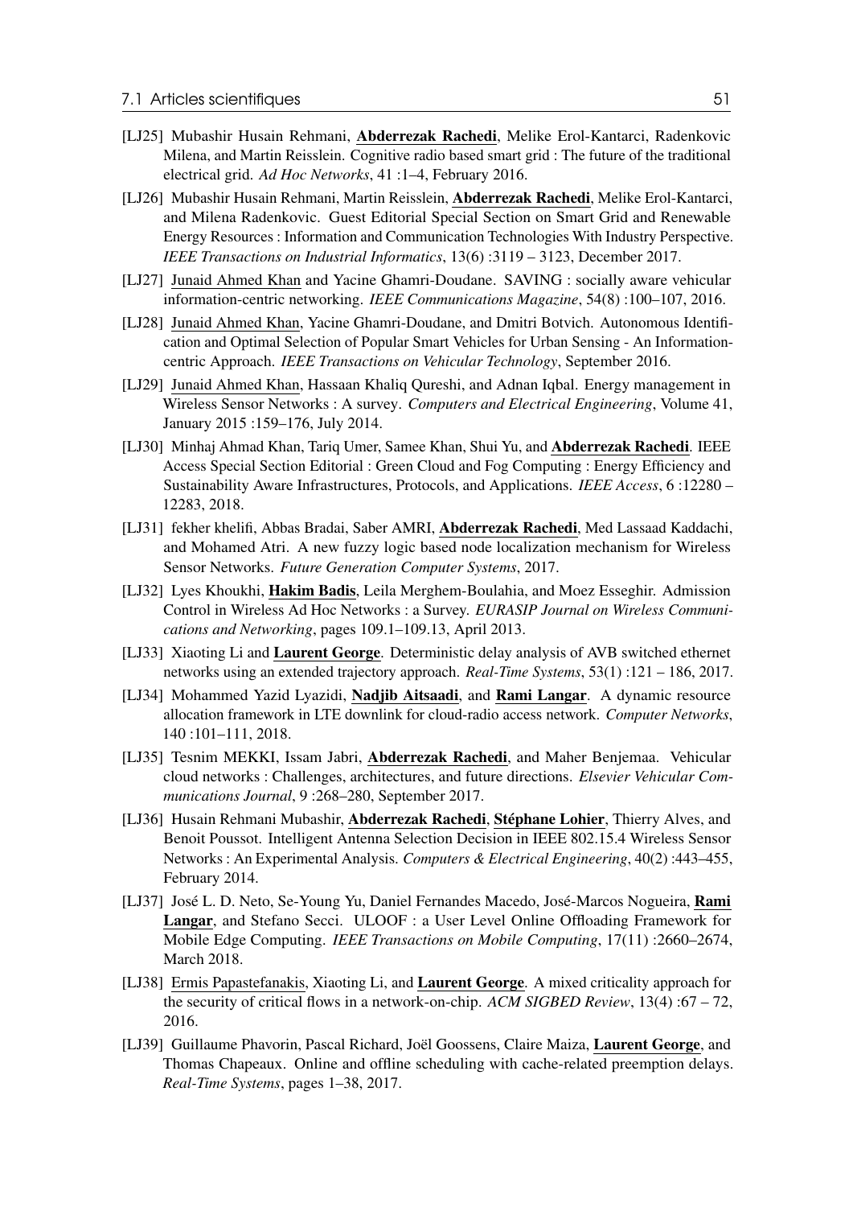[LJ25] Mubashir Husain Rehmani, **Abderrezak Rachedi**, Melike Erol-Kantarci, Radenkovic Milena, and Martin Reisslein. Cognitive radio based smart grid : The future of the traditional electrical grid. *Ad Hoc Networks*, 41 :1–4, February 2016.

[LJ26] Mubashir Husain Rehmani, Martin Reisslein, **Abderrezak Rachedi**, Melike Erol-Kantarci, and Milena Radenkovic. Guest Editorial Special Section on Smart Grid and Renewable Energy Resources : Information and Communication Technologies With Industry Perspective. *IEEE Transactions on Industrial Informatics*, 13(6) :3119 – 3123, December 2017.

[LJ27] Junaid Ahmed Khan and Yacine Ghamri-Doudane. SAVING : socially aware vehicular information-centric networking. *IEEE Communications Magazine*, 54(8) :100–107, 2016.

[LJ28] Junaid Ahmed Khan, Yacine Ghamri-Doudane, and Dmitri Botvich. Autonomous Identification and Optimal Selection of Popular Smart Vehicles for Urban Sensing - An Information-centric Approach. *IEEE Transactions on Vehicular Technology*, September 2016.

[LJ29] Junaid Ahmed Khan, Hassaan Khaliq Qureshi, and Adnan Iqbal. Energy management in Wireless Sensor Networks : A survey. *Computers and Electrical Engineering*, Volume 41, January 2015 :159–176, July 2014.

[LJ30] Minhaj Ahmad Khan, Tariq Umer, Samee Khan, Shui Yu, and **Abderrezak Rachedi**. IEEE Access Special Section Editorial : Green Cloud and Fog Computing : Energy Efficiency and Sustainability Aware Infrastructures, Protocols, and Applications. *IEEE Access*, 6 :12280 – 12283, 2018.

[LJ31] fekher khelifi, Abbas Bradai, Saber AMRI, **Abderrezak Rachedi**, Med Lassaad Kaddachi, and Mohamed Atri. A new fuzzy logic based node localization mechanism for Wireless Sensor Networks. *Future Generation Computer Systems*, 2017.

[LJ32] Lyes Khoukhi, **Hakim Badis**, Leila Merghem-Boulahia, and Moez Esseghir. Admission Control in Wireless Ad Hoc Networks : a Survey. *EURASIP Journal on Wireless Communications and Networking*, pages 109.1–109.13, April 2013.

[LJ33] Xiaoting Li and **Laurent George**. Deterministic delay analysis of AVB switched ethernet networks using an extended trajectory approach. *Real-Time Systems*, 53(1) :121 – 186, 2017.

[LJ34] Mohammed Yazid Lyazidi, **Nadjib Aitsaadi**, and **Rami Langar**. A dynamic resource allocation framework in LTE downlink for cloud-radio access network. *Computer Networks*, 140 :101–111, 2018.

[LJ35] Tesnim MEKKI, Issam Jabri, **Abderrezak Rachedi**, and Maher Benjemaa. Vehicular cloud networks : Challenges, architectures, and future directions. *Elsevier Vehicular Communications Journal*, 9 :268–280, September 2017.

[LJ36] Husain Rehmani Mubashir, **Abderrezak Rachedi**, **Stéphane Lohier**, Thierry Alves, and Benoit Poussot. Intelligent Antenna Selection Decision in IEEE 802.15.4 Wireless Sensor Networks : An Experimental Analysis. *Computers & Electrical Engineering*, 40(2) :443–455, February 2014.

[LJ37] José L. D. Neto, Se-Young Yu, Daniel Fernandes Macedo, José-Marcos Nogueira, **Rami Langar**, and Stefano Secci. ULOOF : a User Level Online Offloading Framework for Mobile Edge Computing. *IEEE Transactions on Mobile Computing*, 17(11) :2660–2674, March 2018.

[LJ38] Ermis Papastefanakis, Xiaoting Li, and **Laurent George**. A mixed criticality approach for the security of critical flows in a network-on-chip. *ACM SIGBED Review*, 13(4) :67 – 72, 2016.

[LJ39] Guillaume Phavorin, Pascal Richard, Joël Goossens, Claire Maiza, **Laurent George**, and Thomas Chapeaux. Online and offline scheduling with cache-related preemption delays. *Real-Time Systems*, pages 1–38, 2017.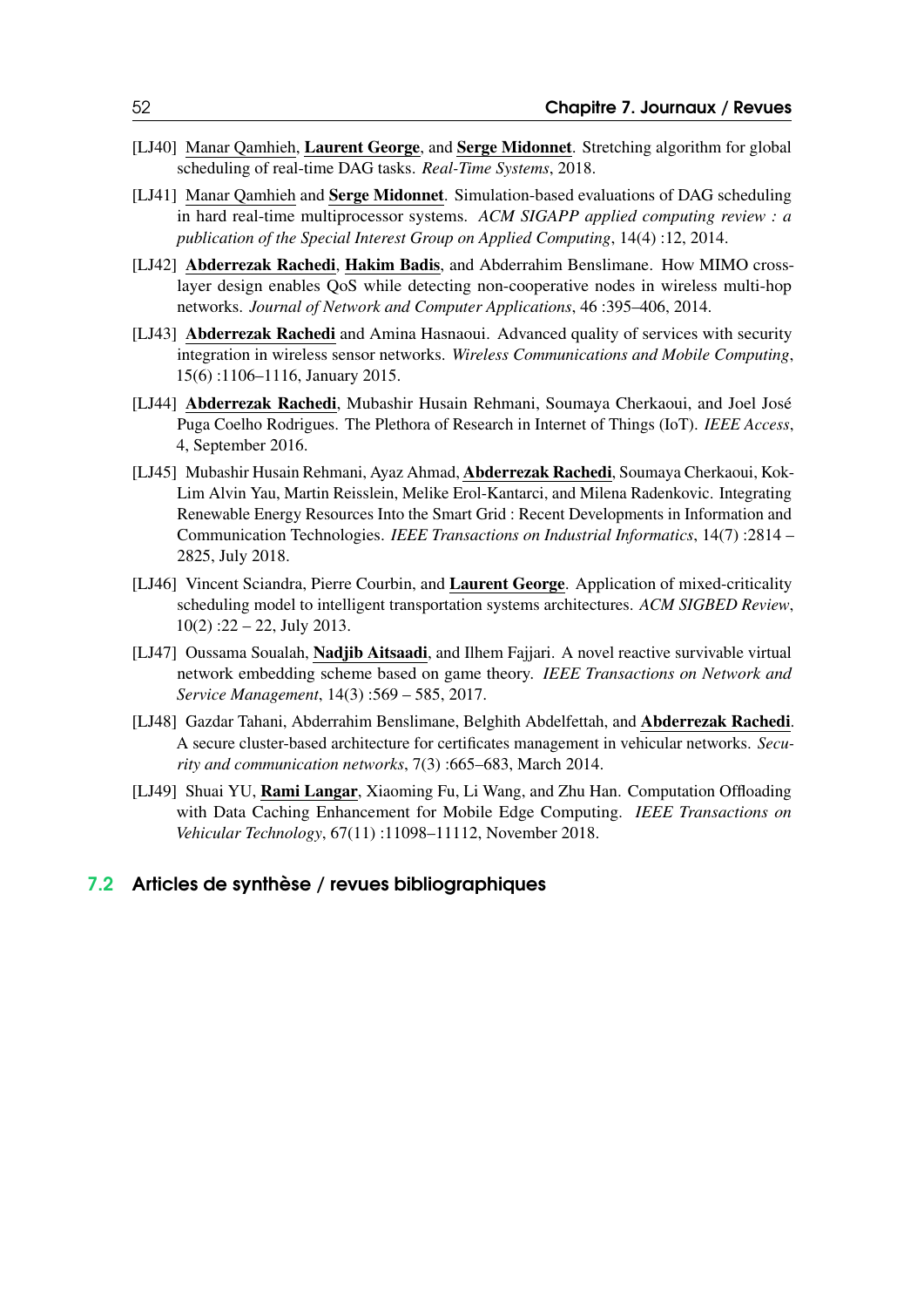[LJ40] Manar Qamhieh, **Laurent George**, and **Serge Midonnet**. Stretching algorithm for global scheduling of real-time DAG tasks. *Real-Time Systems*, 2018.

[LJ41] Manar Qamhieh and **Serge Midonnet**. Simulation-based evaluations of DAG scheduling in hard real-time multiprocessor systems. *ACM SIGAPP applied computing review : a publication of the Special Interest Group on Applied Computing*, 14(4) :12, 2014.

[LJ42] **Abderrezak Rachedi**, **Hakim Badis**, and Abderrahim Benslimane. How MIMO cross-layer design enables QoS while detecting non-cooperative nodes in wireless multi-hop networks. *Journal of Network and Computer Applications*, 46 :395–406, 2014.

[LJ43] **Abderrezak Rachedi** and Amina Hasnaoui. Advanced quality of services with security integration in wireless sensor networks. *Wireless Communications and Mobile Computing*, 15(6) :1106–1116, January 2015.

[LJ44] **Abderrezak Rachedi**, Mubashir Husain Rehmani, Soumaya Cherkaoui, and Joel José Puga Coelho Rodrigues. The Plethora of Research in Internet of Things (IoT). *IEEE Access*, 4, September 2016.

[LJ45] Mubashir Husain Rehmani, Ayaz Ahmad, **Abderrezak Rachedi**, Soumaya Cherkaoui, Kok-Lim Alvin Yau, Martin Reisslein, Melike Erol-Kantarci, and Milena Radenkovic. Integrating Renewable Energy Resources Into the Smart Grid : Recent Developments in Information and Communication Technologies. *IEEE Transactions on Industrial Informatics*, 14(7) :2814 – 2825, July 2018.

[LJ46] Vincent Sciandra, Pierre Courbin, and **Laurent George**. Application of mixed-criticality scheduling model to intelligent transportation systems architectures. *ACM SIGBED Review*, 10(2) :22 – 22, July 2013.

[LJ47] Oussama Soualah, **Nadjib Aitsaadi**, and Ilhem Fajjari. A novel reactive survivable virtual network embedding scheme based on game theory. *IEEE Transactions on Network and Service Management*, 14(3) :569 – 585, 2017.

[LJ48] Gazdar Tahani, Abderrahim Benslimane, Belghith Abdelfettah, and **Abderrezak Rachedi**. A secure cluster-based architecture for certificates management in vehicular networks. *Security and communication networks*, 7(3) :665–683, March 2014.

[LJ49] Shuai YU, **Rami Langar**, Xiaoming Fu, Li Wang, and Zhu Han. Computation Offloading with Data Caching Enhancement for Mobile Edge Computing. *IEEE Transactions on Vehicular Technology*, 67(11) :11098–11112, November 2018.

## 7.2 Articles de synthèse / revues bibliographiques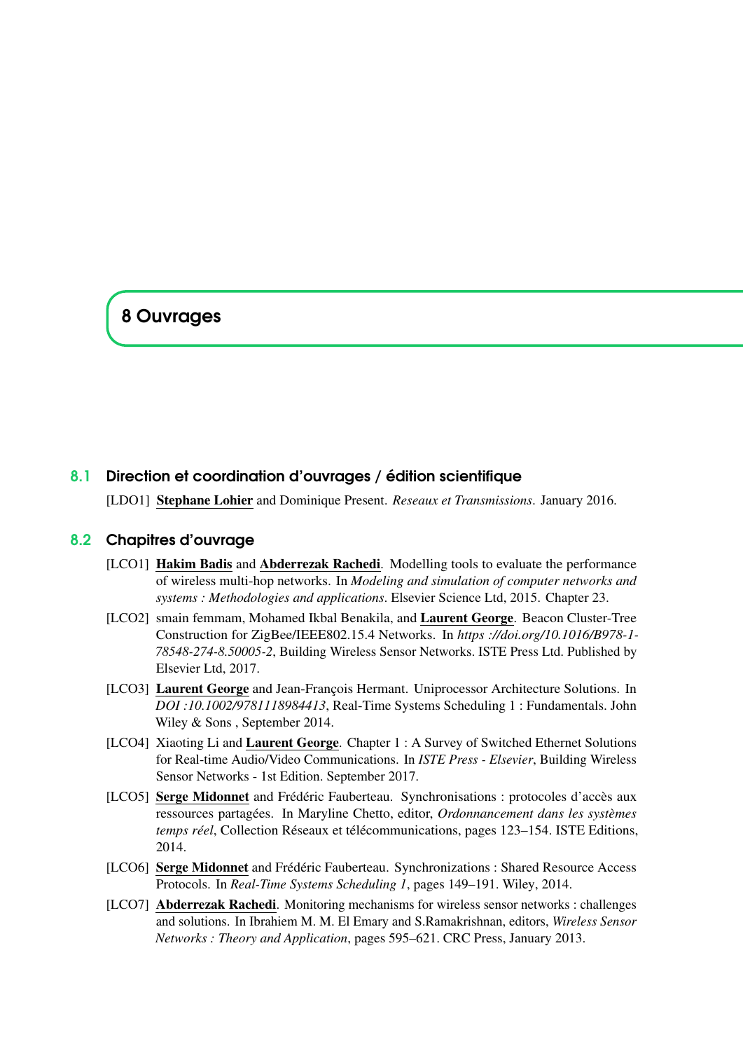# 8 Ouvrages

## 8.1 Direction et coordination d'ouvrages / édition scientifique

[LDO1] **Stephane Lohier** and Dominique Present. *Reseaux et Transmissions*. January 2016.

## 8.2 Chapitres d'ouvrage

[LCO1] **Hakim Badis** and **Abderrezak Rachedi**. Modelling tools to evaluate the performance of wireless multi-hop networks. In *Modeling and simulation of computer networks and systems : Methodologies and applications*. Elsevier Science Ltd, 2015. Chapter 23.

[LCO2] smain femmam, Mohamed Ikbal Benakila, and **Laurent George**. Beacon Cluster-Tree Construction for ZigBee/IEEE802.15.4 Networks. In *https ://doi.org/10.1016/B978-1-78548-274-8.50005-2*, Building Wireless Sensor Networks. ISTE Press Ltd. Published by Elsevier Ltd, 2017.

[LCO3] **Laurent George** and Jean-François Hermant. Uniprocessor Architecture Solutions. In *DOI :10.1002/9781118984413*, Real-Time Systems Scheduling 1 : Fundamentals. John Wiley & Sons , September 2014.

[LCO4] Xiaoting Li and **Laurent George**. Chapter 1 : A Survey of Switched Ethernet Solutions for Real-time Audio/Video Communications. In *ISTE Press - Elsevier*, Building Wireless Sensor Networks - 1st Edition. September 2017.

[LCO5] **Serge Midonnet** and Frédéric Fauberteau. Synchronisations : protocoles d'accès aux ressources partagées. In Maryline Chetto, editor, *Ordonnancement dans les systèmes temps réel*, Collection Réseaux et télécommunications, pages 123–154. ISTE Editions, 2014.

[LCO6] **Serge Midonnet** and Frédéric Fauberteau. Synchronizations : Shared Resource Access Protocols. In *Real-Time Systems Scheduling 1*, pages 149–191. Wiley, 2014.

[LCO7] **Abderrezak Rachedi**. Monitoring mechanisms for wireless sensor networks : challenges and solutions. In Ibrahiem M. M. El Emary and S.Ramakrishnan, editors, *Wireless Sensor Networks : Theory and Application*, pages 595–621. CRC Press, January 2013.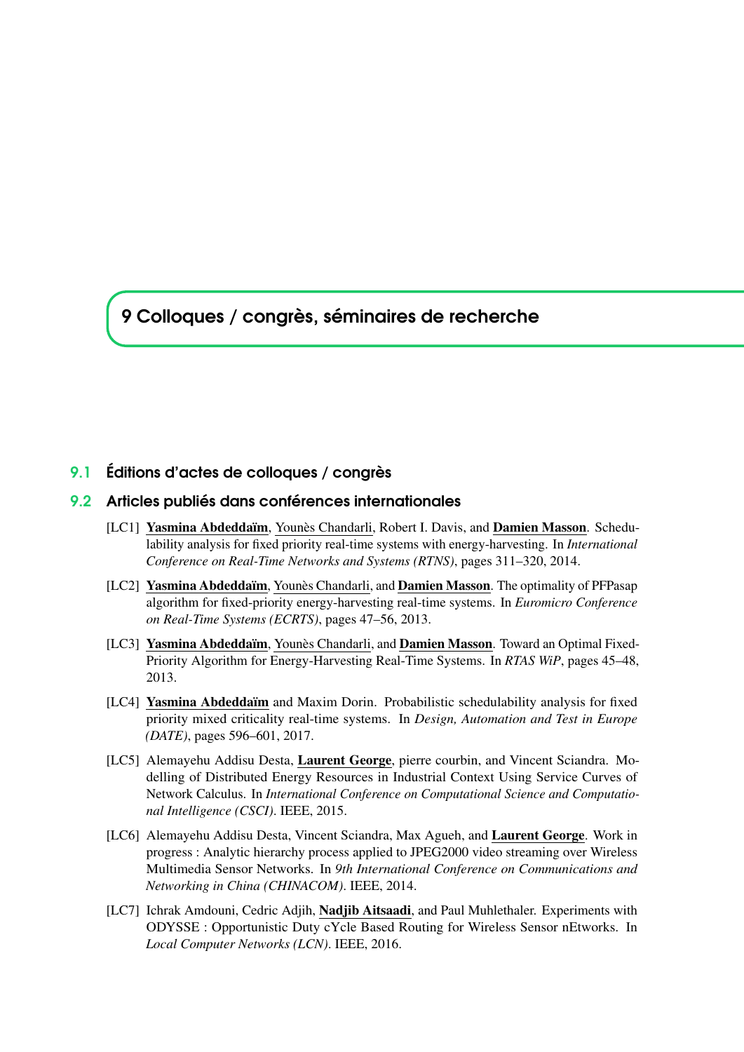# 9 Colloques / congrès, séminaires de recherche

## 9.1 Éditions d'actes de colloques / congrès

## 9.2 Articles publiés dans conférences internationales

[LC1] **Yasmina Abdeddaïm**, Younès Chandarli, Robert I. Davis, and **Damien Masson**. Schedulability analysis for fixed priority real-time systems with energy-harvesting. In *International Conference on Real-Time Networks and Systems (RTNS)*, pages 311–320, 2014.

[LC2] **Yasmina Abdeddaïm**, Younès Chandarli, and **Damien Masson**. The optimality of PFPasap algorithm for fixed-priority energy-harvesting real-time systems. In *Euromicro Conference on Real-Time Systems (ECRTS)*, pages 47–56, 2013.

[LC3] **Yasmina Abdeddaïm**, Younès Chandarli, and **Damien Masson**. Toward an Optimal Fixed-Priority Algorithm for Energy-Harvesting Real-Time Systems. In *RTAS WiP*, pages 45–48, 2013.

[LC4] **Yasmina Abdeddaïm** and Maxim Dorin. Probabilistic schedulability analysis for fixed priority mixed criticality real-time systems. In *Design, Automation and Test in Europe (DATE)*, pages 596–601, 2017.

[LC5] Alemayehu Addisu Desta, **Laurent George**, pierre courbin, and Vincent Sciandra. Modelling of Distributed Energy Resources in Industrial Context Using Service Curves of Network Calculus. In *International Conference on Computational Science and Computational Intelligence (CSCI)*. IEEE, 2015.

[LC6] Alemayehu Addisu Desta, Vincent Sciandra, Max Agueh, and **Laurent George**. Work in progress : Analytic hierarchy process applied to JPEG2000 video streaming over Wireless Multimedia Sensor Networks. In *9th International Conference on Communications and Networking in China (CHINACOM)*. IEEE, 2014.

[LC7] Ichrak Amdouni, Cedric Adjih, **Nadjib Aitsaadi**, and Paul Muhlethaler. Experiments with ODYSSE : Opportunistic Duty cYcle Based Routing for Wireless Sensor nEtworks. In *Local Computer Networks (LCN)*. IEEE, 2016.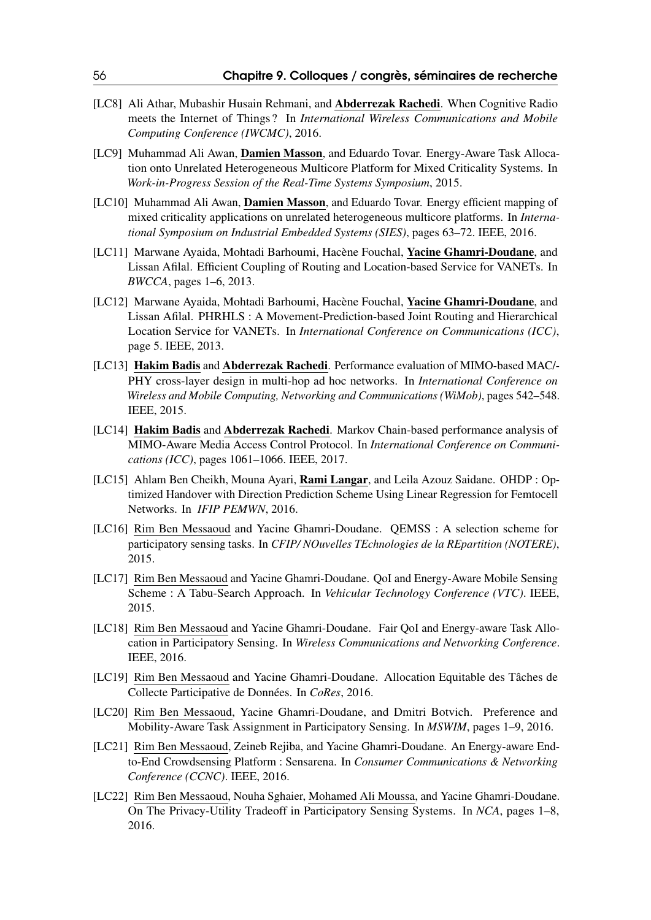[LC8] Ali Athar, Mubashir Husain Rehmani, and **Abderrezak Rachedi**. When Cognitive Radio meets the Internet of Things ? In *International Wireless Communications and Mobile Computing Conference (IWCMC)*, 2016.

[LC9] Muhammad Ali Awan, **Damien Masson**, and Eduardo Tovar. Energy-Aware Task Allocation onto Unrelated Heterogeneous Multicore Platform for Mixed Criticality Systems. In *Work-in-Progress Session of the Real-Time Systems Symposium*, 2015.

[LC10] Muhammad Ali Awan, **Damien Masson**, and Eduardo Tovar. Energy efficient mapping of mixed criticality applications on unrelated heterogeneous multicore platforms. In *International Symposium on Industrial Embedded Systems (SIES)*, pages 63–72. IEEE, 2016.

[LC11] Marwane Ayaida, Mohtadi Barhoumi, Hacène Fouchal, **Yacine Ghamri-Doudane**, and Lissan Afilal. Efficient Coupling of Routing and Location-based Service for VANETs. In *BWCCA*, pages 1–6, 2013.

[LC12] Marwane Ayaida, Mohtadi Barhoumi, Hacène Fouchal, **Yacine Ghamri-Doudane**, and Lissan Afilal. PHRHLS : A Movement-Prediction-based Joint Routing and Hierarchical Location Service for VANETs. In *International Conference on Communications (ICC)*, page 5. IEEE, 2013.

[LC13] **Hakim Badis** and **Abderrezak Rachedi**. Performance evaluation of MIMO-based MAC/-PHY cross-layer design in multi-hop ad hoc networks. In *International Conference on Wireless and Mobile Computing, Networking and Communications (WiMob)*, pages 542–548. IEEE, 2015.

[LC14] **Hakim Badis** and **Abderrezak Rachedi**. Markov Chain-based performance analysis of MIMO-Aware Media Access Control Protocol. In *International Conference on Communications (ICC)*, pages 1061–1066. IEEE, 2017.

[LC15] Ahlam Ben Cheikh, Mouna Ayari, **Rami Langar**, and Leila Azouz Saidane. OHDP : Optimized Handover with Direction Prediction Scheme Using Linear Regression for Femtocell Networks. In *IFIP PEMWN*, 2016.

[LC16] Rim Ben Messaoud and Yacine Ghamri-Doudane. QEMSS : A selection scheme for participatory sensing tasks. In *CFIP/ NOuvelles TEchnologies de la REpartition (NOTERE)*, 2015.

[LC17] Rim Ben Messaoud and Yacine Ghamri-Doudane. QoI and Energy-Aware Mobile Sensing Scheme : A Tabu-Search Approach. In *Vehicular Technology Conference (VTC)*. IEEE, 2015.

[LC18] Rim Ben Messaoud and Yacine Ghamri-Doudane. Fair QoI and Energy-aware Task Allocation in Participatory Sensing. In *Wireless Communications and Networking Conference*. IEEE, 2016.

[LC19] Rim Ben Messaoud and Yacine Ghamri-Doudane. Allocation Equitable des Tâches de Collecte Participative de Données. In *CoRes*, 2016.

[LC20] Rim Ben Messaoud, Yacine Ghamri-Doudane, and Dmitri Botvich. Preference and Mobility-Aware Task Assignment in Participatory Sensing. In *MSWIM*, pages 1–9, 2016.

[LC21] Rim Ben Messaoud, Zeineb Rejiba, and Yacine Ghamri-Doudane. An Energy-aware End-to-End Crowdsensing Platform : Sensarena. In *Consumer Communications & Networking Conference (CCNC)*. IEEE, 2016.

[LC22] Rim Ben Messaoud, Nouha Sghaier, Mohamed Ali Moussa, and Yacine Ghamri-Doudane. On The Privacy-Utility Tradeoff in Participatory Sensing Systems. In *NCA*, pages 1–8, 2016.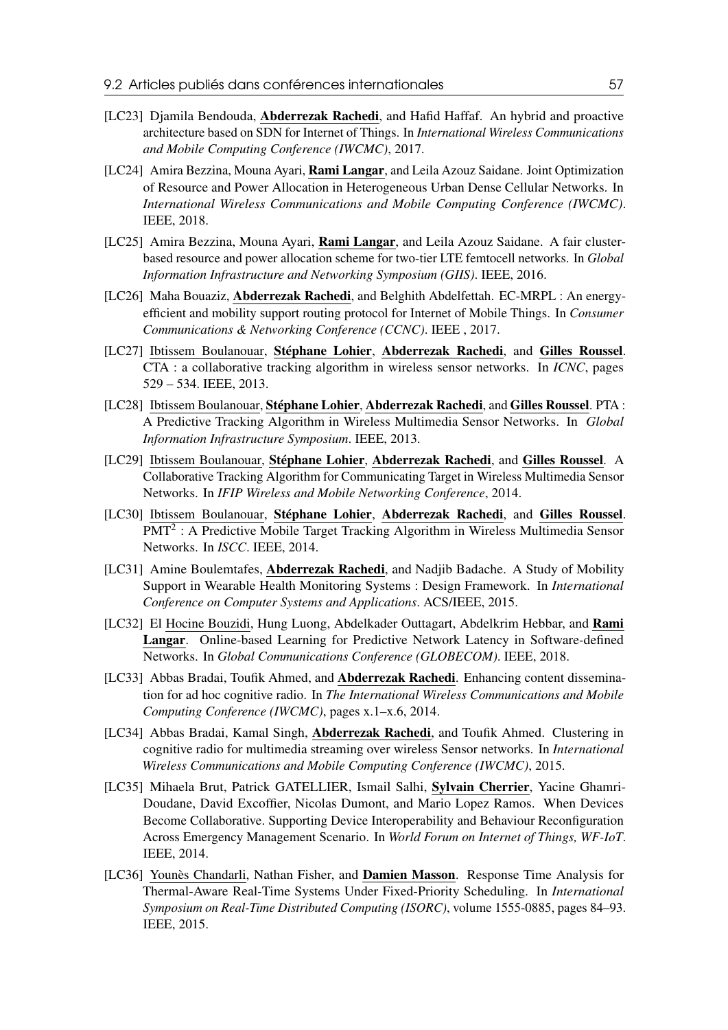- [LC23] Djamila Bendouda, **Abderrezak Rachedi**, and Hafid Haffaf. An hybrid and proactive architecture based on SDN for Internet of Things. In *International Wireless Communications and Mobile Computing Conference (IWCMC)*, 2017.

- [LC24] Amira Bezzina, Mouna Ayari, **Rami Langar**, and Leila Azouz Saidane. Joint Optimization of Resource and Power Allocation in Heterogeneous Urban Dense Cellular Networks. In *International Wireless Communications and Mobile Computing Conference (IWCMC)*. IEEE, 2018.

- [LC25] Amira Bezzina, Mouna Ayari, **Rami Langar**, and Leila Azouz Saidane. A fair cluster-based resource and power allocation scheme for two-tier LTE femtocell networks. In *Global Information Infrastructure and Networking Symposium (GIIS)*. IEEE, 2016.

- [LC26] Maha Bouaziz, **Abderrezak Rachedi**, and Belghith Abdelfettah. EC-MRPL : An energy-efficient and mobility support routing protocol for Internet of Mobile Things. In *Consumer Communications & Networking Conference (CCNC)*. IEEE , 2017.

- [LC27] Ibtissem Boulanouar, **Stéphane Lohier**, **Abderrezak Rachedi**, and **Gilles Roussel**. CTA : a collaborative tracking algorithm in wireless sensor networks. In *ICNC*, pages 529 – 534. IEEE, 2013.

- [LC28] Ibtissem Boulanouar, **Stéphane Lohier**, **Abderrezak Rachedi**, and **Gilles Roussel**. PTA : A Predictive Tracking Algorithm in Wireless Multimedia Sensor Networks. In *Global Information Infrastructure Symposium*. IEEE, 2013.

- [LC29] Ibtissem Boulanouar, **Stéphane Lohier**, **Abderrezak Rachedi**, and **Gilles Roussel**. A Collaborative Tracking Algorithm for Communicating Target in Wireless Multimedia Sensor Networks. In *IFIP Wireless and Mobile Networking Conference*, 2014.

- [LC30] Ibtissem Boulanouar, **Stéphane Lohier**, **Abderrezak Rachedi**, and **Gilles Roussel**. $PMT^2$ : A Predictive Mobile Target Tracking Algorithm in Wireless Multimedia Sensor Networks. In *ISCC*. IEEE, 2014.

- [LC31] Amine Boulemtafes, **Abderrezak Rachedi**, and Nadjib Badache. A Study of Mobility Support in Wearable Health Monitoring Systems : Design Framework. In *International Conference on Computer Systems and Applications*. ACS/IEEE, 2015.

- [LC32] El Hocine Bouzidi, Hung Luong, Abdelkader Outtagart, Abdelkrim Hebbar, and **Rami Langar**. Online-based Learning for Predictive Network Latency in Software-defined Networks. In *Global Communications Conference (GLOBECOM)*. IEEE, 2018.

- [LC33] Abbas Bradai, Toufik Ahmed, and **Abderrezak Rachedi**. Enhancing content dissemination for ad hoc cognitive radio. In *The International Wireless Communications and Mobile Computing Conference (IWCMC)*, pages x.1–x.6, 2014.

- [LC34] Abbas Bradai, Kamal Singh, **Abderrezak Rachedi**, and Toufik Ahmed. Clustering in cognitive radio for multimedia streaming over wireless Sensor networks. In *International Wireless Communications and Mobile Computing Conference (IWCMC)*, 2015.

- [LC35] Mihaela Brut, Patrick GATELLIER, Ismail Salhi, **Sylvain Cherrier**, Yacine Ghamri-Doudane, David Excoffier, Nicolas Dumont, and Mario Lopez Ramos. When Devices Become Collaborative. Supporting Device Interoperability and Behaviour Reconfiguration Across Emergency Management Scenario. In *World Forum on Internet of Things, WF-IoT*. IEEE, 2014.

- [LC36] Younès Chandarli, Nathan Fisher, and **Damien Masson**. Response Time Analysis for Thermal-Aware Real-Time Systems Under Fixed-Priority Scheduling. In *International Symposium on Real-Time Distributed Computing (ISORC)*, volume 1555-0885, pages 84–93. IEEE, 2015.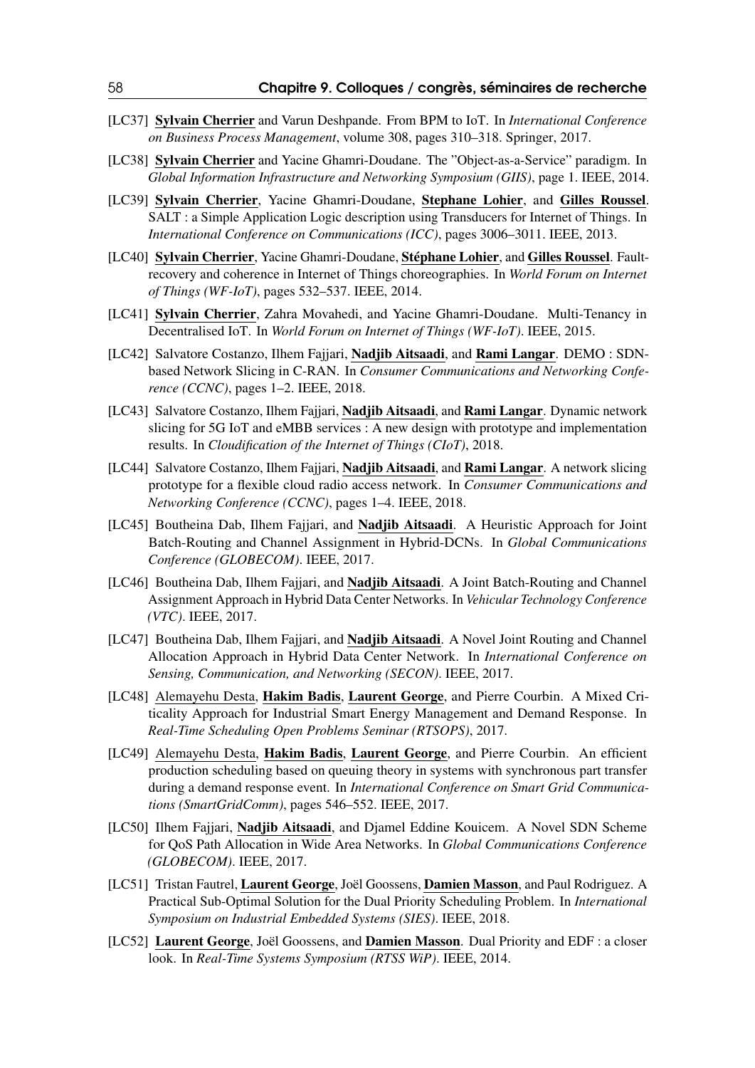[LC37] **Sylvain Cherrier** and Varun Deshpande. From BPM to IoT. In *International Conference on Business Process Management*, volume 308, pages 310–318. Springer, 2017.

[LC38] **Sylvain Cherrier** and Yacine Ghamri-Doudane. The "Object-as-a-Service" paradigm. In *Global Information Infrastructure and Networking Symposium (GIIS)*, page 1. IEEE, 2014.

[LC39] **Sylvain Cherrier**, Yacine Ghamri-Doudane, **Stephane Lohier**, and **Gilles Roussel**. SALT : a Simple Application Logic description using Transducers for Internet of Things. In *International Conference on Communications (ICC)*, pages 3006–3011. IEEE, 2013.

[LC40] **Sylvain Cherrier**, Yacine Ghamri-Doudane, **Stéphane Lohier**, and **Gilles Roussel**. Fault-recovery and coherence in Internet of Things choreographies. In *World Forum on Internet of Things (WF-IoT)*, pages 532–537. IEEE, 2014.

[LC41] **Sylvain Cherrier**, Zahra Movahedi, and Yacine Ghamri-Doudane. Multi-Tenancy in Decentralised IoT. In *World Forum on Internet of Things (WF-IoT)*. IEEE, 2015.

[LC42] Salvatore Costanzo, Ilhem Fajjari, **Nadjib Aitsaadi**, and **Rami Langar**. DEMO : SDN-based Network Slicing in C-RAN. In *Consumer Communications and Networking Conference (CCNC)*, pages 1–2. IEEE, 2018.

[LC43] Salvatore Costanzo, Ilhem Fajjari, **Nadjib Aitsaadi**, and **Rami Langar**. Dynamic network slicing for 5G IoT and eMBB services : A new design with prototype and implementation results. In *Cloudification of the Internet of Things (CIoT)*, 2018.

[LC44] Salvatore Costanzo, Ilhem Fajjari, **Nadjib Aitsaadi**, and **Rami Langar**. A network slicing prototype for a flexible cloud radio access network. In *Consumer Communications and Networking Conference (CCNC)*, pages 1–4. IEEE, 2018.

[LC45] Boutheina Dab, Ilhem Fajjari, and **Nadjib Aitsaadi**. A Heuristic Approach for Joint Batch-Routing and Channel Assignment in Hybrid-DCNs. In *Global Communications Conference (GLOBECOM)*. IEEE, 2017.

[LC46] Boutheina Dab, Ilhem Fajjari, and **Nadjib Aitsaadi**. A Joint Batch-Routing and Channel Assignment Approach in Hybrid Data Center Networks. In *Vehicular Technology Conference (VTC)*. IEEE, 2017.

[LC47] Boutheina Dab, Ilhem Fajjari, and **Nadjib Aitsaadi**. A Novel Joint Routing and Channel Allocation Approach in Hybrid Data Center Network. In *International Conference on Sensing, Communication, and Networking (SECON)*. IEEE, 2017.

[LC48] Alemayehu Desta, **Hakim Badis**, **Laurent George**, and Pierre Courbin. A Mixed Criticality Approach for Industrial Smart Energy Management and Demand Response. In *Real-Time Scheduling Open Problems Seminar (RTSOPS)*, 2017.

[LC49] Alemayehu Desta, **Hakim Badis**, **Laurent George**, and Pierre Courbin. An efficient production scheduling based on queuing theory in systems with synchronous part transfer during a demand response event. In *International Conference on Smart Grid Communications (SmartGridComm)*, pages 546–552. IEEE, 2017.

[LC50] Ilhem Fajjari, **Nadjib Aitsaadi**, and Djamel Eddine Kouicem. A Novel SDN Scheme for QoS Path Allocation in Wide Area Networks. In *Global Communications Conference (GLOBECOM)*. IEEE, 2017.

[LC51] Tristan Fautrel, **Laurent George**, Joël Goossens, **Damien Masson**, and Paul Rodriguez. A Practical Sub-Optimal Solution for the Dual Priority Scheduling Problem. In *International Symposium on Industrial Embedded Systems (SIES)*. IEEE, 2018.

[LC52] **Laurent George**, Joël Goossens, and **Damien Masson**. Dual Priority and EDF : a closer look. In *Real-Time Systems Symposium (RTSS WiP)*. IEEE, 2014.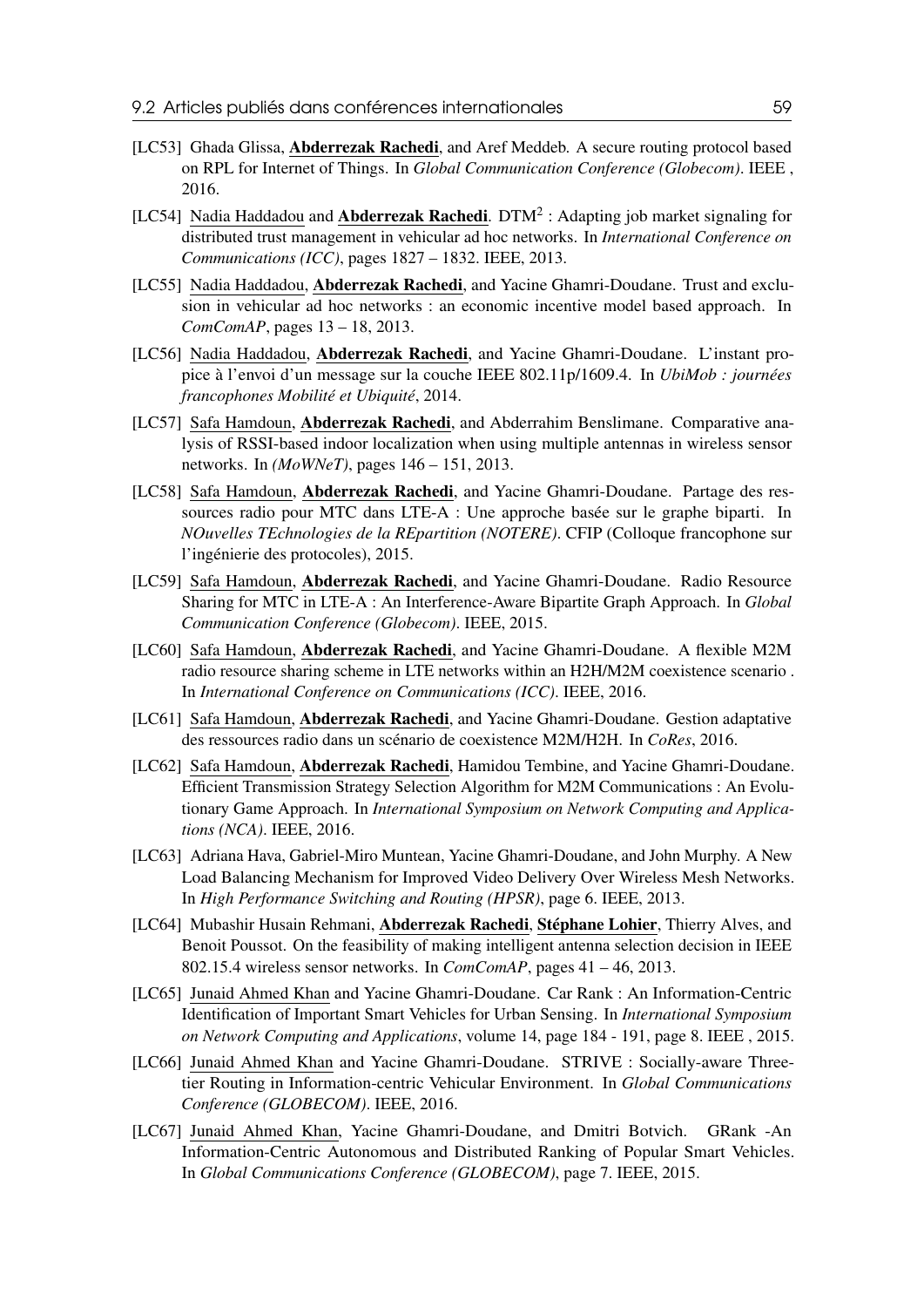[LC53] Ghada Glissa, **Abderrezak Rachedi**, and Aref Meddeb. A secure routing protocol based on RPL for Internet of Things. In *Global Communication Conference (Globecom)*. IEEE , 2016.

[LC54] Nadia Haddadou and **Abderrezak Rachedi**. DTM$^2$ : Adapting job market signaling for distributed trust management in vehicular ad hoc networks. In *International Conference on Communications (ICC)*, pages 1827 – 1832. IEEE, 2013.

[LC55] Nadia Haddadou, **Abderrezak Rachedi**, and Yacine Ghamri-Doudane. Trust and exclusion in vehicular ad hoc networks : an economic incentive model based approach. In *ComComAP*, pages 13 – 18, 2013.

[LC56] Nadia Haddadou, **Abderrezak Rachedi**, and Yacine Ghamri-Doudane. L'instant propice à l'envoi d'un message sur la couche IEEE 802.11p/1609.4. In *UbiMob : journées francophones Mobilité et Ubiquité*, 2014.

[LC57] Safa Hamdoun, **Abderrezak Rachedi**, and Abderrahim Benslimane. Comparative analysis of RSSI-based indoor localization when using multiple antennas in wireless sensor networks. In *(MoWNeT)*, pages 146 – 151, 2013.

[LC58] Safa Hamdoun, **Abderrezak Rachedi**, and Yacine Ghamri-Doudane. Partage des ressources radio pour MTC dans LTE-A : Une approche basée sur le graphe biparti. In *NOuvelles TEchnologies de la REpartition (NOTERE)*. CFIP (Colloque francophone sur l'ingénierie des protocoles), 2015.

[LC59] Safa Hamdoun, **Abderrezak Rachedi**, and Yacine Ghamri-Doudane. Radio Resource Sharing for MTC in LTE-A : An Interference-Aware Bipartite Graph Approach. In *Global Communication Conference (Globecom)*. IEEE, 2015.

[LC60] Safa Hamdoun, **Abderrezak Rachedi**, and Yacine Ghamri-Doudane. A flexible M2M radio resource sharing scheme in LTE networks within an H2H/M2M coexistence scenario . In *International Conference on Communications (ICC)*. IEEE, 2016.

[LC61] Safa Hamdoun, **Abderrezak Rachedi**, and Yacine Ghamri-Doudane. Gestion adaptative des ressources radio dans un scénario de coexistence M2M/H2H. In *CoRes*, 2016.

[LC62] Safa Hamdoun, **Abderrezak Rachedi**, Hamidou Tembine, and Yacine Ghamri-Doudane. Efficient Transmission Strategy Selection Algorithm for M2M Communications : An Evolutionary Game Approach. In *International Symposium on Network Computing and Applications (NCA)*. IEEE, 2016.

[LC63] Adriana Hava, Gabriel-Miro Muntean, Yacine Ghamri-Doudane, and John Murphy. A New Load Balancing Mechanism for Improved Video Delivery Over Wireless Mesh Networks. In *High Performance Switching and Routing (HPSR)*, page 6. IEEE, 2013.

[LC64] Mubashir Husain Rehmani, **Abderrezak Rachedi**, **Stéphane Lohier**, Thierry Alves, and Benoit Poussot. On the feasibility of making intelligent antenna selection decision in IEEE 802.15.4 wireless sensor networks. In *ComComAP*, pages 41 – 46, 2013.

[LC65] Junaid Ahmed Khan and Yacine Ghamri-Doudane. Car Rank : An Information-Centric Identification of Important Smart Vehicles for Urban Sensing. In *International Symposium on Network Computing and Applications*, volume 14, page 184 - 191, page 8. IEEE , 2015.

[LC66] Junaid Ahmed Khan and Yacine Ghamri-Doudane. STRIVE : Socially-aware Three-tier Routing in Information-centric Vehicular Environment. In *Global Communications Conference (GLOBECOM)*. IEEE, 2016.

[LC67] Junaid Ahmed Khan, Yacine Ghamri-Doudane, and Dmitri Botvich. GRank -An Information-Centric Autonomous and Distributed Ranking of Popular Smart Vehicles. In *Global Communications Conference (GLOBECOM)*, page 7. IEEE, 2015.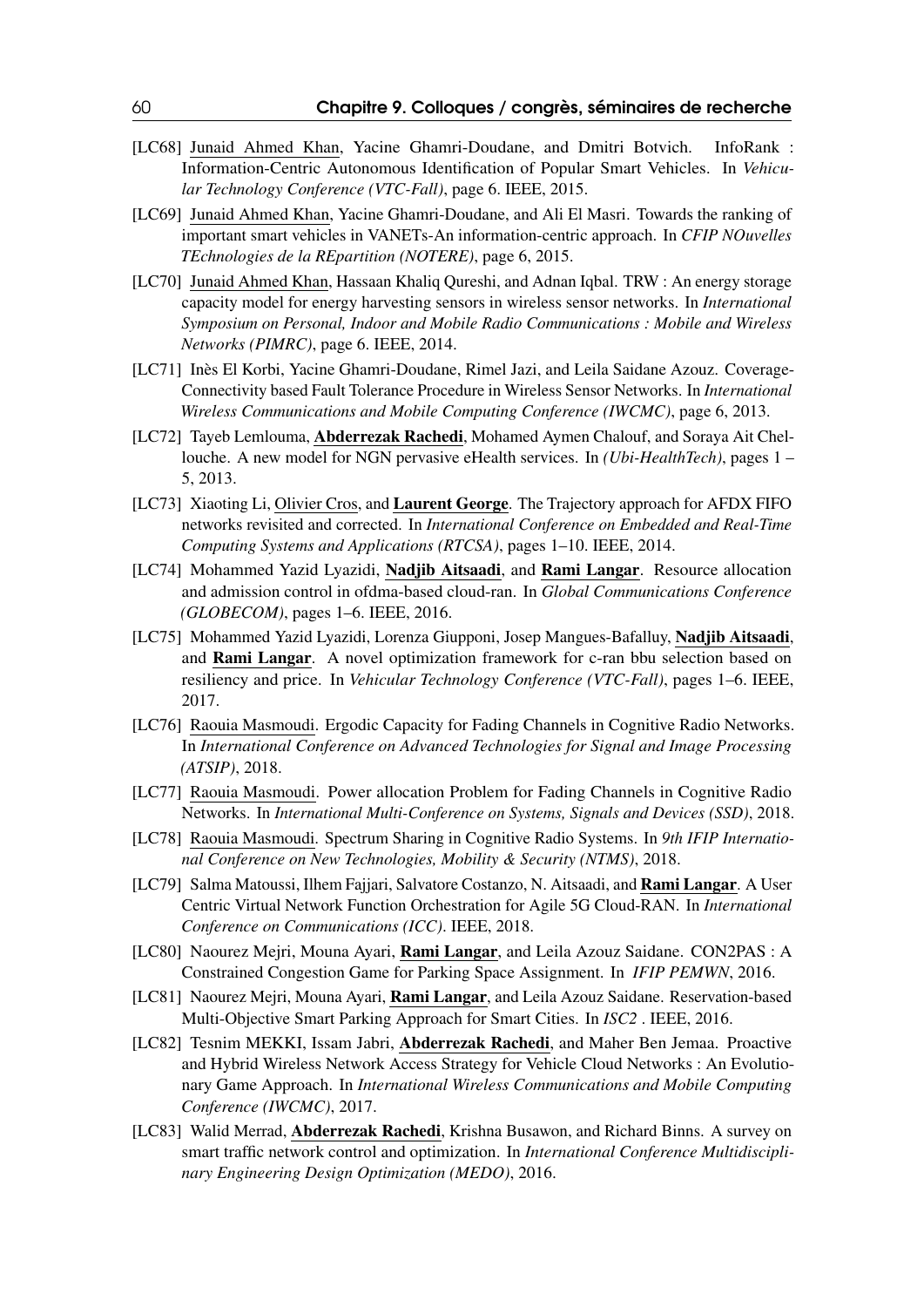[LC68] Junaid Ahmed Khan, Yacine Ghamri-Doudane, and Dmitri Botvich. InfoRank : Information-Centric Autonomous Identification of Popular Smart Vehicles. In *Vehicular Technology Conference (VTC-Fall)*, page 6. IEEE, 2015.

[LC69] Junaid Ahmed Khan, Yacine Ghamri-Doudane, and Ali El Masri. Towards the ranking of important smart vehicles in VANETs-An information-centric approach. In *CFIP NOuvelles TEchnologies de la REpartition (NOTERE)*, page 6, 2015.

[LC70] Junaid Ahmed Khan, Hassaan Khaliq Qureshi, and Adnan Iqbal. TRW : An energy storage capacity model for energy harvesting sensors in wireless sensor networks. In *International Symposium on Personal, Indoor and Mobile Radio Communications : Mobile and Wireless Networks (PIMRC)*, page 6. IEEE, 2014.

[LC71] Inès El Korbi, Yacine Ghamri-Doudane, Rimel Jazi, and Leila Saidane Azouz. Coverage-Connectivity based Fault Tolerance Procedure in Wireless Sensor Networks. In *International Wireless Communications and Mobile Computing Conference (IWCMC)*, page 6, 2013.

[LC72] Tayeb Lemlouma, **Abderrezak Rachedi**, Mohamed Aymen Chalouf, and Soraya Ait Chellouche. A new model for NGN pervasive eHealth services. In *(Ubi-HealthTech)*, pages 1 – 5, 2013.

[LC73] Xiaoting Li, Olivier Cros, and **Laurent George**. The Trajectory approach for AFDX FIFO networks revisited and corrected. In *International Conference on Embedded and Real-Time Computing Systems and Applications (RTCSA)*, pages 1–10. IEEE, 2014.

[LC74] Mohammed Yazid Lyazidi, **Nadjib Aitsaadi**, and **Rami Langar**. Resource allocation and admission control in ofdma-based cloud-ran. In *Global Communications Conference (GLOBECOM)*, pages 1–6. IEEE, 2016.

[LC75] Mohammed Yazid Lyazidi, Lorenza Giupponi, Josep Mangues-Bafalluy, **Nadjib Aitsaadi**, and **Rami Langar**. A novel optimization framework for c-ran bbu selection based on resiliency and price. In *Vehicular Technology Conference (VTC-Fall)*, pages 1–6. IEEE, 2017.

[LC76] Raouia Masmoudi. Ergodic Capacity for Fading Channels in Cognitive Radio Networks. In *International Conference on Advanced Technologies for Signal and Image Processing (ATSIP)*, 2018.

[LC77] Raouia Masmoudi. Power allocation Problem for Fading Channels in Cognitive Radio Networks. In *International Multi-Conference on Systems, Signals and Devices (SSD)*, 2018.

[LC78] Raouia Masmoudi. Spectrum Sharing in Cognitive Radio Systems. In *9th IFIP International Conference on New Technologies, Mobility & Security (NTMS)*, 2018.

[LC79] Salma Matoussi, Ilhem Fajjari, Salvatore Costanzo, N. Aitsaadi, and **Rami Langar**. A User Centric Virtual Network Function Orchestration for Agile 5G Cloud-RAN. In *International Conference on Communications (ICC)*. IEEE, 2018.

[LC80] Naourez Mejri, Mouna Ayari, **Rami Langar**, and Leila Azouz Saidane. CON2PAS : A Constrained Congestion Game for Parking Space Assignment. In *IFIP PEMWN*, 2016.

[LC81] Naourez Mejri, Mouna Ayari, **Rami Langar**, and Leila Azouz Saidane. Reservation-based Multi-Objective Smart Parking Approach for Smart Cities. In *ISC2* . IEEE, 2016.

[LC82] Tesnim MEKKI, Issam Jabri, **Abderrezak Rachedi**, and Maher Ben Jemaa. Proactive and Hybrid Wireless Network Access Strategy for Vehicle Cloud Networks : An Evolutionary Game Approach. In *International Wireless Communications and Mobile Computing Conference (IWCMC)*, 2017.

[LC83] Walid Merrad, **Abderrezak Rachedi**, Krishna Busawon, and Richard Binns. A survey on smart traffic network control and optimization. In *International Conference Multidisciplinary Engineering Design Optimization (MEDO)*, 2016.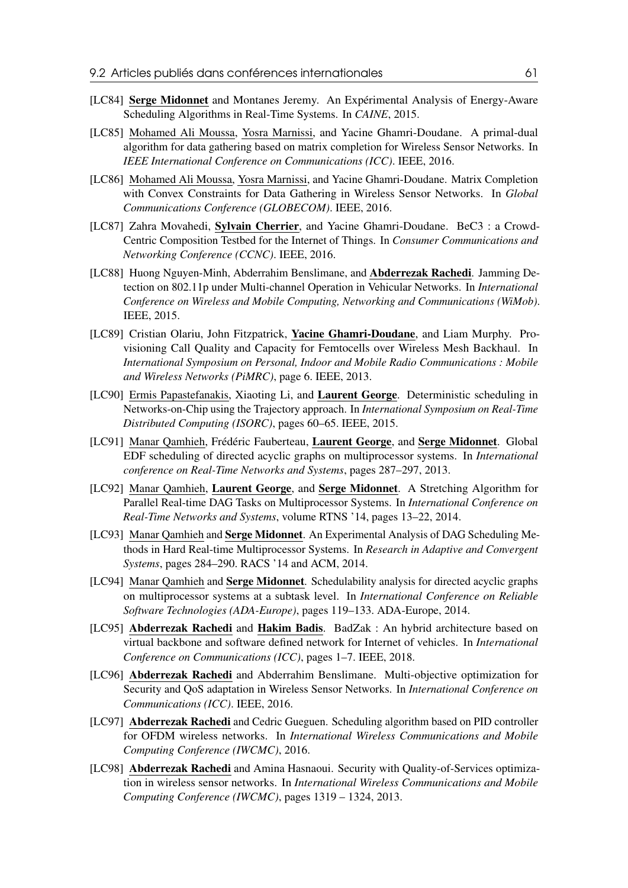[LC84] **Serge Midonnet** and Montanes Jeremy. An Expérimental Analysis of Energy-Aware Scheduling Algorithms in Real-Time Systems. In *CAINE*, 2015.

[LC85] Mohamed Ali Moussa, Yosra Marnissi, and Yacine Ghamri-Doudane. A primal-dual algorithm for data gathering based on matrix completion for Wireless Sensor Networks. In *IEEE International Conference on Communications (ICC)*. IEEE, 2016.

[LC86] Mohamed Ali Moussa, Yosra Marnissi, and Yacine Ghamri-Doudane. Matrix Completion with Convex Constraints for Data Gathering in Wireless Sensor Networks. In *Global Communications Conference (GLOBECOM)*. IEEE, 2016.

[LC87] Zahra Movahedi, **Sylvain Cherrier**, and Yacine Ghamri-Doudane. BeC3 : a Crowd-Centric Composition Testbed for the Internet of Things. In *Consumer Communications and Networking Conference (CCNC)*. IEEE, 2016.

[LC88] Huong Nguyen-Minh, Abderrahim Benslimane, and **Abderrezak Rachedi**. Jamming Detection on 802.11p under Multi-channel Operation in Vehicular Networks. In *International Conference on Wireless and Mobile Computing, Networking and Communications (WiMob)*. IEEE, 2015.

[LC89] Cristian Olariu, John Fitzpatrick, **Yacine Ghamri-Doudane**, and Liam Murphy. Provisioning Call Quality and Capacity for Femtocells over Wireless Mesh Backhaul. In *International Symposium on Personal, Indoor and Mobile Radio Communications : Mobile and Wireless Networks (PiMRC)*, page 6. IEEE, 2013.

[LC90] Ermis Papastefanakis, Xiaoting Li, and **Laurent George**. Deterministic scheduling in Networks-on-Chip using the Trajectory approach. In *International Symposium on Real-Time Distributed Computing (ISORC)*, pages 60–65. IEEE, 2015.

[LC91] Manar Qamhieh, Frédéric Fauberteau, **Laurent George**, and **Serge Midonnet**. Global EDF scheduling of directed acyclic graphs on multiprocessor systems. In *International conference on Real-Time Networks and Systems*, pages 287–297, 2013.

[LC92] Manar Qamhieh, **Laurent George**, and **Serge Midonnet**. A Stretching Algorithm for Parallel Real-time DAG Tasks on Multiprocessor Systems. In *International Conference on Real-Time Networks and Systems*, volume RTNS '14, pages 13–22, 2014.

[LC93] Manar Qamhieh and **Serge Midonnet**. An Experimental Analysis of DAG Scheduling Methods in Hard Real-time Multiprocessor Systems. In *Research in Adaptive and Convergent Systems*, pages 284–290. RACS '14 and ACM, 2014.

[LC94] Manar Qamhieh and **Serge Midonnet**. Schedulability analysis for directed acyclic graphs on multiprocessor systems at a subtask level. In *International Conference on Reliable Software Technologies (ADA-Europe)*, pages 119–133. ADA-Europe, 2014.

[LC95] **Abderrezak Rachedi** and **Hakim Badis**. BadZak : An hybrid architecture based on virtual backbone and software defined network for Internet of vehicles. In *International Conference on Communications (ICC)*, pages 1–7. IEEE, 2018.

[LC96] **Abderrezak Rachedi** and Abderrahim Benslimane. Multi-objective optimization for Security and QoS adaptation in Wireless Sensor Networks. In *International Conference on Communications (ICC)*. IEEE, 2016.

[LC97] **Abderrezak Rachedi** and Cedric Gueguen. Scheduling algorithm based on PID controller for OFDM wireless networks. In *International Wireless Communications and Mobile Computing Conference (IWCMC)*, 2016.

[LC98] **Abderrezak Rachedi** and Amina Hasnaoui. Security with Quality-of-Services optimization in wireless sensor networks. In *International Wireless Communications and Mobile Computing Conference (IWCMC)*, pages 1319 – 1324, 2013.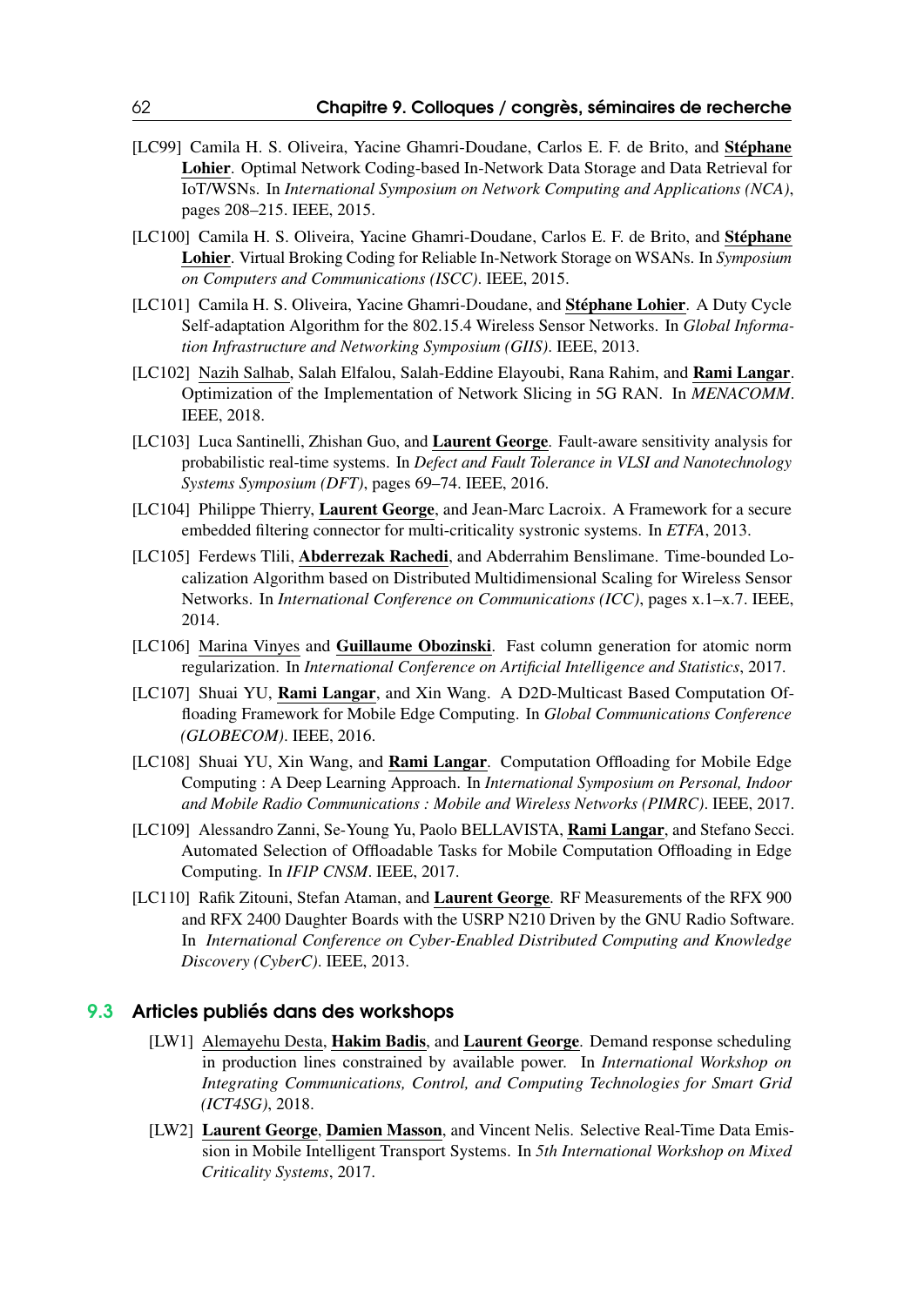[LC99] Camila H. S. Oliveira, Yacine Ghamri-Doudane, Carlos E. F. de Brito, and **Stéphane Lohier**. Optimal Network Coding-based In-Network Data Storage and Data Retrieval for IoT/WSNs. In *International Symposium on Network Computing and Applications (NCA)*, pages 208–215. IEEE, 2015.

[LC100] Camila H. S. Oliveira, Yacine Ghamri-Doudane, Carlos E. F. de Brito, and **Stéphane Lohier**. Virtual Broking Coding for Reliable In-Network Storage on WSANs. In *Symposium on Computers and Communications (ISCC)*. IEEE, 2015.

[LC101] Camila H. S. Oliveira, Yacine Ghamri-Doudane, and **Stéphane Lohier**. A Duty Cycle Self-adaptation Algorithm for the 802.15.4 Wireless Sensor Networks. In *Global Information Infrastructure and Networking Symposium (GIIS)*. IEEE, 2013.

[LC102] Nazih Salhab, Salah Elfalou, Salah-Eddine Elayoubi, Rana Rahim, and **Rami Langar**. Optimization of the Implementation of Network Slicing in 5G RAN. In *MENACOMM*. IEEE, 2018.

[LC103] Luca Santinelli, Zhishan Guo, and **Laurent George**. Fault-aware sensitivity analysis for probabilistic real-time systems. In *Defect and Fault Tolerance in VLSI and Nanotechnology Systems Symposium (DFT)*, pages 69–74. IEEE, 2016.

[LC104] Philippe Thierry, **Laurent George**, and Jean-Marc Lacroix. A Framework for a secure embedded filtering connector for multi-criticality systronic systems. In *ETFA*, 2013.

[LC105] Ferdews Tlili, **Abderrezak Rachedi**, and Abderrahim Benslimane. Time-bounded Localization Algorithm based on Distributed Multidimensional Scaling for Wireless Sensor Networks. In *International Conference on Communications (ICC)*, pages x.1–x.7. IEEE, 2014.

[LC106] Marina Vinyes and **Guillaume Obozinski**. Fast column generation for atomic norm regularization. In *International Conference on Artificial Intelligence and Statistics*, 2017.

[LC107] Shuai YU, **Rami Langar**, and Xin Wang. A D2D-Multicast Based Computation Offloading Framework for Mobile Edge Computing. In *Global Communications Conference (GLOBECOM)*. IEEE, 2016.

[LC108] Shuai YU, Xin Wang, and **Rami Langar**. Computation Offloading for Mobile Edge Computing : A Deep Learning Approach. In *International Symposium on Personal, Indoor and Mobile Radio Communications : Mobile and Wireless Networks (PIMRC)*. IEEE, 2017.

[LC109] Alessandro Zanni, Se-Young Yu, Paolo BELLAVISTA, **Rami Langar**, and Stefano Secci. Automated Selection of Offloadable Tasks for Mobile Computation Offloading in Edge Computing. In *IFIP CNSM*. IEEE, 2017.

[LC110] Rafik Zitouni, Stefan Ataman, and **Laurent George**. RF Measurements of the RFX 900 and RFX 2400 Daughter Boards with the USRP N210 Driven by the GNU Radio Software. In *International Conference on Cyber-Enabled Distributed Computing and Knowledge Discovery (CyberC)*. IEEE, 2013.

## 9.3 Articles publiés dans des workshops

[LW1] Alemayehu Desta, **Hakim Badis**, and **Laurent George**. Demand response scheduling in production lines constrained by available power. In *International Workshop on Integrating Communications, Control, and Computing Technologies for Smart Grid (ICT4SG)*, 2018.

[LW2] **Laurent George**, **Damien Masson**, and Vincent Nelis. Selective Real-Time Data Emission in Mobile Intelligent Transport Systems. In *5th International Workshop on Mixed Criticality Systems*, 2017.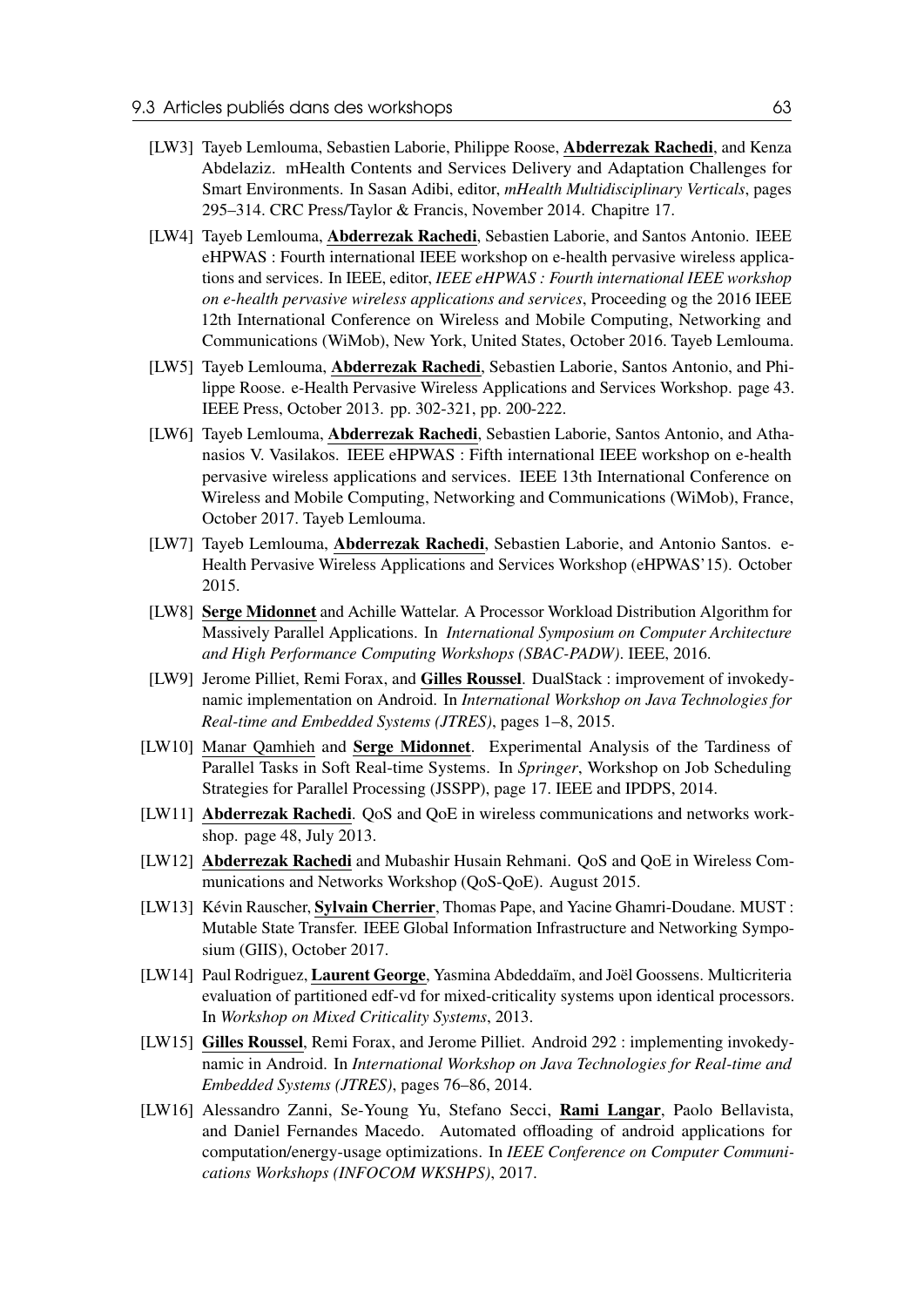[LW3] Tayeb Lemlouma, Sebastien Laborie, Philippe Roose, **Abderrezak Rachedi**, and Kenza Abdelaziz. mHealth Contents and Services Delivery and Adaptation Challenges for Smart Environments. In Sasan Adibi, editor, *mHealth Multidisciplinary Verticals*, pages 295–314. CRC Press/Taylor & Francis, November 2014. Chapitre 17.

[LW4] Tayeb Lemlouma, **Abderrezak Rachedi**, Sebastien Laborie, and Santos Antonio. IEEE eHPWAS : Fourth international IEEE workshop on e-health pervasive wireless applications and services. In IEEE, editor, *IEEE eHPWAS : Fourth international IEEE workshop on e-health pervasive wireless applications and services*, Proceeding og the 2016 IEEE 12th International Conference on Wireless and Mobile Computing, Networking and Communications (WiMob), New York, United States, October 2016. Tayeb Lemlouma.

[LW5] Tayeb Lemlouma, **Abderrezak Rachedi**, Sebastien Laborie, Santos Antonio, and Philippe Roose. e-Health Pervasive Wireless Applications and Services Workshop. page 43. IEEE Press, October 2013. pp. 302-321, pp. 200-222.

[LW6] Tayeb Lemlouma, **Abderrezak Rachedi**, Sebastien Laborie, Santos Antonio, and Athanasios V. Vasilakos. IEEE eHPWAS : Fifth international IEEE workshop on e-health pervasive wireless applications and services. IEEE 13th International Conference on Wireless and Mobile Computing, Networking and Communications (WiMob), France, October 2017. Tayeb Lemlouma.

[LW7] Tayeb Lemlouma, **Abderrezak Rachedi**, Sebastien Laborie, and Antonio Santos. e-Health Pervasive Wireless Applications and Services Workshop (eHPWAS'15). October 2015.

[LW8] **Serge Midonnet** and Achille Wattelar. A Processor Workload Distribution Algorithm for Massively Parallel Applications. In *International Symposium on Computer Architecture and High Performance Computing Workshops (SBAC-PADW)*. IEEE, 2016.

[LW9] Jerome Pilliet, Remi Forax, and **Gilles Roussel**. DualStack : improvement of invokedynamic implementation on Android. In *International Workshop on Java Technologies for Real-time and Embedded Systems (JTRES)*, pages 1–8, 2015.

[LW10] Manar Qamhieh and **Serge Midonnet**. Experimental Analysis of the Tardiness of Parallel Tasks in Soft Real-time Systems. In *Springer*, Workshop on Job Scheduling Strategies for Parallel Processing (JSSPP), page 17. IEEE and IPDPS, 2014.

[LW11] **Abderrezak Rachedi**. QoS and QoE in wireless communications and networks workshop. page 48, July 2013.

[LW12] **Abderrezak Rachedi** and Mubashir Husain Rehmani. QoS and QoE in Wireless Communications and Networks Workshop (QoS-QoE). August 2015.

[LW13] Kévin Rauscher, **Sylvain Cherrier**, Thomas Pape, and Yacine Ghamri-Doudane. MUST : Mutable State Transfer. IEEE Global Information Infrastructure and Networking Symposium (GIIS), October 2017.

[LW14] Paul Rodriguez, **Laurent George**, Yasmina Abdeddaïm, and Joël Goossens. Multicriteria evaluation of partitioned edf-vd for mixed-criticality systems upon identical processors. In *Workshop on Mixed Criticality Systems*, 2013.

[LW15] **Gilles Roussel**, Remi Forax, and Jerome Pilliet. Android 292 : implementing invokedynamic in Android. In *International Workshop on Java Technologies for Real-time and Embedded Systems (JTRES)*, pages 76–86, 2014.

[LW16] Alessandro Zanni, Se-Young Yu, Stefano Secci, **Rami Langar**, Paolo Bellavista, and Daniel Fernandes Macedo. Automated offloading of android applications for computation/energy-usage optimizations. In *IEEE Conference on Computer Communications Workshops (INFOCOM WKSHPS)*, 2017.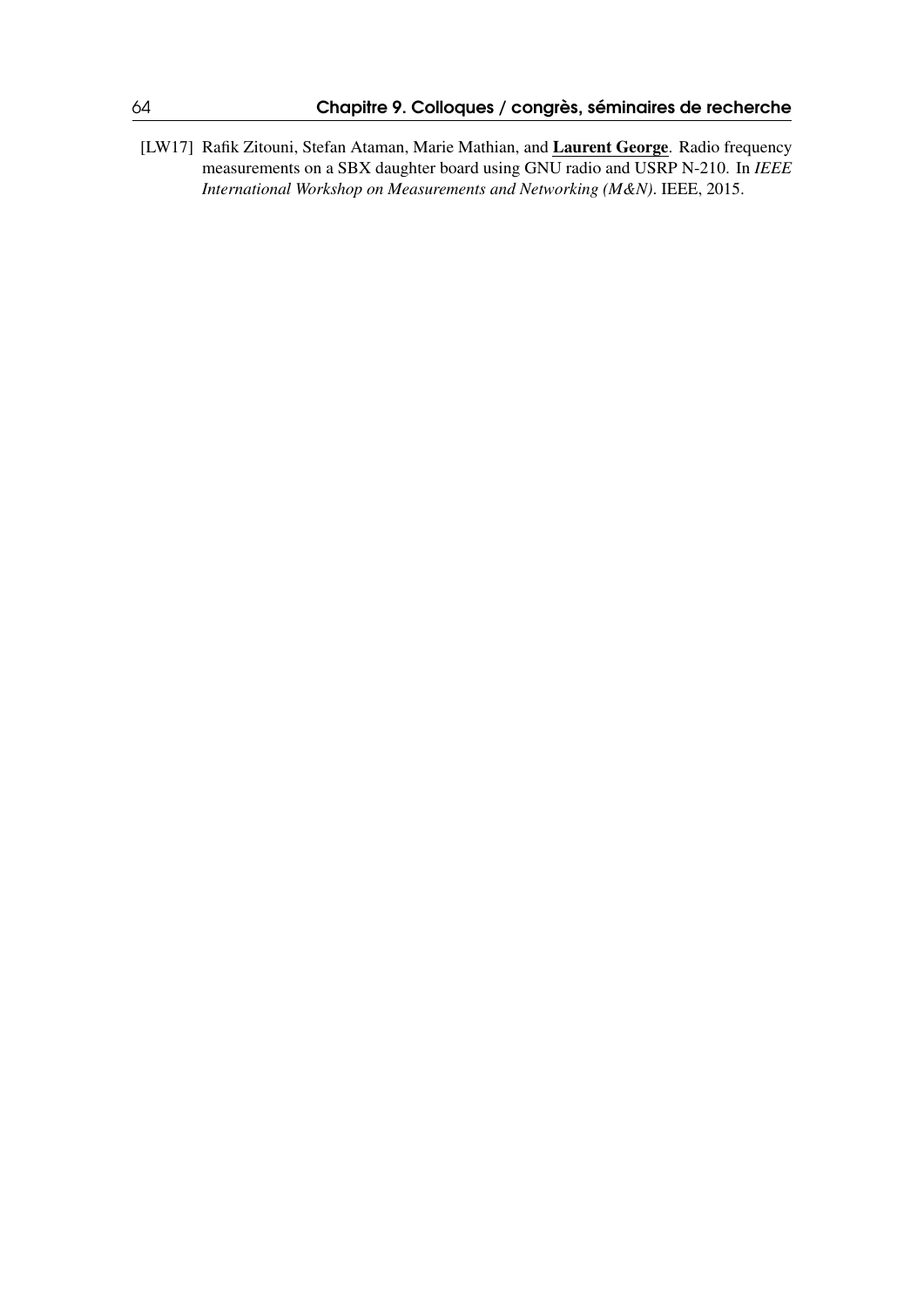[LW17] Rafik Zitouni, Stefan Ataman, Marie Mathian, and **Laurent George**. Radio frequency measurements on a SBX daughter board using GNU radio and USRP N-210. In *IEEE International Workshop on Measurements and Networking (M&N)*. IEEE, 2015.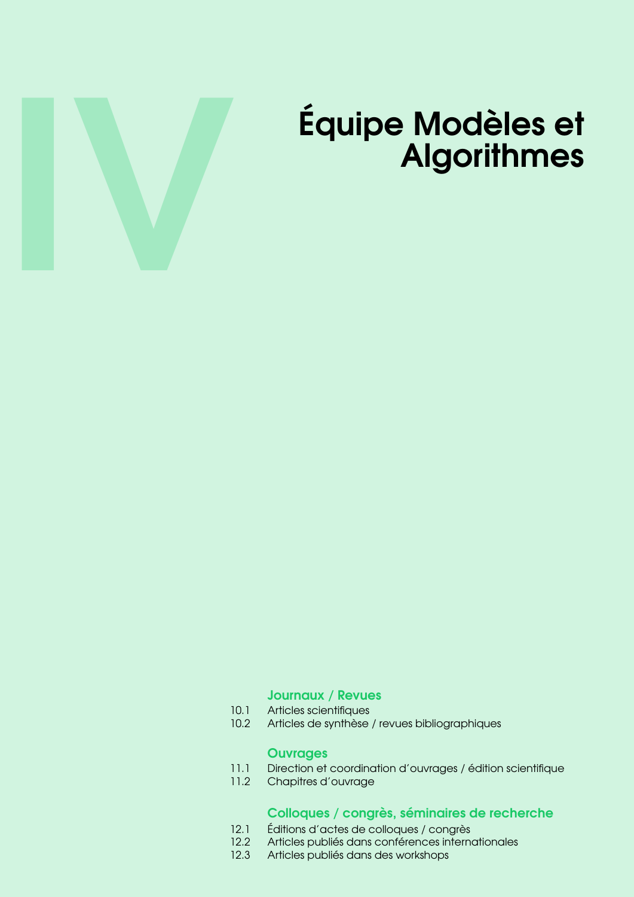# IV

# Équipe Modèles et Algorithmes

### Journaux / Revues

- 10.1 Articles scientifiques
- 10.2 Articles de synthèse / revues bibliographiques

### Ouvrages

- 11.1 Direction et coordination d'ouvrages / édition scientifique
- 11.2 Chapitres d'ouvrage

### Colloques / congrès, séminaires de recherche

- 12.1 Éditions d'actes de colloques / congrès
- 12.2 Articles publiés dans conférences internationales
- 12.3 Articles publiés dans des workshops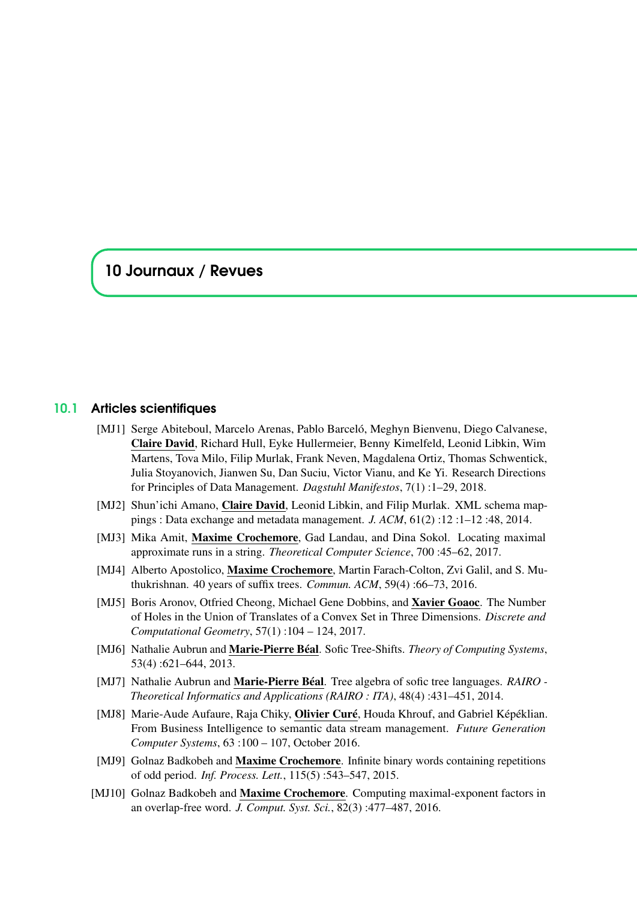# 10 Journaux / Revues

## 10.1 Articles scientifiques

[MJ1] Serge Abiteboul, Marcelo Arenas, Pablo Barceló, Meghyn Bienvenu, Diego Calvanese, **Claire David**, Richard Hull, Eyke Hullermeier, Benny Kimelfeld, Leonid Libkin, Wim Martens, Tova Milo, Filip Murlak, Frank Neven, Magdalena Ortiz, Thomas Schwentick, Julia Stoyanovich, Jianwen Su, Dan Suciu, Victor Vianu, and Ke Yi. Research Directions for Principles of Data Management. *Dagstuhl Manifestos*, 7(1) :1–29, 2018.

[MJ2] Shun'ichi Amano, **Claire David**, Leonid Libkin, and Filip Murlak. XML schema mappings : Data exchange and metadata management. *J. ACM*, 61(2) :12 :1–12 :48, 2014.

[MJ3] Mika Amit, **Maxime Crochemore**, Gad Landau, and Dina Sokol. Locating maximal approximate runs in a string. *Theoretical Computer Science*, 700 :45–62, 2017.

[MJ4] Alberto Apostolico, **Maxime Crochemore**, Martin Farach-Colton, Zvi Galil, and S. Muthukrishnan. 40 years of suffix trees. *Commun. ACM*, 59(4) :66–73, 2016.

[MJ5] Boris Aronov, Otfried Cheong, Michael Gene Dobbins, and **Xavier Goaoc**. The Number of Holes in the Union of Translates of a Convex Set in Three Dimensions. *Discrete and Computational Geometry*, 57(1) :104 – 124, 2017.

[MJ6] Nathalie Aubrun and **Marie-Pierre Béal**. Sofic Tree-Shifts. *Theory of Computing Systems*, 53(4) :621–644, 2013.

[MJ7] Nathalie Aubrun and **Marie-Pierre Béal**. Tree algebra of sofic tree languages. *RAIRO - Theoretical Informatics and Applications (RAIRO : ITA)*, 48(4) :431–451, 2014.

[MJ8] Marie-Aude Aufaure, Raja Chiky, **Olivier Curé**, Houda Khrouf, and Gabriel Képéklian. From Business Intelligence to semantic data stream management. *Future Generation Computer Systems*, 63 :100 – 107, October 2016.

[MJ9] Golnaz Badkobeh and **Maxime Crochemore**. Infinite binary words containing repetitions of odd period. *Inf. Process. Lett.*, 115(5) :543–547, 2015.

[MJ10] Golnaz Badkobeh and **Maxime Crochemore**. Computing maximal-exponent factors in an overlap-free word. *J. Comput. Syst. Sci.*, 82(3) :477–487, 2016.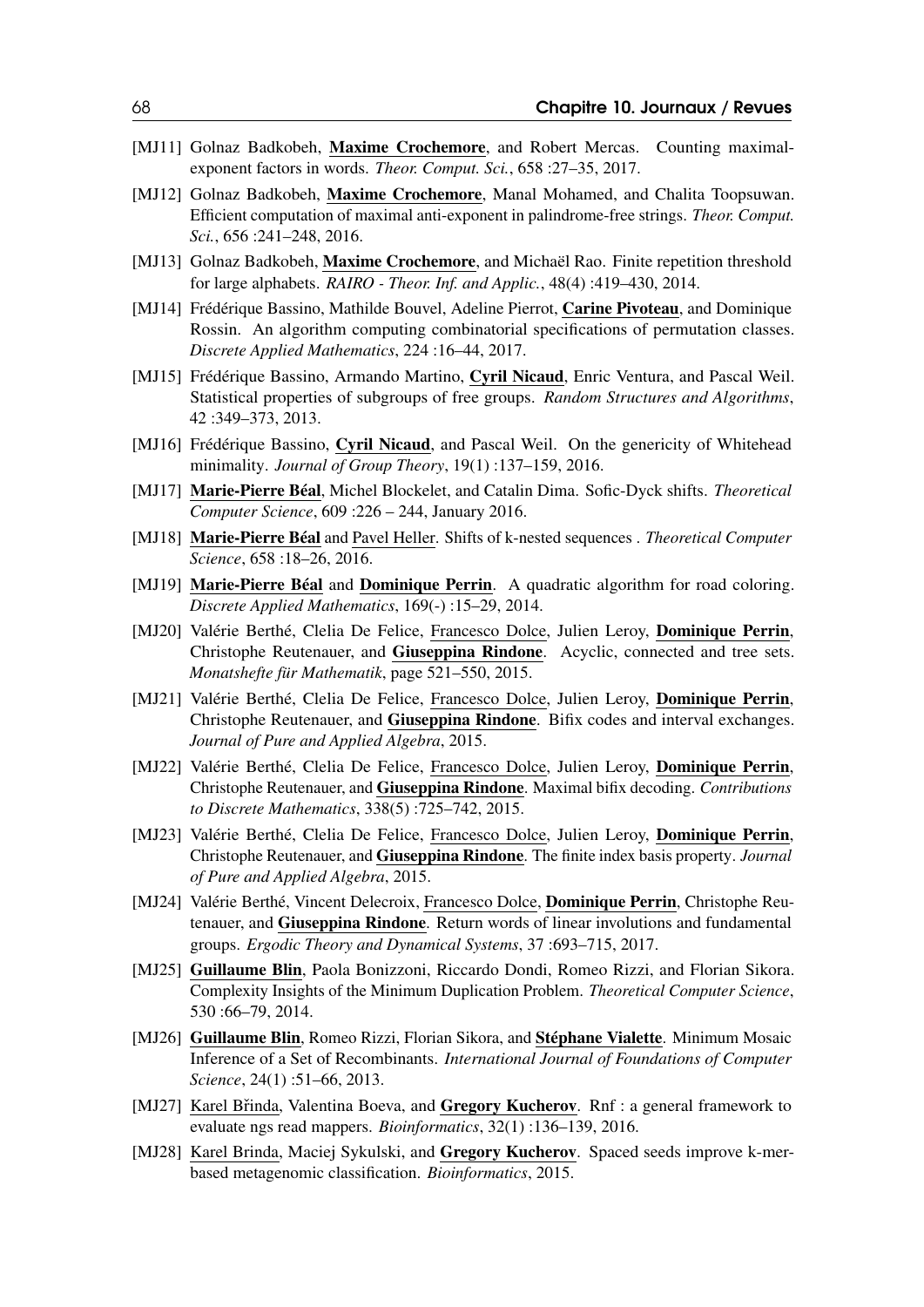[MJ11] Golnaz Badkobeh, **Maxime Crochemore**, and Robert Mercas. Counting maximal-exponent factors in words. *Theor. Comput. Sci.*, 658 :27–35, 2017.

[MJ12] Golnaz Badkobeh, **Maxime Crochemore**, Manal Mohamed, and Chalita Toopsuwan. Efficient computation of maximal anti-exponent in palindrome-free strings. *Theor. Comput. Sci.*, 656 :241–248, 2016.

[MJ13] Golnaz Badkobeh, **Maxime Crochemore**, and Michaël Rao. Finite repetition threshold for large alphabets. *RAIRO - Theor. Inf. and Applic.*, 48(4) :419–430, 2014.

[MJ14] Frédérique Bassino, Mathilde Bouvel, Adeline Pierrot, **Carine Pivoteau**, and Dominique Rossin. An algorithm computing combinatorial specifications of permutation classes. *Discrete Applied Mathematics*, 224 :16–44, 2017.

[MJ15] Frédérique Bassino, Armando Martino, **Cyril Nicaud**, Enric Ventura, and Pascal Weil. Statistical properties of subgroups of free groups. *Random Structures and Algorithms*, 42 :349–373, 2013.

[MJ16] Frédérique Bassino, **Cyril Nicaud**, and Pascal Weil. On the genericity of Whitehead minimality. *Journal of Group Theory*, 19(1) :137–159, 2016.

[MJ17] **Marie-Pierre Béal**, Michel Blockelet, and Catalin Dima. Sofic-Dyck shifts. *Theoretical Computer Science*, 609 :226 – 244, January 2016.

[MJ18] **Marie-Pierre Béal** and Pavel Heller. Shifts of k-nested sequences . *Theoretical Computer Science*, 658 :18–26, 2016.

[MJ19] **Marie-Pierre Béal** and **Dominique Perrin**. A quadratic algorithm for road coloring. *Discrete Applied Mathematics*, 169(-) :15–29, 2014.

[MJ20] Valérie Berthé, Clelia De Felice, Francesco Dolce, Julien Leroy, **Dominique Perrin**, Christophe Reutenauer, and **Giuseppina Rindone**. Acyclic, connected and tree sets. *Monatshefte für Mathematik*, page 521–550, 2015.

[MJ21] Valérie Berthé, Clelia De Felice, Francesco Dolce, Julien Leroy, **Dominique Perrin**, Christophe Reutenauer, and **Giuseppina Rindone**. Bifix codes and interval exchanges. *Journal of Pure and Applied Algebra*, 2015.

[MJ22] Valérie Berthé, Clelia De Felice, Francesco Dolce, Julien Leroy, **Dominique Perrin**, Christophe Reutenauer, and **Giuseppina Rindone**. Maximal bifix decoding. *Contributions to Discrete Mathematics*, 338(5) :725–742, 2015.

[MJ23] Valérie Berthé, Clelia De Felice, Francesco Dolce, Julien Leroy, **Dominique Perrin**, Christophe Reutenauer, and **Giuseppina Rindone**. The finite index basis property. *Journal of Pure and Applied Algebra*, 2015.

[MJ24] Valérie Berthé, Vincent Delecroix, Francesco Dolce, **Dominique Perrin**, Christophe Reutenauer, and **Giuseppina Rindone**. Return words of linear involutions and fundamental groups. *Ergodic Theory and Dynamical Systems*, 37 :693–715, 2017.

[MJ25] **Guillaume Blin**, Paola Bonizzoni, Riccardo Dondi, Romeo Rizzi, and Florian Sikora. Complexity Insights of the Minimum Duplication Problem. *Theoretical Computer Science*, 530 :66–79, 2014.

[MJ26] **Guillaume Blin**, Romeo Rizzi, Florian Sikora, and **Stéphane Vialette**. Minimum Mosaic Inference of a Set of Recombinants. *International Journal of Foundations of Computer Science*, 24(1) :51–66, 2013.

[MJ27] Karel Břinda, Valentina Boeva, and **Gregory Kucherov**. Rnf : a general framework to evaluate ngs read mappers. *Bioinformatics*, 32(1) :136–139, 2016.

[MJ28] Karel Brinda, Maciej Sykulski, and **Gregory Kucherov**. Spaced seeds improve k-mer-based metagenomic classification. *Bioinformatics*, 2015.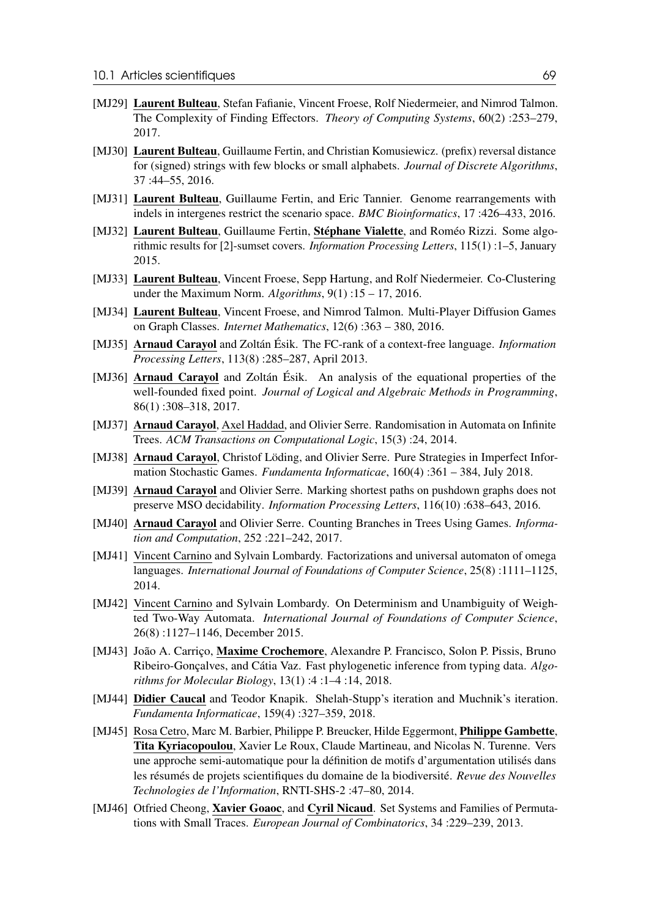- [MJ29] **Laurent Bulteau**, Stefan Fafianie, Vincent Froese, Rolf Niedermeier, and Nimrod Talmon. The Complexity of Finding Effectors. *Theory of Computing Systems*, 60(2) :253–279, 2017.
- [MJ30] **Laurent Bulteau**, Guillaume Fertin, and Christian Komusiewicz. (prefix) reversal distance for (signed) strings with few blocks or small alphabets. *Journal of Discrete Algorithms*, 37 :44–55, 2016.
- [MJ31] **Laurent Bulteau**, Guillaume Fertin, and Eric Tannier. Genome rearrangements with indels in intergenes restrict the scenario space. *BMC Bioinformatics*, 17 :426–433, 2016.
- [MJ32] **Laurent Bulteau**, Guillaume Fertin, **Stéphane Vialette**, and Roméo Rizzi. Some algorithmic results for [2]-sumset covers. *Information Processing Letters*, 115(1) :1–5, January 2015.
- [MJ33] **Laurent Bulteau**, Vincent Froese, Sepp Hartung, and Rolf Niedermeier. Co-Clustering under the Maximum Norm. *Algorithms*, 9(1) :15 – 17, 2016.
- [MJ34] **Laurent Bulteau**, Vincent Froese, and Nimrod Talmon. Multi-Player Diffusion Games on Graph Classes. *Internet Mathematics*, 12(6) :363 – 380, 2016.
- [MJ35] **Arnaud Carayol** and Zoltán Ésik. The FC-rank of a context-free language. *Information Processing Letters*, 113(8) :285–287, April 2013.
- [MJ36] **Arnaud Carayol** and Zoltán Ésik. An analysis of the equational properties of the well-founded fixed point. *Journal of Logical and Algebraic Methods in Programming*, 86(1) :308–318, 2017.
- [MJ37] **Arnaud Carayol**, Axel Haddad, and Olivier Serre. Randomisation in Automata on Infinite Trees. *ACM Transactions on Computational Logic*, 15(3) :24, 2014.
- [MJ38] **Arnaud Carayol**, Christof Löding, and Olivier Serre. Pure Strategies in Imperfect Information Stochastic Games. *Fundamenta Informaticae*, 160(4) :361 – 384, July 2018.
- [MJ39] **Arnaud Carayol** and Olivier Serre. Marking shortest paths on pushdown graphs does not preserve MSO decidability. *Information Processing Letters*, 116(10) :638–643, 2016.
- [MJ40] **Arnaud Carayol** and Olivier Serre. Counting Branches in Trees Using Games. *Information and Computation*, 252 :221–242, 2017.
- [MJ41] Vincent Carnino and Sylvain Lombardy. Factorizations and universal automaton of omega languages. *International Journal of Foundations of Computer Science*, 25(8) :1111–1125, 2014.
- [MJ42] Vincent Carnino and Sylvain Lombardy. On Determinism and Unambiguity of Weighted Two-Way Automata. *International Journal of Foundations of Computer Science*, 26(8) :1127–1146, December 2015.
- [MJ43] João A. Carriço, **Maxime Crochemore**, Alexandre P. Francisco, Solon P. Pissis, Bruno Ribeiro-Gonçalves, and Cátia Vaz. Fast phylogenetic inference from typing data. *Algorithms for Molecular Biology*, 13(1) :4 :1–4 :14, 2018.
- [MJ44] **Didier Caucal** and Teodor Knapik. Shelah-Stupp's iteration and Muchnik's iteration. *Fundamenta Informaticae*, 159(4) :327–359, 2018.
- [MJ45] Rosa Cetro, Marc M. Barbier, Philippe P. Breucker, Hilde Eggermont, **Philippe Gambette**, **Tita Kyriacopoulou**, Xavier Le Roux, Claude Martineau, and Nicolas N. Turenne. Vers une approche semi-automatique pour la définition de motifs d'argumentation utilisés dans les résumés de projets scientifiques du domaine de la biodiversité. *Revue des Nouvelles Technologies de l'Information*, RNTI-SHS-2 :47–80, 2014.
- [MJ46] Otfried Cheong, **Xavier Goaoc**, and **Cyril Nicaud**. Set Systems and Families of Permutations with Small Traces. *European Journal of Combinatorics*, 34 :229–239, 2013.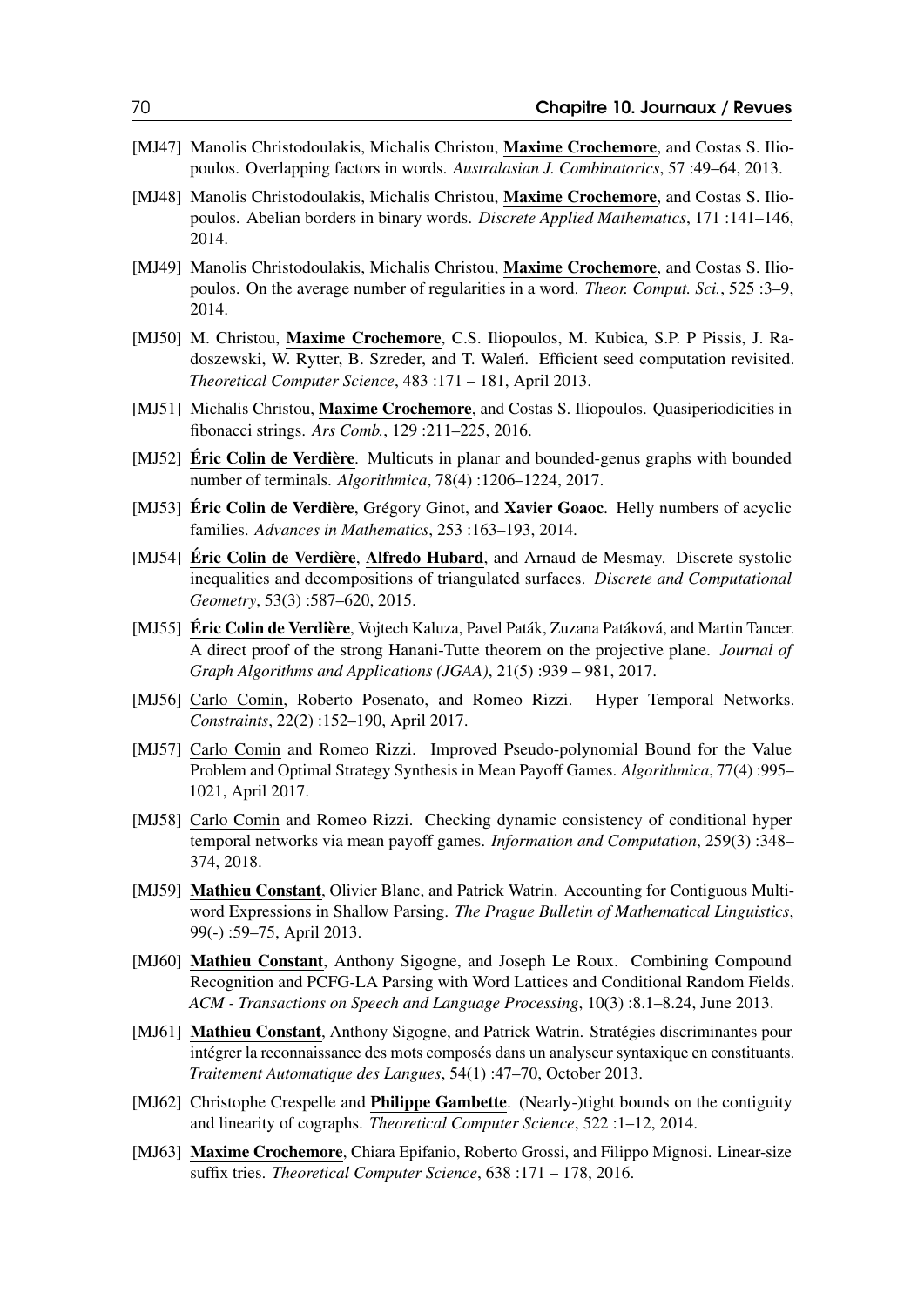- [MJ47] Manolis Christodoulakis, Michalis Christou, **Maxime Crochemore**, and Costas S. Iliopoulos. Overlapping factors in words. *Australasian J. Combinatorics*, 57 :49–64, 2013.
- [MJ48] Manolis Christodoulakis, Michalis Christou, **Maxime Crochemore**, and Costas S. Iliopoulos. Abelian borders in binary words. *Discrete Applied Mathematics*, 171 :141–146, 2014.
- [MJ49] Manolis Christodoulakis, Michalis Christou, **Maxime Crochemore**, and Costas S. Iliopoulos. On the average number of regularities in a word. *Theor. Comput. Sci.*, 525 :3–9, 2014.
- [MJ50] M. Christou, **Maxime Crochemore**, C.S. Iliopoulos, M. Kubica, S.P. P Pissis, J. Radoszewski, W. Rytter, B. Szreder, and T. Waleń. Efficient seed computation revisited. *Theoretical Computer Science*, 483 :171 – 181, April 2013.
- [MJ51] Michalis Christou, **Maxime Crochemore**, and Costas S. Iliopoulos. Quasiperiodicities in fibonacci strings. *Ars Comb.*, 129 :211–225, 2016.
- [MJ52] **Éric Colin de Verdière**. Multicuts in planar and bounded-genus graphs with bounded number of terminals. *Algorithmica*, 78(4) :1206–1224, 2017.
- [MJ53] **Éric Colin de Verdière**, Grégory Ginot, and **Xavier Goaoc**. Helly numbers of acyclic families. *Advances in Mathematics*, 253 :163–193, 2014.
- [MJ54] **Éric Colin de Verdière**, **Alfredo Hubard**, and Arnaud de Mesmay. Discrete systolic inequalities and decompositions of triangulated surfaces. *Discrete and Computational Geometry*, 53(3) :587–620, 2015.
- [MJ55] **Éric Colin de Verdière**, Vojtech Kaluza, Pavel Paták, Zuzana Patáková, and Martin Tancer. A direct proof of the strong Hanani-Tutte theorem on the projective plane. *Journal of Graph Algorithms and Applications (JGAA)*, 21(5) :939 – 981, 2017.
- [MJ56] Carlo Comin, Roberto Posenato, and Romeo Rizzi. Hyper Temporal Networks. *Constraints*, 22(2) :152–190, April 2017.
- [MJ57] Carlo Comin and Romeo Rizzi. Improved Pseudo-polynomial Bound for the Value Problem and Optimal Strategy Synthesis in Mean Payoff Games. *Algorithmica*, 77(4) :995–1021, April 2017.
- [MJ58] Carlo Comin and Romeo Rizzi. Checking dynamic consistency of conditional hyper temporal networks via mean payoff games. *Information and Computation*, 259(3) :348–374, 2018.
- [MJ59] **Mathieu Constant**, Olivier Blanc, and Patrick Watrin. Accounting for Contiguous Multiword Expressions in Shallow Parsing. *The Prague Bulletin of Mathematical Linguistics*, 99(-) :59–75, April 2013.
- [MJ60] **Mathieu Constant**, Anthony Sigogne, and Joseph Le Roux. Combining Compound Recognition and PCFG-LA Parsing with Word Lattices and Conditional Random Fields. *ACM - Transactions on Speech and Language Processing*, 10(3) :8.1–8.24, June 2013.
- [MJ61] **Mathieu Constant**, Anthony Sigogne, and Patrick Watrin. Stratégies discriminantes pour intégrer la reconnaissance des mots composés dans un analyseur syntaxique en constituants. *Traitement Automatique des Langues*, 54(1) :47–70, October 2013.
- [MJ62] Christophe Crespelle and **Philippe Gambette**. (Nearly-)tight bounds on the contiguity and linearity of cographs. *Theoretical Computer Science*, 522 :1–12, 2014.
- [MJ63] **Maxime Crochemore**, Chiara Epifanio, Roberto Grossi, and Filippo Mignosi. Linear-size suffix tries. *Theoretical Computer Science*, 638 :171 – 178, 2016.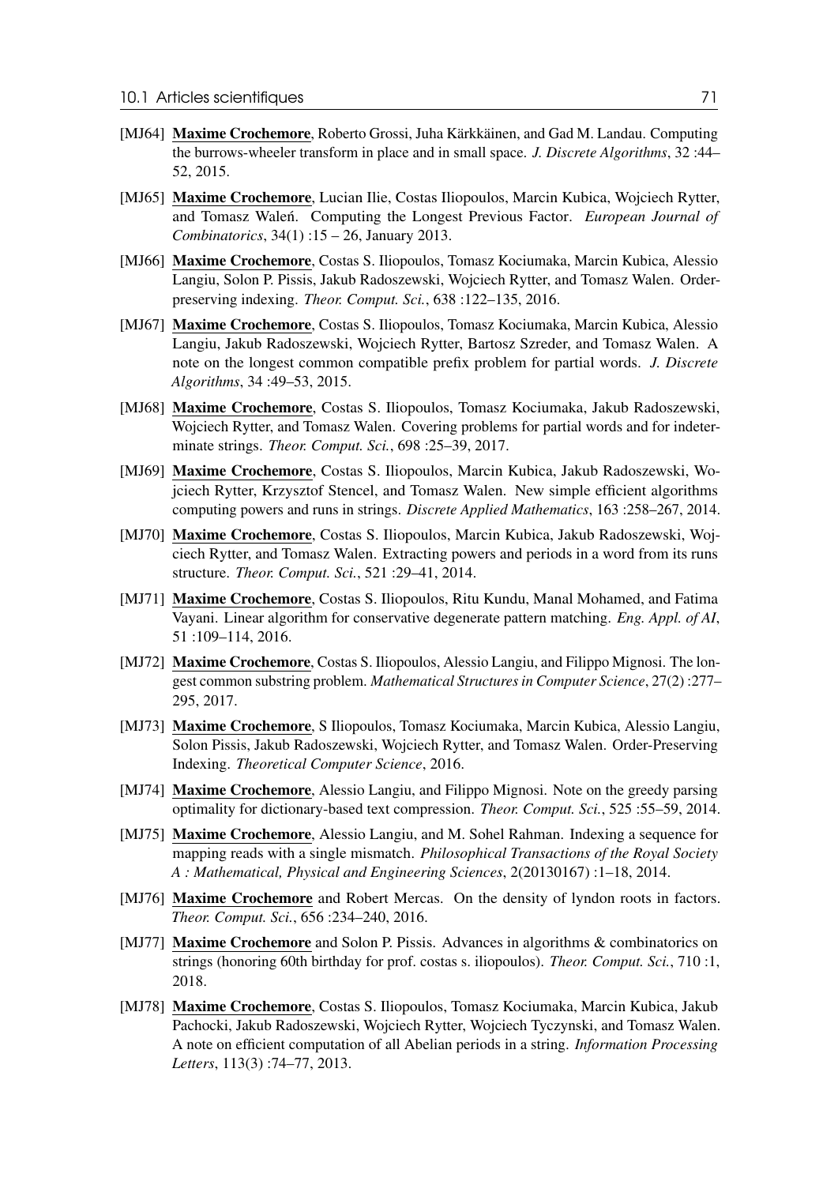[MJ64] **Maxime Crochemore**, Roberto Grossi, Juha Kärkkäinen, and Gad M. Landau. Computing the burrows-wheeler transform in place and in small space. *J. Discrete Algorithms*, 32 :44–52, 2015.

[MJ65] **Maxime Crochemore**, Lucian Ilie, Costas Iliopoulos, Marcin Kubica, Wojciech Rytter, and Tomasz Waleń. Computing the Longest Previous Factor. *European Journal of Combinatorics*, 34(1) :15 – 26, January 2013.

[MJ66] **Maxime Crochemore**, Costas S. Iliopoulos, Tomasz Kociumaka, Marcin Kubica, Alessio Langiu, Solon P. Pissis, Jakub Radoszewski, Wojciech Rytter, and Tomasz Walen. Order-preserving indexing. *Theor. Comput. Sci.*, 638 :122–135, 2016.

[MJ67] **Maxime Crochemore**, Costas S. Iliopoulos, Tomasz Kociumaka, Marcin Kubica, Alessio Langiu, Jakub Radoszewski, Wojciech Rytter, Bartosz Szreder, and Tomasz Walen. A note on the longest common compatible prefix problem for partial words. *J. Discrete Algorithms*, 34 :49–53, 2015.

[MJ68] **Maxime Crochemore**, Costas S. Iliopoulos, Tomasz Kociumaka, Jakub Radoszewski, Wojciech Rytter, and Tomasz Walen. Covering problems for partial words and for indeterminate strings. *Theor. Comput. Sci.*, 698 :25–39, 2017.

[MJ69] **Maxime Crochemore**, Costas S. Iliopoulos, Marcin Kubica, Jakub Radoszewski, Wojciech Rytter, Krzysztof Stencel, and Tomasz Walen. New simple efficient algorithms computing powers and runs in strings. *Discrete Applied Mathematics*, 163 :258–267, 2014.

[MJ70] **Maxime Crochemore**, Costas S. Iliopoulos, Marcin Kubica, Jakub Radoszewski, Wojciech Rytter, and Tomasz Walen. Extracting powers and periods in a word from its runs structure. *Theor. Comput. Sci.*, 521 :29–41, 2014.

[MJ71] **Maxime Crochemore**, Costas S. Iliopoulos, Ritu Kundu, Manal Mohamed, and Fatima Vayani. Linear algorithm for conservative degenerate pattern matching. *Eng. Appl. of AI*, 51 :109–114, 2016.

[MJ72] **Maxime Crochemore**, Costas S. Iliopoulos, Alessio Langiu, and Filippo Mignosi. The longest common substring problem. *Mathematical Structures in Computer Science*, 27(2) :277–295, 2017.

[MJ73] **Maxime Crochemore**, S Iliopoulos, Tomasz Kociumaka, Marcin Kubica, Alessio Langiu, Solon Pissis, Jakub Radoszewski, Wojciech Rytter, and Tomasz Walen. Order-Preserving Indexing. *Theoretical Computer Science*, 2016.

[MJ74] **Maxime Crochemore**, Alessio Langiu, and Filippo Mignosi. Note on the greedy parsing optimality for dictionary-based text compression. *Theor. Comput. Sci.*, 525 :55–59, 2014.

[MJ75] **Maxime Crochemore**, Alessio Langiu, and M. Sohel Rahman. Indexing a sequence for mapping reads with a single mismatch. *Philosophical Transactions of the Royal Society A : Mathematical, Physical and Engineering Sciences*, 2(20130167) :1–18, 2014.

[MJ76] **Maxime Crochemore** and Robert Mercas. On the density of lyndon roots in factors. *Theor. Comput. Sci.*, 656 :234–240, 2016.

[MJ77] **Maxime Crochemore** and Solon P. Pissis. Advances in algorithms & combinatorics on strings (honoring 60th birthday for prof. costas s. iliopoulos). *Theor. Comput. Sci.*, 710 :1, 2018.

[MJ78] **Maxime Crochemore**, Costas S. Iliopoulos, Tomasz Kociumaka, Marcin Kubica, Jakub Pachocki, Jakub Radoszewski, Wojciech Rytter, Wojciech Tyczynski, and Tomasz Walen. A note on efficient computation of all Abelian periods in a string. *Information Processing Letters*, 113(3) :74–77, 2013.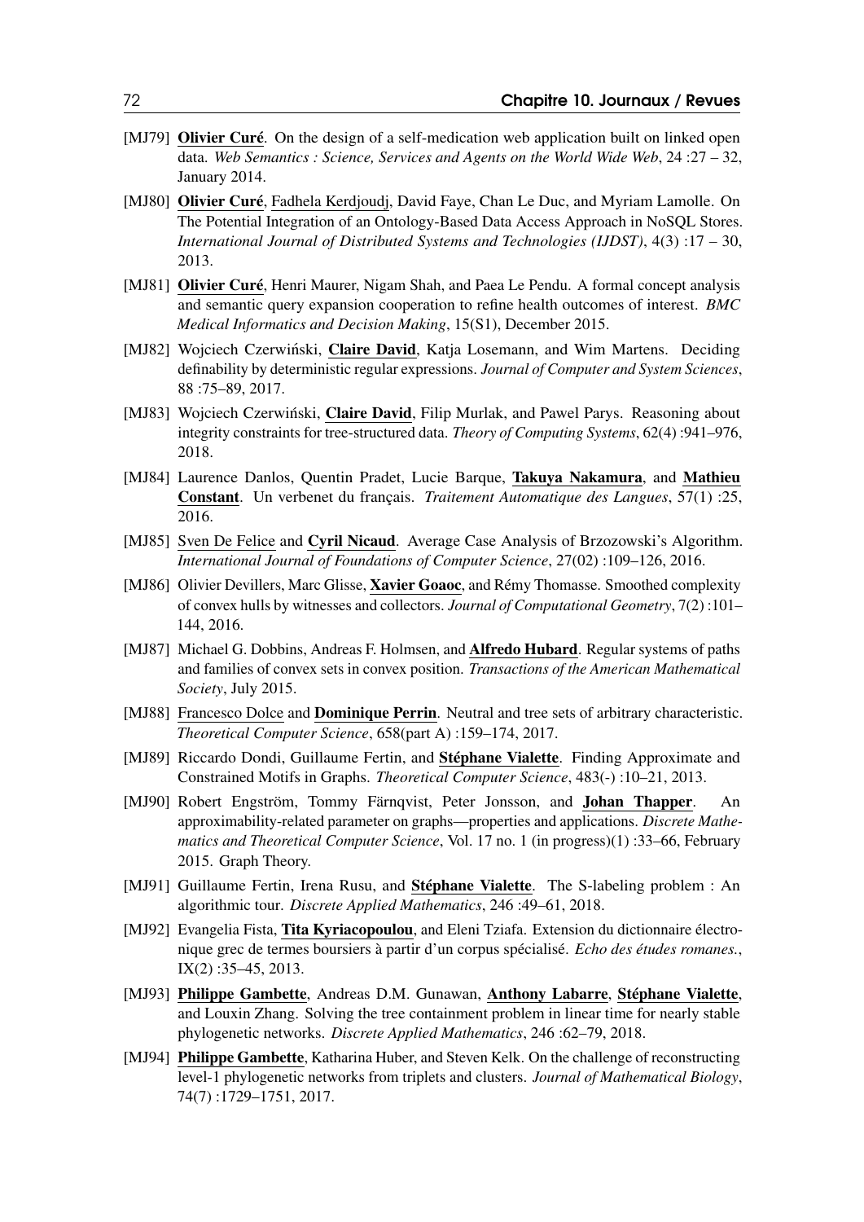[MJ79] **Olivier Curé**. On the design of a self-medication web application built on linked open data. *Web Semantics : Science, Services and Agents on the World Wide Web*, 24 :27 – 32, January 2014.

[MJ80] **Olivier Curé**, Fadhela Kerdjoudj, David Faye, Chan Le Duc, and Myriam Lamolle. On The Potential Integration of an Ontology-Based Data Access Approach in NoSQL Stores. *International Journal of Distributed Systems and Technologies (IJDST)*, 4(3) :17 – 30, 2013.

[MJ81] **Olivier Curé**, Henri Maurer, Nigam Shah, and Paea Le Pendu. A formal concept analysis and semantic query expansion cooperation to refine health outcomes of interest. *BMC Medical Informatics and Decision Making*, 15(S1), December 2015.

[MJ82] Wojciech Czerwiński, **Claire David**, Katja Losemann, and Wim Martens. Deciding definability by deterministic regular expressions. *Journal of Computer and System Sciences*, 88 :75–89, 2017.

[MJ83] Wojciech Czerwiński, **Claire David**, Filip Murlak, and Pawel Parys. Reasoning about integrity constraints for tree-structured data. *Theory of Computing Systems*, 62(4) :941–976, 2018.

[MJ84] Laurence Danlos, Quentin Pradet, Lucie Barque, **Takuya Nakamura**, and **Mathieu Constant**. Un verbenet du français. *Traitement Automatique des Langues*, 57(1) :25, 2016.

[MJ85] Sven De Felice and **Cyril Nicaud**. Average Case Analysis of Brzozowski's Algorithm. *International Journal of Foundations of Computer Science*, 27(02) :109–126, 2016.

[MJ86] Olivier Devillers, Marc Glisse, **Xavier Goaoc**, and Rémy Thomasse. Smoothed complexity of convex hulls by witnesses and collectors. *Journal of Computational Geometry*, 7(2) :101–144, 2016.

[MJ87] Michael G. Dobbins, Andreas F. Holmsen, and **Alfredo Hubard**. Regular systems of paths and families of convex sets in convex position. *Transactions of the American Mathematical Society*, July 2015.

[MJ88] Francesco Dolce and **Dominique Perrin**. Neutral and tree sets of arbitrary characteristic. *Theoretical Computer Science*, 658(part A) :159–174, 2017.

[MJ89] Riccardo Dondi, Guillaume Fertin, and **Stéphane Vialette**. Finding Approximate and Constrained Motifs in Graphs. *Theoretical Computer Science*, 483(-) :10–21, 2013.

[MJ90] Robert Engström, Tommy Färnqvist, Peter Jonsson, and **Johan Thapper**. An approximability-related parameter on graphs—properties and applications. *Discrete Mathematics and Theoretical Computer Science*, Vol. 17 no. 1 (in progress)(1) :33–66, February 2015. Graph Theory.

[MJ91] Guillaume Fertin, Irena Rusu, and **Stéphane Vialette**. The S-labeling problem : An algorithmic tour. *Discrete Applied Mathematics*, 246 :49–61, 2018.

[MJ92] Evangelia Fista, **Tita Kyriacopoulou**, and Eleni Tziafa. Extension du dictionnaire électronique grec de termes boursiers à partir d'un corpus spécialisé. *Echo des études romanes.*, IX(2) :35–45, 2013.

[MJ93] **Philippe Gambette**, Andreas D.M. Gunawan, **Anthony Labarre**, **Stéphane Vialette**, and Louxin Zhang. Solving the tree containment problem in linear time for nearly stable phylogenetic networks. *Discrete Applied Mathematics*, 246 :62–79, 2018.

[MJ94] **Philippe Gambette**, Katharina Huber, and Steven Kelk. On the challenge of reconstructing level-1 phylogenetic networks from triplets and clusters. *Journal of Mathematical Biology*, 74(7) :1729–1751, 2017.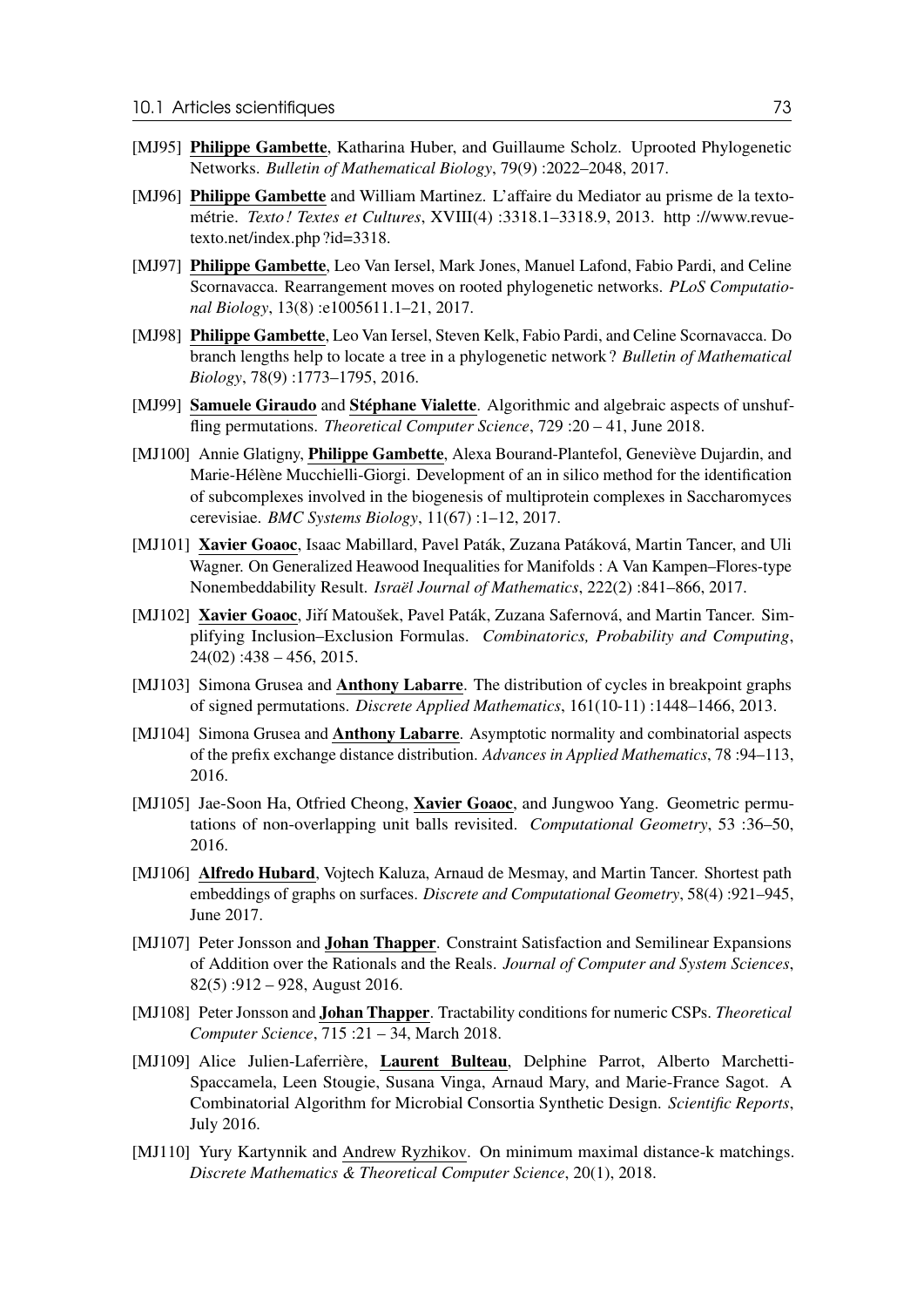[MJ95] **Philippe Gambette**, Katharina Huber, and Guillaume Scholz. Uprooted Phylogenetic Networks. *Bulletin of Mathematical Biology*, 79(9) :2022–2048, 2017.

[MJ96] **Philippe Gambette** and William Martinez. L'affaire du Mediator au prisme de la textométrie. *Texto ! Textes et Cultures*, XVIII(4) :3318.1–3318.9, 2013. http ://www.revue-texto.net/index.php ?id=3318.

[MJ97] **Philippe Gambette**, Leo Van Iersel, Mark Jones, Manuel Lafond, Fabio Pardi, and Celine Scornavacca. Rearrangement moves on rooted phylogenetic networks. *PLoS Computational Biology*, 13(8) :e1005611.1–21, 2017.

[MJ98] **Philippe Gambette**, Leo Van Iersel, Steven Kelk, Fabio Pardi, and Celine Scornavacca. Do branch lengths help to locate a tree in a phylogenetic network ? *Bulletin of Mathematical Biology*, 78(9) :1773–1795, 2016.

[MJ99] **Samuele Giraudo** and **Stéphane Vialette**. Algorithmic and algebraic aspects of unshuffling permutations. *Theoretical Computer Science*, 729 :20 – 41, June 2018.

[MJ100] Annie Glatigny, **Philippe Gambette**, Alexa Bourand-Plantefol, Geneviève Dujardin, and Marie-Hélène Mucchielli-Giorgi. Development of an in silico method for the identification of subcomplexes involved in the biogenesis of multiprotein complexes in Saccharomyces cerevisiae. *BMC Systems Biology*, 11(67) :1–12, 2017.

[MJ101] **Xavier Goaoc**, Isaac Mabillard, Pavel Paták, Zuzana Patáková, Martin Tancer, and Uli Wagner. On Generalized Heawood Inequalities for Manifolds : A Van Kampen–Flores-type Nonembeddability Result. *Israël Journal of Mathematics*, 222(2) :841–866, 2017.

[MJ102] **Xavier Goaoc**, Jiří Matoušek, Pavel Paták, Zuzana Safernová, and Martin Tancer. Simplifying Inclusion–Exclusion Formulas. *Combinatorics, Probability and Computing*, 24(02) :438 – 456, 2015.

[MJ103] Simona Grusea and **Anthony Labarre**. The distribution of cycles in breakpoint graphs of signed permutations. *Discrete Applied Mathematics*, 161(10-11) :1448–1466, 2013.

[MJ104] Simona Grusea and **Anthony Labarre**. Asymptotic normality and combinatorial aspects of the prefix exchange distance distribution. *Advances in Applied Mathematics*, 78 :94–113, 2016.

[MJ105] Jae-Soon Ha, Otfried Cheong, **Xavier Goaoc**, and Jungwoo Yang. Geometric permutations of non-overlapping unit balls revisited. *Computational Geometry*, 53 :36–50, 2016.

[MJ106] **Alfredo Hubard**, Vojtech Kaluza, Arnaud de Mesmay, and Martin Tancer. Shortest path embeddings of graphs on surfaces. *Discrete and Computational Geometry*, 58(4) :921–945, June 2017.

[MJ107] Peter Jonsson and **Johan Thapper**. Constraint Satisfaction and Semilinear Expansions of Addition over the Rationals and the Reals. *Journal of Computer and System Sciences*, 82(5) :912 – 928, August 2016.

[MJ108] Peter Jonsson and **Johan Thapper**. Tractability conditions for numeric CSPs. *Theoretical Computer Science*, 715 :21 – 34, March 2018.

[MJ109] Alice Julien-Laferrière, **Laurent Bulteau**, Delphine Parrot, Alberto Marchetti-Spaccamela, Leen Stougie, Susana Vinga, Arnaud Mary, and Marie-France Sagot. A Combinatorial Algorithm for Microbial Consortia Synthetic Design. *Scientific Reports*, July 2016.

[MJ110] Yury Kartynnik and Andrew Ryzhikov. On minimum maximal distance-k matchings. *Discrete Mathematics & Theoretical Computer Science*, 20(1), 2018.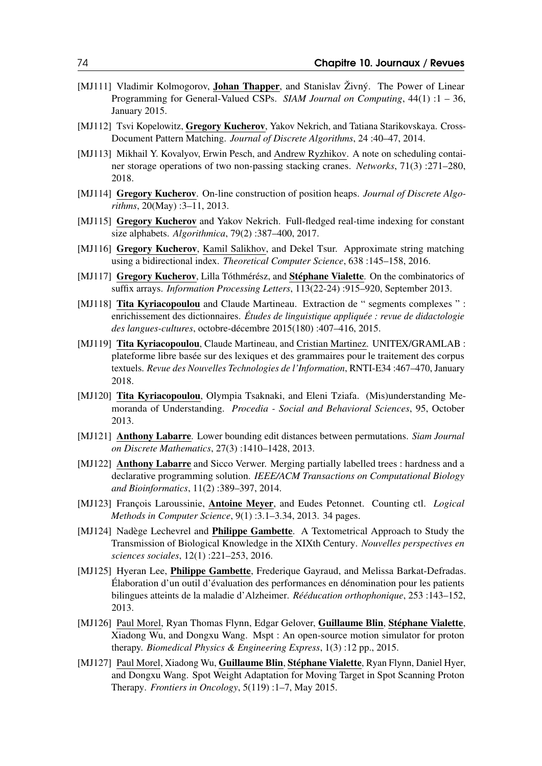- [MJ111] Vladimir Kolmogorov, **Johan Thapper**, and Stanislav Živný. The Power of Linear Programming for General-Valued CSPs. *SIAM Journal on Computing*, 44(1) :1 – 36, January 2015.
- [MJ112] Tsvi Kopelowitz, **Gregory Kucherov**, Yakov Nekrich, and Tatiana Starikovskaya. Cross-Document Pattern Matching. *Journal of Discrete Algorithms*, 24 :40–47, 2014.
- [MJ113] Mikhail Y. Kovalyov, Erwin Pesch, and Andrew Ryzhikov. A note on scheduling container storage operations of two non-passing stacking cranes. *Networks*, 71(3) :271–280, 2018.
- [MJ114] **Gregory Kucherov**. On-line construction of position heaps. *Journal of Discrete Algorithms*, 20(May) :3–11, 2013.
- [MJ115] **Gregory Kucherov** and Yakov Nekrich. Full-fledged real-time indexing for constant size alphabets. *Algorithmica*, 79(2) :387–400, 2017.
- [MJ116] **Gregory Kucherov**, Kamil Salikhov, and Dekel Tsur. Approximate string matching using a bidirectional index. *Theoretical Computer Science*, 638 :145–158, 2016.
- [MJ117] **Gregory Kucherov**, Lilla Tóthmérész, and **Stéphane Vialette**. On the combinatorics of suffix arrays. *Information Processing Letters*, 113(22-24) :915–920, September 2013.
- [MJ118] **Tita Kyriacopoulou** and Claude Martineau. Extraction de " segments complexes " : enrichissement des dictionnaires. *Études de linguistique appliquée : revue de didactologie des langues-cultures*, octobre-décembre 2015(180) :407–416, 2015.
- [MJ119] **Tita Kyriacopoulou**, Claude Martineau, and Cristian Martinez. UNITEX/GRAMLAB : plateforme libre basée sur des lexiques et des grammaires pour le traitement des corpus textuels. *Revue des Nouvelles Technologies de l'Information*, RNTI-E34 :467–470, January 2018.
- [MJ120] **Tita Kyriacopoulou**, Olympia Tsaknaki, and Eleni Tziafa. (Mis)understanding Memoranda of Understanding. *Procedia - Social and Behavioral Sciences*, 95, October 2013.
- [MJ121] **Anthony Labarre**. Lower bounding edit distances between permutations. *Siam Journal on Discrete Mathematics*, 27(3) :1410–1428, 2013.
- [MJ122] **Anthony Labarre** and Sicco Verwer. Merging partially labelled trees : hardness and a declarative programming solution. *IEEE/ACM Transactions on Computational Biology and Bioinformatics*, 11(2) :389–397, 2014.
- [MJ123] François Laroussinie, **Antoine Meyer**, and Eudes Petonnet. Counting ctl. *Logical Methods in Computer Science*, 9(1) :3.1–3.34, 2013. 34 pages.
- [MJ124] Nadège Lechevrel and **Philippe Gambette**. A Textometrical Approach to Study the Transmission of Biological Knowledge in the XIXth Century. *Nouvelles perspectives en sciences sociales*, 12(1) :221–253, 2016.
- [MJ125] Hyeran Lee, **Philippe Gambette**, Frederique Gayraud, and Melissa Barkat-Defradas. Élaboration d'un outil d'évaluation des performances en dénomination pour les patients bilingues atteints de la maladie d'Alzheimer. *Rééducation orthophonique*, 253 :143–152, 2013.
- [MJ126] Paul Morel, Ryan Thomas Flynn, Edgar Gelover, **Guillaume Blin**, **Stéphane Vialette**, Xiadong Wu, and Dongxu Wang. Mspt : An open-source motion simulator for proton therapy. *Biomedical Physics & Engineering Express*, 1(3) :12 pp., 2015.
- [MJ127] Paul Morel, Xiadong Wu, **Guillaume Blin**, **Stéphane Vialette**, Ryan Flynn, Daniel Hyer, and Dongxu Wang. Spot Weight Adaptation for Moving Target in Spot Scanning Proton Therapy. *Frontiers in Oncology*, 5(119) :1–7, May 2015.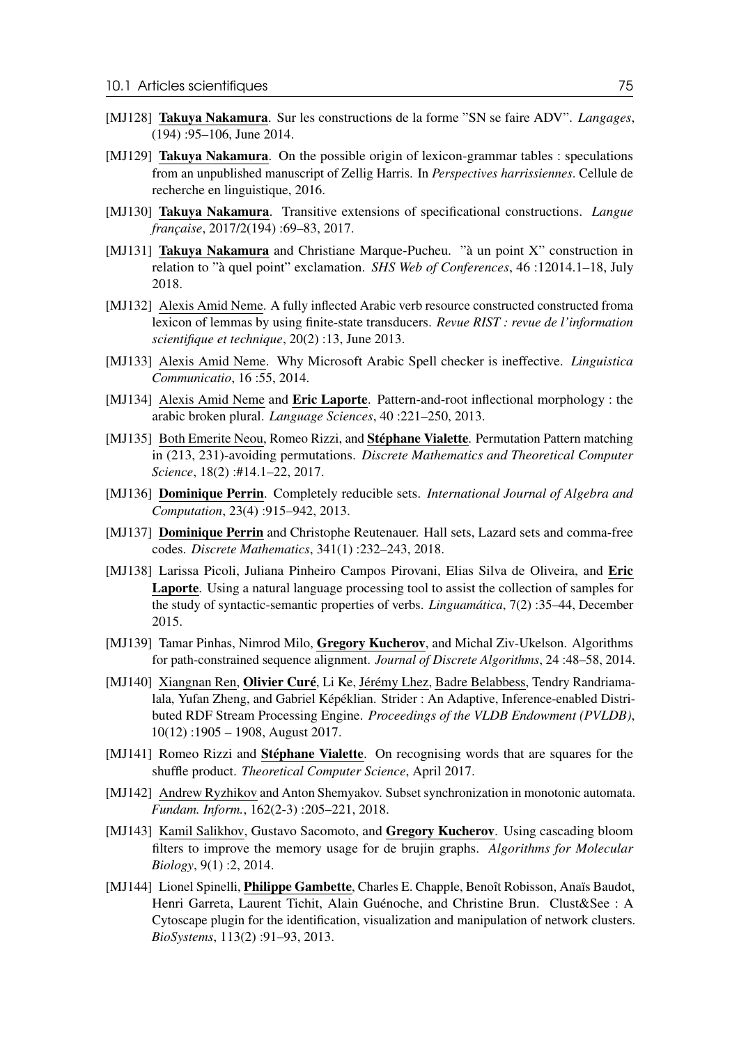[MJ128] **Takuya Nakamura**. Sur les constructions de la forme "SN se faire ADV". *Langages*, (194) :95–106, June 2014.

[MJ129] **Takuya Nakamura**. On the possible origin of lexicon-grammar tables : speculations from an unpublished manuscript of Zellig Harris. In *Perspectives harrissiennes*. Cellule de recherche en linguistique, 2016.

[MJ130] **Takuya Nakamura**. Transitive extensions of specificational constructions. *Langue française*, 2017/2(194) :69–83, 2017.

[MJ131] **Takuya Nakamura** and Christiane Marque-Pucheu. "à un point X" construction in relation to "à quel point" exclamation. *SHS Web of Conferences*, 46 :12014.1–18, July 2018.

[MJ132] Alexis Amid Neme. A fully inflected Arabic verb resource constructed constructed froma lexicon of lemmas by using finite-state transducers. *Revue RIST : revue de l'information scientifique et technique*, 20(2) :13, June 2013.

[MJ133] Alexis Amid Neme. Why Microsoft Arabic Spell checker is ineffective. *Linguistica Communicatio*, 16 :55, 2014.

[MJ134] Alexis Amid Neme and **Eric Laporte**. Pattern-and-root inflectional morphology : the arabic broken plural. *Language Sciences*, 40 :221–250, 2013.

[MJ135] Both Emerite Neou, Romeo Rizzi, and **Stéphane Vialette**. Permutation Pattern matching in (213, 231)-avoiding permutations. *Discrete Mathematics and Theoretical Computer Science*, 18(2) :#14.1–22, 2017.

[MJ136] **Dominique Perrin**. Completely reducible sets. *International Journal of Algebra and Computation*, 23(4) :915–942, 2013.

[MJ137] **Dominique Perrin** and Christophe Reutenauer. Hall sets, Lazard sets and comma-free codes. *Discrete Mathematics*, 341(1) :232–243, 2018.

[MJ138] Larissa Picoli, Juliana Pinheiro Campos Pirovani, Elias Silva de Oliveira, and **Eric Laporte**. Using a natural language processing tool to assist the collection of samples for the study of syntactic-semantic properties of verbs. *Linguamática*, 7(2) :35–44, December 2015.

[MJ139] Tamar Pinhas, Nimrod Milo, **Gregory Kucherov**, and Michal Ziv-Ukelson. Algorithms for path-constrained sequence alignment. *Journal of Discrete Algorithms*, 24 :48–58, 2014.

[MJ140] Xiangnan Ren, **Olivier Curé**, Li Ke, Jérémy Lhez, Badre Belabbess, Tendry Randriamalala, Yufan Zheng, and Gabriel Képéklian. Strider : An Adaptive, Inference-enabled Distributed RDF Stream Processing Engine. *Proceedings of the VLDB Endowment (PVLDB)*, 10(12) :1905 – 1908, August 2017.

[MJ141] Romeo Rizzi and **Stéphane Vialette**. On recognising words that are squares for the shuffle product. *Theoretical Computer Science*, April 2017.

[MJ142] Andrew Ryzhikov and Anton Shemyakov. Subset synchronization in monotonic automata. *Fundam. Inform.*, 162(2-3) :205–221, 2018.

[MJ143] Kamil Salikhov, Gustavo Sacomoto, and **Gregory Kucherov**. Using cascading bloom filters to improve the memory usage for de brujin graphs. *Algorithms for Molecular Biology*, 9(1) :2, 2014.

[MJ144] Lionel Spinelli, **Philippe Gambette**, Charles E. Chapple, Benoît Robisson, Anaïs Baudot, Henri Garreta, Laurent Tichit, Alain Guénoche, and Christine Brun. Clust&See : A Cytoscape plugin for the identification, visualization and manipulation of network clusters. *BioSystems*, 113(2) :91–93, 2013.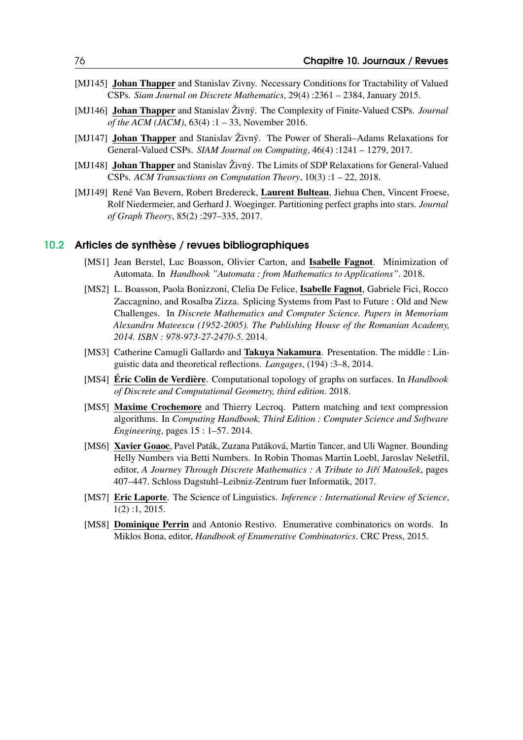[MJ145] **Johan Thapper** and Stanislav Zivny. Necessary Conditions for Tractability of Valued CSPs. *Siam Journal on Discrete Mathematics*, 29(4) :2361 – 2384, January 2015.

[MJ146] **Johan Thapper** and Stanislav Živný. The Complexity of Finite-Valued CSPs. *Journal of the ACM (JACM)*, 63(4) :1 – 33, November 2016.

[MJ147] **Johan Thapper** and Stanislav Živný. The Power of Sherali–Adams Relaxations for General-Valued CSPs. *SIAM Journal on Computing*, 46(4) :1241 – 1279, 2017.

[MJ148] **Johan Thapper** and Stanislav Živný. The Limits of SDP Relaxations for General-Valued CSPs. *ACM Transactions on Computation Theory*, 10(3) :1 – 22, 2018.

[MJ149] René Van Bevern, Robert Bredereck, **Laurent Bulteau**, Jiehua Chen, Vincent Froese, Rolf Niedermeier, and Gerhard J. Woeginger. Partitioning perfect graphs into stars. *Journal of Graph Theory*, 85(2) :297–335, 2017.

## 10.2 Articles de synthèse / revues bibliographiques

[MS1] Jean Berstel, Luc Boasson, Olivier Carton, and **Isabelle Fagnot**. Minimization of Automata. In *Handbook "Automata : from Mathematics to Applications"*. 2018.

[MS2] L. Boasson, Paola Bonizzoni, Clelia De Felice, **Isabelle Fagnot**, Gabriele Fici, Rocco Zaccagnino, and Rosalba Zizza. Splicing Systems from Past to Future : Old and New Challenges. In *Discrete Mathematics and Computer Science. Papers in Memoriam Alexandru Mateescu (1952-2005). The Publishing House of the Romanian Academy, 2014. ISBN : 978-973-27-2470-5*. 2014.

[MS3] Catherine Camugli Gallardo and **Takuya Nakamura**. Presentation. The middle : Linguistic data and theoretical reflections. *Langages*, (194) :3–8, 2014.

[MS4] **Éric Colin de Verdière**. Computational topology of graphs on surfaces. In *Handbook of Discrete and Computational Geometry, third edition*. 2018.

[MS5] **Maxime Crochemore** and Thierry Lecroq. Pattern matching and text compression algorithms. In *Computing Handbook, Third Edition : Computer Science and Software Engineering*, pages 15 : 1–57. 2014.

[MS6] **Xavier Goaoc**, Pavel Paták, Zuzana Patáková, Martin Tancer, and Uli Wagner. Bounding Helly Numbers via Betti Numbers. In Robin Thomas Martin Loebl, Jaroslav Nešetřil, editor, *A Journey Through Discrete Mathematics : A Tribute to Jiří Matoušek*, pages 407–447. Schloss Dagstuhl–Leibniz-Zentrum fuer Informatik, 2017.

[MS7] **Eric Laporte**. The Science of Linguistics. *Inference : International Review of Science*, 1(2) :1, 2015.

[MS8] **Dominique Perrin** and Antonio Restivo. Enumerative combinatorics on words. In Miklos Bona, editor, *Handbook of Enumerative Combinatorics*. CRC Press, 2015.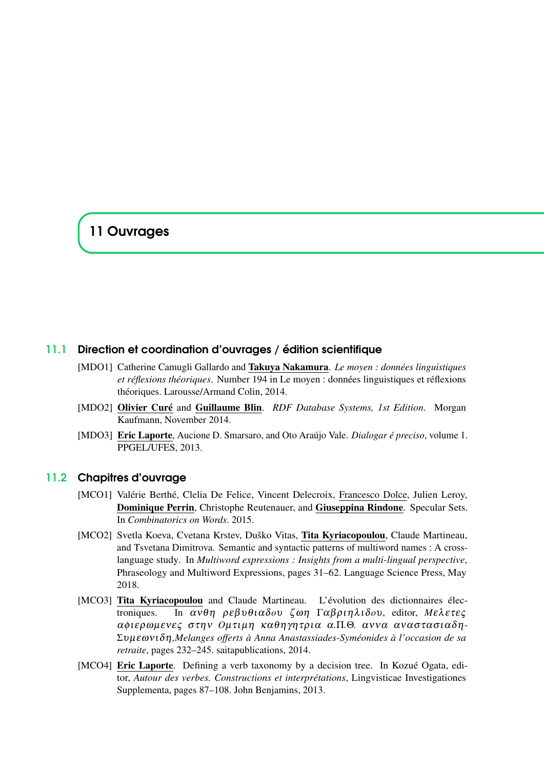# 11 Ouvrages

## 11.1 Direction et coordination d'ouvrages / édition scientifique

[MDO1] Catherine Camugli Gallardo and **Takuya Nakamura**. *Le moyen : données linguistiques et réflexions théoriques*. Number 194 in Le moyen : données linguistiques et réflexions théoriques. Larousse/Armand Colin, 2014.

[MDO2] **Olivier Curé** and **Guillaume Blin**. *RDF Database Systems, 1st Edition*. Morgan Kaufmann, November 2014.

[MDO3] **Eric Laporte**, Aucione D. Smarsaro, and Oto Araújo Vale. *Dialogar é preciso*, volume 1. PPGEL/UFES, 2013.

## 11.2 Chapitres d'ouvrage

[MCO1] Valérie Berthé, Clelia De Felice, Vincent Delecroix, Francesco Dolce, Julien Leroy, **Dominique Perrin**, Christophe Reutenauer, and **Giuseppina Rindone**. Specular Sets. In *Combinatorics on Words*. 2015.

[MCO2] Svetla Koeva, Cvetana Krstev, Duško Vitas, **Tita Kyriacopoulou**, Claude Martineau, and Tsvetana Dimitrova. Semantic and syntactic patterns of multiword names : A cross-language study. In *Multiword expressions : Insights from a multi-lingual perspective*, Phraseology and Multiword Expressions, pages 31–62. Language Science Press, May 2018.

[MCO3] **Tita Kyriacopoulou** and Claude Martineau. L'évolution des dictionnaires électroniques. In *ανθη ρεβυθιαδου ζωη Γαβριηλιδου*, editor, *Μελετες αφιερωμενες στην Ομτιμη καθηγητρια α.Π.Θ. αννα αναστασιαδη-Συμεωνιδη,Melanges offerts à Anna Anastassiades-Syméonides à l'occasion de sa retraite*, pages 232–245. saitapublications, 2014.

[MCO4] **Eric Laporte**. Defining a verb taxonomy by a decision tree. In Kozué Ogata, editor, *Autour des verbes. Constructions et interprétations*, Lingvisticae Investigationes Supplementa, pages 87–108. John Benjamins, 2013.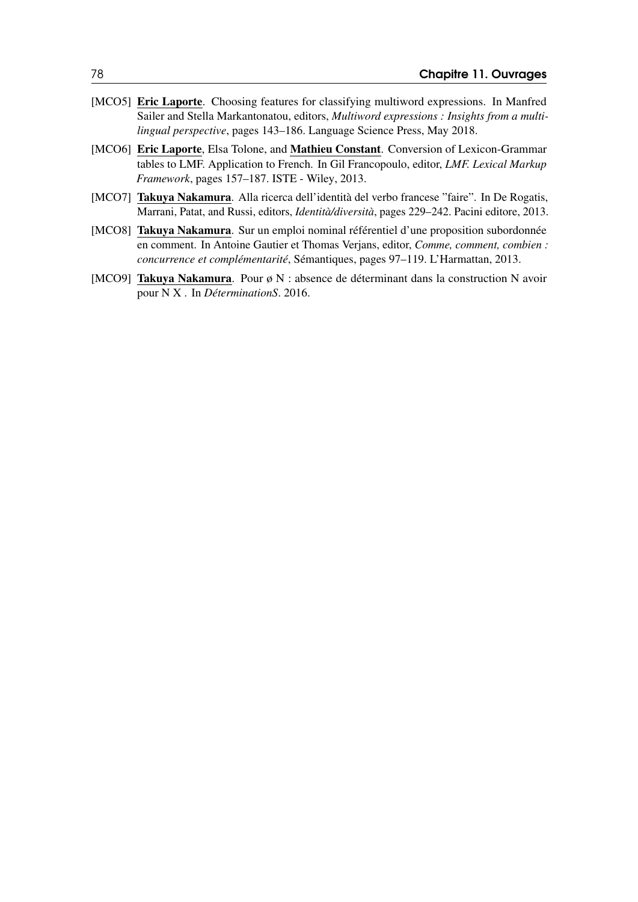[MCO5] **Eric Laporte**. Choosing features for classifying multiword expressions. In Manfred Sailer and Stella Markantonatou, editors, *Multiword expressions : Insights from a multilingual perspective*, pages 143–186. Language Science Press, May 2018.

[MCO6] **Eric Laporte**, Elsa Tolone, and **Mathieu Constant**. Conversion of Lexicon-Grammar tables to LMF. Application to French. In Gil Francopoulo, editor, *LMF. Lexical Markup Framework*, pages 157–187. ISTE - Wiley, 2013.

[MCO7] **Takuya Nakamura**. Alla ricerca dell'identità del verbo francese "faire". In De Rogatis, Marrani, Patat, and Russi, editors, *Identità/diversità*, pages 229–242. Pacini editore, 2013.

[MCO8] **Takuya Nakamura**. Sur un emploi nominal référentiel d'une proposition subordonnée en comment. In Antoine Gautier et Thomas Verjans, editor, *Comme, comment, combien : concurrence et complémentarité*, Sémantiques, pages 97–119. L'Harmattan, 2013.

[MCO9] **Takuya Nakamura**. Pour ø N : absence de déterminant dans la construction N avoir pour N X . In *DéterminationS*. 2016.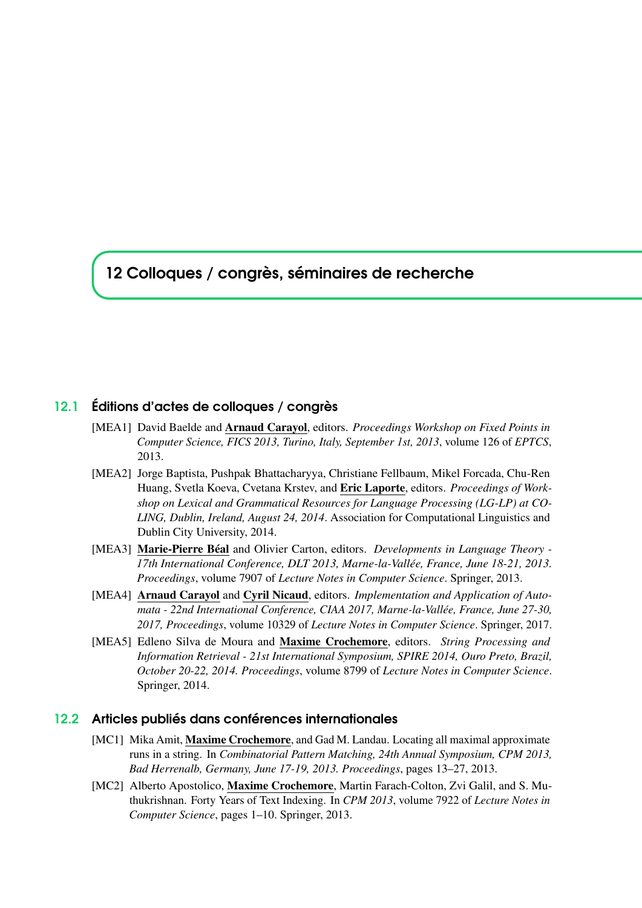# 12 Colloques / congrès, séminaires de recherche

## 12.1 Éditions d'actes de colloques / congrès

[MEA1] David Baelde and **Arnaud Carayol**, editors. *Proceedings Workshop on Fixed Points in Computer Science, FICS 2013, Turino, Italy, September 1st, 2013*, volume 126 of *EPTCS*, 2013.

[MEA2] Jorge Baptista, Pushpak Bhattacharyya, Christiane Fellbaum, Mikel Forcada, Chu-Ren Huang, Svetla Koeva, Cvetana Krstev, and **Eric Laporte**, editors. *Proceedings of Workshop on Lexical and Grammatical Resources for Language Processing (LG-LP) at COLING, Dublin, Ireland, August 24, 2014*. Association for Computational Linguistics and Dublin City University, 2014.

[MEA3] **Marie-Pierre Béal** and Olivier Carton, editors. *Developments in Language Theory - 17th International Conference, DLT 2013, Marne-la-Vallée, France, June 18-21, 2013. Proceedings*, volume 7907 of *Lecture Notes in Computer Science*. Springer, 2013.

[MEA4] **Arnaud Carayol** and **Cyril Nicaud**, editors. *Implementation and Application of Automata - 22nd International Conference, CIAA 2017, Marne-la-Vallée, France, June 27-30, 2017, Proceedings*, volume 10329 of *Lecture Notes in Computer Science*. Springer, 2017.

[MEA5] Edleno Silva de Moura and **Maxime Crochemore**, editors. *String Processing and Information Retrieval - 21st International Symposium, SPIRE 2014, Ouro Preto, Brazil, October 20-22, 2014. Proceedings*, volume 8799 of *Lecture Notes in Computer Science*. Springer, 2014.

## 12.2 Articles publiés dans conférences internationales

[MC1] Mika Amit, **Maxime Crochemore**, and Gad M. Landau. Locating all maximal approximate runs in a string. In *Combinatorial Pattern Matching, 24th Annual Symposium, CPM 2013, Bad Herrenalb, Germany, June 17-19, 2013. Proceedings*, pages 13–27, 2013.

[MC2] Alberto Apostolico, **Maxime Crochemore**, Martin Farach-Colton, Zvi Galil, and S. Muthukrishnan. Forty Years of Text Indexing. In *CPM 2013*, volume 7922 of *Lecture Notes in Computer Science*, pages 1–10. Springer, 2013.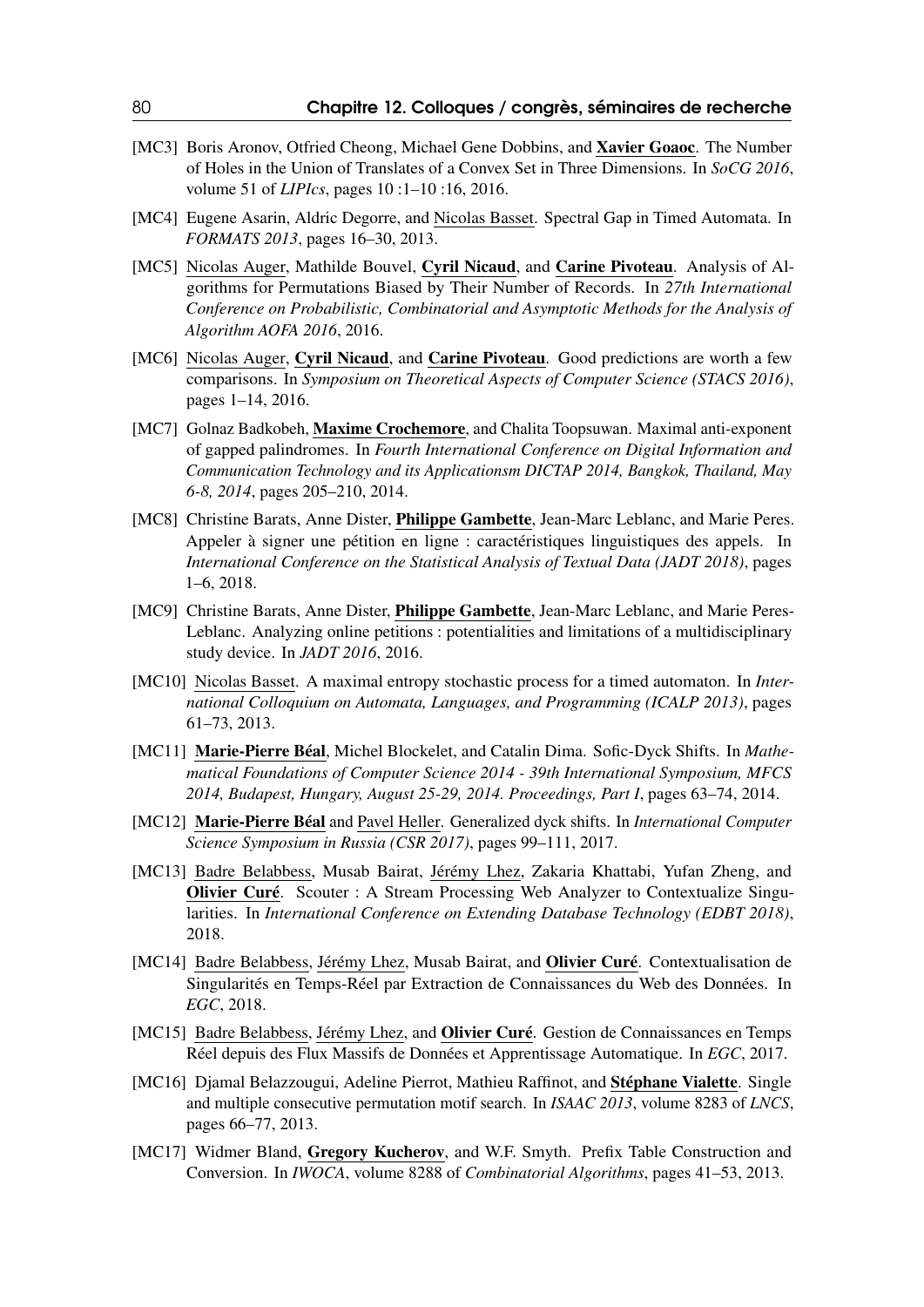[MC3] Boris Aronov, Otfried Cheong, Michael Gene Dobbins, and **Xavier Goaoc**. The Number of Holes in the Union of Translates of a Convex Set in Three Dimensions. In *SoCG 2016*, volume 51 of *LIPIcs*, pages 10 :1–10 :16, 2016.

[MC4] Eugene Asarin, Aldric Degorre, and Nicolas Basset. Spectral Gap in Timed Automata. In *FORMATS 2013*, pages 16–30, 2013.

[MC5] Nicolas Auger, Mathilde Bouvel, **Cyril Nicaud**, and **Carine Pivoteau**. Analysis of Algorithms for Permutations Biased by Their Number of Records. In *27th International Conference on Probabilistic, Combinatorial and Asymptotic Methods for the Analysis of Algorithm AOFA 2016*, 2016.

[MC6] Nicolas Auger, **Cyril Nicaud**, and **Carine Pivoteau**. Good predictions are worth a few comparisons. In *Symposium on Theoretical Aspects of Computer Science (STACS 2016)*, pages 1–14, 2016.

[MC7] Golnaz Badkobeh, **Maxime Crochemore**, and Chalita Toopsuwan. Maximal anti-exponent of gapped palindromes. In *Fourth International Conference on Digital Information and Communication Technology and its Applicationsm DICTAP 2014, Bangkok, Thailand, May 6-8, 2014*, pages 205–210, 2014.

[MC8] Christine Barats, Anne Dister, **Philippe Gambette**, Jean-Marc Leblanc, and Marie Peres. Appeler à signer une pétition en ligne : caractéristiques linguistiques des appels. In *International Conference on the Statistical Analysis of Textual Data (JADT 2018)*, pages 1–6, 2018.

[MC9] Christine Barats, Anne Dister, **Philippe Gambette**, Jean-Marc Leblanc, and Marie Peres-Leblanc. Analyzing online petitions : potentialities and limitations of a multidisciplinary study device. In *JADT 2016*, 2016.

[MC10] Nicolas Basset. A maximal entropy stochastic process for a timed automaton. In *International Colloquium on Automata, Languages, and Programming (ICALP 2013)*, pages 61–73, 2013.

[MC11] **Marie-Pierre Béal**, Michel Blockelet, and Catalin Dima. Sofic-Dyck Shifts. In *Mathematical Foundations of Computer Science 2014 - 39th International Symposium, MFCS 2014, Budapest, Hungary, August 25-29, 2014. Proceedings, Part I*, pages 63–74, 2014.

[MC12] **Marie-Pierre Béal** and Pavel Heller. Generalized dyck shifts. In *International Computer Science Symposium in Russia (CSR 2017)*, pages 99–111, 2017.

[MC13] Badre Belabbess, Musab Bairat, Jérémy Lhez, Zakaria Khattabi, Yufan Zheng, and **Olivier Curé**. Scouter : A Stream Processing Web Analyzer to Contextualize Singularities. In *International Conference on Extending Database Technology (EDBT 2018)*, 2018.

[MC14] Badre Belabbess, Jérémy Lhez, Musab Bairat, and **Olivier Curé**. Contextualisation de Singularités en Temps-Réel par Extraction de Connaissances du Web des Données. In *EGC*, 2018.

[MC15] Badre Belabbess, Jérémy Lhez, and **Olivier Curé**. Gestion de Connaissances en Temps Réel depuis des Flux Massifs de Données et Apprentissage Automatique. In *EGC*, 2017.

[MC16] Djamal Belazzougui, Adeline Pierrot, Mathieu Raffinot, and **Stéphane Vialette**. Single and multiple consecutive permutation motif search. In *ISAAC 2013*, volume 8283 of *LNCS*, pages 66–77, 2013.

[MC17] Widmer Bland, **Gregory Kucherov**, and W.F. Smyth. Prefix Table Construction and Conversion. In *IWOCA*, volume 8288 of *Combinatorial Algorithms*, pages 41–53, 2013.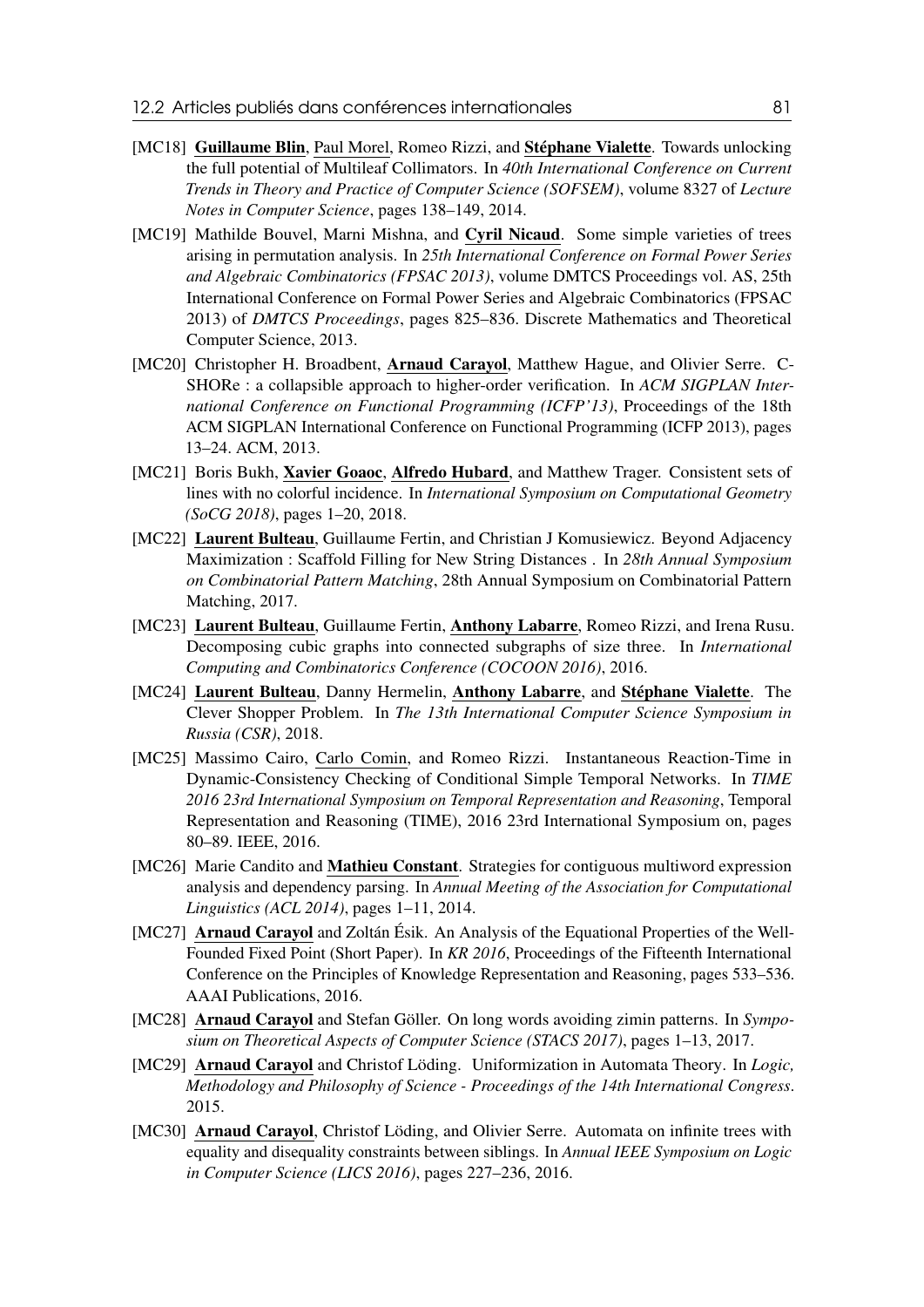[MC18] **Guillaume Blin**, Paul Morel, Romeo Rizzi, and **Stéphane Vialette**. Towards unlocking the full potential of Multileaf Collimators. In *40th International Conference on Current Trends in Theory and Practice of Computer Science (SOFSEM)*, volume 8327 of *Lecture Notes in Computer Science*, pages 138–149, 2014.

[MC19] Mathilde Bouvel, Marni Mishna, and **Cyril Nicaud**. Some simple varieties of trees arising in permutation analysis. In *25th International Conference on Formal Power Series and Algebraic Combinatorics (FPSAC 2013)*, volume DMTCS Proceedings vol. AS, 25th International Conference on Formal Power Series and Algebraic Combinatorics (FPSAC 2013) of *DMTCS Proceedings*, pages 825–836. Discrete Mathematics and Theoretical Computer Science, 2013.

[MC20] Christopher H. Broadbent, **Arnaud Carayol**, Matthew Hague, and Olivier Serre. C-SHORe : a collapsible approach to higher-order verification. In *ACM SIGPLAN International Conference on Functional Programming (ICFP'13)*, Proceedings of the 18th ACM SIGPLAN International Conference on Functional Programming (ICFP 2013), pages 13–24. ACM, 2013.

[MC21] Boris Bukh, **Xavier Goaoc**, **Alfredo Hubard**, and Matthew Trager. Consistent sets of lines with no colorful incidence. In *International Symposium on Computational Geometry (SoCG 2018)*, pages 1–20, 2018.

[MC22] **Laurent Bulteau**, Guillaume Fertin, and Christian J Komusiewicz. Beyond Adjacency Maximization : Scaffold Filling for New String Distances . In *28th Annual Symposium on Combinatorial Pattern Matching*, 28th Annual Symposium on Combinatorial Pattern Matching, 2017.

[MC23] **Laurent Bulteau**, Guillaume Fertin, **Anthony Labarre**, Romeo Rizzi, and Irena Rusu. Decomposing cubic graphs into connected subgraphs of size three. In *International Computing and Combinatorics Conference (COCOON 2016)*, 2016.

[MC24] **Laurent Bulteau**, Danny Hermelin, **Anthony Labarre**, and **Stéphane Vialette**. The Clever Shopper Problem. In *The 13th International Computer Science Symposium in Russia (CSR)*, 2018.

[MC25] Massimo Cairo, Carlo Comin, and Romeo Rizzi. Instantaneous Reaction-Time in Dynamic-Consistency Checking of Conditional Simple Temporal Networks. In *TIME 2016 23rd International Symposium on Temporal Representation and Reasoning*, Temporal Representation and Reasoning (TIME), 2016 23rd International Symposium on, pages 80–89. IEEE, 2016.

[MC26] Marie Candito and **Mathieu Constant**. Strategies for contiguous multiword expression analysis and dependency parsing. In *Annual Meeting of the Association for Computational Linguistics (ACL 2014)*, pages 1–11, 2014.

[MC27] **Arnaud Carayol** and Zoltán Ésik. An Analysis of the Equational Properties of the Well-Founded Fixed Point (Short Paper). In *KR 2016*, Proceedings of the Fifteenth International Conference on the Principles of Knowledge Representation and Reasoning, pages 533–536. AAAI Publications, 2016.

[MC28] **Arnaud Carayol** and Stefan Göller. On long words avoiding zimin patterns. In *Symposium on Theoretical Aspects of Computer Science (STACS 2017)*, pages 1–13, 2017.

[MC29] **Arnaud Carayol** and Christof Löding. Uniformization in Automata Theory. In *Logic, Methodology and Philosophy of Science - Proceedings of the 14th International Congress*. 2015.

[MC30] **Arnaud Carayol**, Christof Löding, and Olivier Serre. Automata on infinite trees with equality and disequality constraints between siblings. In *Annual IEEE Symposium on Logic in Computer Science (LICS 2016)*, pages 227–236, 2016.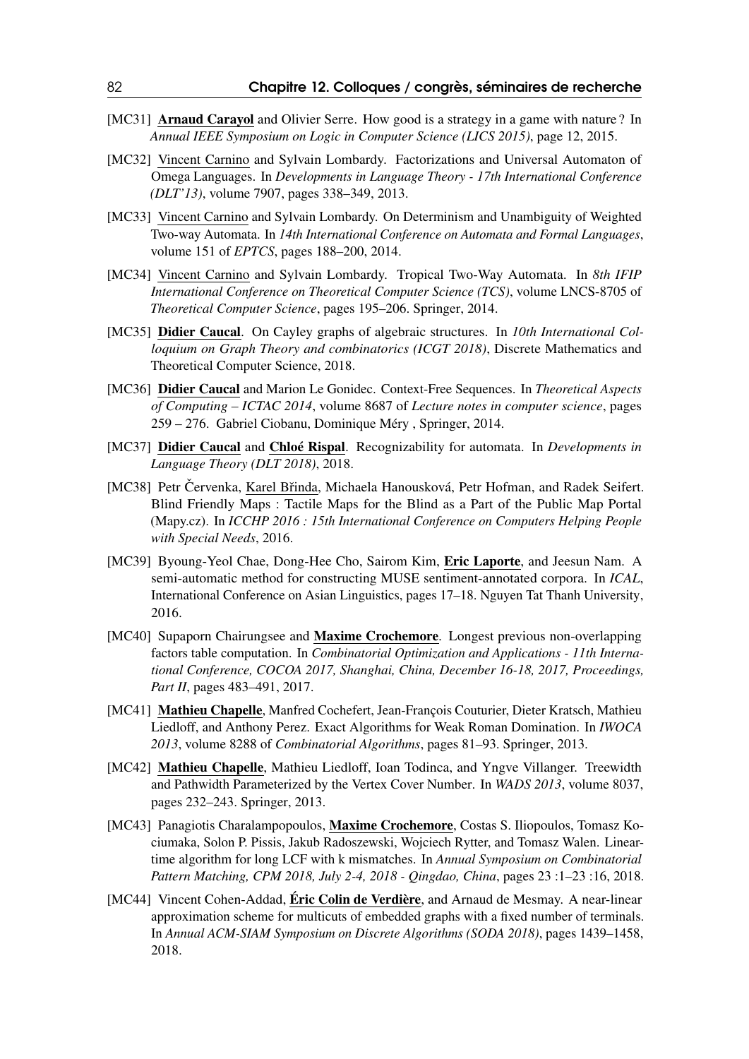- [MC31] **Arnaud Carayol** and Olivier Serre. How good is a strategy in a game with nature ? In *Annual IEEE Symposium on Logic in Computer Science (LICS 2015)*, page 12, 2015.
- [MC32] Vincent Carnino and Sylvain Lombardy. Factorizations and Universal Automaton of Omega Languages. In *Developments in Language Theory - 17th International Conference (DLT'13)*, volume 7907, pages 338–349, 2013.
- [MC33] Vincent Carnino and Sylvain Lombardy. On Determinism and Unambiguity of Weighted Two-way Automata. In *14th International Conference on Automata and Formal Languages*, volume 151 of *EPTCS*, pages 188–200, 2014.
- [MC34] Vincent Carnino and Sylvain Lombardy. Tropical Two-Way Automata. In *8th IFIP International Conference on Theoretical Computer Science (TCS)*, volume LNCS-8705 of *Theoretical Computer Science*, pages 195–206. Springer, 2014.
- [MC35] **Didier Caucal**. On Cayley graphs of algebraic structures. In *10th International Colloquium on Graph Theory and combinatorics (ICGT 2018)*, Discrete Mathematics and Theoretical Computer Science, 2018.
- [MC36] **Didier Caucal** and Marion Le Gonidec. Context-Free Sequences. In *Theoretical Aspects of Computing – ICTAC 2014*, volume 8687 of *Lecture notes in computer science*, pages 259 – 276. Gabriel Ciobanu, Dominique Méry , Springer, 2014.
- [MC37] **Didier Caucal** and **Chloé Rispal**. Recognizability for automata. In *Developments in Language Theory (DLT 2018)*, 2018.
- [MC38] Petr Červenka, Karel Břinda, Michaela Hanousková, Petr Hofman, and Radek Seifert. Blind Friendly Maps : Tactile Maps for the Blind as a Part of the Public Map Portal (Mapy.cz). In *ICCHP 2016 : 15th International Conference on Computers Helping People with Special Needs*, 2016.
- [MC39] Byoung-Yeol Chae, Dong-Hee Cho, Sairom Kim, **Eric Laporte**, and Jeesun Nam. A semi-automatic method for constructing MUSE sentiment-annotated corpora. In *ICAL*, International Conference on Asian Linguistics, pages 17–18. Nguyen Tat Thanh University, 2016.
- [MC40] Supaporn Chairungsee and **Maxime Crochemore**. Longest previous non-overlapping factors table computation. In *Combinatorial Optimization and Applications - 11th International Conference, COCOA 2017, Shanghai, China, December 16-18, 2017, Proceedings, Part II*, pages 483–491, 2017.
- [MC41] **Mathieu Chapelle**, Manfred Cochefert, Jean-François Couturier, Dieter Kratsch, Mathieu Liedloff, and Anthony Perez. Exact Algorithms for Weak Roman Domination. In *IWOCA 2013*, volume 8288 of *Combinatorial Algorithms*, pages 81–93. Springer, 2013.
- [MC42] **Mathieu Chapelle**, Mathieu Liedloff, Ioan Todinca, and Yngve Villanger. Treewidth and Pathwidth Parameterized by the Vertex Cover Number. In *WADS 2013*, volume 8037, pages 232–243. Springer, 2013.
- [MC43] Panagiotis Charalampopoulos, **Maxime Crochemore**, Costas S. Iliopoulos, Tomasz Kociumaka, Solon P. Pissis, Jakub Radoszewski, Wojciech Rytter, and Tomasz Walen. Linear-time algorithm for long LCF with k mismatches. In *Annual Symposium on Combinatorial Pattern Matching, CPM 2018, July 2-4, 2018 - Qingdao, China*, pages 23 :1–23 :16, 2018.
- [MC44] Vincent Cohen-Addad, **Éric Colin de Verdière**, and Arnaud de Mesmay. A near-linear approximation scheme for multicuts of embedded graphs with a fixed number of terminals. In *Annual ACM-SIAM Symposium on Discrete Algorithms (SODA 2018)*, pages 1439–1458, 2018.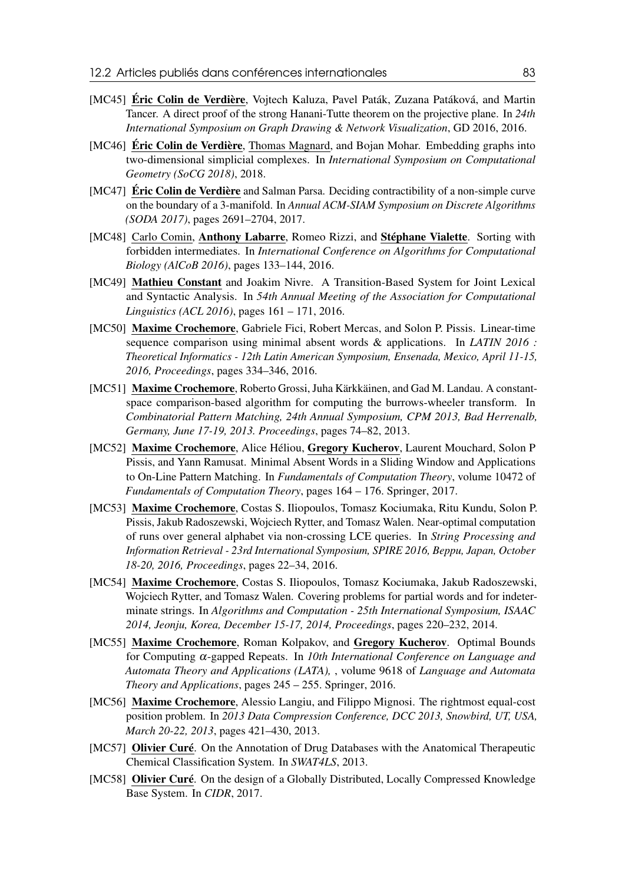[MC45] **Éric Colin de Verdière**, Vojtech Kaluza, Pavel Paták, Zuzana Patáková, and Martin Tancer. A direct proof of the strong Hanani-Tutte theorem on the projective plane. In *24th International Symposium on Graph Drawing & Network Visualization*, GD 2016, 2016.

[MC46] **Éric Colin de Verdière**, Thomas Magnard, and Bojan Mohar. Embedding graphs into two-dimensional simplicial complexes. In *International Symposium on Computational Geometry (SoCG 2018)*, 2018.

[MC47] **Éric Colin de Verdière** and Salman Parsa. Deciding contractibility of a non-simple curve on the boundary of a 3-manifold. In *Annual ACM-SIAM Symposium on Discrete Algorithms (SODA 2017)*, pages 2691–2704, 2017.

[MC48] Carlo Comin, **Anthony Labarre**, Romeo Rizzi, and **Stéphane Vialette**. Sorting with forbidden intermediates. In *International Conference on Algorithms for Computational Biology (AlCoB 2016)*, pages 133–144, 2016.

[MC49] **Mathieu Constant** and Joakim Nivre. A Transition-Based System for Joint Lexical and Syntactic Analysis. In *54th Annual Meeting of the Association for Computational Linguistics (ACL 2016)*, pages 161 – 171, 2016.

[MC50] **Maxime Crochemore**, Gabriele Fici, Robert Mercas, and Solon P. Pissis. Linear-time sequence comparison using minimal absent words & applications. In *LATIN 2016 : Theoretical Informatics - 12th Latin American Symposium, Ensenada, Mexico, April 11-15, 2016, Proceedings*, pages 334–346, 2016.

[MC51] **Maxime Crochemore**, Roberto Grossi, Juha Kärkkäinen, and Gad M. Landau. A constant-space comparison-based algorithm for computing the burrows-wheeler transform. In *Combinatorial Pattern Matching, 24th Annual Symposium, CPM 2013, Bad Herrenalb, Germany, June 17-19, 2013. Proceedings*, pages 74–82, 2013.

[MC52] **Maxime Crochemore**, Alice Héliou, **Gregory Kucherov**, Laurent Mouchard, Solon P Pissis, and Yann Ramusat. Minimal Absent Words in a Sliding Window and Applications to On-Line Pattern Matching. In *Fundamentals of Computation Theory*, volume 10472 of *Fundamentals of Computation Theory*, pages 164 – 176. Springer, 2017.

[MC53] **Maxime Crochemore**, Costas S. Iliopoulos, Tomasz Kociumaka, Ritu Kundu, Solon P. Pissis, Jakub Radoszewski, Wojciech Rytter, and Tomasz Walen. Near-optimal computation of runs over general alphabet via non-crossing LCE queries. In *String Processing and Information Retrieval - 23rd International Symposium, SPIRE 2016, Beppu, Japan, October 18-20, 2016, Proceedings*, pages 22–34, 2016.

[MC54] **Maxime Crochemore**, Costas S. Iliopoulos, Tomasz Kociumaka, Jakub Radoszewski, Wojciech Rytter, and Tomasz Walen. Covering problems for partial words and for indeterminate strings. In *Algorithms and Computation - 25th International Symposium, ISAAC 2014, Jeonju, Korea, December 15-17, 2014, Proceedings*, pages 220–232, 2014.

[MC55] **Maxime Crochemore**, Roman Kolpakov, and **Gregory Kucherov**. Optimal Bounds for Computing $\alpha$-gapped Repeats. In *10th International Conference on Language and Automata Theory and Applications (LATA),* , volume 9618 of *Language and Automata Theory and Applications*, pages 245 – 255. Springer, 2016.

[MC56] **Maxime Crochemore**, Alessio Langiu, and Filippo Mignosi. The rightmost equal-cost position problem. In *2013 Data Compression Conference, DCC 2013, Snowbird, UT, USA, March 20-22, 2013*, pages 421–430, 2013.

[MC57] **Olivier Curé**. On the Annotation of Drug Databases with the Anatomical Therapeutic Chemical Classification System. In *SWAT4LS*, 2013.

[MC58] **Olivier Curé**. On the design of a Globally Distributed, Locally Compressed Knowledge Base System. In *CIDR*, 2017.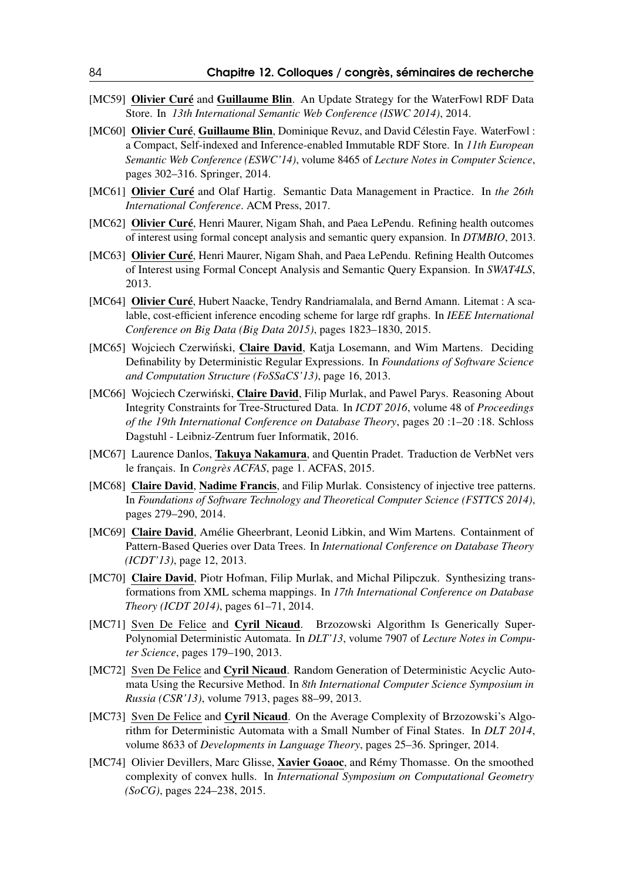[MC59] **Olivier Curé** and **Guillaume Blin**. An Update Strategy for the WaterFowl RDF Data Store. In *13th International Semantic Web Conference (ISWC 2014)*, 2014.

[MC60] **Olivier Curé**, **Guillaume Blin**, Dominique Revuz, and David Célestin Faye. WaterFowl : a Compact, Self-indexed and Inference-enabled Immutable RDF Store. In *11th European Semantic Web Conference (ESWC'14)*, volume 8465 of *Lecture Notes in Computer Science*, pages 302–316. Springer, 2014.

[MC61] **Olivier Curé** and Olaf Hartig. Semantic Data Management in Practice. In *the 26th International Conference*. ACM Press, 2017.

[MC62] **Olivier Curé**, Henri Maurer, Nigam Shah, and Paea LePendu. Refining health outcomes of interest using formal concept analysis and semantic query expansion. In *DTMBIO*, 2013.

[MC63] **Olivier Curé**, Henri Maurer, Nigam Shah, and Paea LePendu. Refining Health Outcomes of Interest using Formal Concept Analysis and Semantic Query Expansion. In *SWAT4LS*, 2013.

[MC64] **Olivier Curé**, Hubert Naacke, Tendry Randriamalala, and Bernd Amann. Litemat : A scalable, cost-efficient inference encoding scheme for large rdf graphs. In *IEEE International Conference on Big Data (Big Data 2015)*, pages 1823–1830, 2015.

[MC65] Wojciech Czerwiński, **Claire David**, Katja Losemann, and Wim Martens. Deciding Definability by Deterministic Regular Expressions. In *Foundations of Software Science and Computation Structure (FoSSaCS'13)*, page 16, 2013.

[MC66] Wojciech Czerwiński, **Claire David**, Filip Murlak, and Pawel Parys. Reasoning About Integrity Constraints for Tree-Structured Data. In *ICDT 2016*, volume 48 of *Proceedings of the 19th International Conference on Database Theory*, pages 20 :1–20 :18. Schloss Dagstuhl - Leibniz-Zentrum fuer Informatik, 2016.

[MC67] Laurence Danlos, **Takuya Nakamura**, and Quentin Pradet. Traduction de VerbNet vers le français. In *Congrès ACFAS*, page 1. ACFAS, 2015.

[MC68] **Claire David**, **Nadime Francis**, and Filip Murlak. Consistency of injective tree patterns. In *Foundations of Software Technology and Theoretical Computer Science (FSTTCS 2014)*, pages 279–290, 2014.

[MC69] **Claire David**, Amélie Gheerbrant, Leonid Libkin, and Wim Martens. Containment of Pattern-Based Queries over Data Trees. In *International Conference on Database Theory (ICDT'13)*, page 12, 2013.

[MC70] **Claire David**, Piotr Hofman, Filip Murlak, and Michal Pilipczuk. Synthesizing transformations from XML schema mappings. In *17th International Conference on Database Theory (ICDT 2014)*, pages 61–71, 2014.

[MC71] Sven De Felice and **Cyril Nicaud**. Brzozowski Algorithm Is Generically Super-Polynomial Deterministic Automata. In *DLT'13*, volume 7907 of *Lecture Notes in Computer Science*, pages 179–190, 2013.

[MC72] Sven De Felice and **Cyril Nicaud**. Random Generation of Deterministic Acyclic Automata Using the Recursive Method. In *8th International Computer Science Symposium in Russia (CSR'13)*, volume 7913, pages 88–99, 2013.

[MC73] Sven De Felice and **Cyril Nicaud**. On the Average Complexity of Brzozowski's Algorithm for Deterministic Automata with a Small Number of Final States. In *DLT 2014*, volume 8633 of *Developments in Language Theory*, pages 25–36. Springer, 2014.

[MC74] Olivier Devillers, Marc Glisse, **Xavier Goaoc**, and Rémy Thomasse. On the smoothed complexity of convex hulls. In *International Symposium on Computational Geometry (SoCG)*, pages 224–238, 2015.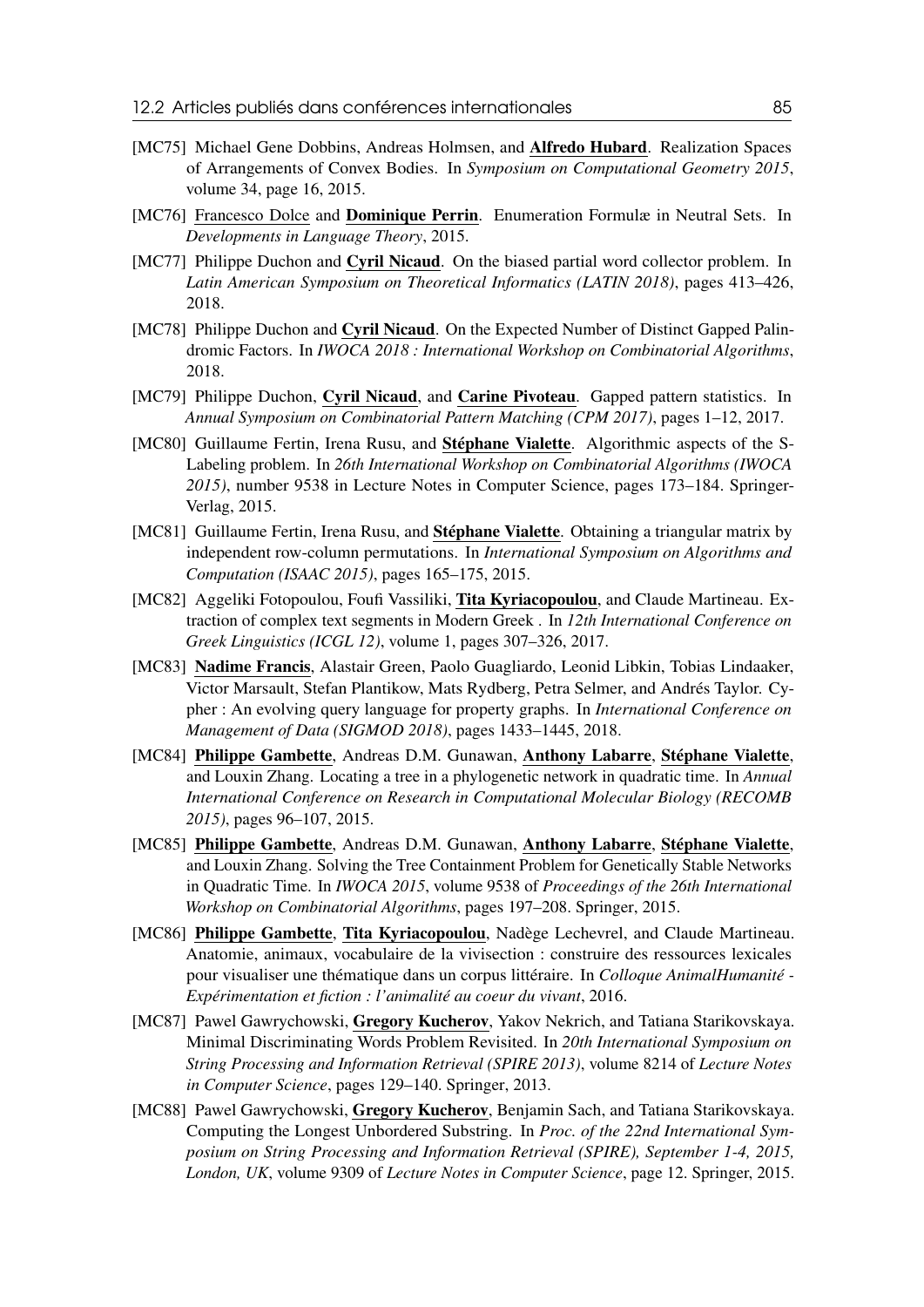[MC75] Michael Gene Dobbins, Andreas Holmsen, and **Alfredo Hubard**. Realization Spaces of Arrangements of Convex Bodies. In *Symposium on Computational Geometry 2015*, volume 34, page 16, 2015.

[MC76] Francesco Dolce and **Dominique Perrin**. Enumeration Formulæ in Neutral Sets. In *Developments in Language Theory*, 2015.

[MC77] Philippe Duchon and **Cyril Nicaud**. On the biased partial word collector problem. In *Latin American Symposium on Theoretical Informatics (LATIN 2018)*, pages 413–426, 2018.

[MC78] Philippe Duchon and **Cyril Nicaud**. On the Expected Number of Distinct Gapped Palindromic Factors. In *IWOCA 2018 : International Workshop on Combinatorial Algorithms*, 2018.

[MC79] Philippe Duchon, **Cyril Nicaud**, and **Carine Pivoteau**. Gapped pattern statistics. In *Annual Symposium on Combinatorial Pattern Matching (CPM 2017)*, pages 1–12, 2017.

[MC80] Guillaume Fertin, Irena Rusu, and **Stéphane Vialette**. Algorithmic aspects of the S-Labeling problem. In *26th International Workshop on Combinatorial Algorithms (IWOCA 2015)*, number 9538 in Lecture Notes in Computer Science, pages 173–184. Springer-Verlag, 2015.

[MC81] Guillaume Fertin, Irena Rusu, and **Stéphane Vialette**. Obtaining a triangular matrix by independent row-column permutations. In *International Symposium on Algorithms and Computation (ISAAC 2015)*, pages 165–175, 2015.

[MC82] Aggeliki Fotopoulou, Foufi Vassiliki, **Tita Kyriacopoulou**, and Claude Martineau. Extraction of complex text segments in Modern Greek . In *12th International Conference on Greek Linguistics (ICGL 12)*, volume 1, pages 307–326, 2017.

[MC83] **Nadime Francis**, Alastair Green, Paolo Guagliardo, Leonid Libkin, Tobias Lindaaker, Victor Marsault, Stefan Plantikow, Mats Rydberg, Petra Selmer, and Andrés Taylor. Cypher : An evolving query language for property graphs. In *International Conference on Management of Data (SIGMOD 2018)*, pages 1433–1445, 2018.

[MC84] **Philippe Gambette**, Andreas D.M. Gunawan, **Anthony Labarre**, **Stéphane Vialette**, and Louxin Zhang. Locating a tree in a phylogenetic network in quadratic time. In *Annual International Conference on Research in Computational Molecular Biology (RECOMB 2015)*, pages 96–107, 2015.

[MC85] **Philippe Gambette**, Andreas D.M. Gunawan, **Anthony Labarre**, **Stéphane Vialette**, and Louxin Zhang. Solving the Tree Containment Problem for Genetically Stable Networks in Quadratic Time. In *IWOCA 2015*, volume 9538 of *Proceedings of the 26th International Workshop on Combinatorial Algorithms*, pages 197–208. Springer, 2015.

[MC86] **Philippe Gambette**, **Tita Kyriacopoulou**, Nadège Lechevrel, and Claude Martineau. Anatomie, animaux, vocabulaire de la vivisection : construire des ressources lexicales pour visualiser une thématique dans un corpus littéraire. In *Colloque AnimalHumanité - Expérimentation et fiction : l'animalité au coeur du vivant*, 2016.

[MC87] Pawel Gawrychowski, **Gregory Kucherov**, Yakov Nekrich, and Tatiana Starikovskaya. Minimal Discriminating Words Problem Revisited. In *20th International Symposium on String Processing and Information Retrieval (SPIRE 2013)*, volume 8214 of *Lecture Notes in Computer Science*, pages 129–140. Springer, 2013.

[MC88] Pawel Gawrychowski, **Gregory Kucherov**, Benjamin Sach, and Tatiana Starikovskaya. Computing the Longest Unbordered Substring. In *Proc. of the 22nd International Symposium on String Processing and Information Retrieval (SPIRE), September 1-4, 2015, London, UK*, volume 9309 of *Lecture Notes in Computer Science*, page 12. Springer, 2015.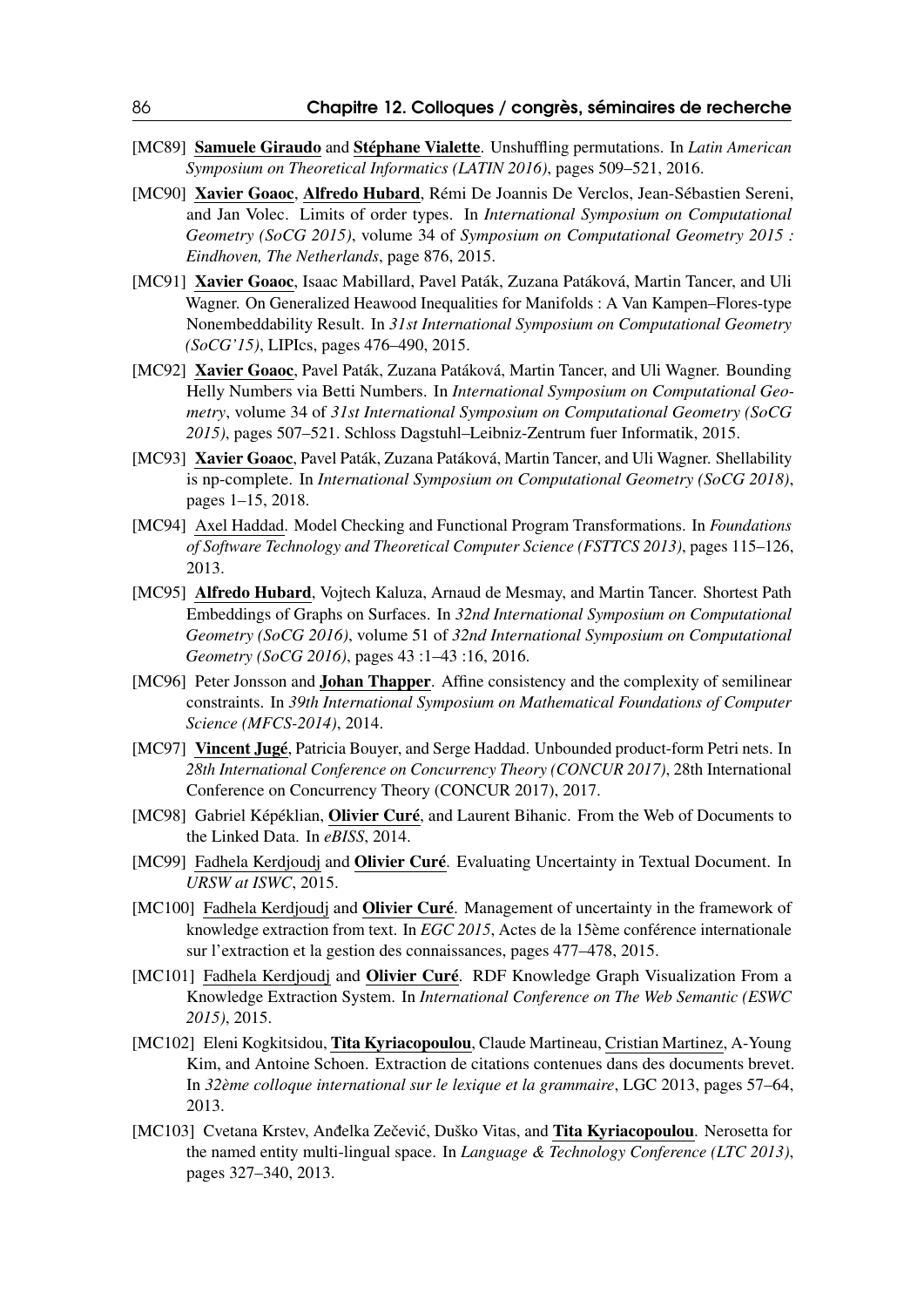- [MC89] **Samuele Giraudo** and **Stéphane Vialette**. Unshuffling permutations. In *Latin American Symposium on Theoretical Informatics (LATIN 2016)*, pages 509–521, 2016.
- [MC90] **Xavier Goaoc**, **Alfredo Hubard**, Rémi De Joannis De Verclos, Jean-Sébastien Sereni, and Jan Volec. Limits of order types. In *International Symposium on Computational Geometry (SoCG 2015)*, volume 34 of *Symposium on Computational Geometry 2015 : Eindhoven, The Netherlands*, page 876, 2015.
- [MC91] **Xavier Goaoc**, Isaac Mabillard, Pavel Paták, Zuzana Patáková, Martin Tancer, and Uli Wagner. On Generalized Heawood Inequalities for Manifolds : A Van Kampen–Flores-type Nonembeddability Result. In *31st International Symposium on Computational Geometry (SoCG'15)*, LIPIcs, pages 476–490, 2015.
- [MC92] **Xavier Goaoc**, Pavel Paták, Zuzana Patáková, Martin Tancer, and Uli Wagner. Bounding Helly Numbers via Betti Numbers. In *International Symposium on Computational Geometry*, volume 34 of *31st International Symposium on Computational Geometry (SoCG 2015)*, pages 507–521. Schloss Dagstuhl–Leibniz-Zentrum fuer Informatik, 2015.
- [MC93] **Xavier Goaoc**, Pavel Paták, Zuzana Patáková, Martin Tancer, and Uli Wagner. Shellability is np-complete. In *International Symposium on Computational Geometry (SoCG 2018)*, pages 1–15, 2018.
- [MC94] Axel Haddad. Model Checking and Functional Program Transformations. In *Foundations of Software Technology and Theoretical Computer Science (FSTTCS 2013)*, pages 115–126, 2013.
- [MC95] **Alfredo Hubard**, Vojtech Kaluza, Arnaud de Mesmay, and Martin Tancer. Shortest Path Embeddings of Graphs on Surfaces. In *32nd International Symposium on Computational Geometry (SoCG 2016)*, volume 51 of *32nd International Symposium on Computational Geometry (SoCG 2016)*, pages 43 :1–43 :16, 2016.
- [MC96] Peter Jonsson and **Johan Thapper**. Affine consistency and the complexity of semilinear constraints. In *39th International Symposium on Mathematical Foundations of Computer Science (MFCS-2014)*, 2014.
- [MC97] **Vincent Jugé**, Patricia Bouyer, and Serge Haddad. Unbounded product-form Petri nets. In *28th International Conference on Concurrency Theory (CONCUR 2017)*, 28th International Conference on Concurrency Theory (CONCUR 2017), 2017.
- [MC98] Gabriel Képéklian, **Olivier Curé**, and Laurent Bihanic. From the Web of Documents to the Linked Data. In *eBISS*, 2014.
- [MC99] Fadhela Kerdjoudj and **Olivier Curé**. Evaluating Uncertainty in Textual Document. In *URSW at ISWC*, 2015.
- [MC100] Fadhela Kerdjoudj and **Olivier Curé**. Management of uncertainty in the framework of knowledge extraction from text. In *EGC 2015*, Actes de la 15ème conférence internationale sur l'extraction et la gestion des connaissances, pages 477–478, 2015.
- [MC101] Fadhela Kerdjoudj and **Olivier Curé**. RDF Knowledge Graph Visualization From a Knowledge Extraction System. In *International Conference on The Web Semantic (ESWC 2015)*, 2015.
- [MC102] Eleni Kogkitsidou, **Tita Kyriacopoulou**, Claude Martineau, Cristian Martinez, A-Young Kim, and Antoine Schoen. Extraction de citations contenues dans des documents brevet. In *32ème colloque international sur le lexique et la grammaire*, LGC 2013, pages 57–64, 2013.
- [MC103] Cvetana Krstev, Anđelka Zečević, Duško Vitas, and **Tita Kyriacopoulou**. Nerosetta for the named entity multi-lingual space. In *Language & Technology Conference (LTC 2013)*, pages 327–340, 2013.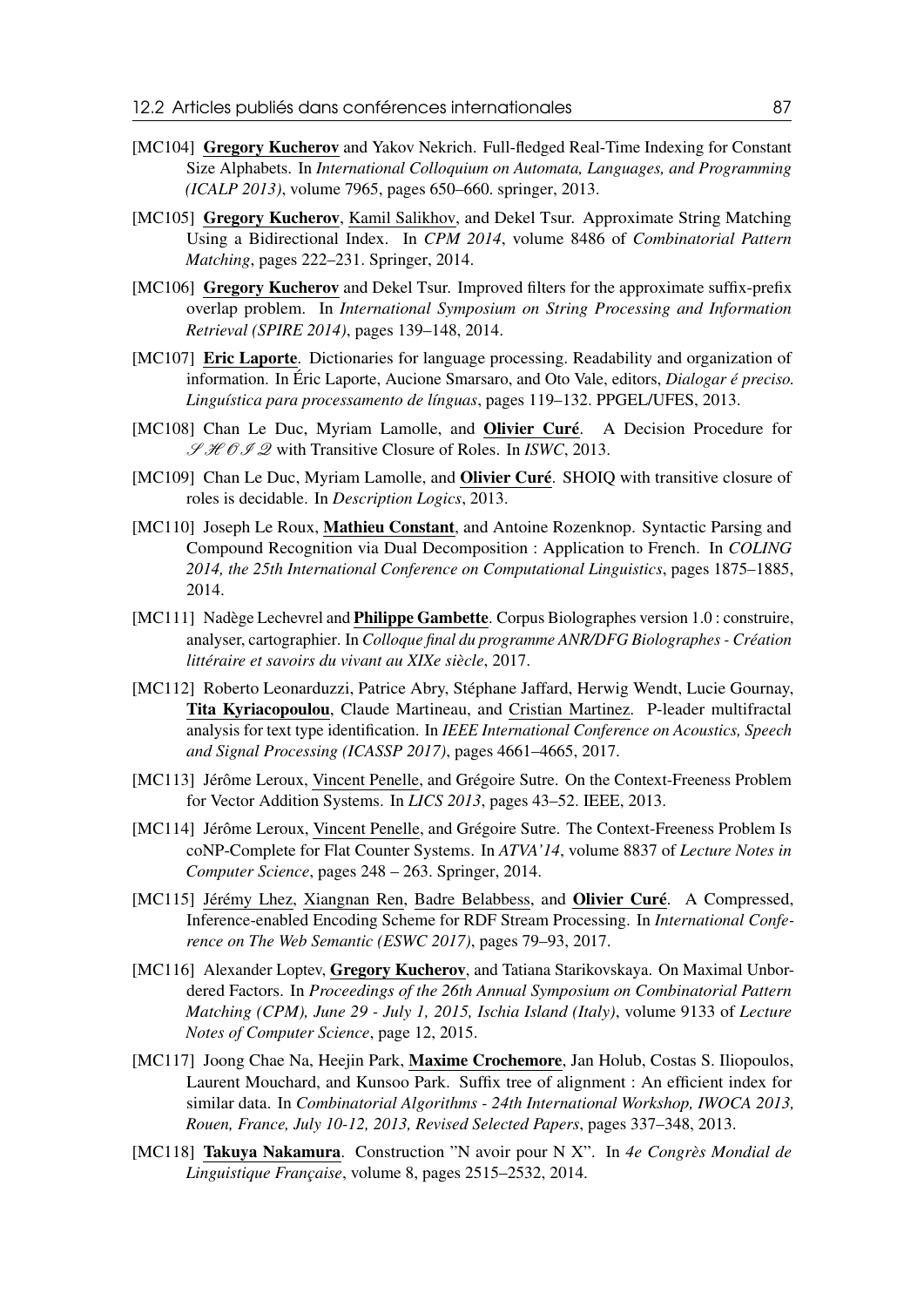[MC104] **Gregory Kucherov** and Yakov Nekrich. Full-fledged Real-Time Indexing for Constant Size Alphabets. In *International Colloquium on Automata, Languages, and Programming (ICALP 2013)*, volume 7965, pages 650–660. springer, 2013.

[MC105] **Gregory Kucherov**, Kamil Salikhov, and Dekel Tsur. Approximate String Matching Using a Bidirectional Index. In *CPM 2014*, volume 8486 of *Combinatorial Pattern Matching*, pages 222–231. Springer, 2014.

[MC106] **Gregory Kucherov** and Dekel Tsur. Improved filters for the approximate suffix-prefix overlap problem. In *International Symposium on String Processing and Information Retrieval (SPIRE 2014)*, pages 139–148, 2014.

[MC107] **Eric Laporte**. Dictionaries for language processing. Readability and organization of information. In Éric Laporte, Aucione Smarsaro, and Oto Vale, editors, *Dialogar é preciso. Linguística para processamento de línguas*, pages 119–132. PPGEL/UFES, 2013.

[MC108] Chan Le Duc, Myriam Lamolle, and **Olivier Curé**. A Decision Procedure for $\mathcal{SHOIQ}$ with Transitive Closure of Roles. In *ISWC*, 2013.

[MC109] Chan Le Duc, Myriam Lamolle, and **Olivier Curé**. SHOIQ with transitive closure of roles is decidable. In *Description Logics*, 2013.

[MC110] Joseph Le Roux, **Mathieu Constant**, and Antoine Rozenknop. Syntactic Parsing and Compound Recognition via Dual Decomposition : Application to French. In *COLING 2014, the 25th International Conference on Computational Linguistics*, pages 1875–1885, 2014.

[MC111] Nadège Lechevrel and **Philippe Gambette**. Corpus Biographes version 1.0 : construire, analyser, cartographier. In *Colloque final du programme ANR/DFG Biographes - Création littéraire et savoirs du vivant au XIXe siècle*, 2017.

[MC112] Roberto Leonarduzzi, Patrice Abry, Stéphane Jaffard, Herwig Wendt, Lucie Gournay, **Tita Kyriacopoulou**, Claude Martineau, and Cristian Martinez. P-leader multifractal analysis for text type identification. In *IEEE International Conference on Acoustics, Speech and Signal Processing (ICASSP 2017)*, pages 4661–4665, 2017.

[MC113] Jérôme Leroux, Vincent Penelle, and Grégoire Sutre. On the Context-Freeness Problem for Vector Addition Systems. In *LICS 2013*, pages 43–52. IEEE, 2013.

[MC114] Jérôme Leroux, Vincent Penelle, and Grégoire Sutre. The Context-Freeness Problem Is coNP-Complete for Flat Counter Systems. In *ATVA'14*, volume 8837 of *Lecture Notes in Computer Science*, pages 248 – 263. Springer, 2014.

[MC115] Jérémy Lhez, Xiangnan Ren, Badre Belabbess, and **Olivier Curé**. A Compressed, Inference-enabled Encoding Scheme for RDF Stream Processing. In *International Conference on The Web Semantic (ESWC 2017)*, pages 79–93, 2017.

[MC116] Alexander Loptev, **Gregory Kucherov**, and Tatiana Starikovskaya. On Maximal Unbordered Factors. In *Proceedings of the 26th Annual Symposium on Combinatorial Pattern Matching (CPM), June 29 - July 1, 2015, Ischia Island (Italy)*, volume 9133 of *Lecture Notes of Computer Science*, page 12, 2015.

[MC117] Joong Chae Na, Heejin Park, **Maxime Crochemore**, Jan Holub, Costas S. Iliopoulos, Laurent Mouchard, and Kunsoo Park. Suffix tree of alignment : An efficient index for similar data. In *Combinatorial Algorithms - 24th International Workshop, IWOCA 2013, Rouen, France, July 10-12, 2013, Revised Selected Papers*, pages 337–348, 2013.

[MC118] **Takuya Nakamura**. Construction "N avoir pour N X". In *4e Congrès Mondial de Linguistique Française*, volume 8, pages 2515–2532, 2014.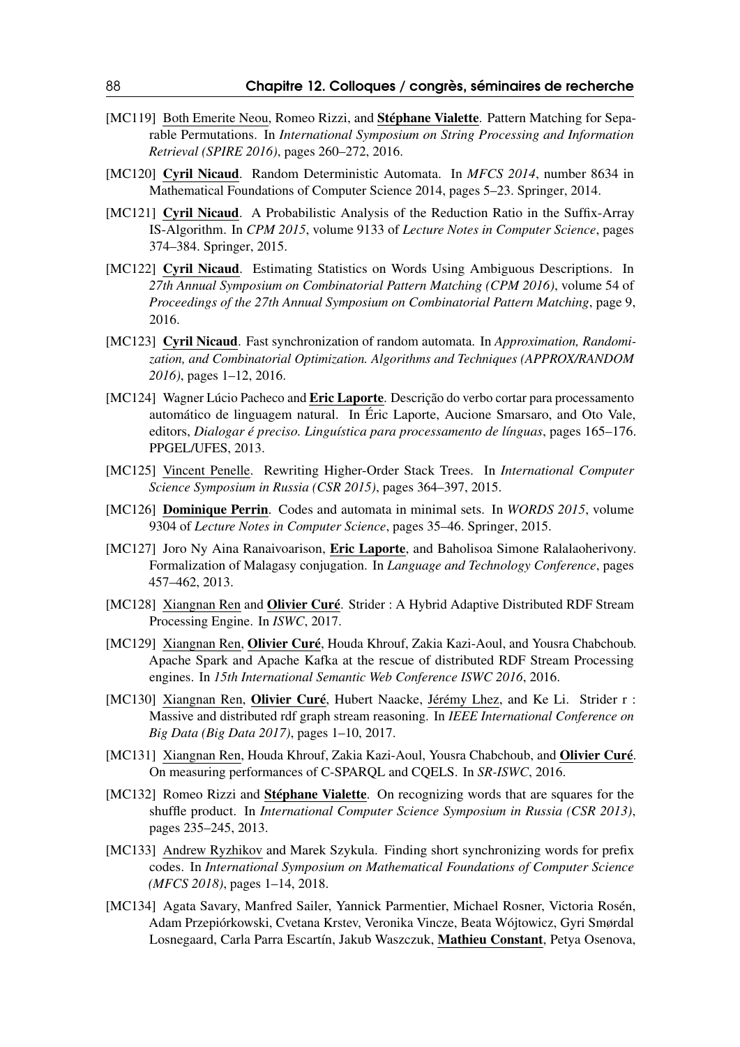[MC119] Both Emerite Neou, Romeo Rizzi, and **Stéphane Vialette**. Pattern Matching for Separable Permutations. In *International Symposium on String Processing and Information Retrieval (SPIRE 2016)*, pages 260–272, 2016.

[MC120] **Cyril Nicaud**. Random Deterministic Automata. In *MFCS 2014*, number 8634 in Mathematical Foundations of Computer Science 2014, pages 5–23. Springer, 2014.

[MC121] **Cyril Nicaud**. A Probabilistic Analysis of the Reduction Ratio in the Suffix-Array IS-Algorithm. In *CPM 2015*, volume 9133 of *Lecture Notes in Computer Science*, pages 374–384. Springer, 2015.

[MC122] **Cyril Nicaud**. Estimating Statistics on Words Using Ambiguous Descriptions. In *27th Annual Symposium on Combinatorial Pattern Matching (CPM 2016)*, volume 54 of *Proceedings of the 27th Annual Symposium on Combinatorial Pattern Matching*, page 9, 2016.

[MC123] **Cyril Nicaud**. Fast synchronization of random automata. In *Approximation, Randomization, and Combinatorial Optimization. Algorithms and Techniques (APPROX/RANDOM 2016)*, pages 1–12, 2016.

[MC124] Wagner Lúcio Pacheco and **Eric Laporte**. Descrição do verbo cortar para processamento automático de linguagem natural. In Éric Laporte, Aucione Smarsaro, and Oto Vale, editors, *Dialogar é preciso. Linguística para processamento de línguas*, pages 165–176. PPGEL/UFES, 2013.

[MC125] Vincent Penelle. Rewriting Higher-Order Stack Trees. In *International Computer Science Symposium in Russia (CSR 2015)*, pages 364–397, 2015.

[MC126] **Dominique Perrin**. Codes and automata in minimal sets. In *WORDS 2015*, volume 9304 of *Lecture Notes in Computer Science*, pages 35–46. Springer, 2015.

[MC127] Joro Ny Aina Ranaivoarison, **Eric Laporte**, and Baholisoa Simone Ralalaoherivony. Formalization of Malagasy conjugation. In *Language and Technology Conference*, pages 457–462, 2013.

[MC128] Xiangnan Ren and **Olivier Curé**. Strider : A Hybrid Adaptive Distributed RDF Stream Processing Engine. In *ISWC*, 2017.

[MC129] Xiangnan Ren, **Olivier Curé**, Houda Khrouf, Zakia Kazi-Aoul, and Yousra Chabchoub. Apache Spark and Apache Kafka at the rescue of distributed RDF Stream Processing engines. In *15th International Semantic Web Conference ISWC 2016*, 2016.

[MC130] Xiangnan Ren, **Olivier Curé**, Hubert Naacke, Jérémy Lhez, and Ke Li. Strider r : Massive and distributed rdf graph stream reasoning. In *IEEE International Conference on Big Data (Big Data 2017)*, pages 1–10, 2017.

[MC131] Xiangnan Ren, Houda Khrouf, Zakia Kazi-Aoul, Yousra Chabchoub, and **Olivier Curé**. On measuring performances of C-SPARQL and CQELS. In *SR-ISWC*, 2016.

[MC132] Romeo Rizzi and **Stéphane Vialette**. On recognizing words that are squares for the shuffle product. In *International Computer Science Symposium in Russia (CSR 2013)*, pages 235–245, 2013.

[MC133] Andrew Ryzhikov and Marek Szykula. Finding short synchronizing words for prefix codes. In *International Symposium on Mathematical Foundations of Computer Science (MFCS 2018)*, pages 1–14, 2018.

[MC134] Agata Savary, Manfred Sailer, Yannick Parmentier, Michael Rosner, Victoria Rosén, Adam Przepiórkowski, Cvetana Krstev, Veronika Vincze, Beata Wójtowicz, Gyri Smørdal Losnegaard, Carla Parra Escartín, Jakub Waszczuk, **Mathieu Constant**, Petya Osenova,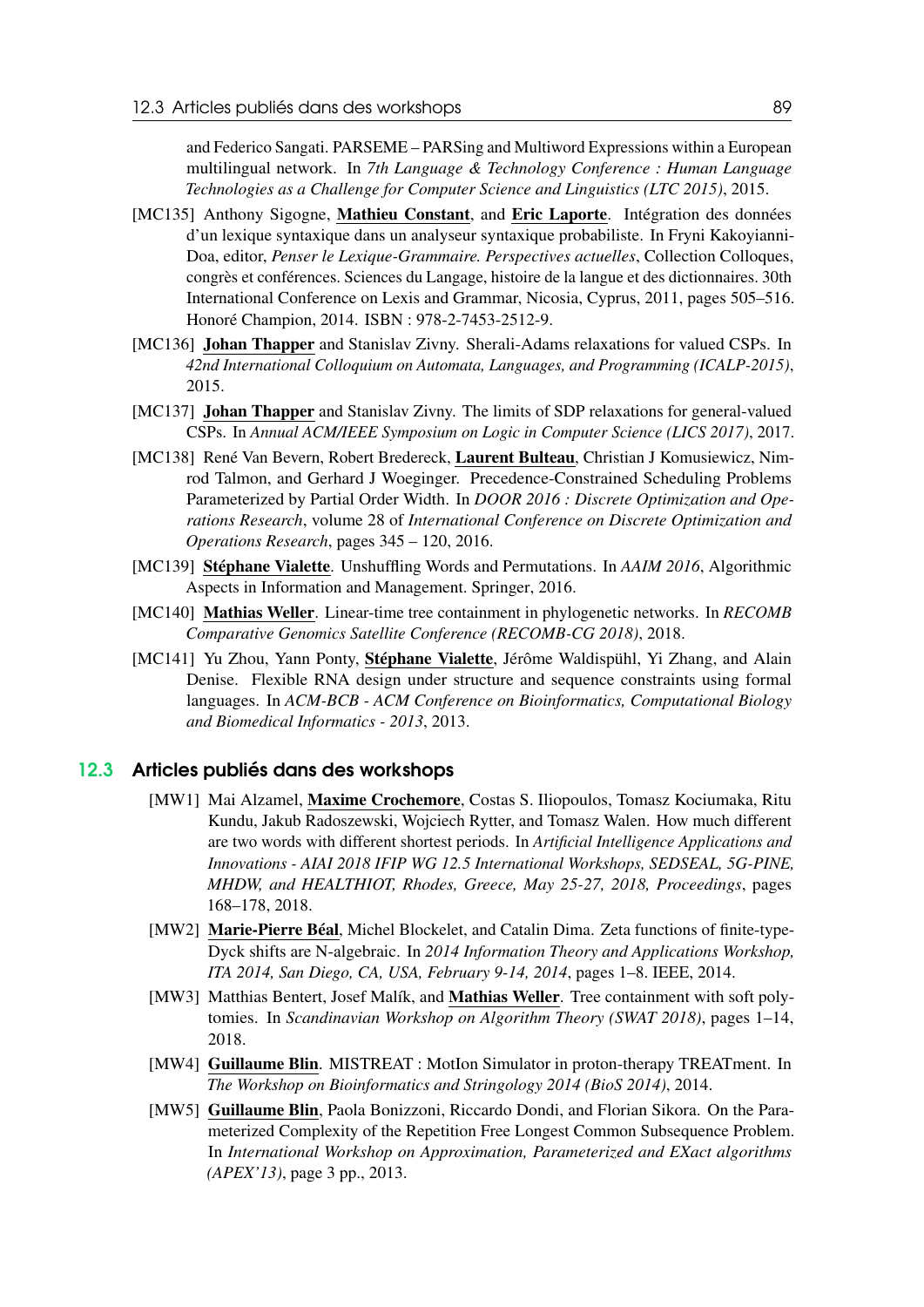and Federico Sangati. PARSEME – PARSing and Multiword Expressions within a European multilingual network. In *7th Language & Technology Conference : Human Language Technologies as a Challenge for Computer Science and Linguistics (LTC 2015)*, 2015.

[MC135] Anthony Sigogne, **Mathieu Constant**, and **Eric Laporte**. Intégration des données d'un lexique syntaxique dans un analyseur syntaxique probabiliste. In Fryni Kakoyianni-Doa, editor, *Penser le Lexique-Grammaire. Perspectives actuelles*, Collection Colloques, congrès et conférences. Sciences du Langage, histoire de la langue et des dictionnaires. 30th International Conference on Lexis and Grammar, Nicosia, Cyprus, 2011, pages 505–516. Honoré Champion, 2014. ISBN : 978-2-7453-2512-9.

[MC136] **Johan Thapper** and Stanislav Zivny. Sherali-Adams relaxations for valued CSPs. In *42nd International Colloquium on Automata, Languages, and Programming (ICALP-2015)*, 2015.

[MC137] **Johan Thapper** and Stanislav Zivny. The limits of SDP relaxations for general-valued CSPs. In *Annual ACM/IEEE Symposium on Logic in Computer Science (LICS 2017)*, 2017.

[MC138] René Van Bevern, Robert Bredereck, **Laurent Bulteau**, Christian J Komusiewicz, Nimrod Talmon, and Gerhard J Woeginger. Precedence-Constrained Scheduling Problems Parameterized by Partial Order Width. In *DOOR 2016 : Discrete Optimization and Operations Research*, volume 28 of *International Conference on Discrete Optimization and Operations Research*, pages 345 – 120, 2016.

[MC139] **Stéphane Vialette**. Unshuffling Words and Permutations. In *AAIM 2016*, Algorithmic Aspects in Information and Management. Springer, 2016.

[MC140] **Mathias Weller**. Linear-time tree containment in phylogenetic networks. In *RECOMB Comparative Genomics Satellite Conference (RECOMB-CG 2018)*, 2018.

[MC141] Yu Zhou, Yann Ponty, **Stéphane Vialette**, Jérôme Waldispühl, Yi Zhang, and Alain Denise. Flexible RNA design under structure and sequence constraints using formal languages. In *ACM-BCB - ACM Conference on Bioinformatics, Computational Biology and Biomedical Informatics - 2013*, 2013.

## 12.3 Articles publiés dans des workshops

[MW1] Mai Alzamel, **Maxime Crochemore**, Costas S. Iliopoulos, Tomasz Kociumaka, Ritu Kundu, Jakub Radoszewski, Wojciech Rytter, and Tomasz Walen. How much different are two words with different shortest periods. In *Artificial Intelligence Applications and Innovations - AIAI 2018 IFIP WG 12.5 International Workshops, SEDSEAL, 5G-PINE, MHDW, and HEALTHIOT, Rhodes, Greece, May 25-27, 2018, Proceedings*, pages 168–178, 2018.

[MW2] **Marie-Pierre Béal**, Michel Blockelet, and Catalin Dima. Zeta functions of finite-type-Dyck shifts are N-algebraic. In *2014 Information Theory and Applications Workshop, ITA 2014, San Diego, CA, USA, February 9-14, 2014*, pages 1–8. IEEE, 2014.

[MW3] Matthias Bentert, Josef Malík, and **Mathias Weller**. Tree containment with soft polytomies. In *Scandinavian Workshop on Algorithm Theory (SWAT 2018)*, pages 1–14, 2018.

[MW4] **Guillaume Blin**. MISTREAT : MotIon Simulator in proton-therapy TREATment. In *The Workshop on Bioinformatics and Stringology 2014 (BioS 2014)*, 2014.

[MW5] **Guillaume Blin**, Paola Bonizzoni, Riccardo Dondi, and Florian Sikora. On the Parameterized Complexity of the Repetition Free Longest Common Subsequence Problem. In *International Workshop on Approximation, Parameterized and EXact algorithms (APEX'13)*, page 3 pp., 2013.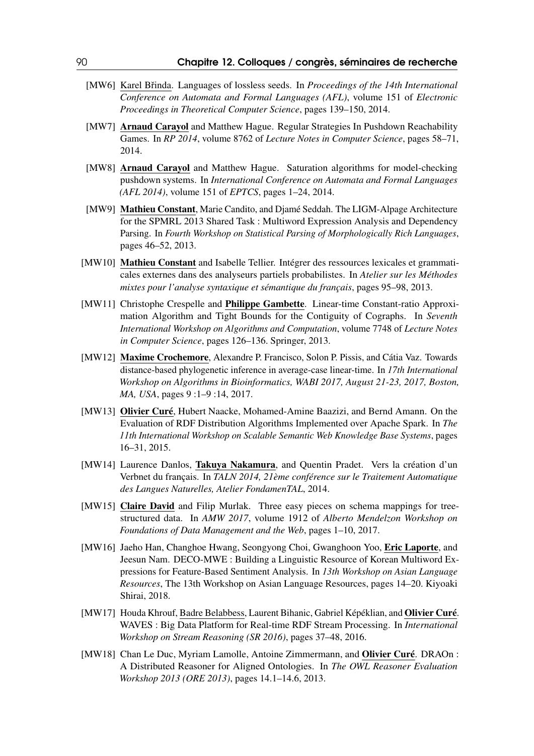[MW6] Karel Břinda. Languages of lossless seeds. In *Proceedings of the 14th International Conference on Automata and Formal Languages (AFL)*, volume 151 of *Electronic Proceedings in Theoretical Computer Science*, pages 139–150, 2014.

[MW7] **Arnaud Carayol** and Matthew Hague. Regular Strategies In Pushdown Reachability Games. In *RP 2014*, volume 8762 of *Lecture Notes in Computer Science*, pages 58–71, 2014.

[MW8] **Arnaud Carayol** and Matthew Hague. Saturation algorithms for model-checking pushdown systems. In *International Conference on Automata and Formal Languages (AFL 2014)*, volume 151 of *EPTCS*, pages 1–24, 2014.

[MW9] **Mathieu Constant**, Marie Candito, and Djamé Seddah. The LIGM-Alpage Architecture for the SPMRL 2013 Shared Task : Multiword Expression Analysis and Dependency Parsing. In *Fourth Workshop on Statistical Parsing of Morphologically Rich Languages*, pages 46–52, 2013.

[MW10] **Mathieu Constant** and Isabelle Tellier. Intégrer des ressources lexicales et grammaticales externes dans des analyseurs partiels probabilistes. In *Atelier sur les Méthodes mixtes pour l'analyse syntaxique et sémantique du français*, pages 95–98, 2013.

[MW11] Christophe Crespelle and **Philippe Gambette**. Linear-time Constant-ratio Approximation Algorithm and Tight Bounds for the Contiguity of Cographs. In *Seventh International Workshop on Algorithms and Computation*, volume 7748 of *Lecture Notes in Computer Science*, pages 126–136. Springer, 2013.

[MW12] **Maxime Crochemore**, Alexandre P. Francisco, Solon P. Pissis, and Cátia Vaz. Towards distance-based phylogenetic inference in average-case linear-time. In *17th International Workshop on Algorithms in Bioinformatics, WABI 2017, August 21-23, 2017, Boston, MA, USA*, pages 9 :1–9 :14, 2017.

[MW13] **Olivier Curé**, Hubert Naacke, Mohamed-Amine Baazizi, and Bernd Amann. On the Evaluation of RDF Distribution Algorithms Implemented over Apache Spark. In *The 11th International Workshop on Scalable Semantic Web Knowledge Base Systems*, pages 16–31, 2015.

[MW14] Laurence Danlos, **Takuya Nakamura**, and Quentin Pradet. Vers la création d'un Verbnet du français. In *TALN 2014, 21ème conférence sur le Traitement Automatique des Langues Naturelles, Atelier FondamenTAL*, 2014.

[MW15] **Claire David** and Filip Murlak. Three easy pieces on schema mappings for tree-structured data. In *AMW 2017*, volume 1912 of *Alberto Mendelzon Workshop on Foundations of Data Management and the Web*, pages 1–10, 2017.

[MW16] Jaeho Han, Changhoe Hwang, Seongyong Choi, Gwanghoon Yoo, **Eric Laporte**, and Jeesun Nam. DECO-MWE : Building a Linguistic Resource of Korean Multiword Expressions for Feature-Based Sentiment Analysis. In *13th Workshop on Asian Language Resources*, The 13th Workshop on Asian Language Resources, pages 14–20. Kiyoaki Shirai, 2018.

[MW17] Houda Khrouf, Badre Belabbess, Laurent Bihanic, Gabriel Képéklian, and **Olivier Curé**. WAVES : Big Data Platform for Real-time RDF Stream Processing. In *International Workshop on Stream Reasoning (SR 2016)*, pages 37–48, 2016.

[MW18] Chan Le Duc, Myriam Lamolle, Antoine Zimmermann, and **Olivier Curé**. DRAOn : A Distributed Reasoner for Aligned Ontologies. In *The OWL Reasoner Evaluation Workshop 2013 (ORE 2013)*, pages 14.1–14.6, 2013.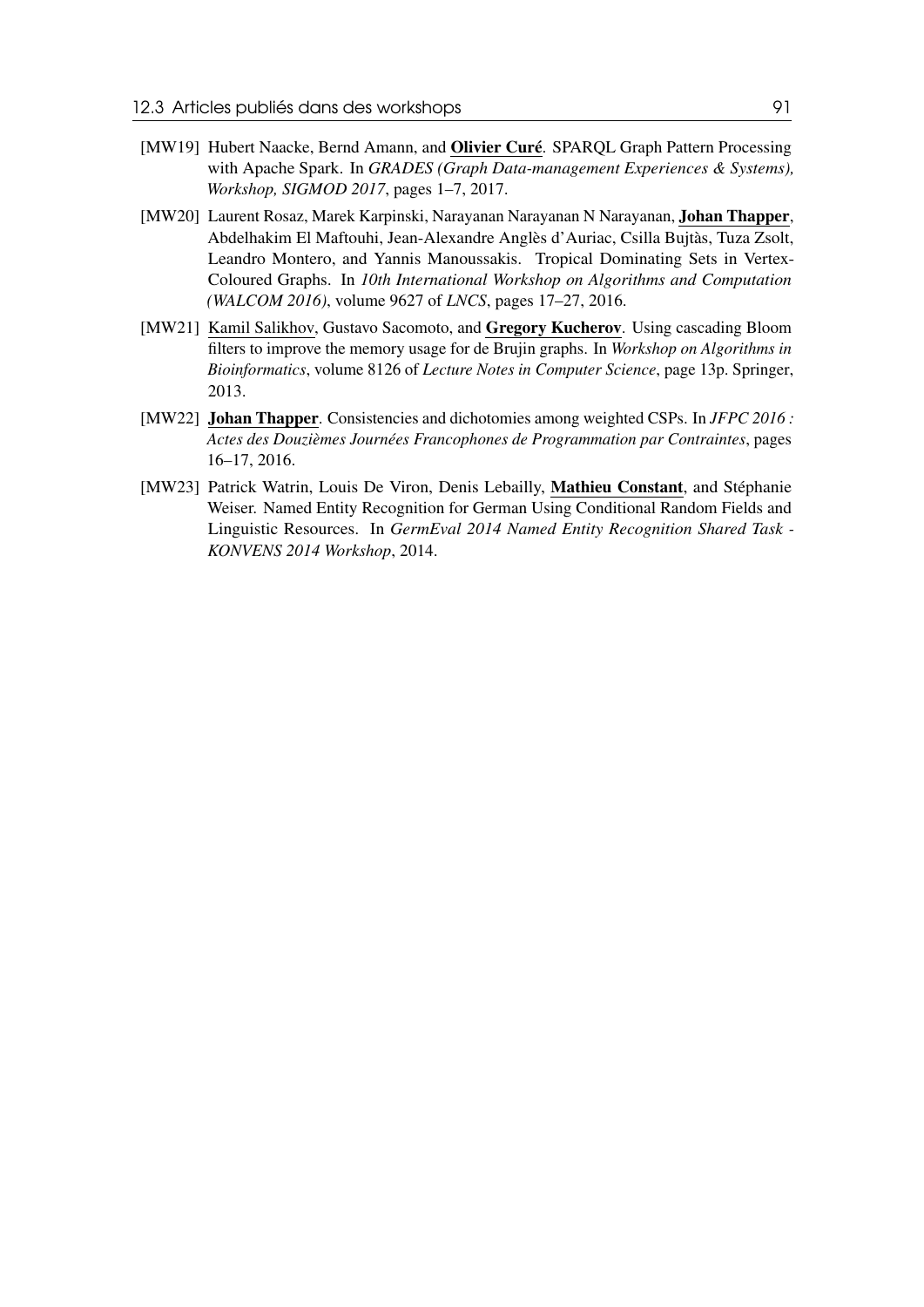- [MW19] Hubert Naacke, Bernd Amann, and **Olivier Curé**. SPARQL Graph Pattern Processing with Apache Spark. In *GRADES (Graph Data-management Experiences & Systems), Workshop, SIGMOD 2017*, pages 1–7, 2017.
- [MW20] Laurent Rosaz, Marek Karpinski, Narayanan Narayanan N Narayanan, **Johan Thapper**, Abdelhakim El Maftouhi, Jean-Alexandre Anglès d'Auriac, Csilla Bujtàs, Tuza Zsolt, Leandro Montero, and Yannis Manoussakis. Tropical Dominating Sets in Vertex-Coloured Graphs. In *10th International Workshop on Algorithms and Computation (WALCOM 2016)*, volume 9627 of *LNCS*, pages 17–27, 2016.
- [MW21] Kamil Salikhov, Gustavo Sacomoto, and **Gregory Kucherov**. Using cascading Bloom filters to improve the memory usage for de Brujin graphs. In *Workshop on Algorithms in Bioinformatics*, volume 8126 of *Lecture Notes in Computer Science*, page 13p. Springer, 2013.
- [MW22] **Johan Thapper**. Consistencies and dichotomies among weighted CSPs. In *JFPC 2016 : Actes des Douzièmes Journées Francophones de Programmation par Contraintes*, pages 16–17, 2016.
- [MW23] Patrick Watrin, Louis De Viron, Denis Lebailly, **Mathieu Constant**, and Stéphanie Weiser. Named Entity Recognition for German Using Conditional Random Fields and Linguistic Resources. In *GermEval 2014 Named Entity Recognition Shared Task - KONVENS 2014 Workshop*, 2014.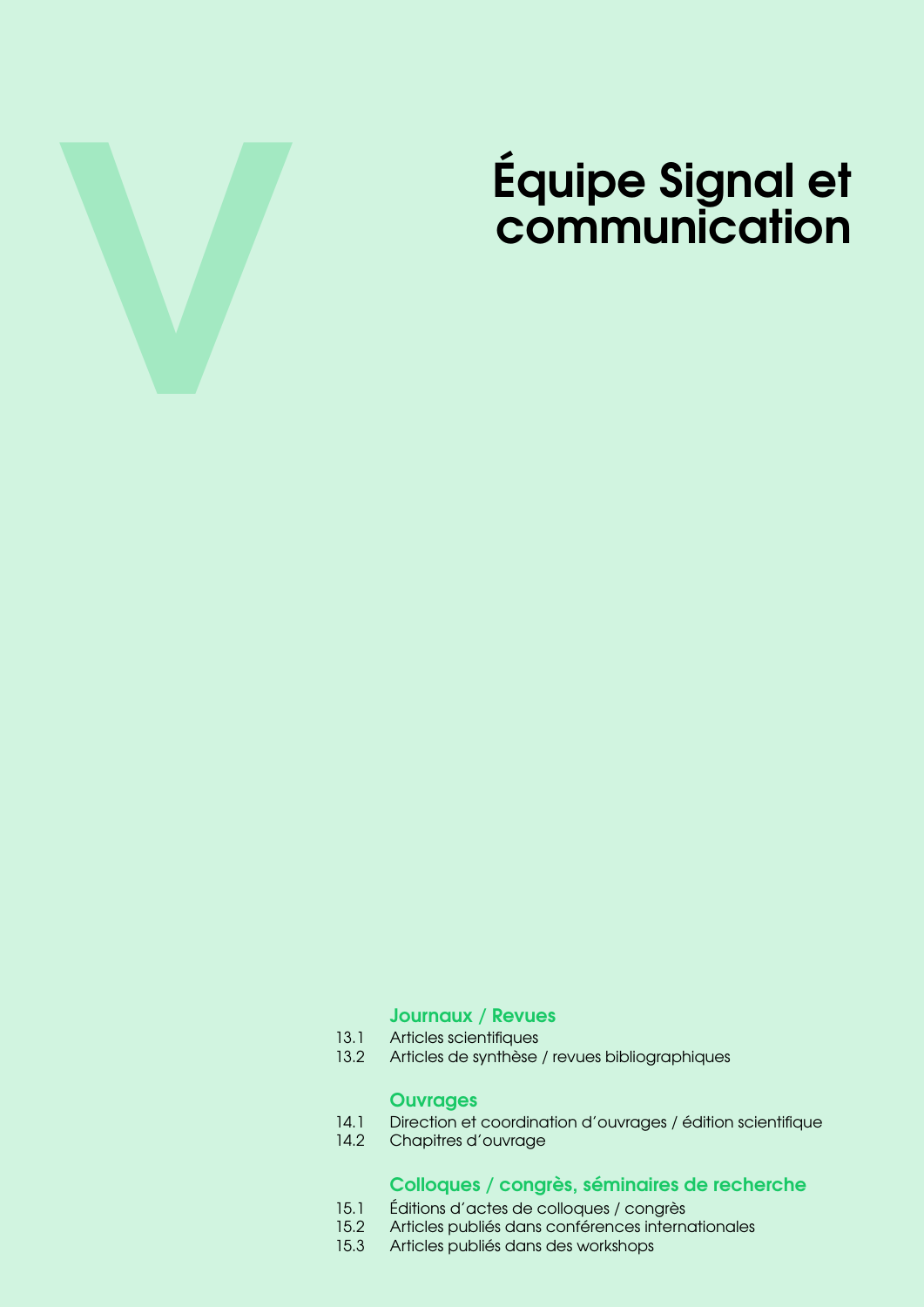# V

# Équipe Signal et communication

### Journaux / Revues

13.1 Articles scientifiques
13.2 Articles de synthèse / revues bibliographiques

### Ouvrages

14.1 Direction et coordination d'ouvrages / édition scientifique
14.2 Chapitres d'ouvrage

### Colloques / congrès, séminaires de recherche

15.1 Éditions d'actes de colloques / congrès
15.2 Articles publiés dans conférences internationales
15.3 Articles publiés dans des workshops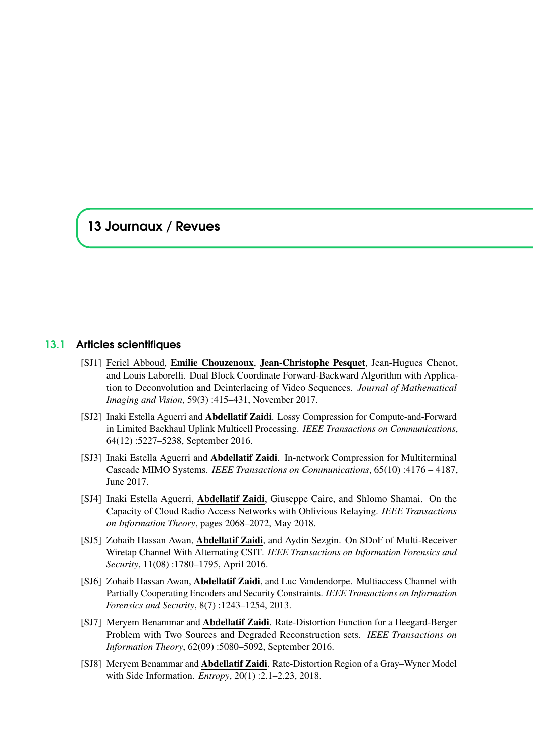# 13 Journaux / Revues

## 13.1 Articles scientifiques

[SJ1] Feriel Abboud, **Emilie Chouzenoux**, **Jean-Christophe Pesquet**, Jean-Hugues Chenot, and Louis Laborelli. Dual Block Coordinate Forward-Backward Algorithm with Application to Deconvolution and Deinterlacing of Video Sequences. *Journal of Mathematical Imaging and Vision*, 59(3) :415–431, November 2017.

[SJ2] Inaki Estella Aguerri and **Abdellatif Zaidi**. Lossy Compression for Compute-and-Forward in Limited Backhaul Uplink Multicell Processing. *IEEE Transactions on Communications*, 64(12) :5227–5238, September 2016.

[SJ3] Inaki Estella Aguerri and **Abdellatif Zaidi**. In-network Compression for Multiterminal Cascade MIMO Systems. *IEEE Transactions on Communications*, 65(10) :4176 – 4187, June 2017.

[SJ4] Inaki Estella Aguerri, **Abdellatif Zaidi**, Giuseppe Caire, and Shlomo Shamai. On the Capacity of Cloud Radio Access Networks with Oblivious Relaying. *IEEE Transactions on Information Theory*, pages 2068–2072, May 2018.

[SJ5] Zohaib Hassan Awan, **Abdellatif Zaidi**, and Aydin Sezgin. On SDoF of Multi-Receiver Wiretap Channel With Alternating CSIT. *IEEE Transactions on Information Forensics and Security*, 11(08) :1780–1795, April 2016.

[SJ6] Zohaib Hassan Awan, **Abdellatif Zaidi**, and Luc Vandendorpe. Multiaccess Channel with Partially Cooperating Encoders and Security Constraints. *IEEE Transactions on Information Forensics and Security*, 8(7) :1243–1254, 2013.

[SJ7] Meryem Benammar and **Abdellatif Zaidi**. Rate-Distortion Function for a Heegard-Berger Problem with Two Sources and Degraded Reconstruction sets. *IEEE Transactions on Information Theory*, 62(09) :5080–5092, September 2016.

[SJ8] Meryem Benammar and **Abdellatif Zaidi**. Rate-Distortion Region of a Gray–Wyner Model with Side Information. *Entropy*, 20(1) :2.1–2.23, 2018.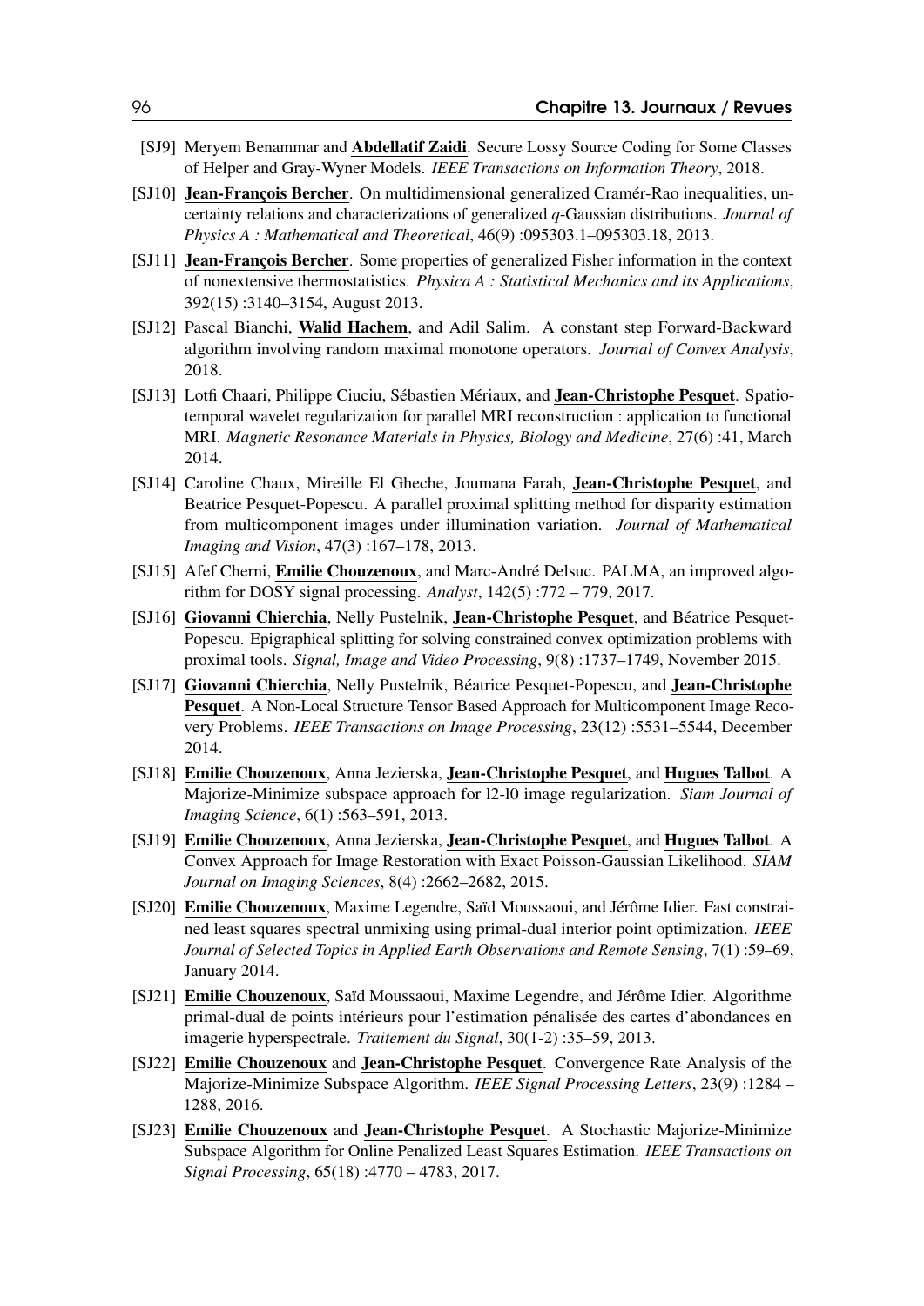- [SJ9] Meryem Benammar and **Abdellatif Zaidi**. Secure Lossy Source Coding for Some Classes of Helper and Gray-Wyner Models. *IEEE Transactions on Information Theory*, 2018.
- [SJ10] **Jean-François Bercher**. On multidimensional generalized Cramér-Rao inequalities, uncertainty relations and characterizations of generalized $q$-Gaussian distributions. *Journal of Physics A : Mathematical and Theoretical*, 46(9) :095303.1–095303.18, 2013.
- [SJ11] **Jean-François Bercher**. Some properties of generalized Fisher information in the context of nonextensive thermostatistics. *Physica A : Statistical Mechanics and its Applications*, 392(15) :3140–3154, August 2013.
- [SJ12] Pascal Bianchi, **Walid Hachem**, and Adil Salim. A constant step Forward-Backward algorithm involving random maximal monotone operators. *Journal of Convex Analysis*, 2018.
- [SJ13] Lotfi Chaari, Philippe Ciuciu, Sébastien Mériaux, and **Jean-Christophe Pesquet**. Spatio-temporal wavelet regularization for parallel MRI reconstruction : application to functional MRI. *Magnetic Resonance Materials in Physics, Biology and Medicine*, 27(6) :41, March 2014.
- [SJ14] Caroline Chaux, Mireille El Gheche, Joumana Farah, **Jean-Christophe Pesquet**, and Beatrice Pesquet-Popescu. A parallel proximal splitting method for disparity estimation from multicomponent images under illumination variation. *Journal of Mathematical Imaging and Vision*, 47(3) :167–178, 2013.
- [SJ15] Afef Cherni, **Emilie Chouzenoux**, and Marc-André Delsuc. PALMA, an improved algorithm for DOSY signal processing. *Analyst*, 142(5) :772 – 779, 2017.
- [SJ16] **Giovanni Chierchia**, Nelly Pustelnik, **Jean-Christophe Pesquet**, and Béatrice Pesquet-Popescu. Epigraphical splitting for solving constrained convex optimization problems with proximal tools. *Signal, Image and Video Processing*, 9(8) :1737–1749, November 2015.
- [SJ17] **Giovanni Chierchia**, Nelly Pustelnik, Béatrice Pesquet-Popescu, and **Jean-Christophe Pesquet**. A Non-Local Structure Tensor Based Approach for Multicomponent Image Recovery Problems. *IEEE Transactions on Image Processing*, 23(12) :5531–5544, December 2014.
- [SJ18] **Emilie Chouzenoux**, Anna Jezierska, **Jean-Christophe Pesquet**, and **Hugues Talbot**. A Majorize-Minimize subspace approach for l2-l0 image regularization. *Siam Journal of Imaging Science*, 6(1) :563–591, 2013.
- [SJ19] **Emilie Chouzenoux**, Anna Jezierska, **Jean-Christophe Pesquet**, and **Hugues Talbot**. A Convex Approach for Image Restoration with Exact Poisson-Gaussian Likelihood. *SIAM Journal on Imaging Sciences*, 8(4) :2662–2682, 2015.
- [SJ20] **Emilie Chouzenoux**, Maxime Legendre, Saïd Moussaoui, and Jérôme Idier. Fast constrained least squares spectral unmixing using primal-dual interior point optimization. *IEEE Journal of Selected Topics in Applied Earth Observations and Remote Sensing*, 7(1) :59–69, January 2014.
- [SJ21] **Emilie Chouzenoux**, Saïd Moussaoui, Maxime Legendre, and Jérôme Idier. Algorithme primal-dual de points intérieurs pour l'estimation pénalisée des cartes d'abondances en imagerie hyperspectrale. *Traitement du Signal*, 30(1-2) :35–59, 2013.
- [SJ22] **Emilie Chouzenoux** and **Jean-Christophe Pesquet**. Convergence Rate Analysis of the Majorize-Minimize Subspace Algorithm. *IEEE Signal Processing Letters*, 23(9) :1284 – 1288, 2016.
- [SJ23] **Emilie Chouzenoux** and **Jean-Christophe Pesquet**. A Stochastic Majorize-Minimize Subspace Algorithm for Online Penalized Least Squares Estimation. *IEEE Transactions on Signal Processing*, 65(18) :4770 – 4783, 2017.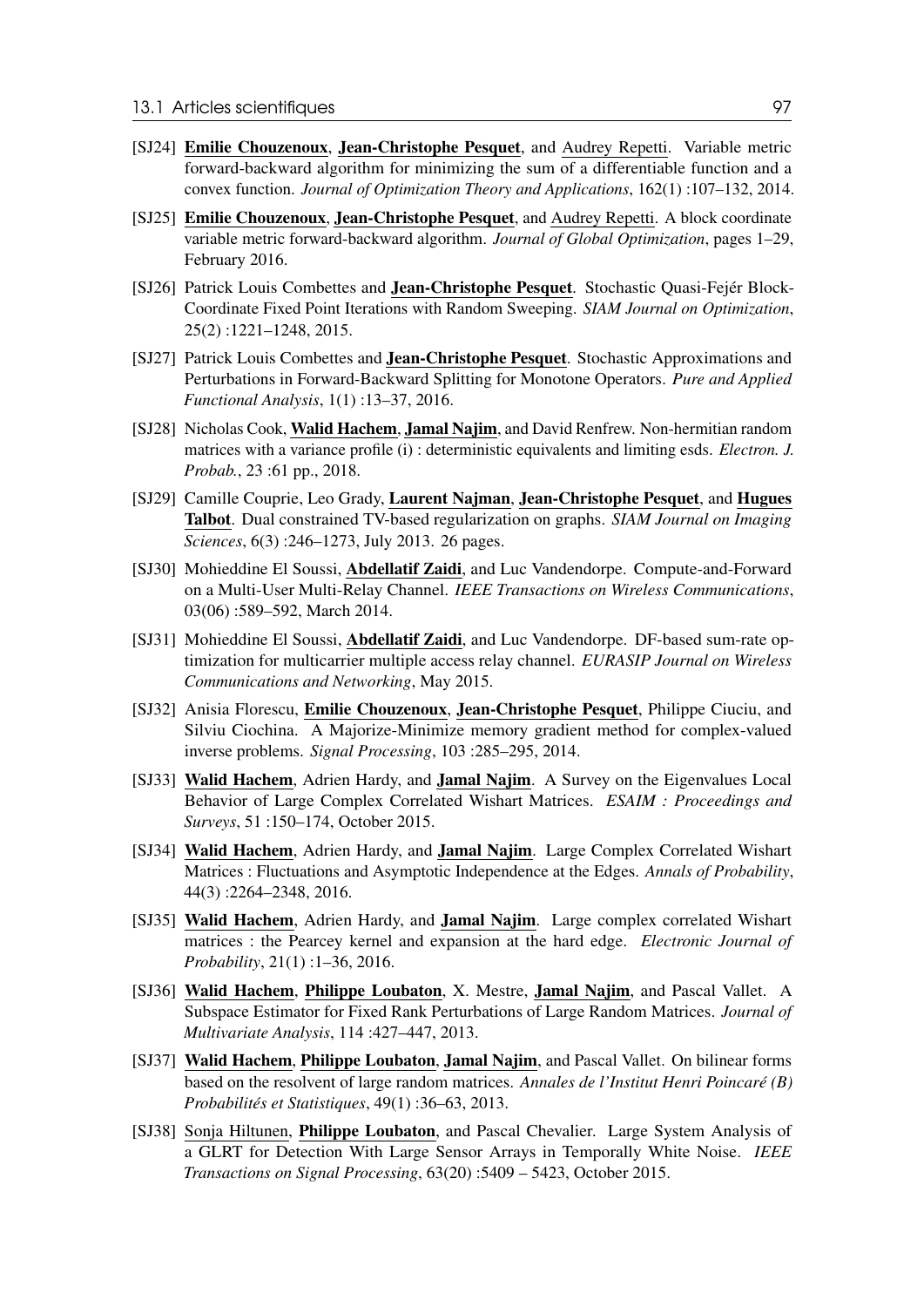[SJ24] **Emilie Chouzenoux**, **Jean-Christophe Pesquet**, and Audrey Repetti. Variable metric forward-backward algorithm for minimizing the sum of a differentiable function and a convex function. *Journal of Optimization Theory and Applications*, 162(1) :107–132, 2014.

[SJ25] **Emilie Chouzenoux**, **Jean-Christophe Pesquet**, and Audrey Repetti. A block coordinate variable metric forward-backward algorithm. *Journal of Global Optimization*, pages 1–29, February 2016.

[SJ26] Patrick Louis Combettes and **Jean-Christophe Pesquet**. Stochastic Quasi-Fejér Block-Coordinate Fixed Point Iterations with Random Sweeping. *SIAM Journal on Optimization*, 25(2) :1221–1248, 2015.

[SJ27] Patrick Louis Combettes and **Jean-Christophe Pesquet**. Stochastic Approximations and Perturbations in Forward-Backward Splitting for Monotone Operators. *Pure and Applied Functional Analysis*, 1(1) :13–37, 2016.

[SJ28] Nicholas Cook, **Walid Hachem**, **Jamal Najim**, and David Renfrew. Non-hermitian random matrices with a variance profile (i) : deterministic equivalents and limiting esds. *Electron. J. Probab.*, 23 :61 pp., 2018.

[SJ29] Camille Couprie, Leo Grady, **Laurent Najman**, **Jean-Christophe Pesquet**, and **Hugues Talbot**. Dual constrained TV-based regularization on graphs. *SIAM Journal on Imaging Sciences*, 6(3) :246–1273, July 2013. 26 pages.

[SJ30] Mohieddine El Soussi, **Abdellatif Zaidi**, and Luc Vandendorpe. Compute-and-Forward on a Multi-User Multi-Relay Channel. *IEEE Transactions on Wireless Communications*, 03(06) :589–592, March 2014.

[SJ31] Mohieddine El Soussi, **Abdellatif Zaidi**, and Luc Vandendorpe. DF-based sum-rate optimization for multicarrier multiple access relay channel. *EURASIP Journal on Wireless Communications and Networking*, May 2015.

[SJ32] Anisia Florescu, **Emilie Chouzenoux**, **Jean-Christophe Pesquet**, Philippe Ciuciu, and Silviu Ciochina. A Majorize-Minimize memory gradient method for complex-valued inverse problems. *Signal Processing*, 103 :285–295, 2014.

[SJ33] **Walid Hachem**, Adrien Hardy, and **Jamal Najim**. A Survey on the Eigenvalues Local Behavior of Large Complex Correlated Wishart Matrices. *ESAIM : Proceedings and Surveys*, 51 :150–174, October 2015.

[SJ34] **Walid Hachem**, Adrien Hardy, and **Jamal Najim**. Large Complex Correlated Wishart Matrices : Fluctuations and Asymptotic Independence at the Edges. *Annals of Probability*, 44(3) :2264–2348, 2016.

[SJ35] **Walid Hachem**, Adrien Hardy, and **Jamal Najim**. Large complex correlated Wishart matrices : the Pearcey kernel and expansion at the hard edge. *Electronic Journal of Probability*, 21(1) :1–36, 2016.

[SJ36] **Walid Hachem**, **Philippe Loubaton**, X. Mestre, **Jamal Najim**, and Pascal Vallet. A Subspace Estimator for Fixed Rank Perturbations of Large Random Matrices. *Journal of Multivariate Analysis*, 114 :427–447, 2013.

[SJ37] **Walid Hachem**, **Philippe Loubaton**, **Jamal Najim**, and Pascal Vallet. On bilinear forms based on the resolvent of large random matrices. *Annales de l'Institut Henri Poincaré (B) Probabilités et Statistiques*, 49(1) :36–63, 2013.

[SJ38] Sonja Hiltunen, **Philippe Loubaton**, and Pascal Chevalier. Large System Analysis of a GLRT for Detection With Large Sensor Arrays in Temporally White Noise. *IEEE Transactions on Signal Processing*, 63(20) :5409 – 5423, October 2015.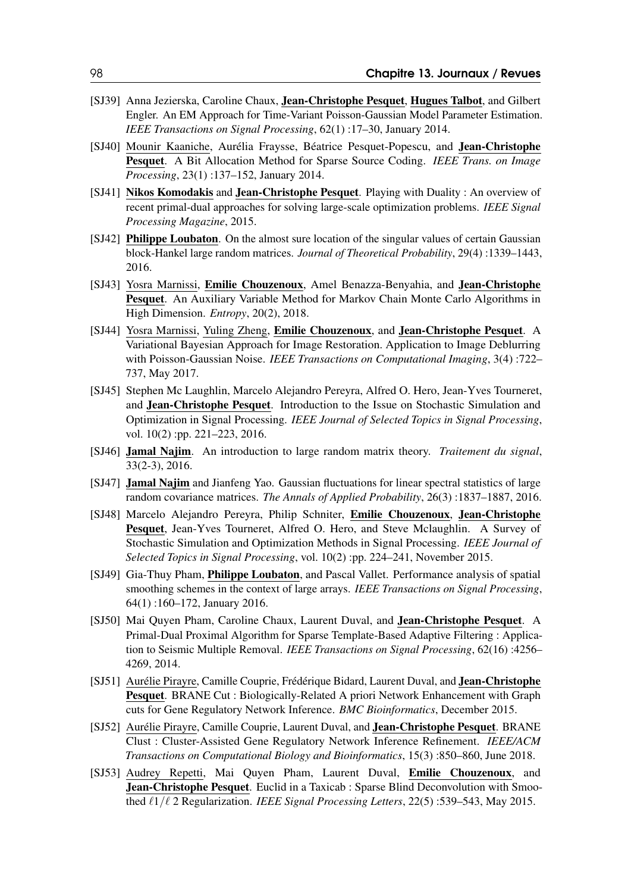- [SJ39] Anna Jezierska, Caroline Chaux, **Jean-Christophe Pesquet**, **Hugues Talbot**, and Gilbert Engler. An EM Approach for Time-Variant Poisson-Gaussian Model Parameter Estimation. *IEEE Transactions on Signal Processing*, 62(1) :17–30, January 2014.
- [SJ40] Mounir Kaaniche, Aurélia Fraysse, Béatrice Pesquet-Popescu, and **Jean-Christophe Pesquet**. A Bit Allocation Method for Sparse Source Coding. *IEEE Trans. on Image Processing*, 23(1) :137–152, January 2014.
- [SJ41] **Nikos Komodakis** and **Jean-Christophe Pesquet**. Playing with Duality : An overview of recent primal-dual approaches for solving large-scale optimization problems. *IEEE Signal Processing Magazine*, 2015.
- [SJ42] **Philippe Loubaton**. On the almost sure location of the singular values of certain Gaussian block-Hankel large random matrices. *Journal of Theoretical Probability*, 29(4) :1339–1443, 2016.
- [SJ43] Yosra Marnissi, **Emilie Chouzenoux**, Amel Benazza-Benyahia, and **Jean-Christophe Pesquet**. An Auxiliary Variable Method for Markov Chain Monte Carlo Algorithms in High Dimension. *Entropy*, 20(2), 2018.
- [SJ44] Yosra Marnissi, Yuling Zheng, **Emilie Chouzenoux**, and **Jean-Christophe Pesquet**. A Variational Bayesian Approach for Image Restoration. Application to Image Deblurring with Poisson-Gaussian Noise. *IEEE Transactions on Computational Imaging*, 3(4) :722–737, May 2017.
- [SJ45] Stephen Mc Laughlin, Marcelo Alejandro Pereyra, Alfred O. Hero, Jean-Yves Tourneret, and **Jean-Christophe Pesquet**. Introduction to the Issue on Stochastic Simulation and Optimization in Signal Processing. *IEEE Journal of Selected Topics in Signal Processing*, vol. 10(2) :pp. 221–223, 2016.
- [SJ46] **Jamal Najim**. An introduction to large random matrix theory. *Traitement du signal*, 33(2-3), 2016.
- [SJ47] **Jamal Najim** and Jianfeng Yao. Gaussian fluctuations for linear spectral statistics of large random covariance matrices. *The Annals of Applied Probability*, 26(3) :1837–1887, 2016.
- [SJ48] Marcelo Alejandro Pereyra, Philip Schniter, **Emilie Chouzenoux**, **Jean-Christophe Pesquet**, Jean-Yves Tourneret, Alfred O. Hero, and Steve Mclaughlin. A Survey of Stochastic Simulation and Optimization Methods in Signal Processing. *IEEE Journal of Selected Topics in Signal Processing*, vol. 10(2) :pp. 224–241, November 2015.
- [SJ49] Gia-Thuy Pham, **Philippe Loubaton**, and Pascal Vallet. Performance analysis of spatial smoothing schemes in the context of large arrays. *IEEE Transactions on Signal Processing*, 64(1) :160–172, January 2016.
- [SJ50] Mai Quyen Pham, Caroline Chaux, Laurent Duval, and **Jean-Christophe Pesquet**. A Primal-Dual Proximal Algorithm for Sparse Template-Based Adaptive Filtering : Application to Seismic Multiple Removal. *IEEE Transactions on Signal Processing*, 62(16) :4256–4269, 2014.
- [SJ51] Aurélie Pirayre, Camille Couprie, Frédérique Bidard, Laurent Duval, and **Jean-Christophe Pesquet**. BRANE Cut : Biologically-Related A priori Network Enhancement with Graph cuts for Gene Regulatory Network Inference. *BMC Bioinformatics*, December 2015.
- [SJ52] Aurélie Pirayre, Camille Couprie, Laurent Duval, and **Jean-Christophe Pesquet**. BRANE Clust : Cluster-Assisted Gene Regulatory Network Inference Refinement. *IEEE/ACM Transactions on Computational Biology and Bioinformatics*, 15(3) :850–860, June 2018.
- [SJ53] Audrey Repetti, Mai Quyen Pham, Laurent Duval, **Emilie Chouzenoux**, and **Jean-Christophe Pesquet**. Euclid in a Taxicab : Sparse Blind Deconvolution with Smoothed $\ell 1/\ell 2$ Regularization. *IEEE Signal Processing Letters*, 22(5) :539–543, May 2015.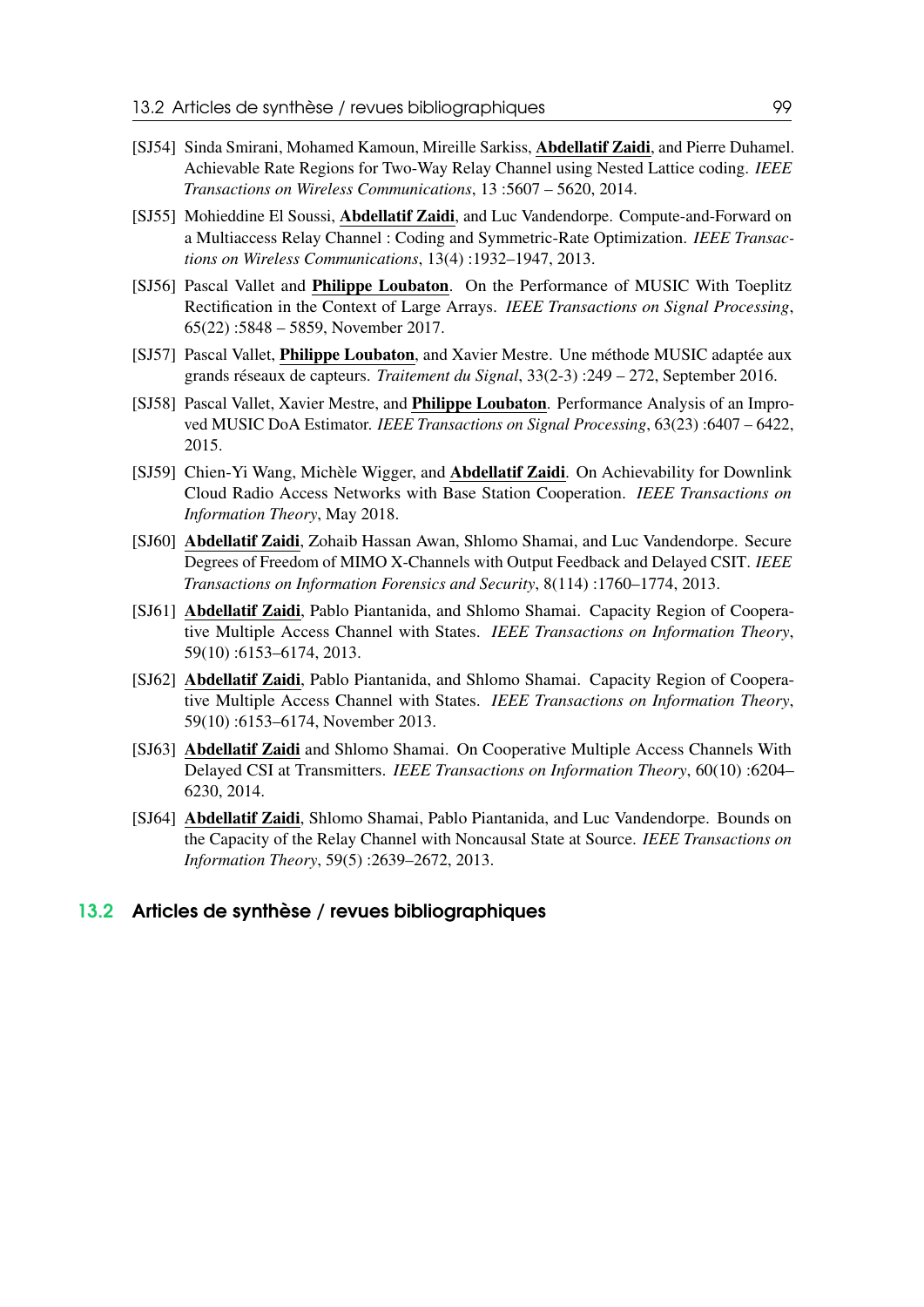- [SJ54] Sinda Smirani, Mohamed Kamoun, Mireille Sarkiss, **Abdellatif Zaidi**, and Pierre Duhamel. Achievable Rate Regions for Two-Way Relay Channel using Nested Lattice coding. *IEEE Transactions on Wireless Communications*, 13 :5607 – 5620, 2014.
- [SJ55] Mohieddine El Soussi, **Abdellatif Zaidi**, and Luc Vandendorpe. Compute-and-Forward on a Multiaccess Relay Channel : Coding and Symmetric-Rate Optimization. *IEEE Transactions on Wireless Communications*, 13(4) :1932–1947, 2013.
- [SJ56] Pascal Vallet and **Philippe Loubaton**. On the Performance of MUSIC With Toeplitz Rectification in the Context of Large Arrays. *IEEE Transactions on Signal Processing*, 65(22) :5848 – 5859, November 2017.
- [SJ57] Pascal Vallet, **Philippe Loubaton**, and Xavier Mestre. Une méthode MUSIC adaptée aux grands réseaux de capteurs. *Traitement du Signal*, 33(2-3) :249 – 272, September 2016.
- [SJ58] Pascal Vallet, Xavier Mestre, and **Philippe Loubaton**. Performance Analysis of an Improved MUSIC DoA Estimator. *IEEE Transactions on Signal Processing*, 63(23) :6407 – 6422, 2015.
- [SJ59] Chien-Yi Wang, Michèle Wigger, and **Abdellatif Zaidi**. On Achievability for Downlink Cloud Radio Access Networks with Base Station Cooperation. *IEEE Transactions on Information Theory*, May 2018.
- [SJ60] **Abdellatif Zaidi**, Zohaib Hassan Awan, Shlomo Shamai, and Luc Vandendorpe. Secure Degrees of Freedom of MIMO X-Channels with Output Feedback and Delayed CSIT. *IEEE Transactions on Information Forensics and Security*, 8(114) :1760–1774, 2013.
- [SJ61] **Abdellatif Zaidi**, Pablo Piantanida, and Shlomo Shamai. Capacity Region of Cooperative Multiple Access Channel with States. *IEEE Transactions on Information Theory*, 59(10) :6153–6174, 2013.
- [SJ62] **Abdellatif Zaidi**, Pablo Piantanida, and Shlomo Shamai. Capacity Region of Cooperative Multiple Access Channel with States. *IEEE Transactions on Information Theory*, 59(10) :6153–6174, November 2013.
- [SJ63] **Abdellatif Zaidi** and Shlomo Shamai. On Cooperative Multiple Access Channels With Delayed CSI at Transmitters. *IEEE Transactions on Information Theory*, 60(10) :6204–6230, 2014.
- [SJ64] **Abdellatif Zaidi**, Shlomo Shamai, Pablo Piantanida, and Luc Vandendorpe. Bounds on the Capacity of the Relay Channel with Noncausal State at Source. *IEEE Transactions on Information Theory*, 59(5) :2639–2672, 2013.

## 13.2 Articles de synthèse / revues bibliographiques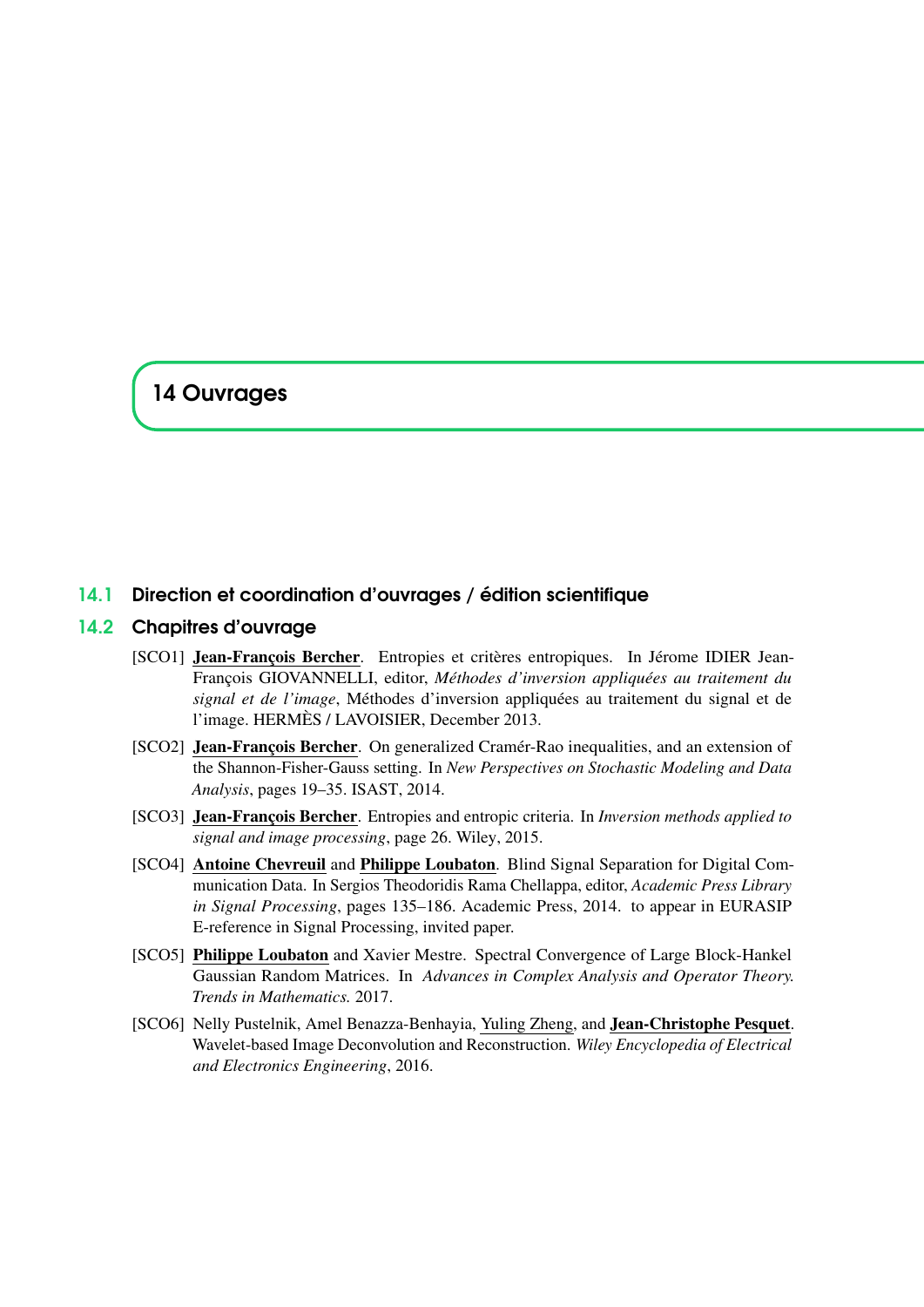# 14 Ouvrages

## 14.1 Direction et coordination d'ouvrages / édition scientifique

## 14.2 Chapitres d'ouvrage

[SCO1] **Jean-François Bercher**. Entropies et critères entropiques. In Jérome IDIER Jean-François GIOVANNELLI, editor, *Méthodes d'inversion appliquées au traitement du signal et de l'image*, Méthodes d'inversion appliquées au traitement du signal et de l'image. HERMÈS / LAVOISIER, December 2013.

[SCO2] **Jean-François Bercher**. On generalized Cramér-Rao inequalities, and an extension of the Shannon-Fisher-Gauss setting. In *New Perspectives on Stochastic Modeling and Data Analysis*, pages 19–35. ISAST, 2014.

[SCO3] **Jean-François Bercher**. Entropies and entropic criteria. In *Inversion methods applied to signal and image processing*, page 26. Wiley, 2015.

[SCO4] **Antoine Chevreuil** and **Philippe Loubaton**. Blind Signal Separation for Digital Communication Data. In Sergios Theodoridis Rama Chellappa, editor, *Academic Press Library in Signal Processing*, pages 135–186. Academic Press, 2014. to appear in EURASIP E-reference in Signal Processing, invited paper.

[SCO5] **Philippe Loubaton** and Xavier Mestre. Spectral Convergence of Large Block-Hankel Gaussian Random Matrices. In *Advances in Complex Analysis and Operator Theory. Trends in Mathematics.* 2017.

[SCO6] Nelly Pustelnik, Amel Benazza-Benhayia, Yuling Zheng, and **Jean-Christophe Pesquet**. Wavelet-based Image Deconvolution and Reconstruction. *Wiley Encyclopedia of Electrical and Electronics Engineering*, 2016.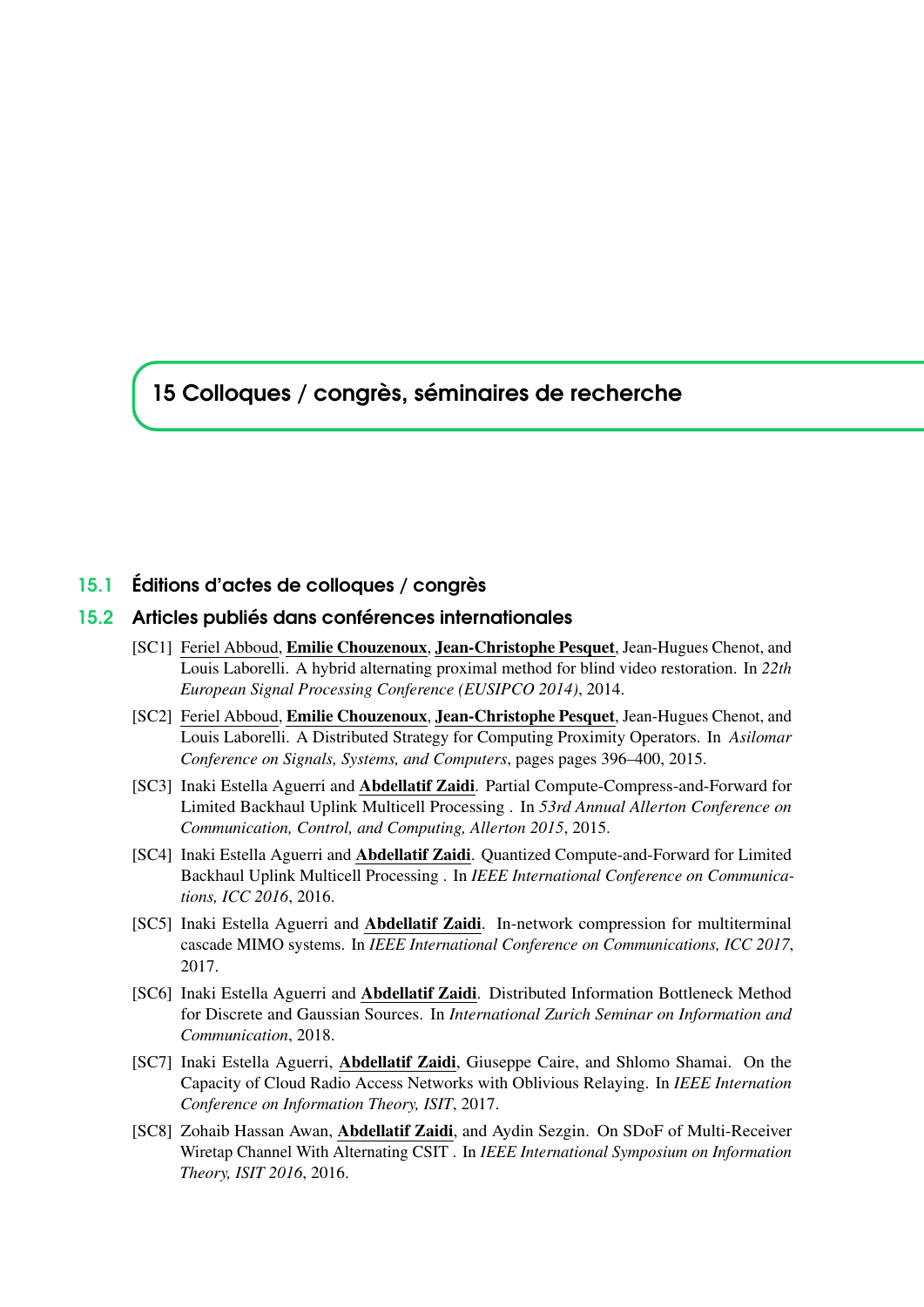# 15 Colloques / congrès, séminaires de recherche

## 15.1 Éditions d'actes de colloques / congrès

## 15.2 Articles publiés dans conférences internationales

[SC1] Feriel Abboud, **Emilie Chouzenoux**, **Jean-Christophe Pesquet**, Jean-Hugues Chenot, and Louis Laborelli. A hybrid alternating proximal method for blind video restoration. In *22th European Signal Processing Conference (EUSIPCO 2014)*, 2014.

[SC2] Feriel Abboud, **Emilie Chouzenoux**, **Jean-Christophe Pesquet**, Jean-Hugues Chenot, and Louis Laborelli. A Distributed Strategy for Computing Proximity Operators. In *Asilomar Conference on Signals, Systems, and Computers*, pages pages 396–400, 2015.

[SC3] Inaki Estella Aguerri and **Abdellatif Zaidi**. Partial Compute-Compress-and-Forward for Limited Backhaul Uplink Multicell Processing . In *53rd Annual Allerton Conference on Communication, Control, and Computing, Allerton 2015*, 2015.

[SC4] Inaki Estella Aguerri and **Abdellatif Zaidi**. Quantized Compute-and-Forward for Limited Backhaul Uplink Multicell Processing . In *IEEE International Conference on Communications, ICC 2016*, 2016.

[SC5] Inaki Estella Aguerri and **Abdellatif Zaidi**. In-network compression for multiterminal cascade MIMO systems. In *IEEE International Conference on Communications, ICC 2017*, 2017.

[SC6] Inaki Estella Aguerri and **Abdellatif Zaidi**. Distributed Information Bottleneck Method for Discrete and Gaussian Sources. In *International Zurich Seminar on Information and Communication*, 2018.

[SC7] Inaki Estella Aguerri, **Abdellatif Zaidi**, Giuseppe Caire, and Shlomo Shamai. On the Capacity of Cloud Radio Access Networks with Oblivious Relaying. In *IEEE Internation Conference on Information Theory, ISIT*, 2017.

[SC8] Zohaib Hassan Awan, **Abdellatif Zaidi**, and Aydin Sezgin. On SDoF of Multi-Receiver Wiretap Channel With Alternating CSIT . In *IEEE International Symposium on Information Theory, ISIT 2016*, 2016.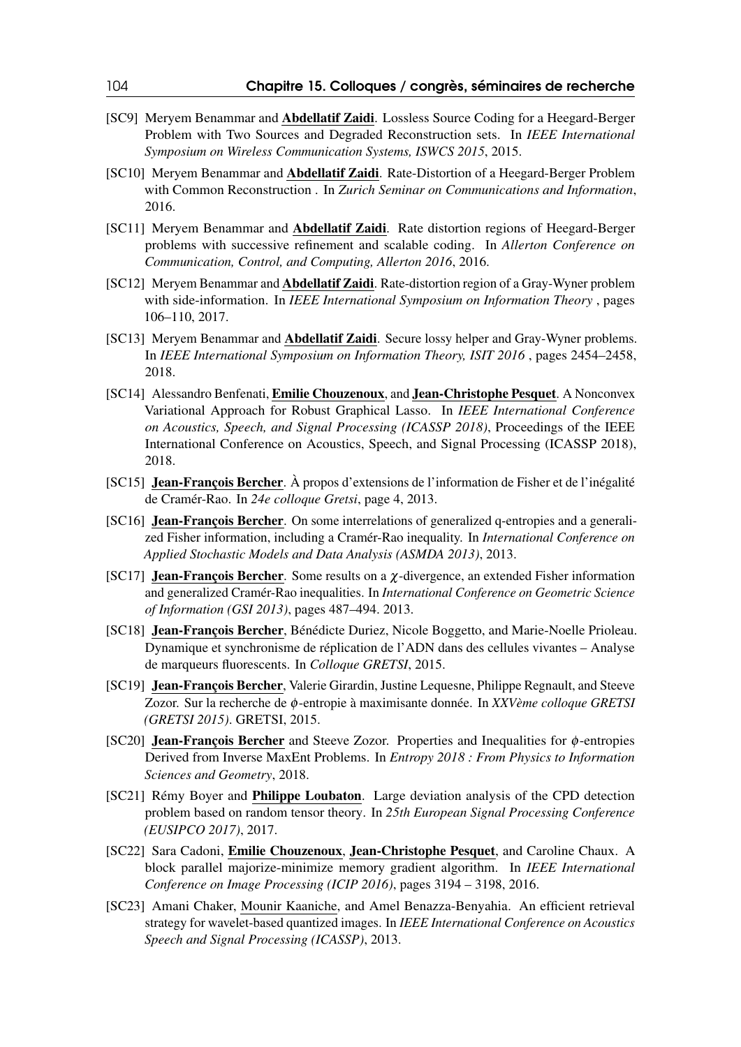- [SC9] Meryem Benammar and **Abdellatif Zaidi**. Lossless Source Coding for a Heegard-Berger Problem with Two Sources and Degraded Reconstruction sets. In *IEEE International Symposium on Wireless Communication Systems, ISWCS 2015*, 2015.
- [SC10] Meryem Benammar and **Abdellatif Zaidi**. Rate-Distortion of a Heegard-Berger Problem with Common Reconstruction . In *Zurich Seminar on Communications and Information*, 2016.
- [SC11] Meryem Benammar and **Abdellatif Zaidi**. Rate distortion regions of Heegard-Berger problems with successive refinement and scalable coding. In *Allerton Conference on Communication, Control, and Computing, Allerton 2016*, 2016.
- [SC12] Meryem Benammar and **Abdellatif Zaidi**. Rate-distortion region of a Gray-Wyner problem with side-information. In *IEEE International Symposium on Information Theory* , pages 106–110, 2017.
- [SC13] Meryem Benammar and **Abdellatif Zaidi**. Secure lossy helper and Gray-Wyner problems. In *IEEE International Symposium on Information Theory, ISIT 2016* , pages 2454–2458, 2018.
- [SC14] Alessandro Benfenati, **Emilie Chouzenoux**, and **Jean-Christophe Pesquet**. A Nonconvex Variational Approach for Robust Graphical Lasso. In *IEEE International Conference on Acoustics, Speech, and Signal Processing (ICASSP 2018)*, Proceedings of the IEEE International Conference on Acoustics, Speech, and Signal Processing (ICASSP 2018), 2018.
- [SC15] **Jean-François Bercher**. À propos d'extensions de l'information de Fisher et de l'inégalité de Cramér-Rao. In *24e colloque Gretsi*, page 4, 2013.
- [SC16] **Jean-François Bercher**. On some interrelations of generalized q-entropies and a generalized Fisher information, including a Cramér-Rao inequality. In *International Conference on Applied Stochastic Models and Data Analysis (ASMDA 2013)*, 2013.
- [SC17] **Jean-François Bercher**. Some results on a $\chi$-divergence, an extended Fisher information and generalized Cramér-Rao inequalities. In *International Conference on Geometric Science of Information (GSI 2013)*, pages 487–494. 2013.
- [SC18] **Jean-François Bercher**, Bénédicte Duriez, Nicole Boggetto, and Marie-Noelle Prioleau. Dynamique et synchronisme de réplication de l'ADN dans des cellules vivantes – Analyse de marqueurs fluorescents. In *Colloque GRETSI*, 2015.
- [SC19] **Jean-François Bercher**, Valerie Girardin, Justine Lequesne, Philippe Regnault, and Steeve Zozor. Sur la recherche de $\phi$-entropie à maximisante donnée. In *XXVème colloque GRETSI (GRETSI 2015)*. GRETSI, 2015.
- [SC20] **Jean-François Bercher** and Steeve Zozor. Properties and Inequalities for $\phi$-entropies Derived from Inverse MaxEnt Problems. In *Entropy 2018 : From Physics to Information Sciences and Geometry*, 2018.
- [SC21] Rémy Boyer and **Philippe Loubaton**. Large deviation analysis of the CPD detection problem based on random tensor theory. In *25th European Signal Processing Conference (EUSIPCO 2017)*, 2017.
- [SC22] Sara Cadoni, **Emilie Chouzenoux**, **Jean-Christophe Pesquet**, and Caroline Chaux. A block parallel majorize-minimize memory gradient algorithm. In *IEEE International Conference on Image Processing (ICIP 2016)*, pages 3194 – 3198, 2016.
- [SC23] Amani Chaker, Mounir Kaaniche, and Amel Benazza-Benyahia. An efficient retrieval strategy for wavelet-based quantized images. In *IEEE International Conference on Acoustics Speech and Signal Processing (ICASSP)*, 2013.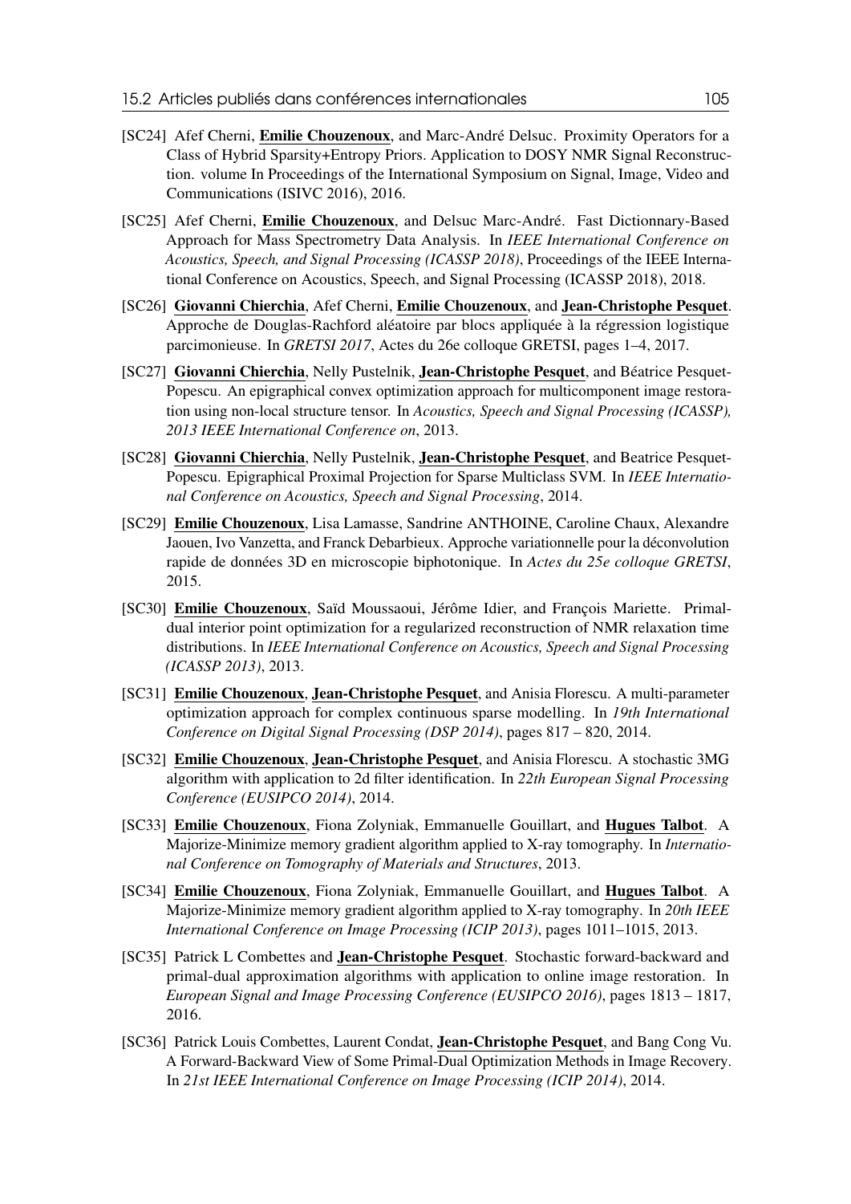[SC24] Afef Cherni, **Emilie Chouzenoux**, and Marc-André Delsuc. Proximity Operators for a Class of Hybrid Sparsity+Entropy Priors. Application to DOSY NMR Signal Reconstruction. volume In Proceedings of the International Symposium on Signal, Image, Video and Communications (ISIVC 2016), 2016.

[SC25] Afef Cherni, **Emilie Chouzenoux**, and Delsuc Marc-André. Fast Dictionnary-Based Approach for Mass Spectrometry Data Analysis. In *IEEE International Conference on Acoustics, Speech, and Signal Processing (ICASSP 2018)*, Proceedings of the IEEE International Conference on Acoustics, Speech, and Signal Processing (ICASSP 2018), 2018.

[SC26] **Giovanni Chierchia**, Afef Cherni, **Emilie Chouzenoux**, and **Jean-Christophe Pesquet**. Approche de Douglas-Rachford aléatoire par blocs appliquée à la régression logistique parcimonieuse. In *GRETSI 2017*, Actes du 26e colloque GRETSI, pages 1–4, 2017.

[SC27] **Giovanni Chierchia**, Nelly Pustelnik, **Jean-Christophe Pesquet**, and Béatrice Pesquet-Popescu. An epigraphical convex optimization approach for multicomponent image restoration using non-local structure tensor. In *Acoustics, Speech and Signal Processing (ICASSP), 2013 IEEE International Conference on*, 2013.

[SC28] **Giovanni Chierchia**, Nelly Pustelnik, **Jean-Christophe Pesquet**, and Beatrice Pesquet-Popescu. Epigraphical Proximal Projection for Sparse Multiclass SVM. In *IEEE International Conference on Acoustics, Speech and Signal Processing*, 2014.

[SC29] **Emilie Chouzenoux**, Lisa Lamasse, Sandrine ANTHOINE, Caroline Chaux, Alexandre Jaouen, Ivo Vanzetta, and Franck Debarbieux. Approche variationnelle pour la déconvolution rapide de données 3D en microscopie biphotonique. In *Actes du 25e colloque GRETSI*, 2015.

[SC30] **Emilie Chouzenoux**, Saïd Moussaoui, Jérôme Idier, and François Mariette. Primal-dual interior point optimization for a regularized reconstruction of NMR relaxation time distributions. In *IEEE International Conference on Acoustics, Speech and Signal Processing (ICASSP 2013)*, 2013.

[SC31] **Emilie Chouzenoux**, **Jean-Christophe Pesquet**, and Anisia Florescu. A multi-parameter optimization approach for complex continuous sparse modelling. In *19th International Conference on Digital Signal Processing (DSP 2014)*, pages 817 – 820, 2014.

[SC32] **Emilie Chouzenoux**, **Jean-Christophe Pesquet**, and Anisia Florescu. A stochastic 3MG algorithm with application to 2d filter identification. In *22th European Signal Processing Conference (EUSIPCO 2014)*, 2014.

[SC33] **Emilie Chouzenoux**, Fiona Zolyniak, Emmanuelle Gouillart, and **Hugues Talbot**. A Majorize-Minimize memory gradient algorithm applied to X-ray tomography. In *International Conference on Tomography of Materials and Structures*, 2013.

[SC34] **Emilie Chouzenoux**, Fiona Zolyniak, Emmanuelle Gouillart, and **Hugues Talbot**. A Majorize-Minimize memory gradient algorithm applied to X-ray tomography. In *20th IEEE International Conference on Image Processing (ICIP 2013)*, pages 1011–1015, 2013.

[SC35] Patrick L Combettes and **Jean-Christophe Pesquet**. Stochastic forward-backward and primal-dual approximation algorithms with application to online image restoration. In *European Signal and Image Processing Conference (EUSIPCO 2016)*, pages 1813 – 1817, 2016.

[SC36] Patrick Louis Combettes, Laurent Condat, **Jean-Christophe Pesquet**, and Bang Cong Vu. A Forward-Backward View of Some Primal-Dual Optimization Methods in Image Recovery. In *21st IEEE International Conference on Image Processing (ICIP 2014)*, 2014.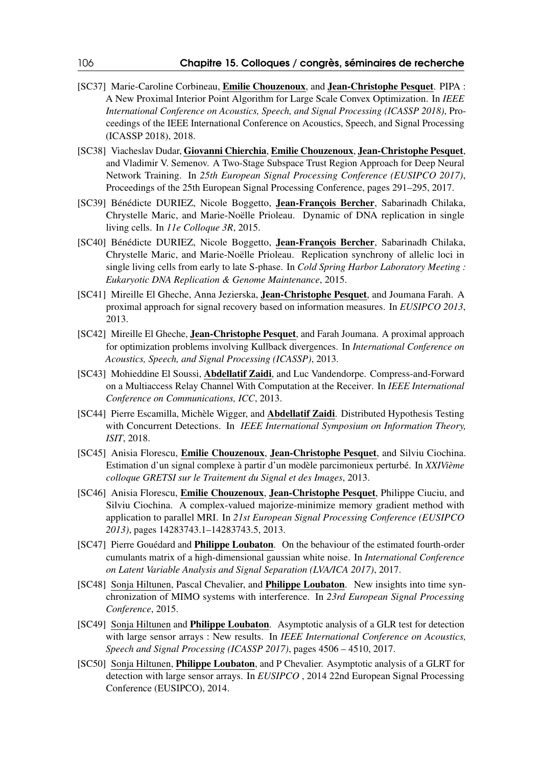- [SC37] Marie-Caroline Corbineau, **Emilie Chouzenoux**, and **Jean-Christophe Pesquet**. PIPA : A New Proximal Interior Point Algorithm for Large Scale Convex Optimization. In *IEEE International Conference on Acoustics, Speech, and Signal Processing (ICASSP 2018)*, Proceedings of the IEEE International Conference on Acoustics, Speech, and Signal Processing (ICASSP 2018), 2018.
- [SC38] Viacheslav Dudar, **Giovanni Chierchia**, **Emilie Chouzenoux**, **Jean-Christophe Pesquet**, and Vladimir V. Semenov. A Two-Stage Subspace Trust Region Approach for Deep Neural Network Training. In *25th European Signal Processing Conference (EUSIPCO 2017)*, Proceedings of the 25th European Signal Processing Conference, pages 291–295, 2017.
- [SC39] Bénédicte DURIEZ, Nicole Boggetto, **Jean-François Bercher**, Sabarinadh Chilaka, Chrystelle Maric, and Marie-Noëlle Prioleau. Dynamic of DNA replication in single living cells. In *11e Colloque 3R*, 2015.
- [SC40] Bénédicte DURIEZ, Nicole Boggetto, **Jean-François Bercher**, Sabarinadh Chilaka, Chrystelle Maric, and Marie-Noëlle Prioleau. Replication synchrony of allelic loci in single living cells from early to late S-phase. In *Cold Spring Harbor Laboratory Meeting : Eukaryotic DNA Replication & Genome Maintenance*, 2015.
- [SC41] Mireille El Gheche, Anna Jezierska, **Jean-Christophe Pesquet**, and Joumana Farah. A proximal approach for signal recovery based on information measures. In *EUSIPCO 2013*, 2013.
- [SC42] Mireille El Gheche, **Jean-Christophe Pesquet**, and Farah Joumana. A proximal approach for optimization problems involving Kullback divergences. In *International Conference on Acoustics, Speech, and Signal Processing (ICASSP)*, 2013.
- [SC43] Mohieddine El Soussi, **Abdellatif Zaidi**, and Luc Vandendorpe. Compress-and-Forward on a Multiaccess Relay Channel With Computation at the Receiver. In *IEEE International Conference on Communications, ICC*, 2013.
- [SC44] Pierre Escamilla, Michèle Wigger, and **Abdellatif Zaidi**. Distributed Hypothesis Testing with Concurrent Detections. In *IEEE International Symposium on Information Theory, ISIT*, 2018.
- [SC45] Anisia Florescu, **Emilie Chouzenoux**, **Jean-Christophe Pesquet**, and Silviu Ciochina. Estimation d'un signal complexe à partir d'un modèle parcimonieux perturbé. In *XXIVième colloque GRETSI sur le Traitement du Signal et des Images*, 2013.
- [SC46] Anisia Florescu, **Emilie Chouzenoux**, **Jean-Christophe Pesquet**, Philippe Ciuciu, and Silviu Ciochina. A complex-valued majorize-minimize memory gradient method with application to parallel MRI. In *21st European Signal Processing Conference (EUSIPCO 2013)*, pages 14283743.1–14283743.5, 2013.
- [SC47] Pierre Gouédard and **Philippe Loubaton**. On the behaviour of the estimated fourth-order cumulants matrix of a high-dimensional gaussian white noise. In *International Conference on Latent Variable Analysis and Signal Separation (LVA/ICA 2017)*, 2017.
- [SC48] Sonja Hiltunen, Pascal Chevalier, and **Philippe Loubaton**. New insights into time synchronization of MIMO systems with interference. In *23rd European Signal Processing Conference*, 2015.
- [SC49] Sonja Hiltunen and **Philippe Loubaton**. Asymptotic analysis of a GLR test for detection with large sensor arrays : New results. In *IEEE International Conference on Acoustics, Speech and Signal Processing (ICASSP 2017)*, pages 4506 – 4510, 2017.
- [SC50] Sonja Hiltunen, **Philippe Loubaton**, and P Chevalier. Asymptotic analysis of a GLRT for detection with large sensor arrays. In *EUSIPCO* , 2014 22nd European Signal Processing Conference (EUSIPCO), 2014.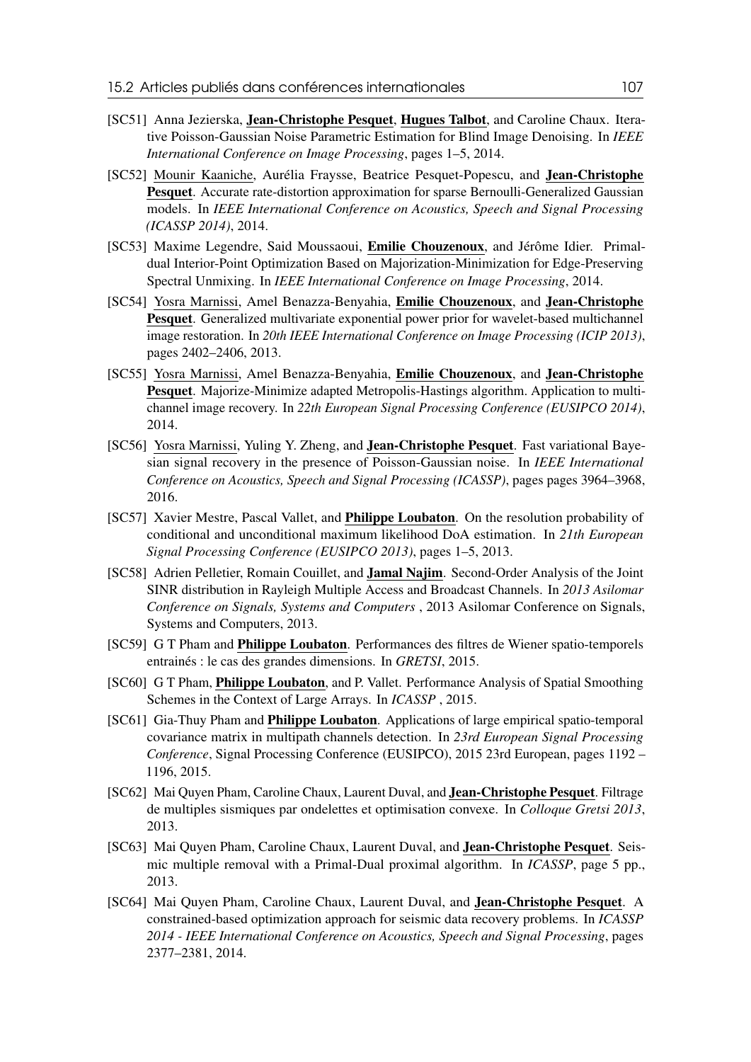- [SC51] Anna Jezierska, **Jean-Christophe Pesquet**, **Hugues Talbot**, and Caroline Chaux. Iterative Poisson-Gaussian Noise Parametric Estimation for Blind Image Denoising. In *IEEE International Conference on Image Processing*, pages 1–5, 2014.
- [SC52] Mounir Kaaniche, Aurélia Fraysse, Beatrice Pesquet-Popescu, and **Jean-Christophe Pesquet**. Accurate rate-distortion approximation for sparse Bernoulli-Generalized Gaussian models. In *IEEE International Conference on Acoustics, Speech and Signal Processing (ICASSP 2014)*, 2014.
- [SC53] Maxime Legendre, Said Moussaoui, **Emilie Chouzenoux**, and Jérôme Idier. Primal-dual Interior-Point Optimization Based on Majorization-Minimization for Edge-Preserving Spectral Unmixing. In *IEEE International Conference on Image Processing*, 2014.
- [SC54] Yosra Marnissi, Amel Benazza-Benyahia, **Emilie Chouzenoux**, and **Jean-Christophe Pesquet**. Generalized multivariate exponential power prior for wavelet-based multichannel image restoration. In *20th IEEE International Conference on Image Processing (ICIP 2013)*, pages 2402–2406, 2013.
- [SC55] Yosra Marnissi, Amel Benazza-Benyahia, **Emilie Chouzenoux**, and **Jean-Christophe Pesquet**. Majorize-Minimize adapted Metropolis-Hastings algorithm. Application to multichannel image recovery. In *22th European Signal Processing Conference (EUSIPCO 2014)*, 2014.
- [SC56] Yosra Marnissi, Yuling Y. Zheng, and **Jean-Christophe Pesquet**. Fast variational Bayesian signal recovery in the presence of Poisson-Gaussian noise. In *IEEE International Conference on Acoustics, Speech and Signal Processing (ICASSP)*, pages pages 3964–3968, 2016.
- [SC57] Xavier Mestre, Pascal Vallet, and **Philippe Loubaton**. On the resolution probability of conditional and unconditional maximum likelihood DoA estimation. In *21th European Signal Processing Conference (EUSIPCO 2013)*, pages 1–5, 2013.
- [SC58] Adrien Pelletier, Romain Couillet, and **Jamal Najim**. Second-Order Analysis of the Joint SINR distribution in Rayleigh Multiple Access and Broadcast Channels. In *2013 Asilomar Conference on Signals, Systems and Computers* , 2013 Asilomar Conference on Signals, Systems and Computers, 2013.
- [SC59] G T Pham and **Philippe Loubaton**. Performances des filtres de Wiener spatio-temporels entrainés : le cas des grandes dimensions. In *GRETSI*, 2015.
- [SC60] G T Pham, **Philippe Loubaton**, and P. Vallet. Performance Analysis of Spatial Smoothing Schemes in the Context of Large Arrays. In *ICASSP* , 2015.
- [SC61] Gia-Thuy Pham and **Philippe Loubaton**. Applications of large empirical spatio-temporal covariance matrix in multipath channels detection. In *23rd European Signal Processing Conference*, Signal Processing Conference (EUSIPCO), 2015 23rd European, pages 1192 – 1196, 2015.
- [SC62] Mai Quyen Pham, Caroline Chaux, Laurent Duval, and **Jean-Christophe Pesquet**. Filtrage de multiples sismiques par ondelettes et optimisation convexe. In *Colloque Gretsi 2013*, 2013.
- [SC63] Mai Quyen Pham, Caroline Chaux, Laurent Duval, and **Jean-Christophe Pesquet**. Seismic multiple removal with a Primal-Dual proximal algorithm. In *ICASSP*, page 5 pp., 2013.
- [SC64] Mai Quyen Pham, Caroline Chaux, Laurent Duval, and **Jean-Christophe Pesquet**. A constrained-based optimization approach for seismic data recovery problems. In *ICASSP 2014 - IEEE International Conference on Acoustics, Speech and Signal Processing*, pages 2377–2381, 2014.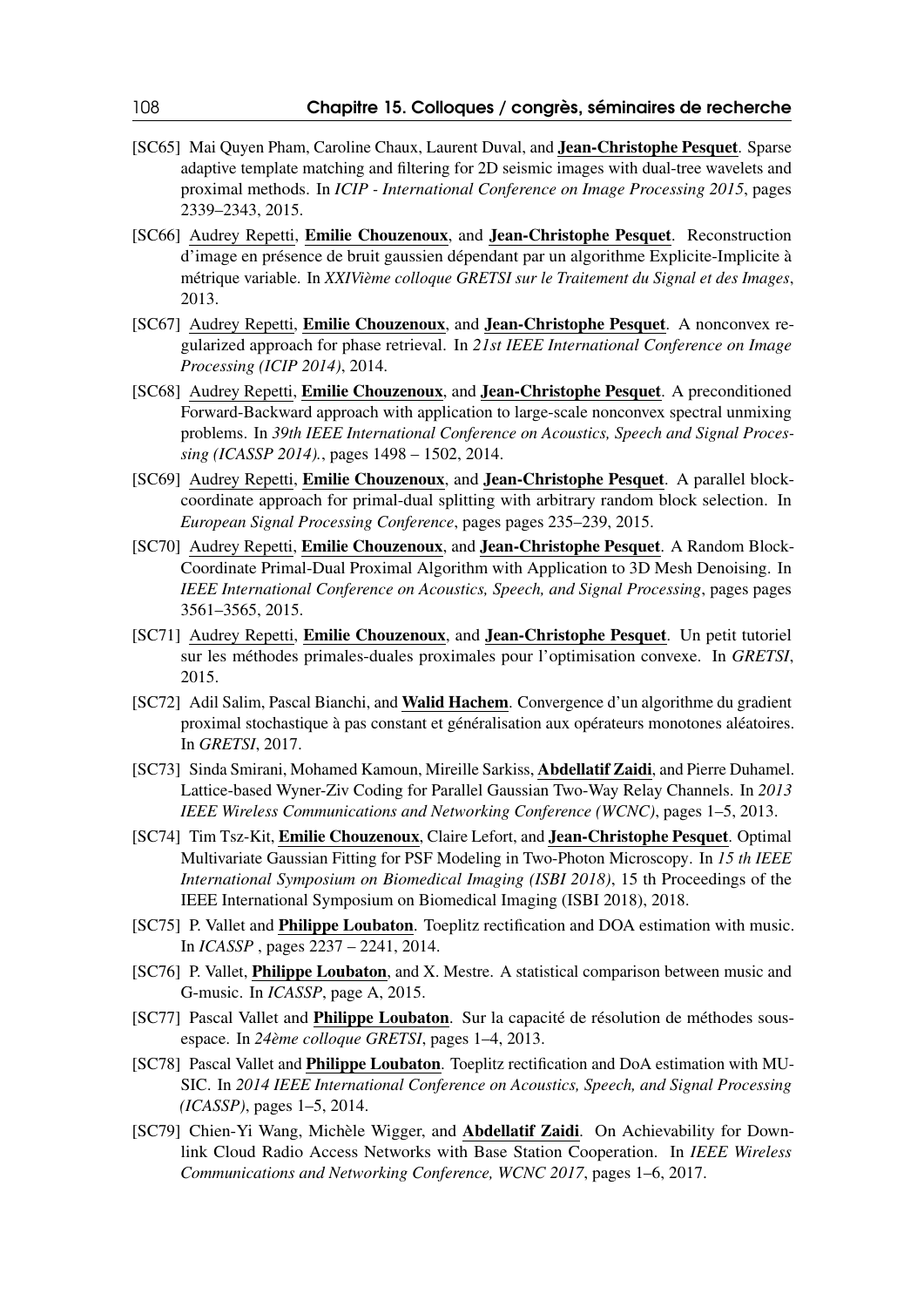[SC65] Mai Quyen Pham, Caroline Chaux, Laurent Duval, and **Jean-Christophe Pesquet**. Sparse adaptive template matching and filtering for 2D seismic images with dual-tree wavelets and proximal methods. In *ICIP - International Conference on Image Processing 2015*, pages 2339–2343, 2015.

[SC66] Audrey Repetti, **Emilie Chouzenoux**, and **Jean-Christophe Pesquet**. Reconstruction d'image en présence de bruit gaussien dépendant par un algorithme Explicite-Implicite à métrique variable. In *XXIVième colloque GRETSI sur le Traitement du Signal et des Images*, 2013.

[SC67] Audrey Repetti, **Emilie Chouzenoux**, and **Jean-Christophe Pesquet**. A nonconvex regularized approach for phase retrieval. In *21st IEEE International Conference on Image Processing (ICIP 2014)*, 2014.

[SC68] Audrey Repetti, **Emilie Chouzenoux**, and **Jean-Christophe Pesquet**. A preconditioned Forward-Backward approach with application to large-scale nonconvex spectral unmixing problems. In *39th IEEE International Conference on Acoustics, Speech and Signal Processing (ICASSP 2014).*, pages 1498 – 1502, 2014.

[SC69] Audrey Repetti, **Emilie Chouzenoux**, and **Jean-Christophe Pesquet**. A parallel block-coordinate approach for primal-dual splitting with arbitrary random block selection. In *European Signal Processing Conference*, pages pages 235–239, 2015.

[SC70] Audrey Repetti, **Emilie Chouzenoux**, and **Jean-Christophe Pesquet**. A Random Block-Coordinate Primal-Dual Proximal Algorithm with Application to 3D Mesh Denoising. In *IEEE International Conference on Acoustics, Speech, and Signal Processing*, pages pages 3561–3565, 2015.

[SC71] Audrey Repetti, **Emilie Chouzenoux**, and **Jean-Christophe Pesquet**. Un petit tutoriel sur les méthodes primales-duales proximales pour l'optimisation convexe. In *GRETSI*, 2015.

[SC72] Adil Salim, Pascal Bianchi, and **Walid Hachem**. Convergence d'un algorithme du gradient proximal stochastique à pas constant et généralisation aux opérateurs monotones aléatoires. In *GRETSI*, 2017.

[SC73] Sinda Smirani, Mohamed Kamoun, Mireille Sarkiss, **Abdellatif Zaidi**, and Pierre Duhamel. Lattice-based Wyner-Ziv Coding for Parallel Gaussian Two-Way Relay Channels. In *2013 IEEE Wireless Communications and Networking Conference (WCNC)*, pages 1–5, 2013.

[SC74] Tim Tsz-Kit, **Emilie Chouzenoux**, Claire Lefort, and **Jean-Christophe Pesquet**. Optimal Multivariate Gaussian Fitting for PSF Modeling in Two-Photon Microscopy. In *15 th IEEE International Symposium on Biomedical Imaging (ISBI 2018)*, 15 th Proceedings of the IEEE International Symposium on Biomedical Imaging (ISBI 2018), 2018.

[SC75] P. Vallet and **Philippe Loubaton**. Toeplitz rectification and DOA estimation with music. In *ICASSP* , pages 2237 – 2241, 2014.

[SC76] P. Vallet, **Philippe Loubaton**, and X. Mestre. A statistical comparison between music and G-music. In *ICASSP*, page A, 2015.

[SC77] Pascal Vallet and **Philippe Loubaton**. Sur la capacité de résolution de méthodes sous-espace. In *24ème colloque GRETSI*, pages 1–4, 2013.

[SC78] Pascal Vallet and **Philippe Loubaton**. Toeplitz rectification and DoA estimation with MUSIC. In *2014 IEEE International Conference on Acoustics, Speech, and Signal Processing (ICASSP)*, pages 1–5, 2014.

[SC79] Chien-Yi Wang, Michèle Wigger, and **Abdellatif Zaidi**. On Achievability for Downlink Cloud Radio Access Networks with Base Station Cooperation. In *IEEE Wireless Communications and Networking Conference, WCNC 2017*, pages 1–6, 2017.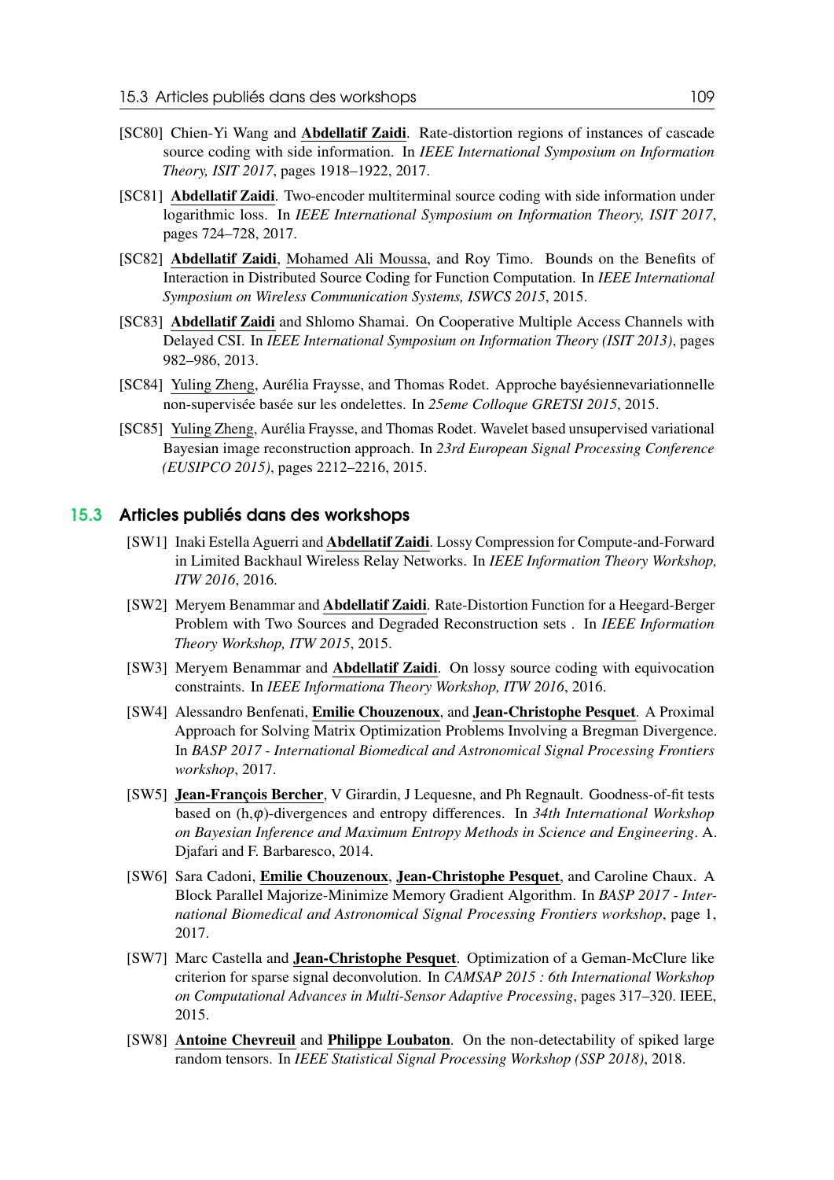[SC80] Chien-Yi Wang and **Abdellatif Zaidi**. Rate-distortion regions of instances of cascade source coding with side information. In *IEEE International Symposium on Information Theory, ISIT 2017*, pages 1918–1922, 2017.

[SC81] **Abdellatif Zaidi**. Two-encoder multiterminal source coding with side information under logarithmic loss. In *IEEE International Symposium on Information Theory, ISIT 2017*, pages 724–728, 2017.

[SC82] **Abdellatif Zaidi**, Mohamed Ali Moussa, and Roy Timo. Bounds on the Benefits of Interaction in Distributed Source Coding for Function Computation. In *IEEE International Symposium on Wireless Communication Systems, ISWCS 2015*, 2015.

[SC83] **Abdellatif Zaidi** and Shlomo Shamai. On Cooperative Multiple Access Channels with Delayed CSI. In *IEEE International Symposium on Information Theory (ISIT 2013)*, pages 982–986, 2013.

[SC84] Yuling Zheng, Aurélia Fraysse, and Thomas Rodet. Approche bayésiennevariationnelle non-supervisée basée sur les ondelettes. In *25eme Colloque GRETSI 2015*, 2015.

[SC85] Yuling Zheng, Aurélia Fraysse, and Thomas Rodet. Wavelet based unsupervised variational Bayesian image reconstruction approach. In *23rd European Signal Processing Conference (EUSIPCO 2015)*, pages 2212–2216, 2015.

## 15.3 Articles publiés dans des workshops

[SW1] Inaki Estella Aguerri and **Abdellatif Zaidi**. Lossy Compression for Compute-and-Forward in Limited Backhaul Wireless Relay Networks. In *IEEE Information Theory Workshop, ITW 2016*, 2016.

[SW2] Meryem Benammar and **Abdellatif Zaidi**. Rate-Distortion Function for a Heegard-Berger Problem with Two Sources and Degraded Reconstruction sets . In *IEEE Information Theory Workshop, ITW 2015*, 2015.

[SW3] Meryem Benammar and **Abdellatif Zaidi**. On lossy source coding with equivocation constraints. In *IEEE Informationa Theory Workshop, ITW 2016*, 2016.

[SW4] Alessandro Benfenati, **Emilie Chouzenoux**, and **Jean-Christophe Pesquet**. A Proximal Approach for Solving Matrix Optimization Problems Involving a Bregman Divergence. In *BASP 2017 - International Biomedical and Astronomical Signal Processing Frontiers workshop*, 2017.

[SW5] **Jean-François Bercher**, V Girardin, J Lequesne, and Ph Regnault. Goodness-of-fit tests based on (h,$\varphi$)-divergences and entropy differences. In *34th International Workshop on Bayesian Inference and Maximum Entropy Methods in Science and Engineering*. A. Djafari and F. Barbaresco, 2014.

[SW6] Sara Cadoni, **Emilie Chouzenoux**, **Jean-Christophe Pesquet**, and Caroline Chaux. A Block Parallel Majorize-Minimize Memory Gradient Algorithm. In *BASP 2017 - International Biomedical and Astronomical Signal Processing Frontiers workshop*, page 1, 2017.

[SW7] Marc Castella and **Jean-Christophe Pesquet**. Optimization of a Geman-McClure like criterion for sparse signal deconvolution. In *CAMSAP 2015 : 6th International Workshop on Computational Advances in Multi-Sensor Adaptive Processing*, pages 317–320. IEEE, 2015.

[SW8] **Antoine Chevreuil** and **Philippe Loubaton**. On the non-detectability of spiked large random tensors. In *IEEE Statistical Signal Processing Workshop (SSP 2018)*, 2018.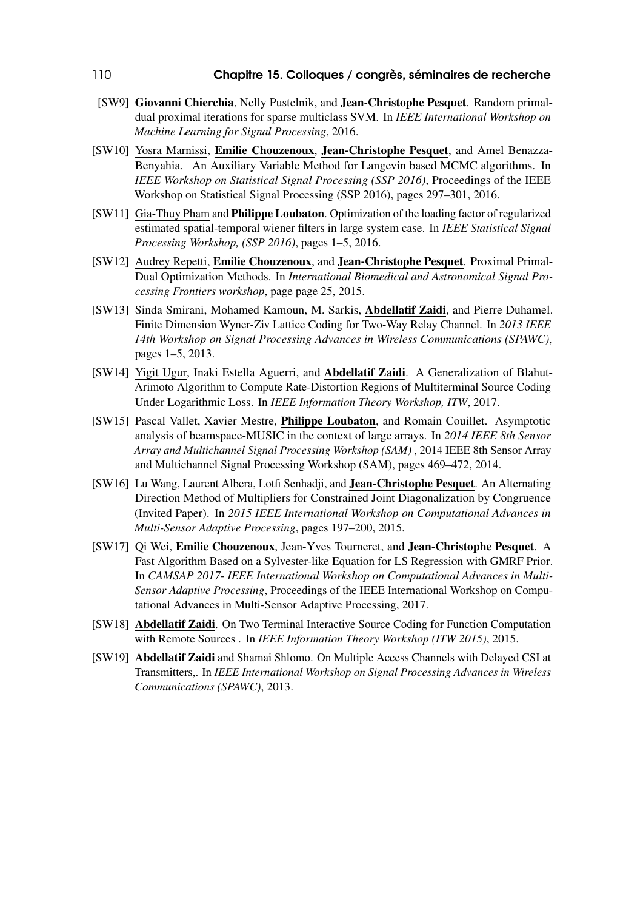[SW9] **Giovanni Chierchia**, Nelly Pustelnik, and **Jean-Christophe Pesquet**. Random primal-dual proximal iterations for sparse multiclass SVM. In *IEEE International Workshop on Machine Learning for Signal Processing*, 2016.

[SW10] Yosra Marnissi, **Emilie Chouzenoux**, **Jean-Christophe Pesquet**, and Amel Benazza-Benyahia. An Auxiliary Variable Method for Langevin based MCMC algorithms. In *IEEE Workshop on Statistical Signal Processing (SSP 2016)*, Proceedings of the IEEE Workshop on Statistical Signal Processing (SSP 2016), pages 297–301, 2016.

[SW11] Gia-Thuy Pham and **Philippe Loubaton**. Optimization of the loading factor of regularized estimated spatial-temporal wiener filters in large system case. In *IEEE Statistical Signal Processing Workshop, (SSP 2016)*, pages 1–5, 2016.

[SW12] Audrey Repetti, **Emilie Chouzenoux**, and **Jean-Christophe Pesquet**. Proximal Primal-Dual Optimization Methods. In *International Biomedical and Astronomical Signal Processing Frontiers workshop*, page page 25, 2015.

[SW13] Sinda Smirani, Mohamed Kamoun, M. Sarkis, **Abdellatif Zaidi**, and Pierre Duhamel. Finite Dimension Wyner-Ziv Lattice Coding for Two-Way Relay Channel. In *2013 IEEE 14th Workshop on Signal Processing Advances in Wireless Communications (SPAWC)*, pages 1–5, 2013.

[SW14] Yigit Ugur, Inaki Estella Aguerri, and **Abdellatif Zaidi**. A Generalization of Blahut-Arimoto Algorithm to Compute Rate-Distortion Regions of Multiterminal Source Coding Under Logarithmic Loss. In *IEEE Information Theory Workshop, ITW*, 2017.

[SW15] Pascal Vallet, Xavier Mestre, **Philippe Loubaton**, and Romain Couillet. Asymptotic analysis of beamspace-MUSIC in the context of large arrays. In *2014 IEEE 8th Sensor Array and Multichannel Signal Processing Workshop (SAM)* , 2014 IEEE 8th Sensor Array and Multichannel Signal Processing Workshop (SAM), pages 469–472, 2014.

[SW16] Lu Wang, Laurent Albera, Lotfi Senhadji, and **Jean-Christophe Pesquet**. An Alternating Direction Method of Multipliers for Constrained Joint Diagonalization by Congruence (Invited Paper). In *2015 IEEE International Workshop on Computational Advances in Multi-Sensor Adaptive Processing*, pages 197–200, 2015.

[SW17] Qi Wei, **Emilie Chouzenoux**, Jean-Yves Tourneret, and **Jean-Christophe Pesquet**. A Fast Algorithm Based on a Sylvester-like Equation for LS Regression with GMRF Prior. In *CAMSAP 2017- IEEE International Workshop on Computational Advances in Multi-Sensor Adaptive Processing*, Proceedings of the IEEE International Workshop on Computational Advances in Multi-Sensor Adaptive Processing, 2017.

[SW18] **Abdellatif Zaidi**. On Two Terminal Interactive Source Coding for Function Computation with Remote Sources . In *IEEE Information Theory Workshop (ITW 2015)*, 2015.

[SW19] **Abdellatif Zaidi** and Shamai Shlomo. On Multiple Access Channels with Delayed CSI at Transmitters,. In *IEEE International Workshop on Signal Processing Advances in Wireless Communications (SPAWC)*, 2013.